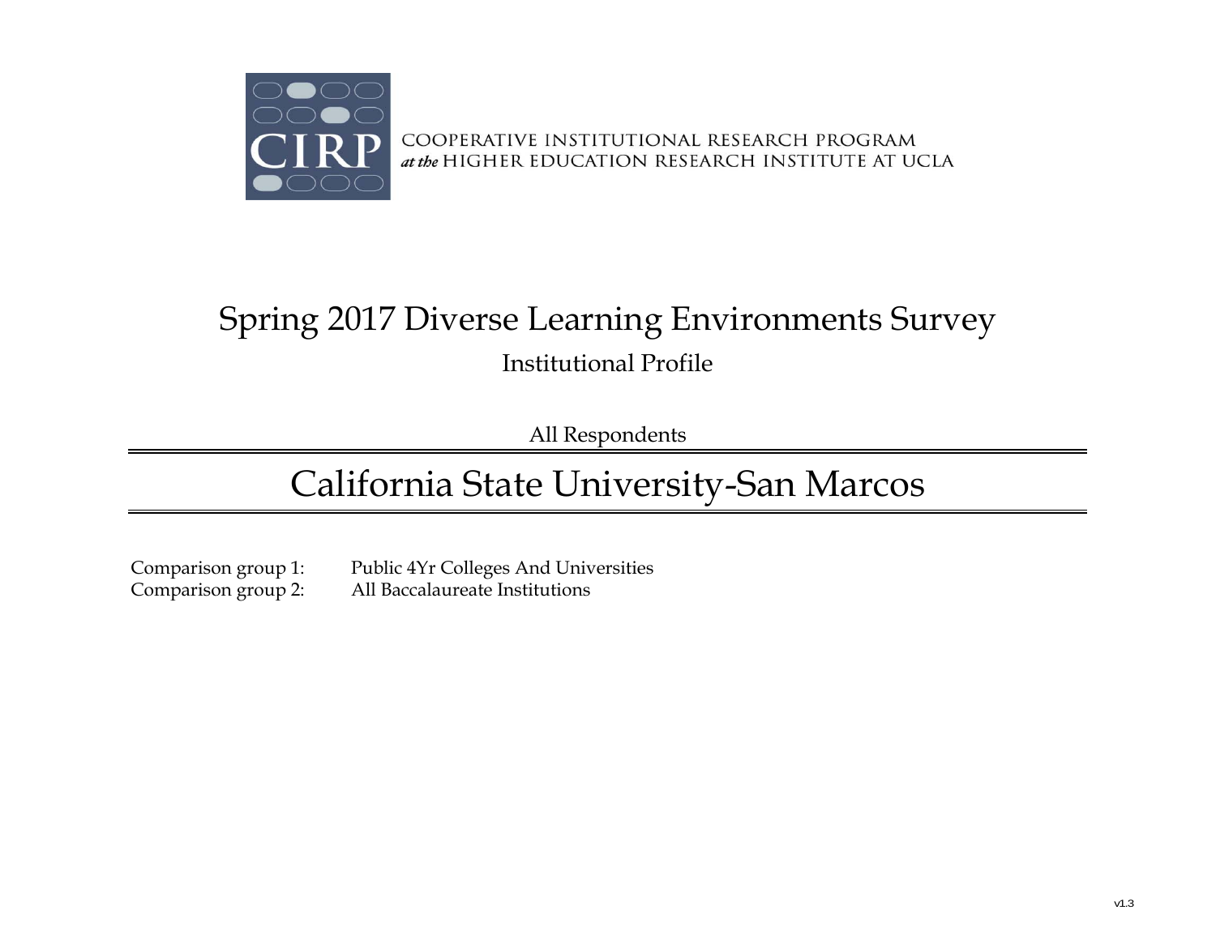CIRP

COOPERATIVE INSTITUTIONAL RESEARCH PROGRAM
*at the* HIGHER EDUCATION RESEARCH INSTITUTE AT UCLA

# Spring 2017 Diverse Learning Environments Survey

## Institutional Profile

All Respondents

# California State University-San Marcos

Comparison group 1: Public 4Yr Colleges And Universities
Comparison group 2: All Baccalaureate Institutions

v1.3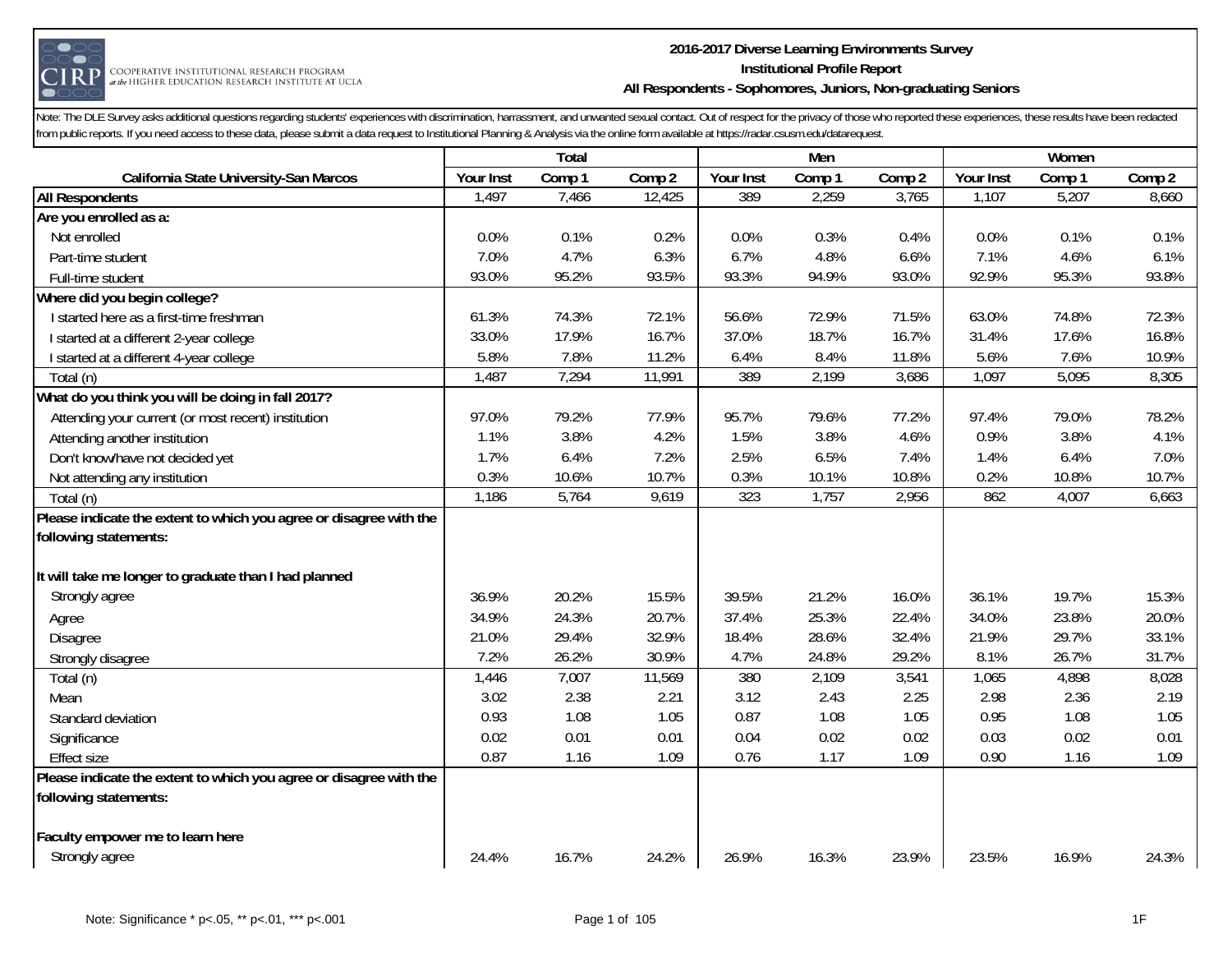# 2016-2017 Diverse Learning Environments Survey

## Institutional Profile Report

### All Respondents - Sophomores, Juniors, Non-graduating Seniors

COOPERATIVE INSTITUTIONAL RESEARCH PROGRAM at the HIGHER EDUCATION RESEARCH INSTITUTE AT UCLA

Note: The DLE Survey asks additional questions regarding students' experiences with discrimination, harrassment, and unwanted sexual contact. Out of respect for the privacy of those who reported these experiences, these results have been redacted from public reports. If you need access to these data, please submit a data request to Institutional Planning & Analysis via the online form available at https://radar.csusm.edu/datarequest.

| | Total | | | Men | | | Women | | |
|---|---|---|---|---|---|---|---|---|---|
| **California State University-San Marcos** | Your Inst | Comp 1 | Comp 2 | Your Inst | Comp 1 | Comp 2 | Your Inst | Comp 1 | Comp 2 |
| **All Respondents** | 1,497 | 7,466 | 12,425 | 389 | 2,259 | 3,765 | 1,107 | 5,207 | 8,660 |
| **Are you enrolled as a:** | | | | | | | | | |
| Not enrolled | 0.0% | 0.1% | 0.2% | 0.0% | 0.3% | 0.4% | 0.0% | 0.1% | 0.1% |
| Part-time student | 7.0% | 4.7% | 6.3% | 6.7% | 4.8% | 6.6% | 7.1% | 4.6% | 6.1% |
| Full-time student | 93.0% | 95.2% | 93.5% | 93.3% | 94.9% | 93.0% | 92.9% | 95.3% | 93.8% |
| **Where did you begin college?** | | | | | | | | | |
| I started here as a first-time freshman | 61.3% | 74.3% | 72.1% | 56.6% | 72.9% | 71.5% | 63.0% | 74.8% | 72.3% |
| I started at a different 2-year college | 33.0% | 17.9% | 16.7% | 37.0% | 18.7% | 16.7% | 31.4% | 17.6% | 16.8% |
| I started at a different 4-year college | 5.8% | 7.8% | 11.2% | 6.4% | 8.4% | 11.8% | 5.6% | 7.6% | 10.9% |
| Total (n) | 1,487 | 7,294 | 11,991 | 389 | 2,199 | 3,686 | 1,097 | 5,095 | 8,305 |
| **What do you think you will be doing in fall 2017?** | | | | | | | | | |
| Attending your current (or most recent) institution | 97.0% | 79.2% | 77.9% | 95.7% | 79.6% | 77.2% | 97.4% | 79.0% | 78.2% |
| Attending another institution | 1.1% | 3.8% | 4.2% | 1.5% | 3.8% | 4.6% | 0.9% | 3.8% | 4.1% |
| Don't know/have not decided yet | 1.7% | 6.4% | 7.2% | 2.5% | 6.5% | 7.4% | 1.4% | 6.4% | 7.0% |
| Not attending any institution | 0.3% | 10.6% | 10.7% | 0.3% | 10.1% | 10.8% | 0.2% | 10.8% | 10.7% |
| Total (n) | 1,186 | 5,764 | 9,619 | 323 | 1,757 | 2,956 | 862 | 4,007 | 6,663 |
| **Please indicate the extent to which you agree or disagree with the following statements:** | | | | | | | | | |
| **It will take me longer to graduate than I had planned** | | | | | | | | | |
| Strongly agree | 36.9% | 20.2% | 15.5% | 39.5% | 21.2% | 16.0% | 36.1% | 19.7% | 15.3% |
| Agree | 34.9% | 24.3% | 20.7% | 37.4% | 25.3% | 22.4% | 34.0% | 23.8% | 20.0% |
| Disagree | 21.0% | 29.4% | 32.9% | 18.4% | 28.6% | 32.4% | 21.9% | 29.7% | 33.1% |
| Strongly disagree | 7.2% | 26.2% | 30.9% | 4.7% | 24.8% | 29.2% | 8.1% | 26.7% | 31.7% |
| Total (n) | 1,446 | 7,007 | 11,569 | 380 | 2,109 | 3,541 | 1,065 | 4,898 | 8,028 |
| Mean | 3.02 | 2.38 | 2.21 | 3.12 | 2.43 | 2.25 | 2.98 | 2.36 | 2.19 |
| Standard deviation | 0.93 | 1.08 | 1.05 | 0.87 | 1.08 | 1.05 | 0.95 | 1.08 | 1.05 |
| Significance | 0.02 | 0.01 | 0.01 | 0.04 | 0.02 | 0.02 | 0.03 | 0.02 | 0.01 |
| Effect size | 0.87 | 1.16 | 1.09 | 0.76 | 1.17 | 1.09 | 0.90 | 1.16 | 1.09 |
| **Please indicate the extent to which you agree or disagree with the following statements:** | | | | | | | | | |
| **Faculty empower me to learn here** | | | | | | | | | |
| Strongly agree | 24.4% | 16.7% | 24.2% | 26.9% | 16.3% | 23.9% | 23.5% | 16.9% | 24.3% |

Note: Significance * p<.05, ** p<.01, *** p<.001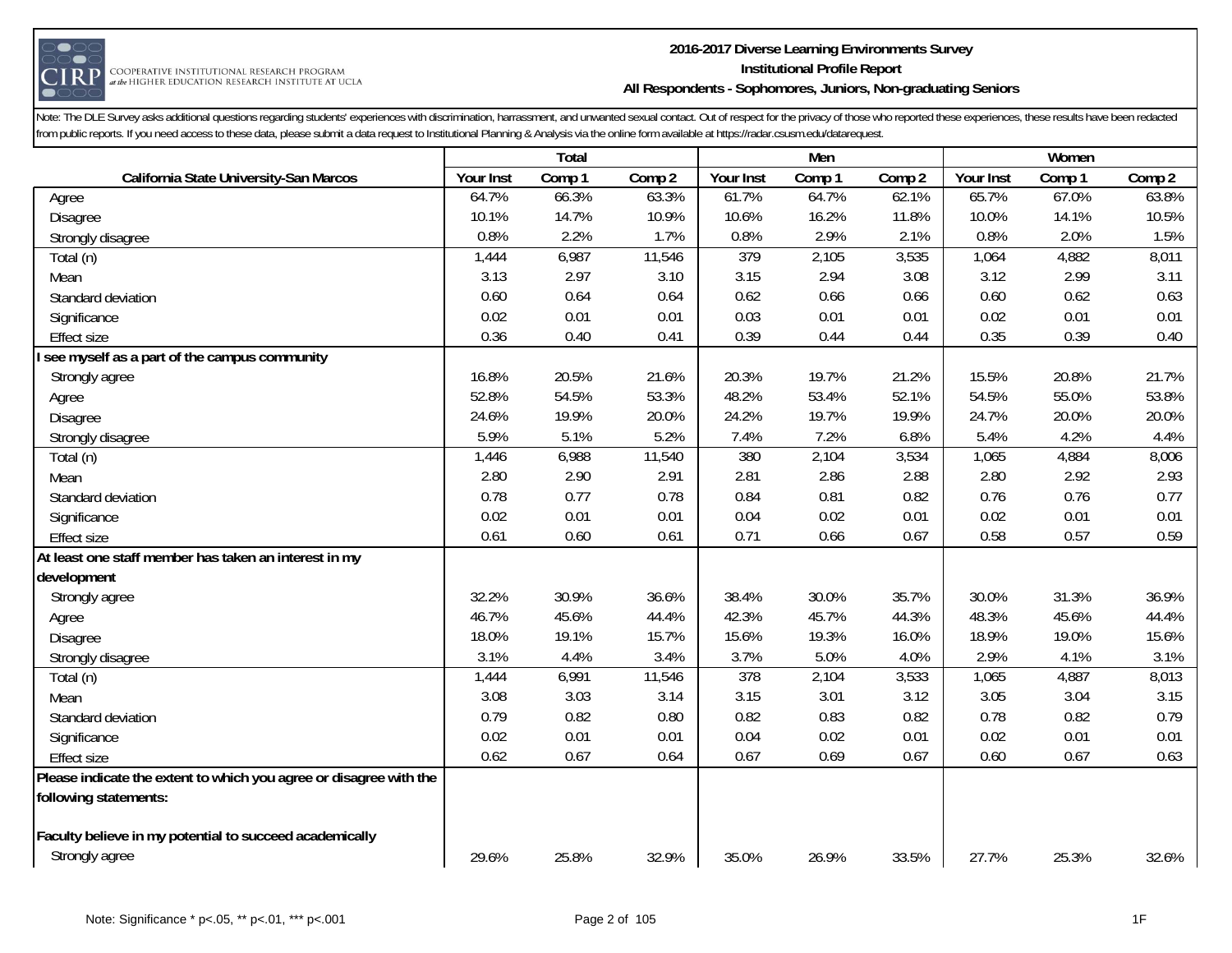# 2016-2017 Diverse Learning Environments Survey
## Institutional Profile Report
### All Respondents - Sophomores, Juniors, Non-graduating Seniors

Note: The DLE Survey asks additional questions regarding students' experiences with discrimination, harrassment, and unwanted sexual contact. Out of respect for the privacy of those who reported these experiences, these results have been redacted from public reports. If you need access to these data, please submit a data request to Institutional Planning & Analysis via the online form available at https://radar.csusm.edu/datarequest.

| | Total | | | Men | | | Women | | |
|---|---|---|---|---|---|---|---|---|---|
| **California State University-San Marcos** | Your Inst | Comp 1 | Comp 2 | Your Inst | Comp 1 | Comp 2 | Your Inst | Comp 1 | Comp 2 |
| Agree | 64.7% | 66.3% | 63.3% | 61.7% | 64.7% | 62.1% | 65.7% | 67.0% | 63.8% |
| Disagree | 10.1% | 14.7% | 10.9% | 10.6% | 16.2% | 11.8% | 10.0% | 14.1% | 10.5% |
| Strongly disagree | 0.8% | 2.2% | 1.7% | 0.8% | 2.9% | 2.1% | 0.8% | 2.0% | 1.5% |
| Total (n) | 1,444 | 6,987 | 11,546 | 379 | 2,105 | 3,535 | 1,064 | 4,882 | 8,011 |
| Mean | 3.13 | 2.97 | 3.10 | 3.15 | 2.94 | 3.08 | 3.12 | 2.99 | 3.11 |
| Standard deviation | 0.60 | 0.64 | 0.64 | 0.62 | 0.66 | 0.66 | 0.60 | 0.62 | 0.63 |
| Significance | 0.02 | 0.01 | 0.01 | 0.03 | 0.01 | 0.01 | 0.02 | 0.01 | 0.01 |
| Effect size | 0.36 | 0.40 | 0.41 | 0.39 | 0.44 | 0.44 | 0.35 | 0.39 | 0.40 |
| **I see myself as a part of the campus community** | | | | | | | | | |
| Strongly agree | 16.8% | 20.5% | 21.6% | 20.3% | 19.7% | 21.2% | 15.5% | 20.8% | 21.7% |
| Agree | 52.8% | 54.5% | 53.3% | 48.2% | 53.4% | 52.1% | 54.5% | 55.0% | 53.8% |
| Disagree | 24.6% | 19.9% | 20.0% | 24.2% | 19.7% | 19.9% | 24.7% | 20.0% | 20.0% |
| Strongly disagree | 5.9% | 5.1% | 5.2% | 7.4% | 7.2% | 6.8% | 5.4% | 4.2% | 4.4% |
| Total (n) | 1,446 | 6,988 | 11,540 | 380 | 2,104 | 3,534 | 1,065 | 4,884 | 8,006 |
| Mean | 2.80 | 2.90 | 2.91 | 2.81 | 2.86 | 2.88 | 2.80 | 2.92 | 2.93 |
| Standard deviation | 0.78 | 0.77 | 0.78 | 0.84 | 0.81 | 0.82 | 0.76 | 0.76 | 0.77 |
| Significance | 0.02 | 0.01 | 0.01 | 0.04 | 0.02 | 0.01 | 0.02 | 0.01 | 0.01 |
| Effect size | 0.61 | 0.60 | 0.61 | 0.71 | 0.66 | 0.67 | 0.58 | 0.57 | 0.59 |
| **At least one staff member has taken an interest in my development** | | | | | | | | | |
| Strongly agree | 32.2% | 30.9% | 36.6% | 38.4% | 30.0% | 35.7% | 30.0% | 31.3% | 36.9% |
| Agree | 46.7% | 45.6% | 44.4% | 42.3% | 45.7% | 44.3% | 48.3% | 45.6% | 44.4% |
| Disagree | 18.0% | 19.1% | 15.7% | 15.6% | 19.3% | 16.0% | 18.9% | 19.0% | 15.6% |
| Strongly disagree | 3.1% | 4.4% | 3.4% | 3.7% | 5.0% | 4.0% | 2.9% | 4.1% | 3.1% |
| Total (n) | 1,444 | 6,991 | 11,546 | 378 | 2,104 | 3,533 | 1,065 | 4,887 | 8,013 |
| Mean | 3.08 | 3.03 | 3.14 | 3.15 | 3.01 | 3.12 | 3.05 | 3.04 | 3.15 |
| Standard deviation | 0.79 | 0.82 | 0.80 | 0.82 | 0.83 | 0.82 | 0.78 | 0.82 | 0.79 |
| Significance | 0.02 | 0.01 | 0.01 | 0.04 | 0.02 | 0.01 | 0.02 | 0.01 | 0.01 |
| Effect size | 0.62 | 0.67 | 0.64 | 0.67 | 0.69 | 0.67 | 0.60 | 0.67 | 0.63 |
| **Please indicate the extent to which you agree or disagree with the following statements:** | | | | | | | | | |
| **Faculty believe in my potential to succeed academically** | | | | | | | | | |
| Strongly agree | 29.6% | 25.8% | 32.9% | 35.0% | 26.9% | 33.5% | 27.7% | 25.3% | 32.6% |

Note: Significance * p<.05, ** p<.01, *** p<.001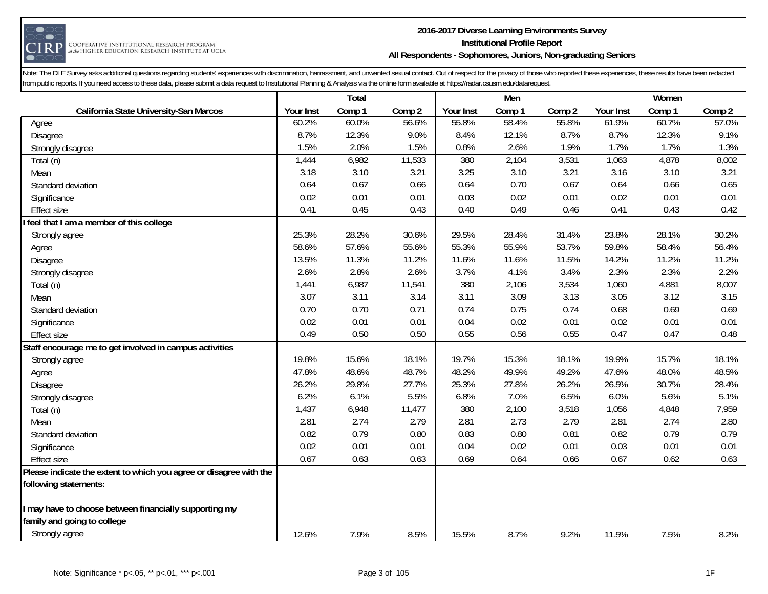Note: The DLE Survey asks additional questions regarding students' experiences with discrimination, harrassment, and unwanted sexual contact. Out of respect for the privacy of those who reported these experiences, these results have been redacted from public reports. If you need access to these data, please submit a data request to Institutional Planning & Analysis via the online form available at https://radar.csusm.edu/datarequest.

| | Total | | | Men | | | Women | | |
|---|---|---|---|---|---|---|---|---|---|
| **California State University-San Marcos** | Your Inst | Comp 1 | Comp 2 | Your Inst | Comp 1 | Comp 2 | Your Inst | Comp 1 | Comp 2 |
| Agree | 60.2% | 60.0% | 56.6% | 55.8% | 58.4% | 55.8% | 61.9% | 60.7% | 57.0% |
| Disagree | 8.7% | 12.3% | 9.0% | 8.4% | 12.1% | 8.7% | 8.7% | 12.3% | 9.1% |
| Strongly disagree | 1.5% | 2.0% | 1.5% | 0.8% | 2.6% | 1.9% | 1.7% | 1.7% | 1.3% |
| Total (n) | 1,444 | 6,982 | 11,533 | 380 | 2,104 | 3,531 | 1,063 | 4,878 | 8,002 |
| Mean | 3.18 | 3.10 | 3.21 | 3.25 | 3.10 | 3.21 | 3.16 | 3.10 | 3.21 |
| Standard deviation | 0.64 | 0.67 | 0.66 | 0.64 | 0.70 | 0.67 | 0.64 | 0.66 | 0.65 |
| Significance | 0.02 | 0.01 | 0.01 | 0.03 | 0.02 | 0.01 | 0.02 | 0.01 | 0.01 |
| Effect size | 0.41 | 0.45 | 0.43 | 0.40 | 0.49 | 0.46 | 0.41 | 0.43 | 0.42 |
| **I feel that I am a member of this college** | | | | | | | | | |
| Strongly agree | 25.3% | 28.2% | 30.6% | 29.5% | 28.4% | 31.4% | 23.8% | 28.1% | 30.2% |
| Agree | 58.6% | 57.6% | 55.6% | 55.3% | 55.9% | 53.7% | 59.8% | 58.4% | 56.4% |
| Disagree | 13.5% | 11.3% | 11.2% | 11.6% | 11.6% | 11.5% | 14.2% | 11.2% | 11.2% |
| Strongly disagree | 2.6% | 2.8% | 2.6% | 3.7% | 4.1% | 3.4% | 2.3% | 2.3% | 2.2% |
| Total (n) | 1,441 | 6,987 | 11,541 | 380 | 2,106 | 3,534 | 1,060 | 4,881 | 8,007 |
| Mean | 3.07 | 3.11 | 3.14 | 3.11 | 3.09 | 3.13 | 3.05 | 3.12 | 3.15 |
| Standard deviation | 0.70 | 0.70 | 0.71 | 0.74 | 0.75 | 0.74 | 0.68 | 0.69 | 0.69 |
| Significance | 0.02 | 0.01 | 0.01 | 0.04 | 0.02 | 0.01 | 0.02 | 0.01 | 0.01 |
| Effect size | 0.49 | 0.50 | 0.50 | 0.55 | 0.56 | 0.55 | 0.47 | 0.47 | 0.48 |
| **Staff encourage me to get involved in campus activities** | | | | | | | | | |
| Strongly agree | 19.8% | 15.6% | 18.1% | 19.7% | 15.3% | 18.1% | 19.9% | 15.7% | 18.1% |
| Agree | 47.8% | 48.6% | 48.7% | 48.2% | 49.9% | 49.2% | 47.6% | 48.0% | 48.5% |
| Disagree | 26.2% | 29.8% | 27.7% | 25.3% | 27.8% | 26.2% | 26.5% | 30.7% | 28.4% |
| Strongly disagree | 6.2% | 6.1% | 5.5% | 6.8% | 7.0% | 6.5% | 6.0% | 5.6% | 5.1% |
| Total (n) | 1,437 | 6,948 | 11,477 | 380 | 2,100 | 3,518 | 1,056 | 4,848 | 7,959 |
| Mean | 2.81 | 2.74 | 2.79 | 2.81 | 2.73 | 2.79 | 2.81 | 2.74 | 2.80 |
| Standard deviation | 0.82 | 0.79 | 0.80 | 0.83 | 0.80 | 0.81 | 0.82 | 0.79 | 0.79 |
| Significance | 0.02 | 0.01 | 0.01 | 0.04 | 0.02 | 0.01 | 0.03 | 0.01 | 0.01 |
| Effect size | 0.67 | 0.63 | 0.63 | 0.69 | 0.64 | 0.66 | 0.67 | 0.62 | 0.63 |
| **Please indicate the extent to which you agree or disagree with the following statements:** | | | | | | | | | |
| **I may have to choose between financially supporting my family and going to college** | | | | | | | | | |
| Strongly agree | 12.6% | 7.9% | 8.5% | 15.5% | 8.7% | 9.2% | 11.5% | 7.5% | 8.2% |

Note: Significance * p<.05, ** p<.01, *** p<.001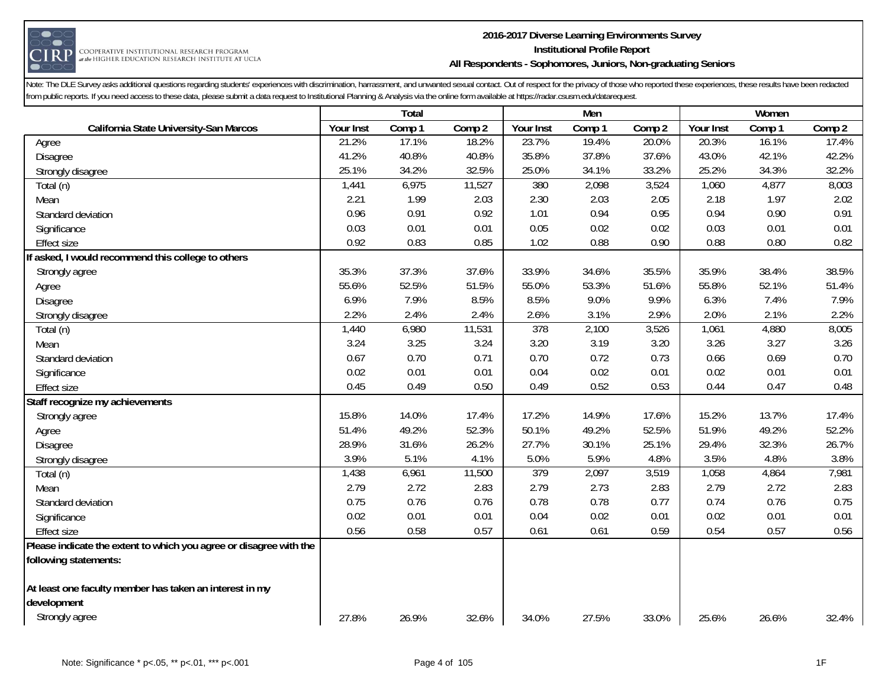Note: The DLE Survey asks additional questions regarding students' experiences with discrimination, harrassment, and unwanted sexual contact. Out of respect for the privacy of those who reported these experiences, these results have been redacted from public reports. If you need access to these data, please submit a data request to Institutional Planning & Analysis via the online form available at https://radar.csusm.edu/datarequest.

| | Total | | | Men | | | Women | | |
|---|---|---|---|---|---|---|---|---|---|
| **California State University-San Marcos** | **Your Inst** | **Comp 1** | **Comp 2** | **Your Inst** | **Comp 1** | **Comp 2** | **Your Inst** | **Comp 1** | **Comp 2** |
| Agree | 21.2% | 17.1% | 18.2% | 23.7% | 19.4% | 20.0% | 20.3% | 16.1% | 17.4% |
| Disagree | 41.2% | 40.8% | 40.8% | 35.8% | 37.8% | 37.6% | 43.0% | 42.1% | 42.2% |
| Strongly disagree | 25.1% | 34.2% | 32.5% | 25.0% | 34.1% | 33.2% | 25.2% | 34.3% | 32.2% |
| Total (n) | 1,441 | 6,975 | 11,527 | 380 | 2,098 | 3,524 | 1,060 | 4,877 | 8,003 |
| Mean | 2.21 | 1.99 | 2.03 | 2.30 | 2.03 | 2.05 | 2.18 | 1.97 | 2.02 |
| Standard deviation | 0.96 | 0.91 | 0.92 | 1.01 | 0.94 | 0.95 | 0.94 | 0.90 | 0.91 |
| Significance | 0.03 | 0.01 | 0.01 | 0.05 | 0.02 | 0.02 | 0.03 | 0.01 | 0.01 |
| Effect size | 0.92 | 0.83 | 0.85 | 1.02 | 0.88 | 0.90 | 0.88 | 0.80 | 0.82 |
| **If asked, I would recommend this college to others** | | | | | | | | | |
| Strongly agree | 35.3% | 37.3% | 37.6% | 33.9% | 34.6% | 35.5% | 35.9% | 38.4% | 38.5% |
| Agree | 55.6% | 52.5% | 51.5% | 55.0% | 53.3% | 51.6% | 55.8% | 52.1% | 51.4% |
| Disagree | 6.9% | 7.9% | 8.5% | 8.5% | 9.0% | 9.9% | 6.3% | 7.4% | 7.9% |
| Strongly disagree | 2.2% | 2.4% | 2.4% | 2.6% | 3.1% | 2.9% | 2.0% | 2.1% | 2.2% |
| Total (n) | 1,440 | 6,980 | 11,531 | 378 | 2,100 | 3,526 | 1,061 | 4,880 | 8,005 |
| Mean | 3.24 | 3.25 | 3.24 | 3.20 | 3.19 | 3.20 | 3.26 | 3.27 | 3.26 |
| Standard deviation | 0.67 | 0.70 | 0.71 | 0.70 | 0.72 | 0.73 | 0.66 | 0.69 | 0.70 |
| Significance | 0.02 | 0.01 | 0.01 | 0.04 | 0.02 | 0.01 | 0.02 | 0.01 | 0.01 |
| Effect size | 0.45 | 0.49 | 0.50 | 0.49 | 0.52 | 0.53 | 0.44 | 0.47 | 0.48 |
| **Staff recognize my achievements** | | | | | | | | | |
| Strongly agree | 15.8% | 14.0% | 17.4% | 17.2% | 14.9% | 17.6% | 15.2% | 13.7% | 17.4% |
| Agree | 51.4% | 49.2% | 52.3% | 50.1% | 49.2% | 52.5% | 51.9% | 49.2% | 52.2% |
| Disagree | 28.9% | 31.6% | 26.2% | 27.7% | 30.1% | 25.1% | 29.4% | 32.3% | 26.7% |
| Strongly disagree | 3.9% | 5.1% | 4.1% | 5.0% | 5.9% | 4.8% | 3.5% | 4.8% | 3.8% |
| Total (n) | 1,438 | 6,961 | 11,500 | 379 | 2,097 | 3,519 | 1,058 | 4,864 | 7,981 |
| Mean | 2.79 | 2.72 | 2.83 | 2.79 | 2.73 | 2.83 | 2.79 | 2.72 | 2.83 |
| Standard deviation | 0.75 | 0.76 | 0.76 | 0.78 | 0.78 | 0.77 | 0.74 | 0.76 | 0.75 |
| Significance | 0.02 | 0.01 | 0.01 | 0.04 | 0.02 | 0.01 | 0.02 | 0.01 | 0.01 |
| Effect size | 0.56 | 0.58 | 0.57 | 0.61 | 0.61 | 0.59 | 0.54 | 0.57 | 0.56 |
| **Please indicate the extent to which you agree or disagree with the following statements:** | | | | | | | | | |
| **At least one faculty member has taken an interest in my development** | | | | | | | | | |
| Strongly agree | 27.8% | 26.9% | 32.6% | 34.0% | 27.5% | 33.0% | 25.6% | 26.6% | 32.4% |

Note: Significance * p<.05, ** p<.01, *** p<.001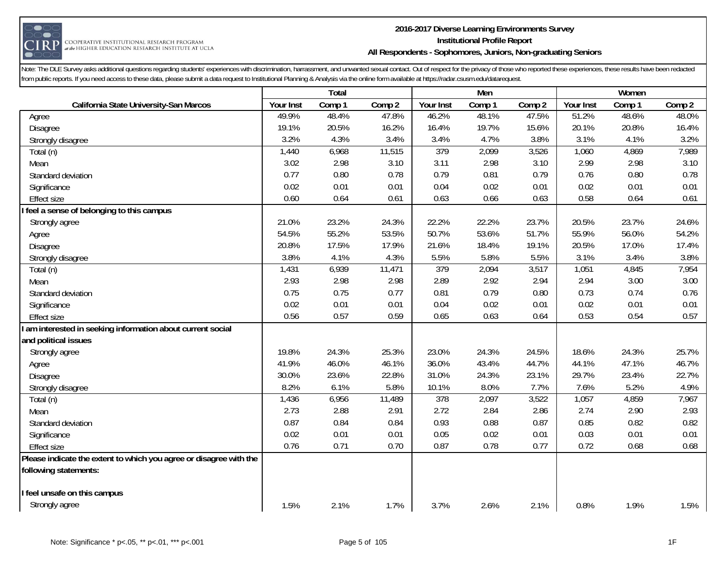Note: The DLE Survey asks additional questions regarding students' experiences with discrimination, harrassment, and unwanted sexual contact. Out of respect for the privacy of those who reported these experiences, these results have been redacted from public reports. If you need access to these data, please submit a data request to Institutional Planning & Analysis via the online form available at https://radar.csusm.edu/datarequest.

| | Total | | | Men | | | Women | | |
|---|---|---|---|---|---|---|---|---|---|
| **California State University-San Marcos** | **Your Inst** | **Comp 1** | **Comp 2** | **Your Inst** | **Comp 1** | **Comp 2** | **Your Inst** | **Comp 1** | **Comp 2** |
| Agree | 49.9% | 48.4% | 47.8% | 46.2% | 48.1% | 47.5% | 51.2% | 48.6% | 48.0% |
| Disagree | 19.1% | 20.5% | 16.2% | 16.4% | 19.7% | 15.6% | 20.1% | 20.8% | 16.4% |
| Strongly disagree | 3.2% | 4.3% | 3.4% | 3.4% | 4.7% | 3.8% | 3.1% | 4.1% | 3.2% |
| Total (n) | 1,440 | 6,968 | 11,515 | 379 | 2,099 | 3,526 | 1,060 | 4,869 | 7,989 |
| Mean | 3.02 | 2.98 | 3.10 | 3.11 | 2.98 | 3.10 | 2.99 | 2.98 | 3.10 |
| Standard deviation | 0.77 | 0.80 | 0.78 | 0.79 | 0.81 | 0.79 | 0.76 | 0.80 | 0.78 |
| Significance | 0.02 | 0.01 | 0.01 | 0.04 | 0.02 | 0.01 | 0.02 | 0.01 | 0.01 |
| Effect size | 0.60 | 0.64 | 0.61 | 0.63 | 0.66 | 0.63 | 0.58 | 0.64 | 0.61 |
| **I feel a sense of belonging to this campus** | | | | | | | | | |
| Strongly agree | 21.0% | 23.2% | 24.3% | 22.2% | 22.2% | 23.7% | 20.5% | 23.7% | 24.6% |
| Agree | 54.5% | 55.2% | 53.5% | 50.7% | 53.6% | 51.7% | 55.9% | 56.0% | 54.2% |
| Disagree | 20.8% | 17.5% | 17.9% | 21.6% | 18.4% | 19.1% | 20.5% | 17.0% | 17.4% |
| Strongly disagree | 3.8% | 4.1% | 4.3% | 5.5% | 5.8% | 5.5% | 3.1% | 3.4% | 3.8% |
| Total (n) | 1,431 | 6,939 | 11,471 | 379 | 2,094 | 3,517 | 1,051 | 4,845 | 7,954 |
| Mean | 2.93 | 2.98 | 2.98 | 2.89 | 2.92 | 2.94 | 2.94 | 3.00 | 3.00 |
| Standard deviation | 0.75 | 0.75 | 0.77 | 0.81 | 0.79 | 0.80 | 0.73 | 0.74 | 0.76 |
| Significance | 0.02 | 0.01 | 0.01 | 0.04 | 0.02 | 0.01 | 0.02 | 0.01 | 0.01 |
| Effect size | 0.56 | 0.57 | 0.59 | 0.65 | 0.63 | 0.64 | 0.53 | 0.54 | 0.57 |
| **I am interested in seeking information about current social and political issues** | | | | | | | | | |
| Strongly agree | 19.8% | 24.3% | 25.3% | 23.0% | 24.3% | 24.5% | 18.6% | 24.3% | 25.7% |
| Agree | 41.9% | 46.0% | 46.1% | 36.0% | 43.4% | 44.7% | 44.1% | 47.1% | 46.7% |
| Disagree | 30.0% | 23.6% | 22.8% | 31.0% | 24.3% | 23.1% | 29.7% | 23.4% | 22.7% |
| Strongly disagree | 8.2% | 6.1% | 5.8% | 10.1% | 8.0% | 7.7% | 7.6% | 5.2% | 4.9% |
| Total (n) | 1,436 | 6,956 | 11,489 | 378 | 2,097 | 3,522 | 1,057 | 4,859 | 7,967 |
| Mean | 2.73 | 2.88 | 2.91 | 2.72 | 2.84 | 2.86 | 2.74 | 2.90 | 2.93 |
| Standard deviation | 0.87 | 0.84 | 0.84 | 0.93 | 0.88 | 0.87 | 0.85 | 0.82 | 0.82 |
| Significance | 0.02 | 0.01 | 0.01 | 0.05 | 0.02 | 0.01 | 0.03 | 0.01 | 0.01 |
| Effect size | 0.76 | 0.71 | 0.70 | 0.87 | 0.78 | 0.77 | 0.72 | 0.68 | 0.68 |
| **Please indicate the extent to which you agree or disagree with the following statements:** | | | | | | | | | |
| **I feel unsafe on this campus** | | | | | | | | | |
| Strongly agree | 1.5% | 2.1% | 1.7% | 3.7% | 2.6% | 2.1% | 0.8% | 1.9% | 1.5% |

Note: Significance * p<.05, ** p<.01, *** p<.001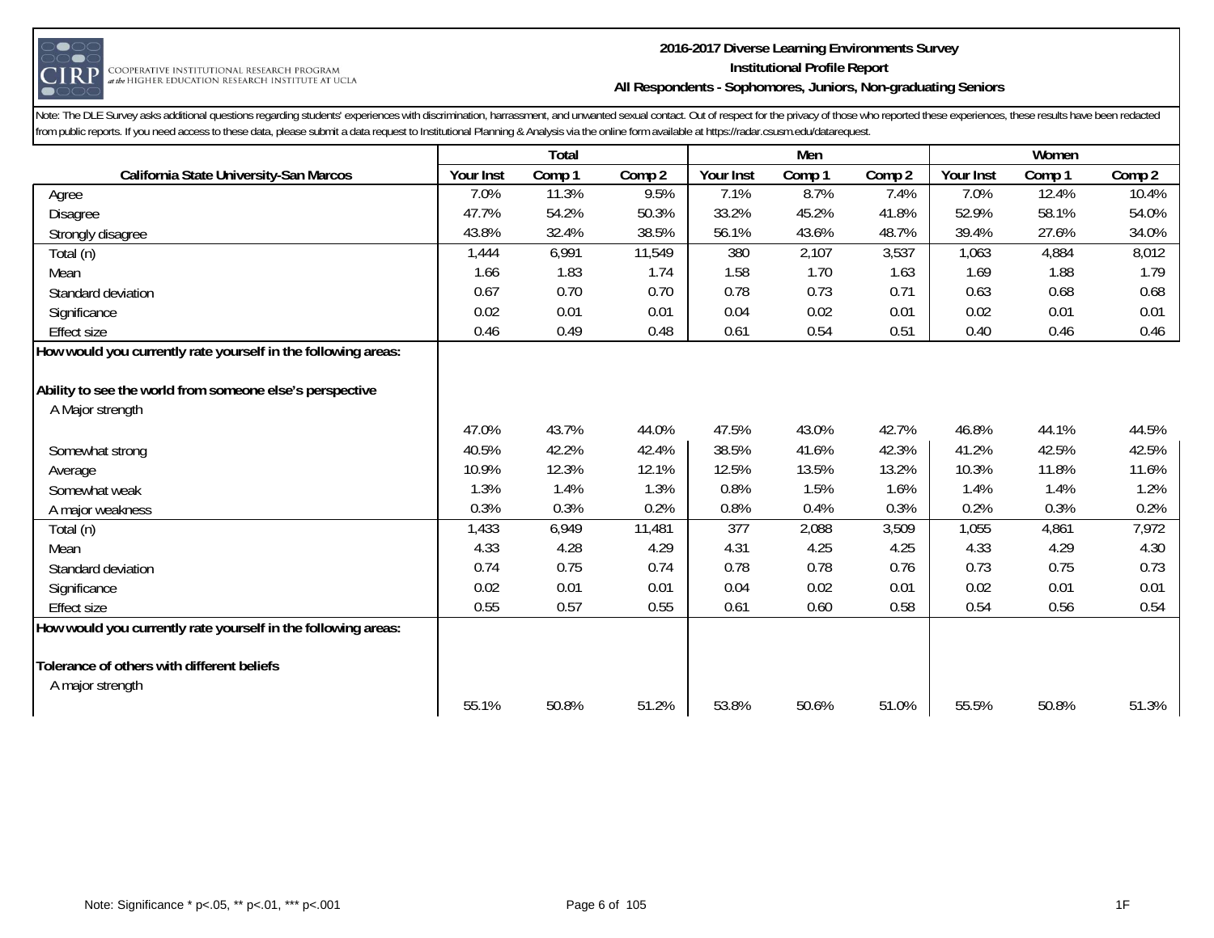Note: The DLE Survey asks additional questions regarding students' experiences with discrimination, harrassment, and unwanted sexual contact. Out of respect for the privacy of those who reported these experiences, these results have been redacted from public reports. If you need access to these data, please submit a data request to Institutional Planning & Analysis via the online form available at https://radar.csusm.edu/datarequest.

| California State University-San Marcos | Total | | | Men | | | Women | | |
|---|---|---|---|---|---|---|---|---|---|
| | Your Inst | Comp 1 | Comp 2 | Your Inst | Comp 1 | Comp 2 | Your Inst | Comp 1 | Comp 2 |
| Agree | 7.0% | 11.3% | 9.5% | 7.1% | 8.7% | 7.4% | 7.0% | 12.4% | 10.4% |
| Disagree | 47.7% | 54.2% | 50.3% | 33.2% | 45.2% | 41.8% | 52.9% | 58.1% | 54.0% |
| Strongly disagree | 43.8% | 32.4% | 38.5% | 56.1% | 43.6% | 48.7% | 39.4% | 27.6% | 34.0% |
| Total (n) | 1,444 | 6,991 | 11,549 | 380 | 2,107 | 3,537 | 1,063 | 4,884 | 8,012 |
| Mean | 1.66 | 1.83 | 1.74 | 1.58 | 1.70 | 1.63 | 1.69 | 1.88 | 1.79 |
| Standard deviation | 0.67 | 0.70 | 0.70 | 0.78 | 0.73 | 0.71 | 0.63 | 0.68 | 0.68 |
| Significance | 0.02 | 0.01 | 0.01 | 0.04 | 0.02 | 0.01 | 0.02 | 0.01 | 0.01 |
| Effect size | 0.46 | 0.49 | 0.48 | 0.61 | 0.54 | 0.51 | 0.40 | 0.46 | 0.46 |
| **How would you currently rate yourself in the following areas:** | | | | | | | | | |
| **Ability to see the world from someone else's perspective** | | | | | | | | | |
| A Major strength | 47.0% | 43.7% | 44.0% | 47.5% | 43.0% | 42.7% | 46.8% | 44.1% | 44.5% |
| Somewhat strong | 40.5% | 42.2% | 42.4% | 38.5% | 41.6% | 42.3% | 41.2% | 42.5% | 42.5% |
| Average | 10.9% | 12.3% | 12.1% | 12.5% | 13.5% | 13.2% | 10.3% | 11.8% | 11.6% |
| Somewhat weak | 1.3% | 1.4% | 1.3% | 0.8% | 1.5% | 1.6% | 1.4% | 1.4% | 1.2% |
| A major weakness | 0.3% | 0.3% | 0.2% | 0.8% | 0.4% | 0.3% | 0.2% | 0.3% | 0.2% |
| Total (n) | 1,433 | 6,949 | 11,481 | 377 | 2,088 | 3,509 | 1,055 | 4,861 | 7,972 |
| Mean | 4.33 | 4.28 | 4.29 | 4.31 | 4.25 | 4.25 | 4.33 | 4.29 | 4.30 |
| Standard deviation | 0.74 | 0.75 | 0.74 | 0.78 | 0.78 | 0.76 | 0.73 | 0.75 | 0.73 |
| Significance | 0.02 | 0.01 | 0.01 | 0.04 | 0.02 | 0.01 | 0.02 | 0.01 | 0.01 |
| Effect size | 0.55 | 0.57 | 0.55 | 0.61 | 0.60 | 0.58 | 0.54 | 0.56 | 0.54 |
| **How would you currently rate yourself in the following areas:** | | | | | | | | | |
| **Tolerance of others with different beliefs** | | | | | | | | | |
| A major strength | 55.1% | 50.8% | 51.2% | 53.8% | 50.6% | 51.0% | 55.5% | 50.8% | 51.3% |

Note: Significance * p<.05, ** p<.01, *** p<.001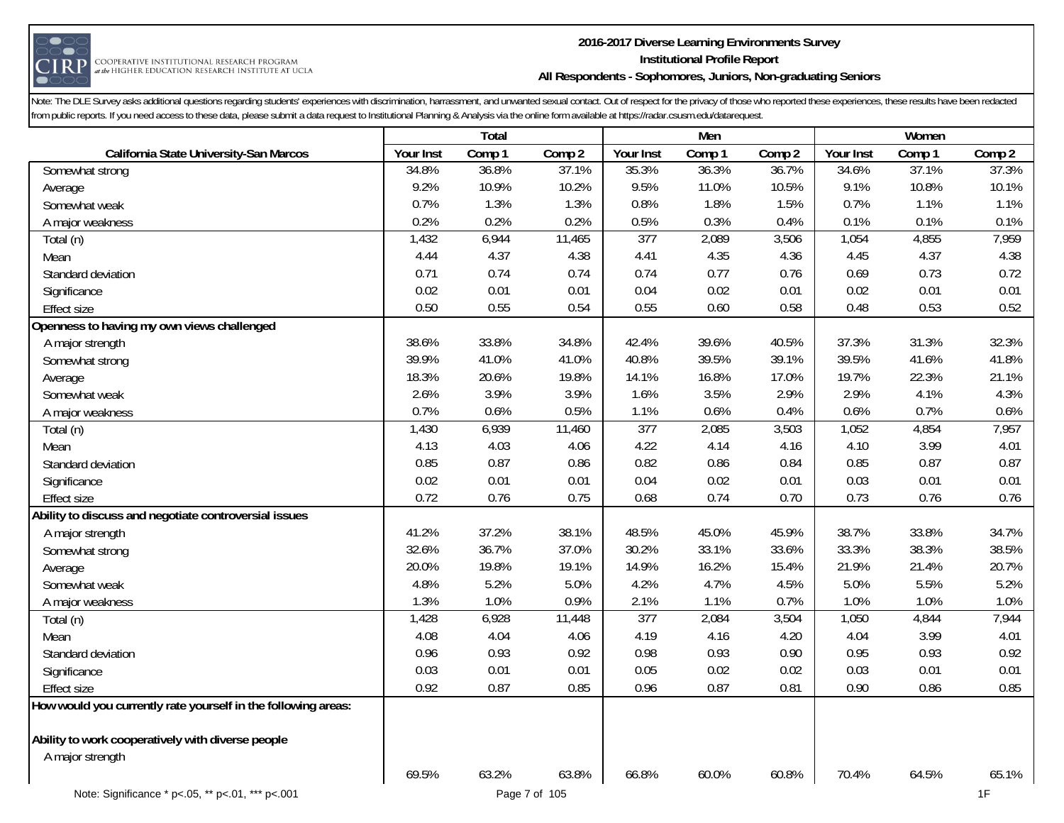# 2016-2017 Diverse Learning Environments Survey
## Institutional Profile Report
### All Respondents - Sophomores, Juniors, Non-graduating Seniors

Note: The DLE Survey asks additional questions regarding students' experiences with discrimination, harrassment, and unwanted sexual contact. Out of respect for the privacy of those who reported these experiences, these results have been redacted from public reports. If you need access to these data, please submit a data request to Institutional Planning & Analysis via the online form available at https://radar.csusm.edu/datarequest.

| | Total | | | Men | | | Women | | |
|---|---|---|---|---|---|---|---|---|---|
| **California State University-San Marcos** | **Your Inst** | **Comp 1** | **Comp 2** | **Your Inst** | **Comp 1** | **Comp 2** | **Your Inst** | **Comp 1** | **Comp 2** |
| Somewhat strong | 34.8% | 36.8% | 37.1% | 35.3% | 36.3% | 36.7% | 34.6% | 37.1% | 37.3% |
| Average | 9.2% | 10.9% | 10.2% | 9.5% | 11.0% | 10.5% | 9.1% | 10.8% | 10.1% |
| Somewhat weak | 0.7% | 1.3% | 1.3% | 0.8% | 1.8% | 1.5% | 0.7% | 1.1% | 1.1% |
| A major weakness | 0.2% | 0.2% | 0.2% | 0.5% | 0.3% | 0.4% | 0.1% | 0.1% | 0.1% |
| Total (n) | 1,432 | 6,944 | 11,465 | 377 | 2,089 | 3,506 | 1,054 | 4,855 | 7,959 |
| Mean | 4.44 | 4.37 | 4.38 | 4.41 | 4.35 | 4.36 | 4.45 | 4.37 | 4.38 |
| Standard deviation | 0.71 | 0.74 | 0.74 | 0.74 | 0.77 | 0.76 | 0.69 | 0.73 | 0.72 |
| Significance | 0.02 | 0.01 | 0.01 | 0.04 | 0.02 | 0.01 | 0.02 | 0.01 | 0.01 |
| Effect size | 0.50 | 0.55 | 0.54 | 0.55 | 0.60 | 0.58 | 0.48 | 0.53 | 0.52 |
| **Openness to having my own views challenged** | | | | | | | | | |
| A major strength | 38.6% | 33.8% | 34.8% | 42.4% | 39.6% | 40.5% | 37.3% | 31.3% | 32.3% |
| Somewhat strong | 39.9% | 41.0% | 41.0% | 40.8% | 39.5% | 39.1% | 39.5% | 41.6% | 41.8% |
| Average | 18.3% | 20.6% | 19.8% | 14.1% | 16.8% | 17.0% | 19.7% | 22.3% | 21.1% |
| Somewhat weak | 2.6% | 3.9% | 3.9% | 1.6% | 3.5% | 2.9% | 2.9% | 4.1% | 4.3% |
| A major weakness | 0.7% | 0.6% | 0.5% | 1.1% | 0.6% | 0.4% | 0.6% | 0.7% | 0.6% |
| Total (n) | 1,430 | 6,939 | 11,460 | 377 | 2,085 | 3,503 | 1,052 | 4,854 | 7,957 |
| Mean | 4.13 | 4.03 | 4.06 | 4.22 | 4.14 | 4.16 | 4.10 | 3.99 | 4.01 |
| Standard deviation | 0.85 | 0.87 | 0.86 | 0.82 | 0.86 | 0.84 | 0.85 | 0.87 | 0.87 |
| Significance | 0.02 | 0.01 | 0.01 | 0.04 | 0.02 | 0.01 | 0.03 | 0.01 | 0.01 |
| Effect size | 0.72 | 0.76 | 0.75 | 0.68 | 0.74 | 0.70 | 0.73 | 0.76 | 0.76 |
| **Ability to discuss and negotiate controversial issues** | | | | | | | | | |
| A major strength | 41.2% | 37.2% | 38.1% | 48.5% | 45.0% | 45.9% | 38.7% | 33.8% | 34.7% |
| Somewhat strong | 32.6% | 36.7% | 37.0% | 30.2% | 33.1% | 33.6% | 33.3% | 38.3% | 38.5% |
| Average | 20.0% | 19.8% | 19.1% | 14.9% | 16.2% | 15.4% | 21.9% | 21.4% | 20.7% |
| Somewhat weak | 4.8% | 5.2% | 5.0% | 4.2% | 4.7% | 4.5% | 5.0% | 5.5% | 5.2% |
| A major weakness | 1.3% | 1.0% | 0.9% | 2.1% | 1.1% | 0.7% | 1.0% | 1.0% | 1.0% |
| Total (n) | 1,428 | 6,928 | 11,448 | 377 | 2,084 | 3,504 | 1,050 | 4,844 | 7,944 |
| Mean | 4.08 | 4.04 | 4.06 | 4.19 | 4.16 | 4.20 | 4.04 | 3.99 | 4.01 |
| Standard deviation | 0.96 | 0.93 | 0.92 | 0.98 | 0.93 | 0.90 | 0.95 | 0.93 | 0.92 |
| Significance | 0.03 | 0.01 | 0.01 | 0.05 | 0.02 | 0.02 | 0.03 | 0.01 | 0.01 |
| Effect size | 0.92 | 0.87 | 0.85 | 0.96 | 0.87 | 0.81 | 0.90 | 0.86 | 0.85 |
| **How would you currently rate yourself in the following areas:** | | | | | | | | | |
| **Ability to work cooperatively with diverse people** | | | | | | | | | |
| A major strength | 69.5% | 63.2% | 63.8% | 66.8% | 60.0% | 60.8% | 70.4% | 64.5% | 65.1% |

Note: Significance * p<.05, ** p<.01, *** p<.001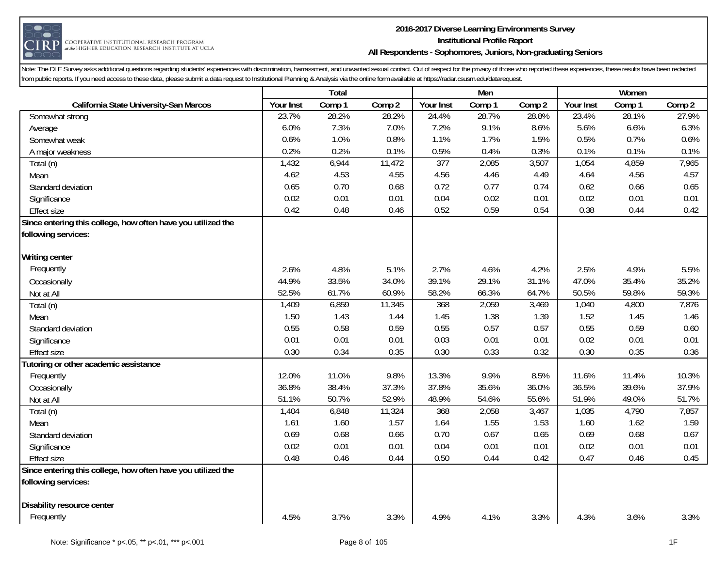**2016-2017 Diverse Learning Environments Survey**
**Institutional Profile Report**
**All Respondents - Sophomores, Juniors, Non-graduating Seniors**

Note: The DLE Survey asks additional questions regarding students' experiences with discrimination, harrassment, and unwanted sexual contact. Out of respect for the privacy of those who reported these experiences, these results have been redacted from public reports. If you need access to these data, please submit a data request to Institutional Planning & Analysis via the online form available at https://radar.csusm.edu/datarequest.

| | Total | | | Men | | | Women | | |
|---|---|---|---|---|---|---|---|---|---|
| **California State University-San Marcos** | Your Inst | Comp 1 | Comp 2 | Your Inst | Comp 1 | Comp 2 | Your Inst | Comp 1 | Comp 2 |
| Somewhat strong | 23.7% | 28.2% | 28.2% | 24.4% | 28.7% | 28.8% | 23.4% | 28.1% | 27.9% |
| Average | 6.0% | 7.3% | 7.0% | 7.2% | 9.1% | 8.6% | 5.6% | 6.6% | 6.3% |
| Somewhat weak | 0.6% | 1.0% | 0.8% | 1.1% | 1.7% | 1.5% | 0.5% | 0.7% | 0.6% |
| A major weakness | 0.2% | 0.2% | 0.1% | 0.5% | 0.4% | 0.3% | 0.1% | 0.1% | 0.1% |
| Total (n) | 1,432 | 6,944 | 11,472 | 377 | 2,085 | 3,507 | 1,054 | 4,859 | 7,965 |
| Mean | 4.62 | 4.53 | 4.55 | 4.56 | 4.46 | 4.49 | 4.64 | 4.56 | 4.57 |
| Standard deviation | 0.65 | 0.70 | 0.68 | 0.72 | 0.77 | 0.74 | 0.62 | 0.66 | 0.65 |
| Significance | 0.02 | 0.01 | 0.01 | 0.04 | 0.02 | 0.01 | 0.02 | 0.01 | 0.01 |
| Effect size | 0.42 | 0.48 | 0.46 | 0.52 | 0.59 | 0.54 | 0.38 | 0.44 | 0.42 |
| **Since entering this college, how often have you utilized the following services:** | | | | | | | | | |
| **Writing center** | | | | | | | | | |
| Frequently | 2.6% | 4.8% | 5.1% | 2.7% | 4.6% | 4.2% | 2.5% | 4.9% | 5.5% |
| Occasionally | 44.9% | 33.5% | 34.0% | 39.1% | 29.1% | 31.1% | 47.0% | 35.4% | 35.2% |
| Not at All | 52.5% | 61.7% | 60.9% | 58.2% | 66.3% | 64.7% | 50.5% | 59.8% | 59.3% |
| Total (n) | 1,409 | 6,859 | 11,345 | 368 | 2,059 | 3,469 | 1,040 | 4,800 | 7,876 |
| Mean | 1.50 | 1.43 | 1.44 | 1.45 | 1.38 | 1.39 | 1.52 | 1.45 | 1.46 |
| Standard deviation | 0.55 | 0.58 | 0.59 | 0.55 | 0.57 | 0.57 | 0.55 | 0.59 | 0.60 |
| Significance | 0.01 | 0.01 | 0.01 | 0.03 | 0.01 | 0.01 | 0.02 | 0.01 | 0.01 |
| Effect size | 0.30 | 0.34 | 0.35 | 0.30 | 0.33 | 0.32 | 0.30 | 0.35 | 0.36 |
| **Tutoring or other academic assistance** | | | | | | | | | |
| Frequently | 12.0% | 11.0% | 9.8% | 13.3% | 9.9% | 8.5% | 11.6% | 11.4% | 10.3% |
| Occasionally | 36.8% | 38.4% | 37.3% | 37.8% | 35.6% | 36.0% | 36.5% | 39.6% | 37.9% |
| Not at All | 51.1% | 50.7% | 52.9% | 48.9% | 54.6% | 55.6% | 51.9% | 49.0% | 51.7% |
| Total (n) | 1,404 | 6,848 | 11,324 | 368 | 2,058 | 3,467 | 1,035 | 4,790 | 7,857 |
| Mean | 1.61 | 1.60 | 1.57 | 1.64 | 1.55 | 1.53 | 1.60 | 1.62 | 1.59 |
| Standard deviation | 0.69 | 0.68 | 0.66 | 0.70 | 0.67 | 0.65 | 0.69 | 0.68 | 0.67 |
| Significance | 0.02 | 0.01 | 0.01 | 0.04 | 0.01 | 0.01 | 0.02 | 0.01 | 0.01 |
| Effect size | 0.48 | 0.46 | 0.44 | 0.50 | 0.44 | 0.42 | 0.47 | 0.46 | 0.45 |
| **Since entering this college, how often have you utilized the following services:** | | | | | | | | | |
| **Disability resource center** | | | | | | | | | |
| Frequently | 4.5% | 3.7% | 3.3% | 4.9% | 4.1% | 3.3% | 4.3% | 3.6% | 3.3% |

Note: Significance * p<.05, ** p<.01, *** p<.001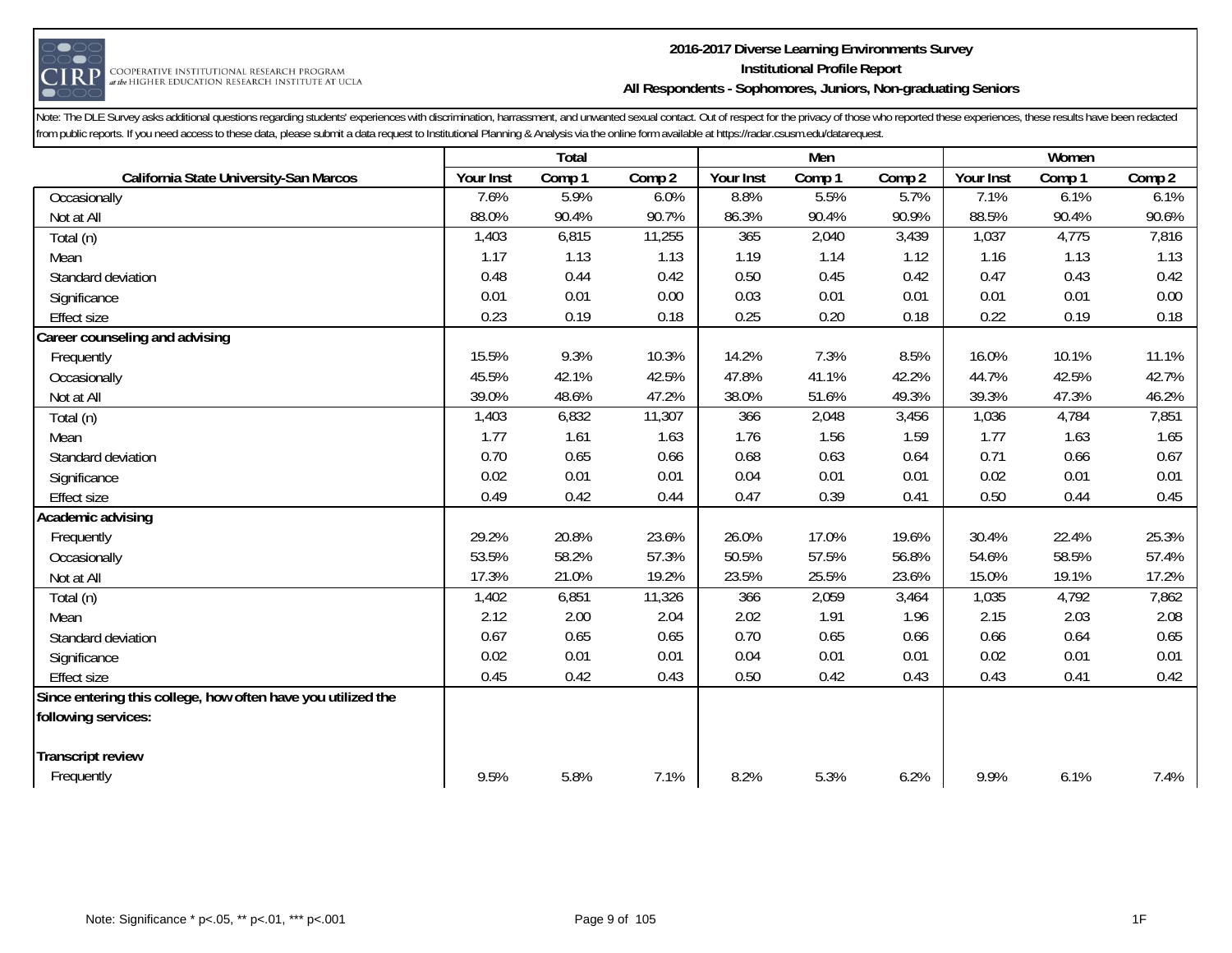## 2016-2017 Diverse Learning Environments Survey
### Institutional Profile Report
### All Respondents - Sophomores, Juniors, Non-graduating Seniors

Note: The DLE Survey asks additional questions regarding students' experiences with discrimination, harrassment, and unwanted sexual contact. Out of respect for the privacy of those who reported these experiences, these results have been redacted from public reports. If you need access to these data, please submit a data request to Institutional Planning & Analysis via the online form available at https://radar.csusm.edu/datarequest.

| | Total | | | Men | | | Women | | |
|---|---|---|---|---|---|---|---|---|---|
| California State University-San Marcos | Your Inst | Comp 1 | Comp 2 | Your Inst | Comp 1 | Comp 2 | Your Inst | Comp 1 | Comp 2 |
| Occasionally | 7.6% | 5.9% | 6.0% | 8.8% | 5.5% | 5.7% | 7.1% | 6.1% | 6.1% |
| Not at All | 88.0% | 90.4% | 90.7% | 86.3% | 90.4% | 90.9% | 88.5% | 90.4% | 90.6% |
| Total (n) | 1,403 | 6,815 | 11,255 | 365 | 2,040 | 3,439 | 1,037 | 4,775 | 7,816 |
| Mean | 1.17 | 1.13 | 1.13 | 1.19 | 1.14 | 1.12 | 1.16 | 1.13 | 1.13 |
| Standard deviation | 0.48 | 0.44 | 0.42 | 0.50 | 0.45 | 0.42 | 0.47 | 0.43 | 0.42 |
| Significance | 0.01 | 0.01 | 0.00 | 0.03 | 0.01 | 0.01 | 0.01 | 0.01 | 0.00 |
| Effect size | 0.23 | 0.19 | 0.18 | 0.25 | 0.20 | 0.18 | 0.22 | 0.19 | 0.18 |
| **Career counseling and advising** | | | | | | | | | |
| Frequently | 15.5% | 9.3% | 10.3% | 14.2% | 7.3% | 8.5% | 16.0% | 10.1% | 11.1% |
| Occasionally | 45.5% | 42.1% | 42.5% | 47.8% | 41.1% | 42.2% | 44.7% | 42.5% | 42.7% |
| Not at All | 39.0% | 48.6% | 47.2% | 38.0% | 51.6% | 49.3% | 39.3% | 47.3% | 46.2% |
| Total (n) | 1,403 | 6,832 | 11,307 | 366 | 2,048 | 3,456 | 1,036 | 4,784 | 7,851 |
| Mean | 1.77 | 1.61 | 1.63 | 1.76 | 1.56 | 1.59 | 1.77 | 1.63 | 1.65 |
| Standard deviation | 0.70 | 0.65 | 0.66 | 0.68 | 0.63 | 0.64 | 0.71 | 0.66 | 0.67 |
| Significance | 0.02 | 0.01 | 0.01 | 0.04 | 0.01 | 0.01 | 0.02 | 0.01 | 0.01 |
| Effect size | 0.49 | 0.42 | 0.44 | 0.47 | 0.39 | 0.41 | 0.50 | 0.44 | 0.45 |
| **Academic advising** | | | | | | | | | |
| Frequently | 29.2% | 20.8% | 23.6% | 26.0% | 17.0% | 19.6% | 30.4% | 22.4% | 25.3% |
| Occasionally | 53.5% | 58.2% | 57.3% | 50.5% | 57.5% | 56.8% | 54.6% | 58.5% | 57.4% |
| Not at All | 17.3% | 21.0% | 19.2% | 23.5% | 25.5% | 23.6% | 15.0% | 19.1% | 17.2% |
| Total (n) | 1,402 | 6,851 | 11,326 | 366 | 2,059 | 3,464 | 1,035 | 4,792 | 7,862 |
| Mean | 2.12 | 2.00 | 2.04 | 2.02 | 1.91 | 1.96 | 2.15 | 2.03 | 2.08 |
| Standard deviation | 0.67 | 0.65 | 0.65 | 0.70 | 0.65 | 0.66 | 0.66 | 0.64 | 0.65 |
| Significance | 0.02 | 0.01 | 0.01 | 0.04 | 0.01 | 0.01 | 0.02 | 0.01 | 0.01 |
| Effect size | 0.45 | 0.42 | 0.43 | 0.50 | 0.42 | 0.43 | 0.43 | 0.41 | 0.42 |
| **Since entering this college, how often have you utilized the following services:** | | | | | | | | | |
| **Transcript review** | | | | | | | | | |
| Frequently | 9.5% | 5.8% | 7.1% | 8.2% | 5.3% | 6.2% | 9.9% | 6.1% | 7.4% |

Note: Significance * p<.05, ** p<.01, *** p<.001

1F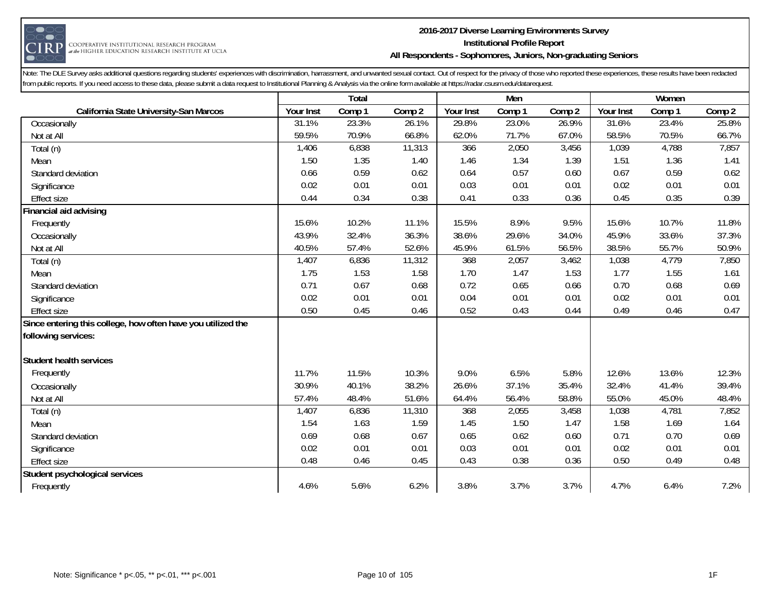Note: The DLE Survey asks additional questions regarding students' experiences with discrimination, harrassment, and unwanted sexual contact. Out of respect for the privacy of those who reported these experiences, these results have been redacted from public reports. If you need access to these data, please submit a data request to Institutional Planning & Analysis via the online form available at https://radar.csusm.edu/datarequest.

| | Total | | | Men | | | Women | | |
|---|---|---|---|---|---|---|---|---|---|
| California State University-San Marcos | Your Inst | Comp 1 | Comp 2 | Your Inst | Comp 1 | Comp 2 | Your Inst | Comp 1 | Comp 2 |
| Occasionally | 31.1% | 23.3% | 26.1% | 29.8% | 23.0% | 26.9% | 31.6% | 23.4% | 25.8% |
| Not at All | 59.5% | 70.9% | 66.8% | 62.0% | 71.7% | 67.0% | 58.5% | 70.5% | 66.7% |
| Total (n) | 1,406 | 6,838 | 11,313 | 366 | 2,050 | 3,456 | 1,039 | 4,788 | 7,857 |
| Mean | 1.50 | 1.35 | 1.40 | 1.46 | 1.34 | 1.39 | 1.51 | 1.36 | 1.41 |
| Standard deviation | 0.66 | 0.59 | 0.62 | 0.64 | 0.57 | 0.60 | 0.67 | 0.59 | 0.62 |
| Significance | 0.02 | 0.01 | 0.01 | 0.03 | 0.01 | 0.01 | 0.02 | 0.01 | 0.01 |
| Effect size | 0.44 | 0.34 | 0.38 | 0.41 | 0.33 | 0.36 | 0.45 | 0.35 | 0.39 |
| **Financial aid advising** | | | | | | | | | |
| Frequently | 15.6% | 10.2% | 11.1% | 15.5% | 8.9% | 9.5% | 15.6% | 10.7% | 11.8% |
| Occasionally | 43.9% | 32.4% | 36.3% | 38.6% | 29.6% | 34.0% | 45.9% | 33.6% | 37.3% |
| Not at All | 40.5% | 57.4% | 52.6% | 45.9% | 61.5% | 56.5% | 38.5% | 55.7% | 50.9% |
| Total (n) | 1,407 | 6,836 | 11,312 | 368 | 2,057 | 3,462 | 1,038 | 4,779 | 7,850 |
| Mean | 1.75 | 1.53 | 1.58 | 1.70 | 1.47 | 1.53 | 1.77 | 1.55 | 1.61 |
| Standard deviation | 0.71 | 0.67 | 0.68 | 0.72 | 0.65 | 0.66 | 0.70 | 0.68 | 0.69 |
| Significance | 0.02 | 0.01 | 0.01 | 0.04 | 0.01 | 0.01 | 0.02 | 0.01 | 0.01 |
| Effect size | 0.50 | 0.45 | 0.46 | 0.52 | 0.43 | 0.44 | 0.49 | 0.46 | 0.47 |
| **Since entering this college, how often have you utilized the following services:** | | | | | | | | | |
| **Student health services** | | | | | | | | | |
| Frequently | 11.7% | 11.5% | 10.3% | 9.0% | 6.5% | 5.8% | 12.6% | 13.6% | 12.3% |
| Occasionally | 30.9% | 40.1% | 38.2% | 26.6% | 37.1% | 35.4% | 32.4% | 41.4% | 39.4% |
| Not at All | 57.4% | 48.4% | 51.6% | 64.4% | 56.4% | 58.8% | 55.0% | 45.0% | 48.4% |
| Total (n) | 1,407 | 6,836 | 11,310 | 368 | 2,055 | 3,458 | 1,038 | 4,781 | 7,852 |
| Mean | 1.54 | 1.63 | 1.59 | 1.45 | 1.50 | 1.47 | 1.58 | 1.69 | 1.64 |
| Standard deviation | 0.69 | 0.68 | 0.67 | 0.65 | 0.62 | 0.60 | 0.71 | 0.70 | 0.69 |
| Significance | 0.02 | 0.01 | 0.01 | 0.03 | 0.01 | 0.01 | 0.02 | 0.01 | 0.01 |
| Effect size | 0.48 | 0.46 | 0.45 | 0.43 | 0.38 | 0.36 | 0.50 | 0.49 | 0.48 |
| **Student psychological services** | | | | | | | | | |
| Frequently | 4.6% | 5.6% | 6.2% | 3.8% | 3.7% | 3.7% | 4.7% | 6.4% | 7.2% |

Note: Significance * p<.05, ** p<.01, *** p<.001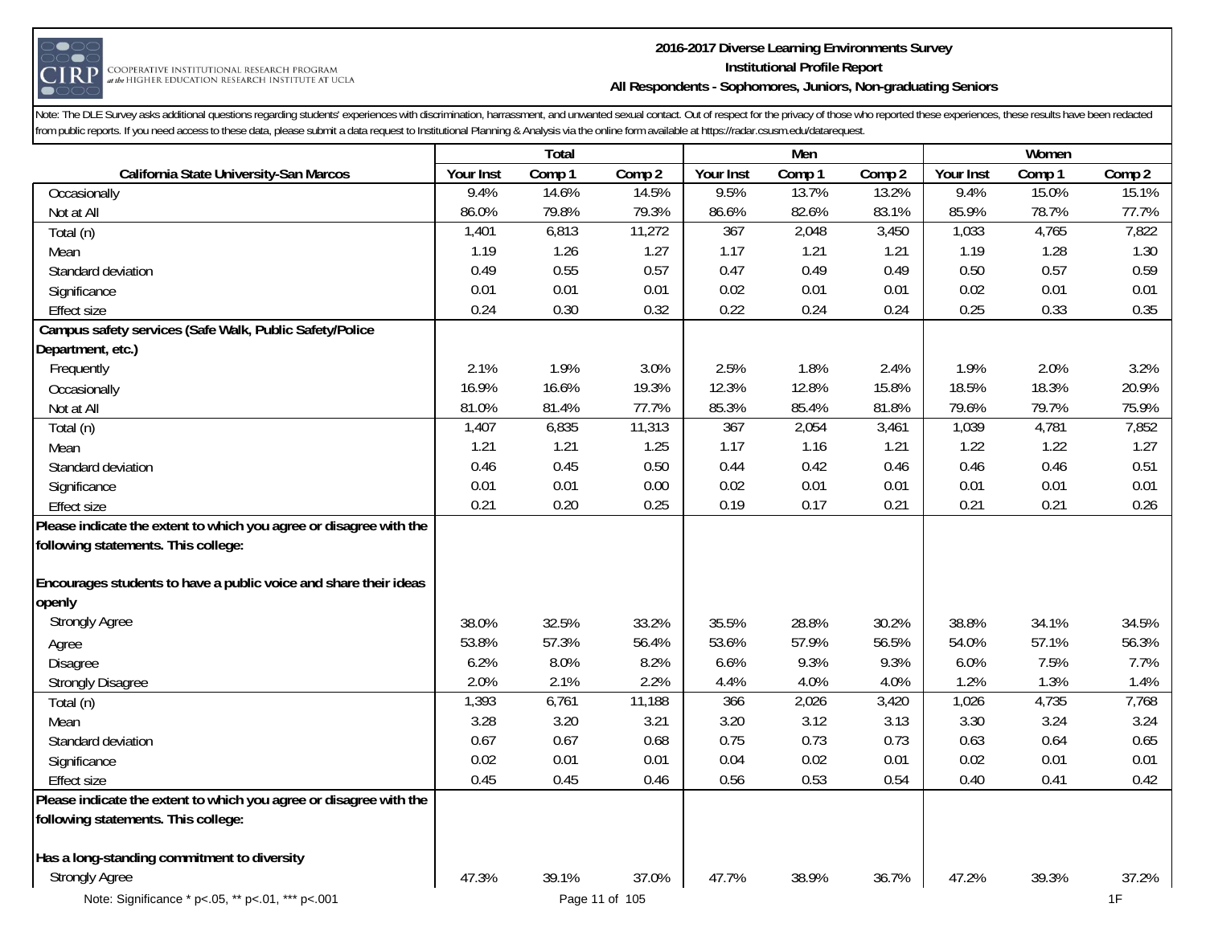Note: The DLE Survey asks additional questions regarding students' experiences with discrimination, harrassment, and unwanted sexual contact. Out of respect for the privacy of those who reported these experiences, these results have been redacted from public reports. If you need access to these data, please submit a data request to Institutional Planning & Analysis via the online form available at https://radar.csusm.edu/datarequest.

| | Total | | | Men | | | Women | | |
|---|---|---|---|---|---|---|---|---|---|
| **California State University-San Marcos** | **Your Inst** | **Comp 1** | **Comp 2** | **Your Inst** | **Comp 1** | **Comp 2** | **Your Inst** | **Comp 1** | **Comp 2** |
| Occasionally | 9.4% | 14.6% | 14.5% | 9.5% | 13.7% | 13.2% | 9.4% | 15.0% | 15.1% |
| Not at All | 86.0% | 79.8% | 79.3% | 86.6% | 82.6% | 83.1% | 85.9% | 78.7% | 77.7% |
| Total (n) | 1,401 | 6,813 | 11,272 | 367 | 2,048 | 3,450 | 1,033 | 4,765 | 7,822 |
| Mean | 1.19 | 1.26 | 1.27 | 1.17 | 1.21 | 1.21 | 1.19 | 1.28 | 1.30 |
| Standard deviation | 0.49 | 0.55 | 0.57 | 0.47 | 0.49 | 0.49 | 0.50 | 0.57 | 0.59 |
| Significance | 0.01 | 0.01 | 0.01 | 0.02 | 0.01 | 0.01 | 0.02 | 0.01 | 0.01 |
| Effect size | 0.24 | 0.30 | 0.32 | 0.22 | 0.24 | 0.24 | 0.25 | 0.33 | 0.35 |
| **Campus safety services (Safe Walk, Public Safety/Police Department, etc.)** | | | | | | | | | |
| Frequently | 2.1% | 1.9% | 3.0% | 2.5% | 1.8% | 2.4% | 1.9% | 2.0% | 3.2% |
| Occasionally | 16.9% | 16.6% | 19.3% | 12.3% | 12.8% | 15.8% | 18.5% | 18.3% | 20.9% |
| Not at All | 81.0% | 81.4% | 77.7% | 85.3% | 85.4% | 81.8% | 79.6% | 79.7% | 75.9% |
| Total (n) | 1,407 | 6,835 | 11,313 | 367 | 2,054 | 3,461 | 1,039 | 4,781 | 7,852 |
| Mean | 1.21 | 1.21 | 1.25 | 1.17 | 1.16 | 1.21 | 1.22 | 1.22 | 1.27 |
| Standard deviation | 0.46 | 0.45 | 0.50 | 0.44 | 0.42 | 0.46 | 0.46 | 0.46 | 0.51 |
| Significance | 0.01 | 0.01 | 0.00 | 0.02 | 0.01 | 0.01 | 0.01 | 0.01 | 0.01 |
| Effect size | 0.21 | 0.20 | 0.25 | 0.19 | 0.17 | 0.21 | 0.21 | 0.21 | 0.26 |
| **Please indicate the extent to which you agree or disagree with the following statements. This college:** | | | | | | | | | |
| **Encourages students to have a public voice and share their ideas openly** | | | | | | | | | |
| Strongly Agree | 38.0% | 32.5% | 33.2% | 35.5% | 28.8% | 30.2% | 38.8% | 34.1% | 34.5% |
| Agree | 53.8% | 57.3% | 56.4% | 53.6% | 57.9% | 56.5% | 54.0% | 57.1% | 56.3% |
| Disagree | 6.2% | 8.0% | 8.2% | 6.6% | 9.3% | 9.3% | 6.0% | 7.5% | 7.7% |
| Strongly Disagree | 2.0% | 2.1% | 2.2% | 4.4% | 4.0% | 4.0% | 1.2% | 1.3% | 1.4% |
| Total (n) | 1,393 | 6,761 | 11,188 | 366 | 2,026 | 3,420 | 1,026 | 4,735 | 7,768 |
| Mean | 3.28 | 3.20 | 3.21 | 3.20 | 3.12 | 3.13 | 3.30 | 3.24 | 3.24 |
| Standard deviation | 0.67 | 0.67 | 0.68 | 0.75 | 0.73 | 0.73 | 0.63 | 0.64 | 0.65 |
| Significance | 0.02 | 0.01 | 0.01 | 0.04 | 0.02 | 0.01 | 0.02 | 0.01 | 0.01 |
| Effect size | 0.45 | 0.45 | 0.46 | 0.56 | 0.53 | 0.54 | 0.40 | 0.41 | 0.42 |
| **Please indicate the extent to which you agree or disagree with the following statements. This college:** | | | | | | | | | |
| **Has a long-standing commitment to diversity** | | | | | | | | | |
| Strongly Agree | 47.3% | 39.1% | 37.0% | 47.7% | 38.9% | 36.7% | 47.2% | 39.3% | 37.2% |

Note: Significance * p<.05, ** p<.01, *** p<.001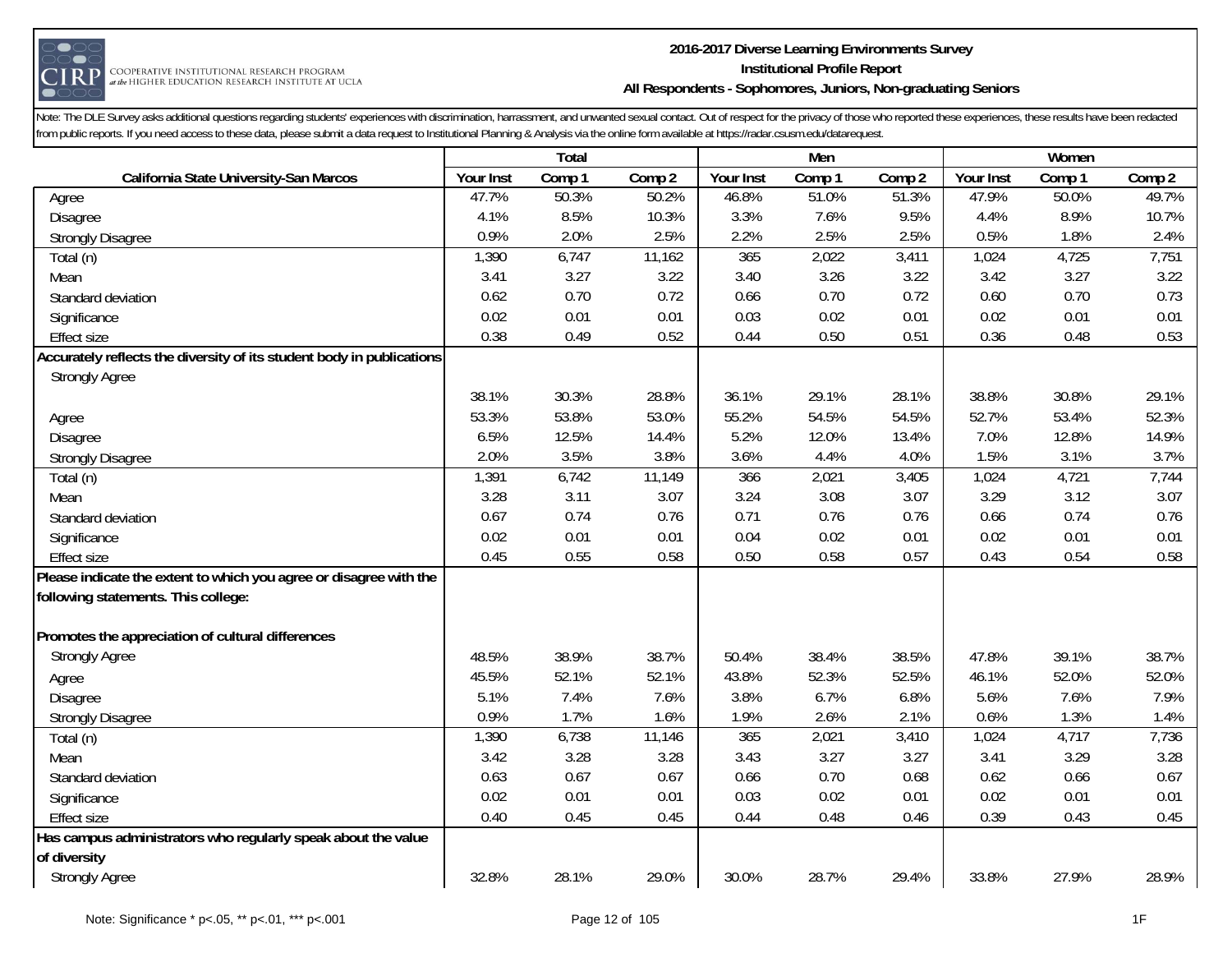Note: The DLE Survey asks additional questions regarding students' experiences with discrimination, harrassment, and unwanted sexual contact. Out of respect for the privacy of those who reported these experiences, these results have been redacted from public reports. If you need access to these data, please submit a data request to Institutional Planning & Analysis via the online form available at https://radar.csusm.edu/datarequest.

| | Total | | | Men | | | Women | | |
|---|---|---|---|---|---|---|---|---|---|
| **California State University-San Marcos** | Your Inst | Comp 1 | Comp 2 | Your Inst | Comp 1 | Comp 2 | Your Inst | Comp 1 | Comp 2 |
| Agree | 47.7% | 50.3% | 50.2% | 46.8% | 51.0% | 51.3% | 47.9% | 50.0% | 49.7% |
| Disagree | 4.1% | 8.5% | 10.3% | 3.3% | 7.6% | 9.5% | 4.4% | 8.9% | 10.7% |
| Strongly Disagree | 0.9% | 2.0% | 2.5% | 2.2% | 2.5% | 2.5% | 0.5% | 1.8% | 2.4% |
| Total (n) | 1,390 | 6,747 | 11,162 | 365 | 2,022 | 3,411 | 1,024 | 4,725 | 7,751 |
| Mean | 3.41 | 3.27 | 3.22 | 3.40 | 3.26 | 3.22 | 3.42 | 3.27 | 3.22 |
| Standard deviation | 0.62 | 0.70 | 0.72 | 0.66 | 0.70 | 0.72 | 0.60 | 0.70 | 0.73 |
| Significance | 0.02 | 0.01 | 0.01 | 0.03 | 0.02 | 0.01 | 0.02 | 0.01 | 0.01 |
| Effect size | 0.38 | 0.49 | 0.52 | 0.44 | 0.50 | 0.51 | 0.36 | 0.48 | 0.53 |
| **Accurately reflects the diversity of its student body in publications** | | | | | | | | | |
| Strongly Agree | 38.1% | 30.3% | 28.8% | 36.1% | 29.1% | 28.1% | 38.8% | 30.8% | 29.1% |
| Agree | 53.3% | 53.8% | 53.0% | 55.2% | 54.5% | 54.5% | 52.7% | 53.4% | 52.3% |
| Disagree | 6.5% | 12.5% | 14.4% | 5.2% | 12.0% | 13.4% | 7.0% | 12.8% | 14.9% |
| Strongly Disagree | 2.0% | 3.5% | 3.8% | 3.6% | 4.4% | 4.0% | 1.5% | 3.1% | 3.7% |
| Total (n) | 1,391 | 6,742 | 11,149 | 366 | 2,021 | 3,405 | 1,024 | 4,721 | 7,744 |
| Mean | 3.28 | 3.11 | 3.07 | 3.24 | 3.08 | 3.07 | 3.29 | 3.12 | 3.07 |
| Standard deviation | 0.67 | 0.74 | 0.76 | 0.71 | 0.76 | 0.76 | 0.66 | 0.74 | 0.76 |
| Significance | 0.02 | 0.01 | 0.01 | 0.04 | 0.02 | 0.01 | 0.02 | 0.01 | 0.01 |
| Effect size | 0.45 | 0.55 | 0.58 | 0.50 | 0.58 | 0.57 | 0.43 | 0.54 | 0.58 |
| **Please indicate the extent to which you agree or disagree with the following statements. This college:** | | | | | | | | | |
| **Promotes the appreciation of cultural differences** | | | | | | | | | |
| Strongly Agree | 48.5% | 38.9% | 38.7% | 50.4% | 38.4% | 38.5% | 47.8% | 39.1% | 38.7% |
| Agree | 45.5% | 52.1% | 52.1% | 43.8% | 52.3% | 52.5% | 46.1% | 52.0% | 52.0% |
| Disagree | 5.1% | 7.4% | 7.6% | 3.8% | 6.7% | 6.8% | 5.6% | 7.6% | 7.9% |
| Strongly Disagree | 0.9% | 1.7% | 1.6% | 1.9% | 2.6% | 2.1% | 0.6% | 1.3% | 1.4% |
| Total (n) | 1,390 | 6,738 | 11,146 | 365 | 2,021 | 3,410 | 1,024 | 4,717 | 7,736 |
| Mean | 3.42 | 3.28 | 3.28 | 3.43 | 3.27 | 3.27 | 3.41 | 3.29 | 3.28 |
| Standard deviation | 0.63 | 0.67 | 0.67 | 0.66 | 0.70 | 0.68 | 0.62 | 0.66 | 0.67 |
| Significance | 0.02 | 0.01 | 0.01 | 0.03 | 0.02 | 0.01 | 0.02 | 0.01 | 0.01 |
| Effect size | 0.40 | 0.45 | 0.45 | 0.44 | 0.48 | 0.46 | 0.39 | 0.43 | 0.45 |
| **Has campus administrators who regularly speak about the value of diversity** | | | | | | | | | |
| Strongly Agree | 32.8% | 28.1% | 29.0% | 30.0% | 28.7% | 29.4% | 33.8% | 27.9% | 28.9% |

Note: Significance * p<.05, ** p<.01, *** p<.001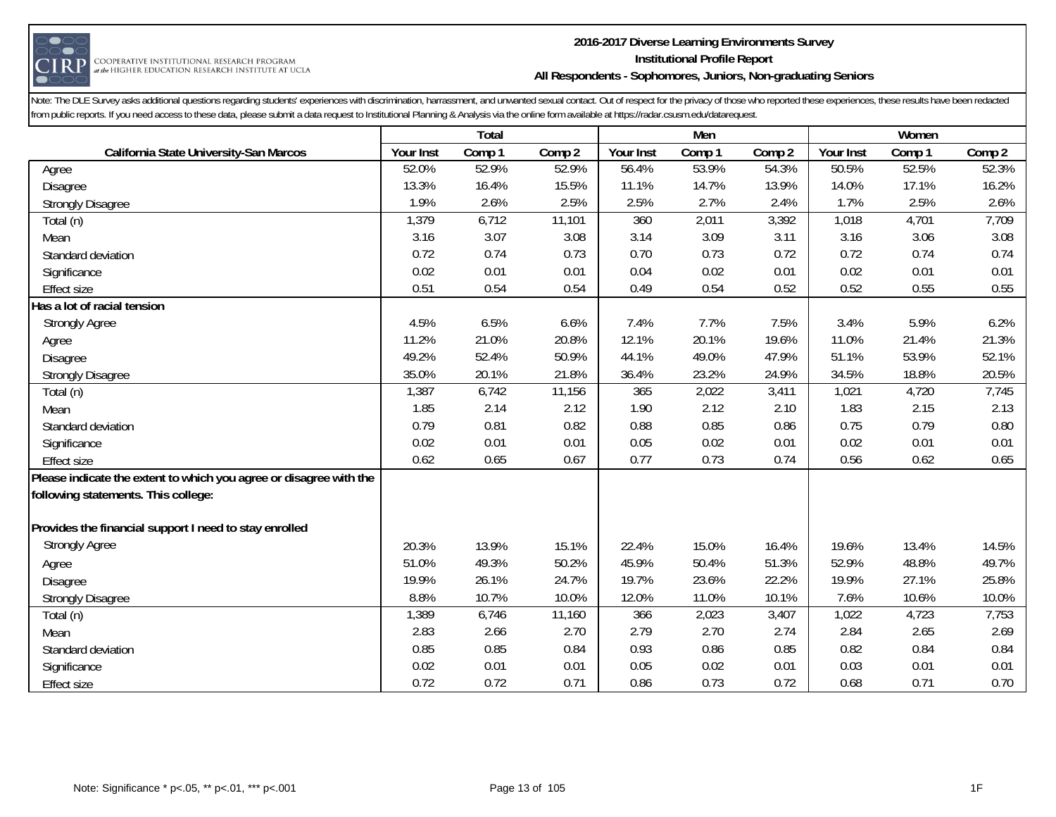# 2016-2017 Diverse Learning Environments Survey
## Institutional Profile Report
### All Respondents - Sophomores, Juniors, Non-graduating Seniors

Note: The DLE Survey asks additional questions regarding students' experiences with discrimination, harrassment, and unwanted sexual contact. Out of respect for the privacy of those who reported these experiences, these results have been redacted from public reports. If you need access to these data, please submit a data request to Institutional Planning & Analysis via the online form available at https://radar.csusm.edu/datarequest.

| | Total | | | Men | | | Women | | |
|---|---|---|---|---|---|---|---|---|---|
| **California State University-San Marcos** | **Your Inst** | **Comp 1** | **Comp 2** | **Your Inst** | **Comp 1** | **Comp 2** | **Your Inst** | **Comp 1** | **Comp 2** |
| Agree | 52.0% | 52.9% | 52.9% | 56.4% | 53.9% | 54.3% | 50.5% | 52.5% | 52.3% |
| Disagree | 13.3% | 16.4% | 15.5% | 11.1% | 14.7% | 13.9% | 14.0% | 17.1% | 16.2% |
| Strongly Disagree | 1.9% | 2.6% | 2.5% | 2.5% | 2.7% | 2.4% | 1.7% | 2.5% | 2.6% |
| Total (n) | 1,379 | 6,712 | 11,101 | 360 | 2,011 | 3,392 | 1,018 | 4,701 | 7,709 |
| Mean | 3.16 | 3.07 | 3.08 | 3.14 | 3.09 | 3.11 | 3.16 | 3.06 | 3.08 |
| Standard deviation | 0.72 | 0.74 | 0.73 | 0.70 | 0.73 | 0.72 | 0.72 | 0.74 | 0.74 |
| Significance | 0.02 | 0.01 | 0.01 | 0.04 | 0.02 | 0.01 | 0.02 | 0.01 | 0.01 |
| Effect size | 0.51 | 0.54 | 0.54 | 0.49 | 0.54 | 0.52 | 0.52 | 0.55 | 0.55 |
| **Has a lot of racial tension** | | | | | | | | | |
| Strongly Agree | 4.5% | 6.5% | 6.6% | 7.4% | 7.7% | 7.5% | 3.4% | 5.9% | 6.2% |
| Agree | 11.2% | 21.0% | 20.8% | 12.1% | 20.1% | 19.6% | 11.0% | 21.4% | 21.3% |
| Disagree | 49.2% | 52.4% | 50.9% | 44.1% | 49.0% | 47.9% | 51.1% | 53.9% | 52.1% |
| Strongly Disagree | 35.0% | 20.1% | 21.8% | 36.4% | 23.2% | 24.9% | 34.5% | 18.8% | 20.5% |
| Total (n) | 1,387 | 6,742 | 11,156 | 365 | 2,022 | 3,411 | 1,021 | 4,720 | 7,745 |
| Mean | 1.85 | 2.14 | 2.12 | 1.90 | 2.12 | 2.10 | 1.83 | 2.15 | 2.13 |
| Standard deviation | 0.79 | 0.81 | 0.82 | 0.88 | 0.85 | 0.86 | 0.75 | 0.79 | 0.80 |
| Significance | 0.02 | 0.01 | 0.01 | 0.05 | 0.02 | 0.01 | 0.02 | 0.01 | 0.01 |
| Effect size | 0.62 | 0.65 | 0.67 | 0.77 | 0.73 | 0.74 | 0.56 | 0.62 | 0.65 |
| **Please indicate the extent to which you agree or disagree with the following statements. This college:** | | | | | | | | | |
| **Provides the financial support I need to stay enrolled** | | | | | | | | | |
| Strongly Agree | 20.3% | 13.9% | 15.1% | 22.4% | 15.0% | 16.4% | 19.6% | 13.4% | 14.5% |
| Agree | 51.0% | 49.3% | 50.2% | 45.9% | 50.4% | 51.3% | 52.9% | 48.8% | 49.7% |
| Disagree | 19.9% | 26.1% | 24.7% | 19.7% | 23.6% | 22.2% | 19.9% | 27.1% | 25.8% |
| Strongly Disagree | 8.8% | 10.7% | 10.0% | 12.0% | 11.0% | 10.1% | 7.6% | 10.6% | 10.0% |
| Total (n) | 1,389 | 6,746 | 11,160 | 366 | 2,023 | 3,407 | 1,022 | 4,723 | 7,753 |
| Mean | 2.83 | 2.66 | 2.70 | 2.79 | 2.70 | 2.74 | 2.84 | 2.65 | 2.69 |
| Standard deviation | 0.85 | 0.85 | 0.84 | 0.93 | 0.86 | 0.85 | 0.82 | 0.84 | 0.84 |
| Significance | 0.02 | 0.01 | 0.01 | 0.05 | 0.02 | 0.01 | 0.03 | 0.01 | 0.01 |
| Effect size | 0.72 | 0.72 | 0.71 | 0.86 | 0.73 | 0.72 | 0.68 | 0.71 | 0.70 |

Note: Significance * p<.05, ** p<.01, *** p<.001

1F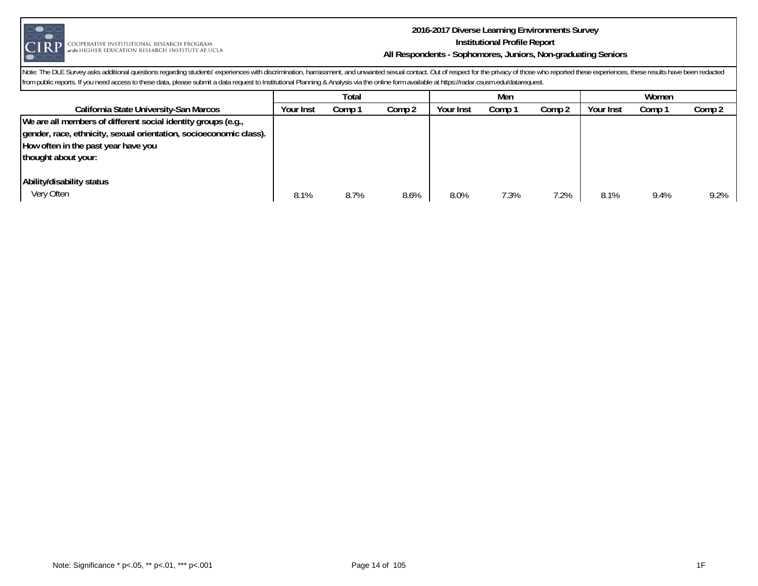**2016-2017 Diverse Learning Environments Survey**
**Institutional Profile Report**
**All Respondents - Sophomores, Juniors, Non-graduating Seniors**

Note: The DLE Survey asks additional questions regarding students' experiences with discrimination, harrassment, and unwanted sexual contact. Out of respect for the privacy of those who reported these experiences, these results have been redacted from public reports. If you need access to these data, please submit a data request to Institutional Planning & Analysis via the online form available at https://radar.csusm.edu/datarequest.

| | Total | | | Men | | | Women | | |
|---|---|---|---|---|---|---|---|---|---|
| **California State University-San Marcos** | **Your Inst** | **Comp 1** | **Comp 2** | **Your Inst** | **Comp 1** | **Comp 2** | **Your Inst** | **Comp 1** | **Comp 2** |
| **We are all members of different social identity groups (e.g., gender, race, ethnicity, sexual orientation, socioeconomic class). How often in the past year have you thought about your:** | | | | | | | | | |
| **Ability/disability status** | | | | | | | | | |
| Very Often | 8.1% | 8.7% | 8.6% | 8.0% | 7.3% | 7.2% | 8.1% | 9.4% | 9.2% |

Note: Significance * p<.05, ** p<.01, *** p<.001

1F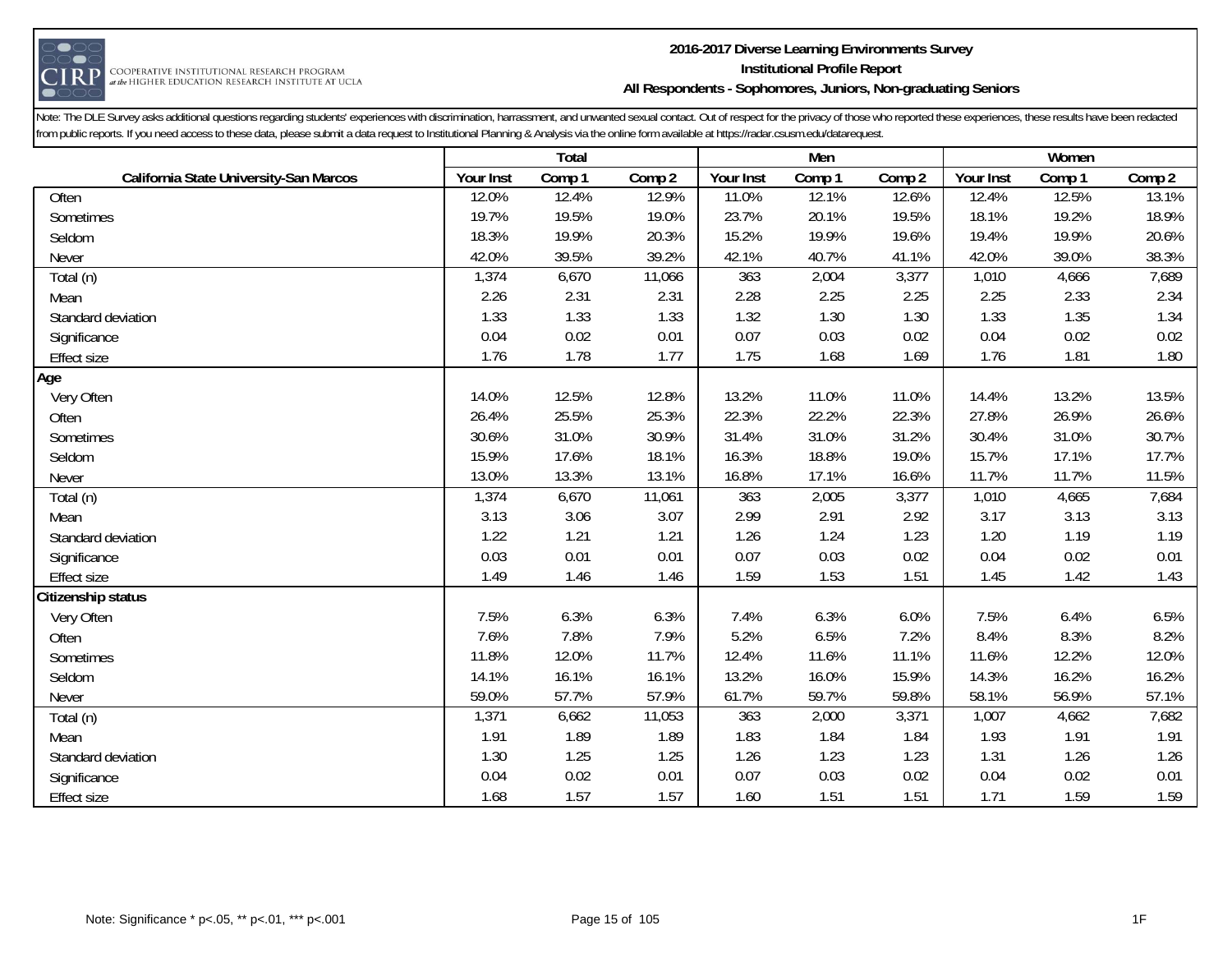**2016-2017 Diverse Learning Environments Survey**
**Institutional Profile Report**
**All Respondents - Sophomores, Juniors, Non-graduating Seniors**

Note: The DLE Survey asks additional questions regarding students' experiences with discrimination, harrassment, and unwanted sexual contact. Out of respect for the privacy of those who reported these experiences, these results have been redacted from public reports. If you need access to these data, please submit a data request to Institutional Planning & Analysis via the online form available at https://radar.csusm.edu/datarequest.

| | Total | | | Men | | | Women | | |
|---|---|---|---|---|---|---|---|---|---|
| California State University-San Marcos | Your Inst | Comp 1 | Comp 2 | Your Inst | Comp 1 | Comp 2 | Your Inst | Comp 1 | Comp 2 |
| Often | 12.0% | 12.4% | 12.9% | 11.0% | 12.1% | 12.6% | 12.4% | 12.5% | 13.1% |
| Sometimes | 19.7% | 19.5% | 19.0% | 23.7% | 20.1% | 19.5% | 18.1% | 19.2% | 18.9% |
| Seldom | 18.3% | 19.9% | 20.3% | 15.2% | 19.9% | 19.6% | 19.4% | 19.9% | 20.6% |
| Never | 42.0% | 39.5% | 39.2% | 42.1% | 40.7% | 41.1% | 42.0% | 39.0% | 38.3% |
| Total (n) | 1,374 | 6,670 | 11,066 | 363 | 2,004 | 3,377 | 1,010 | 4,666 | 7,689 |
| Mean | 2.26 | 2.31 | 2.31 | 2.28 | 2.25 | 2.25 | 2.25 | 2.33 | 2.34 |
| Standard deviation | 1.33 | 1.33 | 1.33 | 1.32 | 1.30 | 1.30 | 1.33 | 1.35 | 1.34 |
| Significance | 0.04 | 0.02 | 0.01 | 0.07 | 0.03 | 0.02 | 0.04 | 0.02 | 0.02 |
| Effect size | 1.76 | 1.78 | 1.77 | 1.75 | 1.68 | 1.69 | 1.76 | 1.81 | 1.80 |
| **Age** | | | | | | | | | |
| Very Often | 14.0% | 12.5% | 12.8% | 13.2% | 11.0% | 11.0% | 14.4% | 13.2% | 13.5% |
| Often | 26.4% | 25.5% | 25.3% | 22.3% | 22.2% | 22.3% | 27.8% | 26.9% | 26.6% |
| Sometimes | 30.6% | 31.0% | 30.9% | 31.4% | 31.0% | 31.2% | 30.4% | 31.0% | 30.7% |
| Seldom | 15.9% | 17.6% | 18.1% | 16.3% | 18.8% | 19.0% | 15.7% | 17.1% | 17.7% |
| Never | 13.0% | 13.3% | 13.1% | 16.8% | 17.1% | 16.6% | 11.7% | 11.7% | 11.5% |
| Total (n) | 1,374 | 6,670 | 11,061 | 363 | 2,005 | 3,377 | 1,010 | 4,665 | 7,684 |
| Mean | 3.13 | 3.06 | 3.07 | 2.99 | 2.91 | 2.92 | 3.17 | 3.13 | 3.13 |
| Standard deviation | 1.22 | 1.21 | 1.21 | 1.26 | 1.24 | 1.23 | 1.20 | 1.19 | 1.19 |
| Significance | 0.03 | 0.01 | 0.01 | 0.07 | 0.03 | 0.02 | 0.04 | 0.02 | 0.01 |
| Effect size | 1.49 | 1.46 | 1.46 | 1.59 | 1.53 | 1.51 | 1.45 | 1.42 | 1.43 |
| **Citizenship status** | | | | | | | | | |
| Very Often | 7.5% | 6.3% | 6.3% | 7.4% | 6.3% | 6.0% | 7.5% | 6.4% | 6.5% |
| Often | 7.6% | 7.8% | 7.9% | 5.2% | 6.5% | 7.2% | 8.4% | 8.3% | 8.2% |
| Sometimes | 11.8% | 12.0% | 11.7% | 12.4% | 11.6% | 11.1% | 11.6% | 12.2% | 12.0% |
| Seldom | 14.1% | 16.1% | 16.1% | 13.2% | 16.0% | 15.9% | 14.3% | 16.2% | 16.2% |
| Never | 59.0% | 57.7% | 57.9% | 61.7% | 59.7% | 59.8% | 58.1% | 56.9% | 57.1% |
| Total (n) | 1,371 | 6,662 | 11,053 | 363 | 2,000 | 3,371 | 1,007 | 4,662 | 7,682 |
| Mean | 1.91 | 1.89 | 1.89 | 1.83 | 1.84 | 1.84 | 1.93 | 1.91 | 1.91 |
| Standard deviation | 1.30 | 1.25 | 1.25 | 1.26 | 1.23 | 1.23 | 1.31 | 1.26 | 1.26 |
| Significance | 0.04 | 0.02 | 0.01 | 0.07 | 0.03 | 0.02 | 0.04 | 0.02 | 0.01 |
| Effect size | 1.68 | 1.57 | 1.57 | 1.60 | 1.51 | 1.51 | 1.71 | 1.59 | 1.59 |

Note: Significance * p<.05, ** p<.01, *** p<.001

1F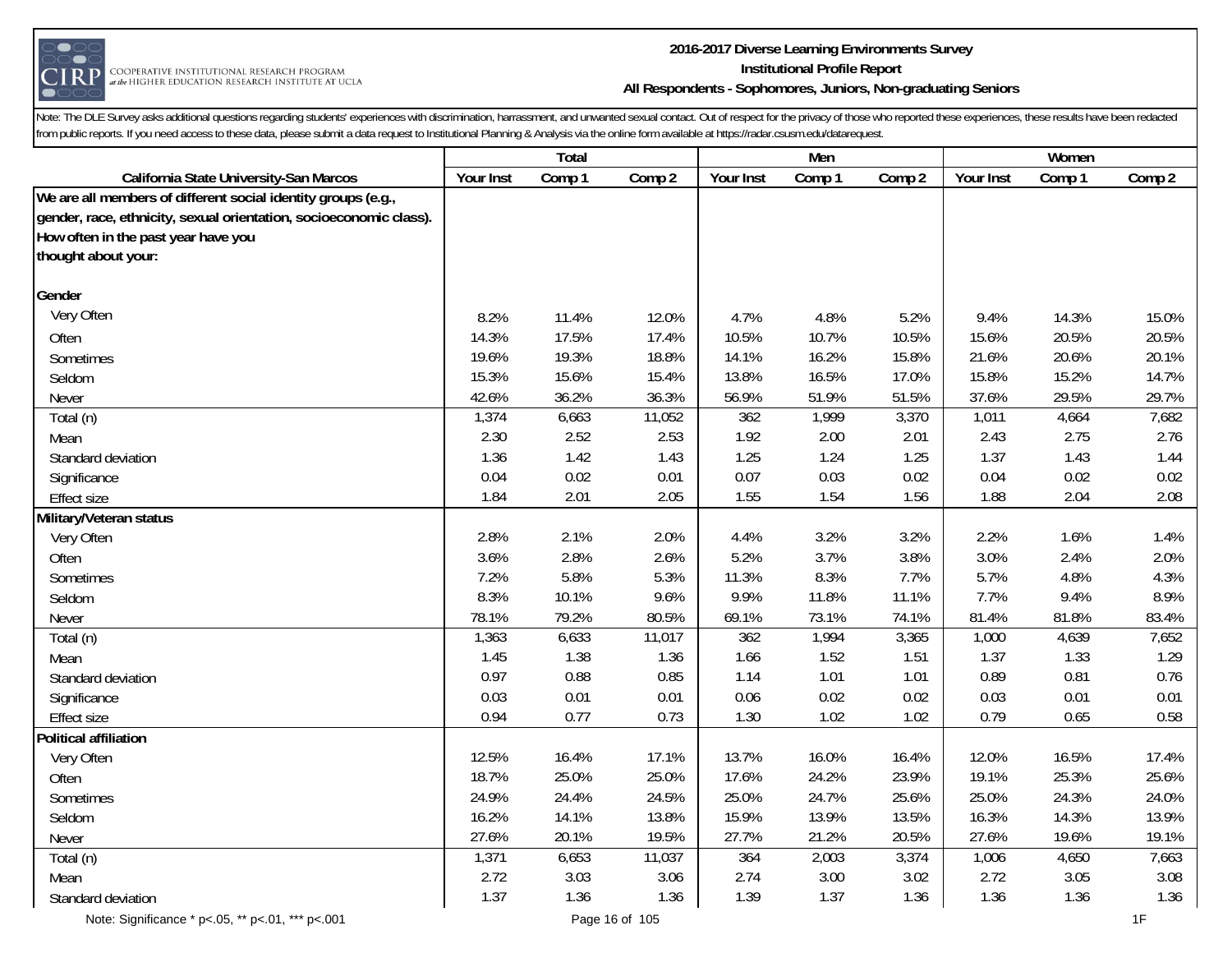Note: The DLE Survey asks additional questions regarding students' experiences with discrimination, harrassment, and unwanted sexual contact. Out of respect for the privacy of those who reported these experiences, these results have been redacted from public reports. If you need access to these data, please submit a data request to Institutional Planning & Analysis via the online form available at https://radar.csusm.edu/datarequest.

| | Total | | | Men | | | Women | | |
|---|---|---|---|---|---|---|---|---|---|
| California State University-San Marcos | Your Inst | Comp 1 | Comp 2 | Your Inst | Comp 1 | Comp 2 | Your Inst | Comp 1 | Comp 2 |
| **We are all members of different social identity groups (e.g., gender, race, ethnicity, sexual orientation, socioeconomic class). How often in the past year have you thought about your:** | | | | | | | | | |
| **Gender** | | | | | | | | | |
| Very Often | 8.2% | 11.4% | 12.0% | 4.7% | 4.8% | 5.2% | 9.4% | 14.3% | 15.0% |
| Often | 14.3% | 17.5% | 17.4% | 10.5% | 10.7% | 10.5% | 15.6% | 20.5% | 20.5% |
| Sometimes | 19.6% | 19.3% | 18.8% | 14.1% | 16.2% | 15.8% | 21.6% | 20.6% | 20.1% |
| Seldom | 15.3% | 15.6% | 15.4% | 13.8% | 16.5% | 17.0% | 15.8% | 15.2% | 14.7% |
| Never | 42.6% | 36.2% | 36.3% | 56.9% | 51.9% | 51.5% | 37.6% | 29.5% | 29.7% |
| Total (n) | 1,374 | 6,663 | 11,052 | 362 | 1,999 | 3,370 | 1,011 | 4,664 | 7,682 |
| Mean | 2.30 | 2.52 | 2.53 | 1.92 | 2.00 | 2.01 | 2.43 | 2.75 | 2.76 |
| Standard deviation | 1.36 | 1.42 | 1.43 | 1.25 | 1.24 | 1.25 | 1.37 | 1.43 | 1.44 |
| Significance | 0.04 | 0.02 | 0.01 | 0.07 | 0.03 | 0.02 | 0.04 | 0.02 | 0.02 |
| Effect size | 1.84 | 2.01 | 2.05 | 1.55 | 1.54 | 1.56 | 1.88 | 2.04 | 2.08 |
| **Military/Veteran status** | | | | | | | | | |
| Very Often | 2.8% | 2.1% | 2.0% | 4.4% | 3.2% | 3.2% | 2.2% | 1.6% | 1.4% |
| Often | 3.6% | 2.8% | 2.6% | 5.2% | 3.7% | 3.8% | 3.0% | 2.4% | 2.0% |
| Sometimes | 7.2% | 5.8% | 5.3% | 11.3% | 8.3% | 7.7% | 5.7% | 4.8% | 4.3% |
| Seldom | 8.3% | 10.1% | 9.6% | 9.9% | 11.8% | 11.1% | 7.7% | 9.4% | 8.9% |
| Never | 78.1% | 79.2% | 80.5% | 69.1% | 73.1% | 74.1% | 81.4% | 81.8% | 83.4% |
| Total (n) | 1,363 | 6,633 | 11,017 | 362 | 1,994 | 3,365 | 1,000 | 4,639 | 7,652 |
| Mean | 1.45 | 1.38 | 1.36 | 1.66 | 1.52 | 1.51 | 1.37 | 1.33 | 1.29 |
| Standard deviation | 0.97 | 0.88 | 0.85 | 1.14 | 1.01 | 1.01 | 0.89 | 0.81 | 0.76 |
| Significance | 0.03 | 0.01 | 0.01 | 0.06 | 0.02 | 0.02 | 0.03 | 0.01 | 0.01 |
| Effect size | 0.94 | 0.77 | 0.73 | 1.30 | 1.02 | 1.02 | 0.79 | 0.65 | 0.58 |
| **Political affiliation** | | | | | | | | | |
| Very Often | 12.5% | 16.4% | 17.1% | 13.7% | 16.0% | 16.4% | 12.0% | 16.5% | 17.4% |
| Often | 18.7% | 25.0% | 25.0% | 17.6% | 24.2% | 23.9% | 19.1% | 25.3% | 25.6% |
| Sometimes | 24.9% | 24.4% | 24.5% | 25.0% | 24.7% | 25.6% | 25.0% | 24.3% | 24.0% |
| Seldom | 16.2% | 14.1% | 13.8% | 15.9% | 13.9% | 13.5% | 16.3% | 14.3% | 13.9% |
| Never | 27.6% | 20.1% | 19.5% | 27.7% | 21.2% | 20.5% | 27.6% | 19.6% | 19.1% |
| Total (n) | 1,371 | 6,653 | 11,037 | 364 | 2,003 | 3,374 | 1,006 | 4,650 | 7,663 |
| Mean | 2.72 | 3.03 | 3.06 | 2.74 | 3.00 | 3.02 | 2.72 | 3.05 | 3.08 |
| Standard deviation | 1.37 | 1.36 | 1.36 | 1.39 | 1.37 | 1.36 | 1.36 | 1.36 | 1.36 |

Note: Significance * p<.05, ** p<.01, *** p<.001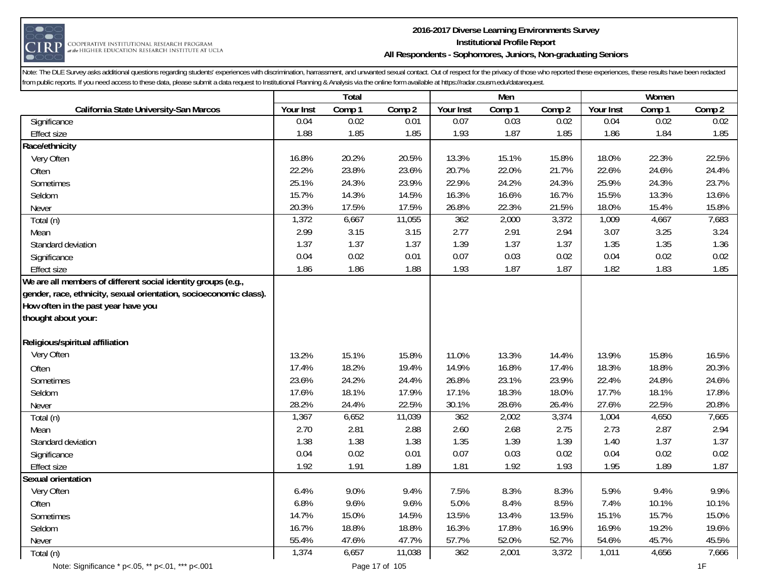Note: The DLE Survey asks additional questions regarding students' experiences with discrimination, harrassment, and unwanted sexual contact. Out of respect for the privacy of those who reported these experiences, these results have been redacted from public reports. If you need access to these data, please submit a data request to Institutional Planning & Analysis via the online form available at https://radar.csusm.edu/datarequest.

| | Total | | | Men | | | Women | | |
|---|---|---|---|---|---|---|---|---|---|
| **California State University-San Marcos** | **Your Inst** | **Comp 1** | **Comp 2** | **Your Inst** | **Comp 1** | **Comp 2** | **Your Inst** | **Comp 1** | **Comp 2** |
| Significance | 0.04 | 0.02 | 0.01 | 0.07 | 0.03 | 0.02 | 0.04 | 0.02 | 0.02 |
| Effect size | 1.88 | 1.85 | 1.85 | 1.93 | 1.87 | 1.85 | 1.86 | 1.84 | 1.85 |
| **Race/ethnicity** | | | | | | | | | |
| Very Often | 16.8% | 20.2% | 20.5% | 13.3% | 15.1% | 15.8% | 18.0% | 22.3% | 22.5% |
| Often | 22.2% | 23.8% | 23.6% | 20.7% | 22.0% | 21.7% | 22.6% | 24.6% | 24.4% |
| Sometimes | 25.1% | 24.3% | 23.9% | 22.9% | 24.2% | 24.3% | 25.9% | 24.3% | 23.7% |
| Seldom | 15.7% | 14.3% | 14.5% | 16.3% | 16.6% | 16.7% | 15.5% | 13.3% | 13.6% |
| Never | 20.3% | 17.5% | 17.5% | 26.8% | 22.3% | 21.5% | 18.0% | 15.4% | 15.8% |
| Total (n) | 1,372 | 6,667 | 11,055 | 362 | 2,000 | 3,372 | 1,009 | 4,667 | 7,683 |
| Mean | 2.99 | 3.15 | 3.15 | 2.77 | 2.91 | 2.94 | 3.07 | 3.25 | 3.24 |
| Standard deviation | 1.37 | 1.37 | 1.37 | 1.39 | 1.37 | 1.37 | 1.35 | 1.35 | 1.36 |
| Significance | 0.04 | 0.02 | 0.01 | 0.07 | 0.03 | 0.02 | 0.04 | 0.02 | 0.02 |
| Effect size | 1.86 | 1.86 | 1.88 | 1.93 | 1.87 | 1.87 | 1.82 | 1.83 | 1.85 |
| **We are all members of different social identity groups (e.g., gender, race, ethnicity, sexual orientation, socioeconomic class). How often in the past year have you thought about your:** | | | | | | | | | |
| **Religious/spiritual affiliation** | | | | | | | | | |
| Very Often | 13.2% | 15.1% | 15.8% | 11.0% | 13.3% | 14.4% | 13.9% | 15.8% | 16.5% |
| Often | 17.4% | 18.2% | 19.4% | 14.9% | 16.8% | 17.4% | 18.3% | 18.8% | 20.3% |
| Sometimes | 23.6% | 24.2% | 24.4% | 26.8% | 23.1% | 23.9% | 22.4% | 24.8% | 24.6% |
| Seldom | 17.6% | 18.1% | 17.9% | 17.1% | 18.3% | 18.0% | 17.7% | 18.1% | 17.8% |
| Never | 28.2% | 24.4% | 22.5% | 30.1% | 28.6% | 26.4% | 27.6% | 22.5% | 20.8% |
| Total (n) | 1,367 | 6,652 | 11,039 | 362 | 2,002 | 3,374 | 1,004 | 4,650 | 7,665 |
| Mean | 2.70 | 2.81 | 2.88 | 2.60 | 2.68 | 2.75 | 2.73 | 2.87 | 2.94 |
| Standard deviation | 1.38 | 1.38 | 1.38 | 1.35 | 1.39 | 1.39 | 1.40 | 1.37 | 1.37 |
| Significance | 0.04 | 0.02 | 0.01 | 0.07 | 0.03 | 0.02 | 0.04 | 0.02 | 0.02 |
| Effect size | 1.92 | 1.91 | 1.89 | 1.81 | 1.92 | 1.93 | 1.95 | 1.89 | 1.87 |
| **Sexual orientation** | | | | | | | | | |
| Very Often | 6.4% | 9.0% | 9.4% | 7.5% | 8.3% | 8.3% | 5.9% | 9.4% | 9.9% |
| Often | 6.8% | 9.6% | 9.6% | 5.0% | 8.4% | 8.5% | 7.4% | 10.1% | 10.1% |
| Sometimes | 14.7% | 15.0% | 14.5% | 13.5% | 13.4% | 13.5% | 15.1% | 15.7% | 15.0% |
| Seldom | 16.7% | 18.8% | 18.8% | 16.3% | 17.8% | 16.9% | 16.9% | 19.2% | 19.6% |
| Never | 55.4% | 47.6% | 47.7% | 57.7% | 52.0% | 52.7% | 54.6% | 45.7% | 45.5% |
| Total (n) | 1,374 | 6,657 | 11,038 | 362 | 2,001 | 3,372 | 1,011 | 4,656 | 7,666 |

Note: Significance * p<.05, ** p<.01, *** p<.001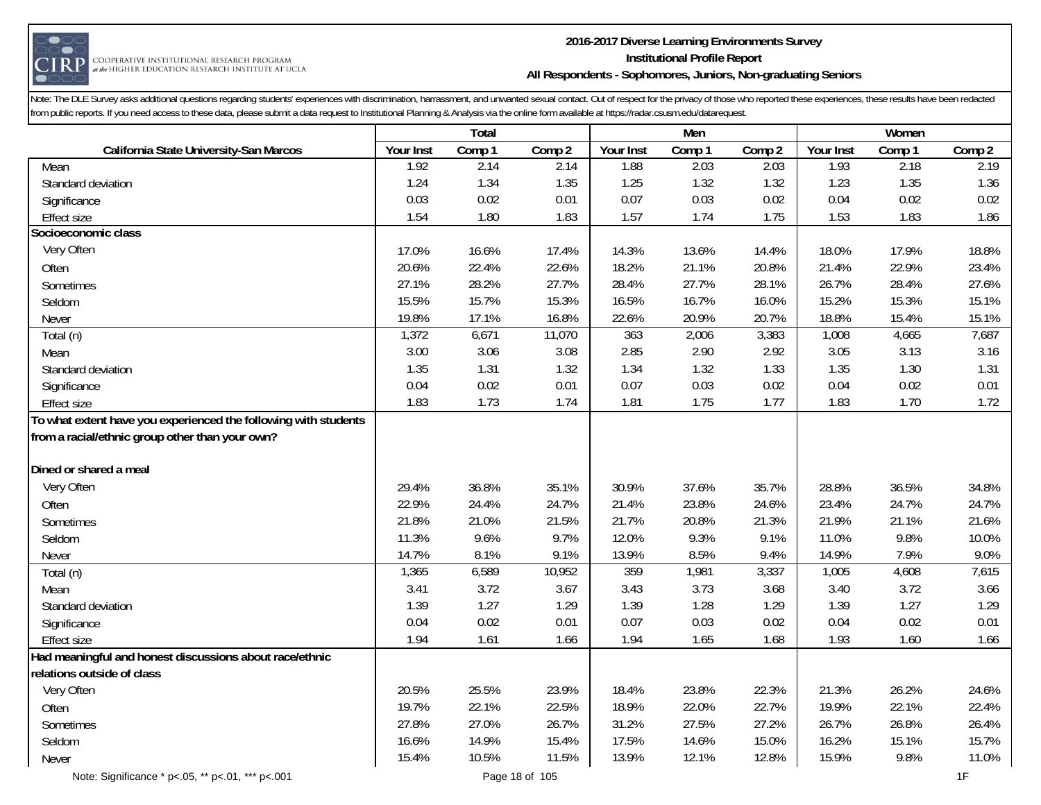Note: The DLE Survey asks additional questions regarding students' experiences with discrimination, harrassment, and unwanted sexual contact. Out of respect for the privacy of those who reported these experiences, these results have been redacted from public reports. If you need access to these data, please submit a data request to Institutional Planning & Analysis via the online form available at https://radar.csusm.edu/datarequest.

| | Total | | | Men | | | Women | | |
|---|---|---|---|---|---|---|---|---|---|
| **California State University-San Marcos** | **Your Inst** | **Comp 1** | **Comp 2** | **Your Inst** | **Comp 1** | **Comp 2** | **Your Inst** | **Comp 1** | **Comp 2** |
| Mean | 1.92 | 2.14 | 2.14 | 1.88 | 2.03 | 2.03 | 1.93 | 2.18 | 2.19 |
| Standard deviation | 1.24 | 1.34 | 1.35 | 1.25 | 1.32 | 1.32 | 1.23 | 1.35 | 1.36 |
| Significance | 0.03 | 0.02 | 0.01 | 0.07 | 0.03 | 0.02 | 0.04 | 0.02 | 0.02 |
| Effect size | 1.54 | 1.80 | 1.83 | 1.57 | 1.74 | 1.75 | 1.53 | 1.83 | 1.86 |
| **Socioeconomic class** | | | | | | | | | |
| Very Often | 17.0% | 16.6% | 17.4% | 14.3% | 13.6% | 14.4% | 18.0% | 17.9% | 18.8% |
| Often | 20.6% | 22.4% | 22.6% | 18.2% | 21.1% | 20.8% | 21.4% | 22.9% | 23.4% |
| Sometimes | 27.1% | 28.2% | 27.7% | 28.4% | 27.7% | 28.1% | 26.7% | 28.4% | 27.6% |
| Seldom | 15.5% | 15.7% | 15.3% | 16.5% | 16.7% | 16.0% | 15.2% | 15.3% | 15.1% |
| Never | 19.8% | 17.1% | 16.8% | 22.6% | 20.9% | 20.7% | 18.8% | 15.4% | 15.1% |
| Total (n) | 1,372 | 6,671 | 11,070 | 363 | 2,006 | 3,383 | 1,008 | 4,665 | 7,687 |
| Mean | 3.00 | 3.06 | 3.08 | 2.85 | 2.90 | 2.92 | 3.05 | 3.13 | 3.16 |
| Standard deviation | 1.35 | 1.31 | 1.32 | 1.34 | 1.32 | 1.33 | 1.35 | 1.30 | 1.31 |
| Significance | 0.04 | 0.02 | 0.01 | 0.07 | 0.03 | 0.02 | 0.04 | 0.02 | 0.01 |
| Effect size | 1.83 | 1.73 | 1.74 | 1.81 | 1.75 | 1.77 | 1.83 | 1.70 | 1.72 |
| **To what extent have you experienced the following with students from a racial/ethnic group other than your own?** | | | | | | | | | |
| **Dined or shared a meal** | | | | | | | | | |
| Very Often | 29.4% | 36.8% | 35.1% | 30.9% | 37.6% | 35.7% | 28.8% | 36.5% | 34.8% |
| Often | 22.9% | 24.4% | 24.7% | 21.4% | 23.8% | 24.6% | 23.4% | 24.7% | 24.7% |
| Sometimes | 21.8% | 21.0% | 21.5% | 21.7% | 20.8% | 21.3% | 21.9% | 21.1% | 21.6% |
| Seldom | 11.3% | 9.6% | 9.7% | 12.0% | 9.3% | 9.1% | 11.0% | 9.8% | 10.0% |
| Never | 14.7% | 8.1% | 9.1% | 13.9% | 8.5% | 9.4% | 14.9% | 7.9% | 9.0% |
| Total (n) | 1,365 | 6,589 | 10,952 | 359 | 1,981 | 3,337 | 1,005 | 4,608 | 7,615 |
| Mean | 3.41 | 3.72 | 3.67 | 3.43 | 3.73 | 3.68 | 3.40 | 3.72 | 3.66 |
| Standard deviation | 1.39 | 1.27 | 1.29 | 1.39 | 1.28 | 1.29 | 1.39 | 1.27 | 1.29 |
| Significance | 0.04 | 0.02 | 0.01 | 0.07 | 0.03 | 0.02 | 0.04 | 0.02 | 0.01 |
| Effect size | 1.94 | 1.61 | 1.66 | 1.94 | 1.65 | 1.68 | 1.93 | 1.60 | 1.66 |
| **Had meaningful and honest discussions about race/ethnic relations outside of class** | | | | | | | | | |
| Very Often | 20.5% | 25.5% | 23.9% | 18.4% | 23.8% | 22.3% | 21.3% | 26.2% | 24.6% |
| Often | 19.7% | 22.1% | 22.5% | 18.9% | 22.0% | 22.7% | 19.9% | 22.1% | 22.4% |
| Sometimes | 27.8% | 27.0% | 26.7% | 31.2% | 27.5% | 27.2% | 26.7% | 26.8% | 26.4% |
| Seldom | 16.6% | 14.9% | 15.4% | 17.5% | 14.6% | 15.0% | 16.2% | 15.1% | 15.7% |
| Never | 15.4% | 10.5% | 11.5% | 13.9% | 12.1% | 12.8% | 15.9% | 9.8% | 11.0% |

Note: Significance * p<.05, ** p<.01, *** p<.001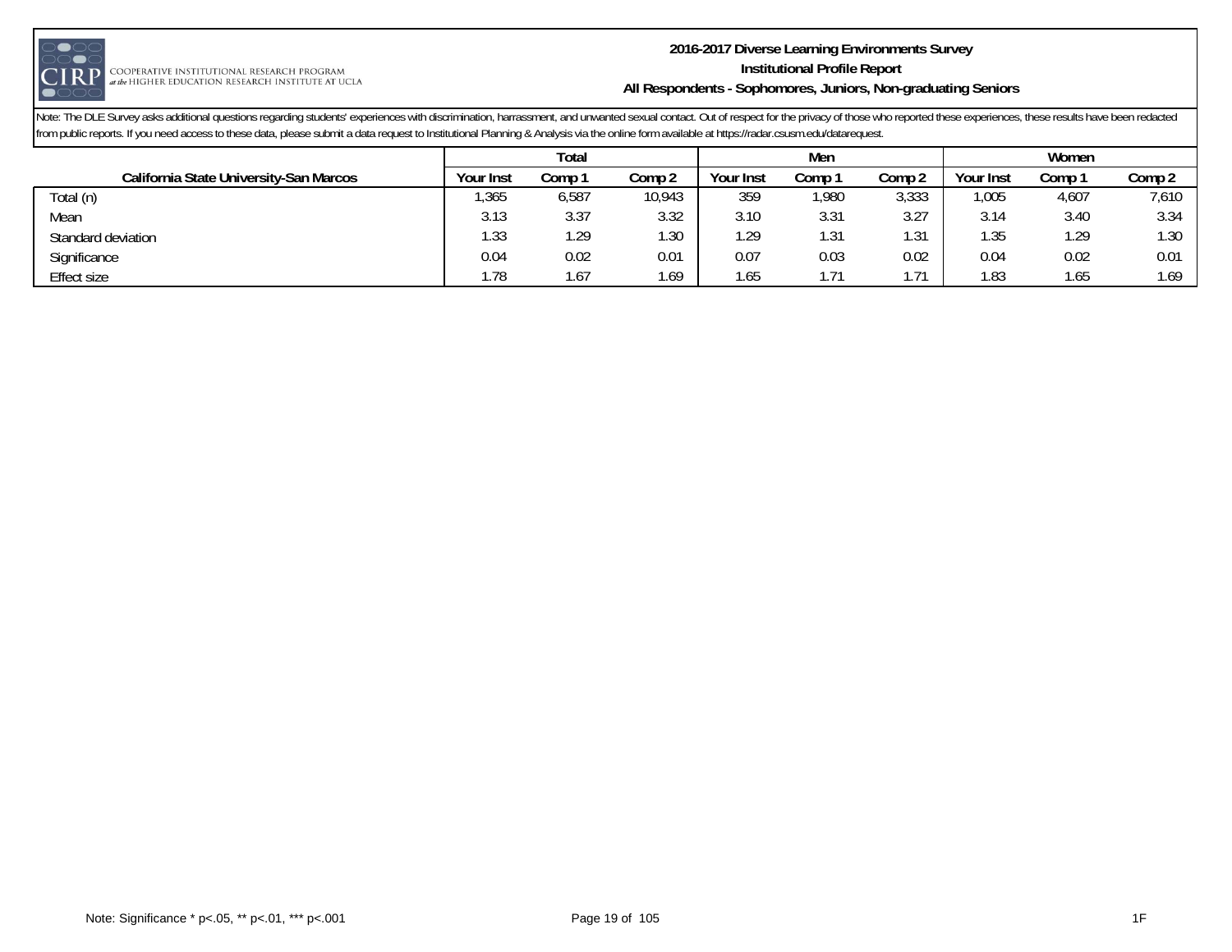# 2016-2017 Diverse Learning Environments Survey
## Institutional Profile Report
### All Respondents - Sophomores, Juniors, Non-graduating Seniors

Note: The DLE Survey asks additional questions regarding students' experiences with discrimination, harrassment, and unwanted sexual contact. Out of respect for the privacy of those who reported these experiences, these results have been redacted from public reports. If you need access to these data, please submit a data request to Institutional Planning & Analysis via the online form available at https://radar.csusm.edu/datarequest.

| | Total | | | Men | | | Women | | |
|---|---|---|---|---|---|---|---|---|---|
| California State University-San Marcos | Your Inst | Comp 1 | Comp 2 | Your Inst | Comp 1 | Comp 2 | Your Inst | Comp 1 | Comp 2 |
| Total (n) | 1,365 | 6,587 | 10,943 | 359 | 1,980 | 3,333 | 1,005 | 4,607 | 7,610 |
| Mean | 3.13 | 3.37 | 3.32 | 3.10 | 3.31 | 3.27 | 3.14 | 3.40 | 3.34 |
| Standard deviation | 1.33 | 1.29 | 1.30 | 1.29 | 1.31 | 1.31 | 1.35 | 1.29 | 1.30 |
| Significance | 0.04 | 0.02 | 0.01 | 0.07 | 0.03 | 0.02 | 0.04 | 0.02 | 0.01 |
| Effect size | 1.78 | 1.67 | 1.69 | 1.65 | 1.71 | 1.71 | 1.83 | 1.65 | 1.69 |

Note: Significance * p<.05, ** p<.01, *** p<.001

1F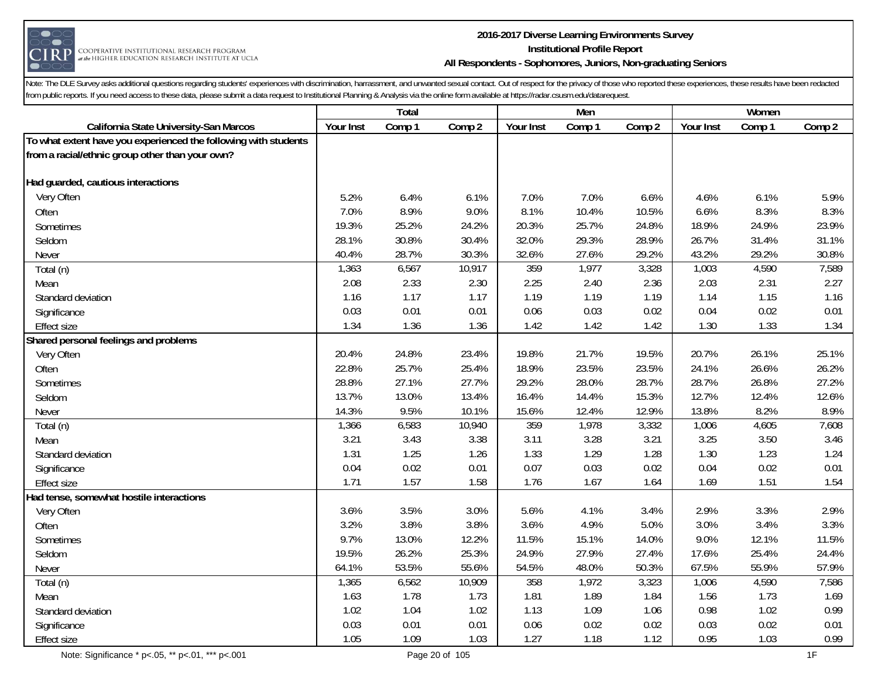**2016-2017 Diverse Learning Environments Survey**
**Institutional Profile Report**
**All Respondents - Sophomores, Juniors, Non-graduating Seniors**

Note: The DLE Survey asks additional questions regarding students' experiences with discrimination, harrassment, and unwanted sexual contact. Out of respect for the privacy of those who reported these experiences, these results have been redacted from public reports. If you need access to these data, please submit a data request to Institutional Planning & Analysis via the online form available at https://radar.csusm.edu/datarequest.

| | Total | | | Men | | | Women | | |
|---|---|---|---|---|---|---|---|---|---|
| **California State University-San Marcos** | **Your Inst** | **Comp 1** | **Comp 2** | **Your Inst** | **Comp 1** | **Comp 2** | **Your Inst** | **Comp 1** | **Comp 2** |
| **To what extent have you experienced the following with students from a racial/ethnic group other than your own?** | | | | | | | | | |
| **Had guarded, cautious interactions** | | | | | | | | | |
| Very Often | 5.2% | 6.4% | 6.1% | 7.0% | 7.0% | 6.6% | 4.6% | 6.1% | 5.9% |
| Often | 7.0% | 8.9% | 9.0% | 8.1% | 10.4% | 10.5% | 6.6% | 8.3% | 8.3% |
| Sometimes | 19.3% | 25.2% | 24.2% | 20.3% | 25.7% | 24.8% | 18.9% | 24.9% | 23.9% |
| Seldom | 28.1% | 30.8% | 30.4% | 32.0% | 29.3% | 28.9% | 26.7% | 31.4% | 31.1% |
| Never | 40.4% | 28.7% | 30.3% | 32.6% | 27.6% | 29.2% | 43.2% | 29.2% | 30.8% |
| Total (n) | 1,363 | 6,567 | 10,917 | 359 | 1,977 | 3,328 | 1,003 | 4,590 | 7,589 |
| Mean | 2.08 | 2.33 | 2.30 | 2.25 | 2.40 | 2.36 | 2.03 | 2.31 | 2.27 |
| Standard deviation | 1.16 | 1.17 | 1.17 | 1.19 | 1.19 | 1.19 | 1.14 | 1.15 | 1.16 |
| Significance | 0.03 | 0.01 | 0.01 | 0.06 | 0.03 | 0.02 | 0.04 | 0.02 | 0.01 |
| Effect size | 1.34 | 1.36 | 1.36 | 1.42 | 1.42 | 1.42 | 1.30 | 1.33 | 1.34 |
| **Shared personal feelings and problems** | | | | | | | | | |
| Very Often | 20.4% | 24.8% | 23.4% | 19.8% | 21.7% | 19.5% | 20.7% | 26.1% | 25.1% |
| Often | 22.8% | 25.7% | 25.4% | 18.9% | 23.5% | 23.5% | 24.1% | 26.6% | 26.2% |
| Sometimes | 28.8% | 27.1% | 27.7% | 29.2% | 28.0% | 28.7% | 28.7% | 26.8% | 27.2% |
| Seldom | 13.7% | 13.0% | 13.4% | 16.4% | 14.4% | 15.3% | 12.7% | 12.4% | 12.6% |
| Never | 14.3% | 9.5% | 10.1% | 15.6% | 12.4% | 12.9% | 13.8% | 8.2% | 8.9% |
| Total (n) | 1,366 | 6,583 | 10,940 | 359 | 1,978 | 3,332 | 1,006 | 4,605 | 7,608 |
| Mean | 3.21 | 3.43 | 3.38 | 3.11 | 3.28 | 3.21 | 3.25 | 3.50 | 3.46 |
| Standard deviation | 1.31 | 1.25 | 1.26 | 1.33 | 1.29 | 1.28 | 1.30 | 1.23 | 1.24 |
| Significance | 0.04 | 0.02 | 0.01 | 0.07 | 0.03 | 0.02 | 0.04 | 0.02 | 0.01 |
| Effect size | 1.71 | 1.57 | 1.58 | 1.76 | 1.67 | 1.64 | 1.69 | 1.51 | 1.54 |
| **Had tense, somewhat hostile interactions** | | | | | | | | | |
| Very Often | 3.6% | 3.5% | 3.0% | 5.6% | 4.1% | 3.4% | 2.9% | 3.3% | 2.9% |
| Often | 3.2% | 3.8% | 3.8% | 3.6% | 4.9% | 5.0% | 3.0% | 3.4% | 3.3% |
| Sometimes | 9.7% | 13.0% | 12.2% | 11.5% | 15.1% | 14.0% | 9.0% | 12.1% | 11.5% |
| Seldom | 19.5% | 26.2% | 25.3% | 24.9% | 27.9% | 27.4% | 17.6% | 25.4% | 24.4% |
| Never | 64.1% | 53.5% | 55.6% | 54.5% | 48.0% | 50.3% | 67.5% | 55.9% | 57.9% |
| Total (n) | 1,365 | 6,562 | 10,909 | 358 | 1,972 | 3,323 | 1,006 | 4,590 | 7,586 |
| Mean | 1.63 | 1.78 | 1.73 | 1.81 | 1.89 | 1.84 | 1.56 | 1.73 | 1.69 |
| Standard deviation | 1.02 | 1.04 | 1.02 | 1.13 | 1.09 | 1.06 | 0.98 | 1.02 | 0.99 |
| Significance | 0.03 | 0.01 | 0.01 | 0.06 | 0.02 | 0.02 | 0.03 | 0.02 | 0.01 |
| Effect size | 1.05 | 1.09 | 1.03 | 1.27 | 1.18 | 1.12 | 0.95 | 1.03 | 0.99 |

Note: Significance * p<.05, ** p<.01, *** p<.001

1F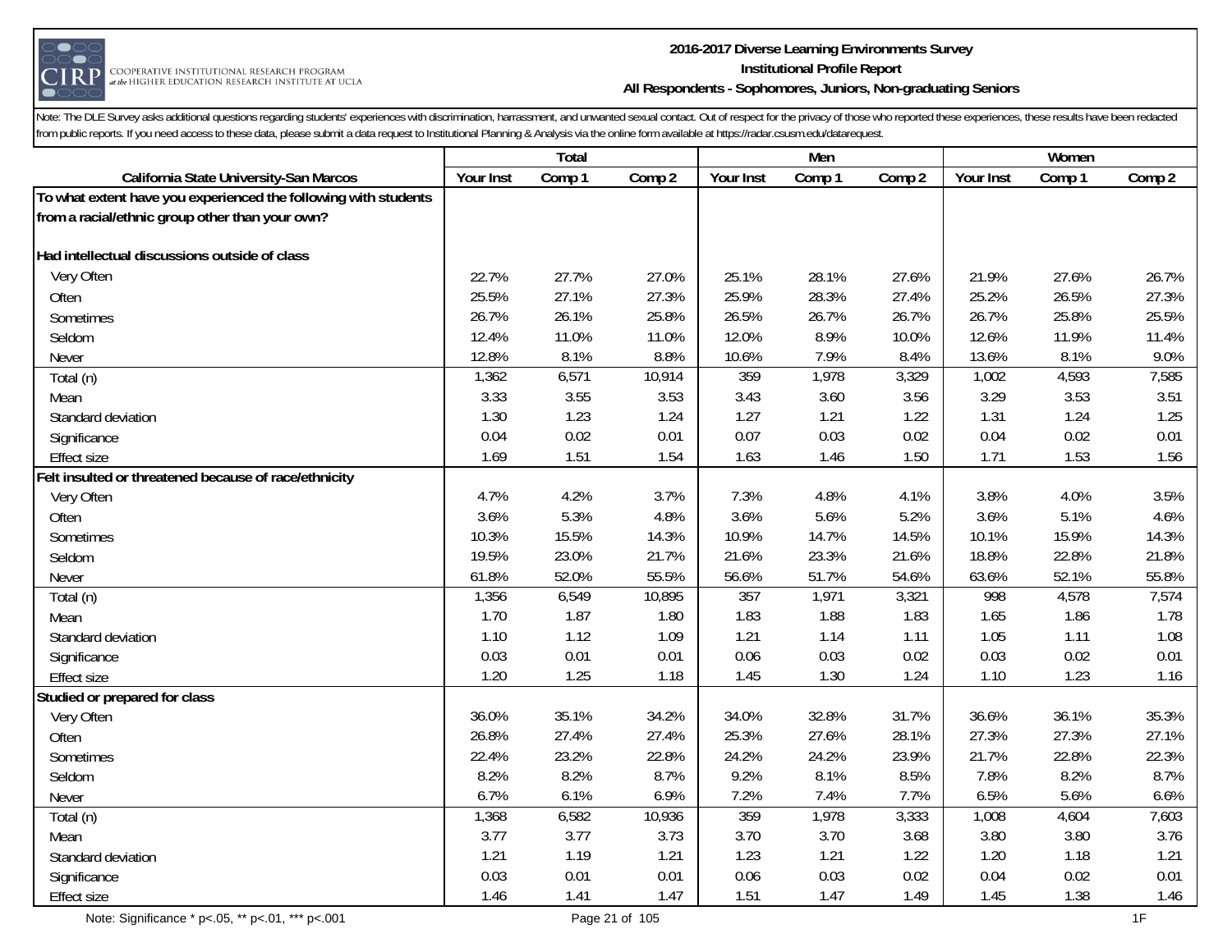# 2016-2017 Diverse Learning Environments Survey
## Institutional Profile Report
### All Respondents - Sophomores, Juniors, Non-graduating Seniors

Note: The DLE Survey asks additional questions regarding students' experiences with discrimination, harrassment, and unwanted sexual contact. Out of respect for the privacy of those who reported these experiences, these results have been redacted from public reports. If you need access to these data, please submit a data request to Institutional Planning & Analysis via the online form available at https://radar.csusm.edu/datarequest.

| | Total | | | Men | | | Women | | |
|---|---|---|---|---|---|---|---|---|---|
| **California State University-San Marcos** | **Your Inst** | **Comp 1** | **Comp 2** | **Your Inst** | **Comp 1** | **Comp 2** | **Your Inst** | **Comp 1** | **Comp 2** |
| **To what extent have you experienced the following with students from a racial/ethnic group other than your own?** | | | | | | | | | |
| **Had intellectual discussions outside of class** | | | | | | | | | |
| Very Often | 22.7% | 27.7% | 27.0% | 25.1% | 28.1% | 27.6% | 21.9% | 27.6% | 26.7% |
| Often | 25.5% | 27.1% | 27.3% | 25.9% | 28.3% | 27.4% | 25.2% | 26.5% | 27.3% |
| Sometimes | 26.7% | 26.1% | 25.8% | 26.5% | 26.7% | 26.7% | 26.7% | 25.8% | 25.5% |
| Seldom | 12.4% | 11.0% | 11.0% | 12.0% | 8.9% | 10.0% | 12.6% | 11.9% | 11.4% |
| Never | 12.8% | 8.1% | 8.8% | 10.6% | 7.9% | 8.4% | 13.6% | 8.1% | 9.0% |
| Total (n) | 1,362 | 6,571 | 10,914 | 359 | 1,978 | 3,329 | 1,002 | 4,593 | 7,585 |
| Mean | 3.33 | 3.55 | 3.53 | 3.43 | 3.60 | 3.56 | 3.29 | 3.53 | 3.51 |
| Standard deviation | 1.30 | 1.23 | 1.24 | 1.27 | 1.21 | 1.22 | 1.31 | 1.24 | 1.25 |
| Significance | 0.04 | 0.02 | 0.01 | 0.07 | 0.03 | 0.02 | 0.04 | 0.02 | 0.01 |
| Effect size | 1.69 | 1.51 | 1.54 | 1.63 | 1.46 | 1.50 | 1.71 | 1.53 | 1.56 |
| **Felt insulted or threatened because of race/ethnicity** | | | | | | | | | |
| Very Often | 4.7% | 4.2% | 3.7% | 7.3% | 4.8% | 4.1% | 3.8% | 4.0% | 3.5% |
| Often | 3.6% | 5.3% | 4.8% | 3.6% | 5.6% | 5.2% | 3.6% | 5.1% | 4.6% |
| Sometimes | 10.3% | 15.5% | 14.3% | 10.9% | 14.7% | 14.5% | 10.1% | 15.9% | 14.3% |
| Seldom | 19.5% | 23.0% | 21.7% | 21.6% | 23.3% | 21.6% | 18.8% | 22.8% | 21.8% |
| Never | 61.8% | 52.0% | 55.5% | 56.6% | 51.7% | 54.6% | 63.6% | 52.1% | 55.8% |
| Total (n) | 1,356 | 6,549 | 10,895 | 357 | 1,971 | 3,321 | 998 | 4,578 | 7,574 |
| Mean | 1.70 | 1.87 | 1.80 | 1.83 | 1.88 | 1.83 | 1.65 | 1.86 | 1.78 |
| Standard deviation | 1.10 | 1.12 | 1.09 | 1.21 | 1.14 | 1.11 | 1.05 | 1.11 | 1.08 |
| Significance | 0.03 | 0.01 | 0.01 | 0.06 | 0.03 | 0.02 | 0.03 | 0.02 | 0.01 |
| Effect size | 1.20 | 1.25 | 1.18 | 1.45 | 1.30 | 1.24 | 1.10 | 1.23 | 1.16 |
| **Studied or prepared for class** | | | | | | | | | |
| Very Often | 36.0% | 35.1% | 34.2% | 34.0% | 32.8% | 31.7% | 36.6% | 36.1% | 35.3% |
| Often | 26.8% | 27.4% | 27.4% | 25.3% | 27.6% | 28.1% | 27.3% | 27.3% | 27.1% |
| Sometimes | 22.4% | 23.2% | 22.8% | 24.2% | 24.2% | 23.9% | 21.7% | 22.8% | 22.3% |
| Seldom | 8.2% | 8.2% | 8.7% | 9.2% | 8.1% | 8.5% | 7.8% | 8.2% | 8.7% |
| Never | 6.7% | 6.1% | 6.9% | 7.2% | 7.4% | 7.7% | 6.5% | 5.6% | 6.6% |
| Total (n) | 1,368 | 6,582 | 10,936 | 359 | 1,978 | 3,333 | 1,008 | 4,604 | 7,603 |
| Mean | 3.77 | 3.77 | 3.73 | 3.70 | 3.70 | 3.68 | 3.80 | 3.80 | 3.76 |
| Standard deviation | 1.21 | 1.19 | 1.21 | 1.23 | 1.21 | 1.22 | 1.20 | 1.18 | 1.21 |
| Significance | 0.03 | 0.01 | 0.01 | 0.06 | 0.03 | 0.02 | 0.04 | 0.02 | 0.01 |
| Effect size | 1.46 | 1.41 | 1.47 | 1.51 | 1.47 | 1.49 | 1.45 | 1.38 | 1.46 |

Note: Significance * p<.05, ** p<.01, *** p<.001

1F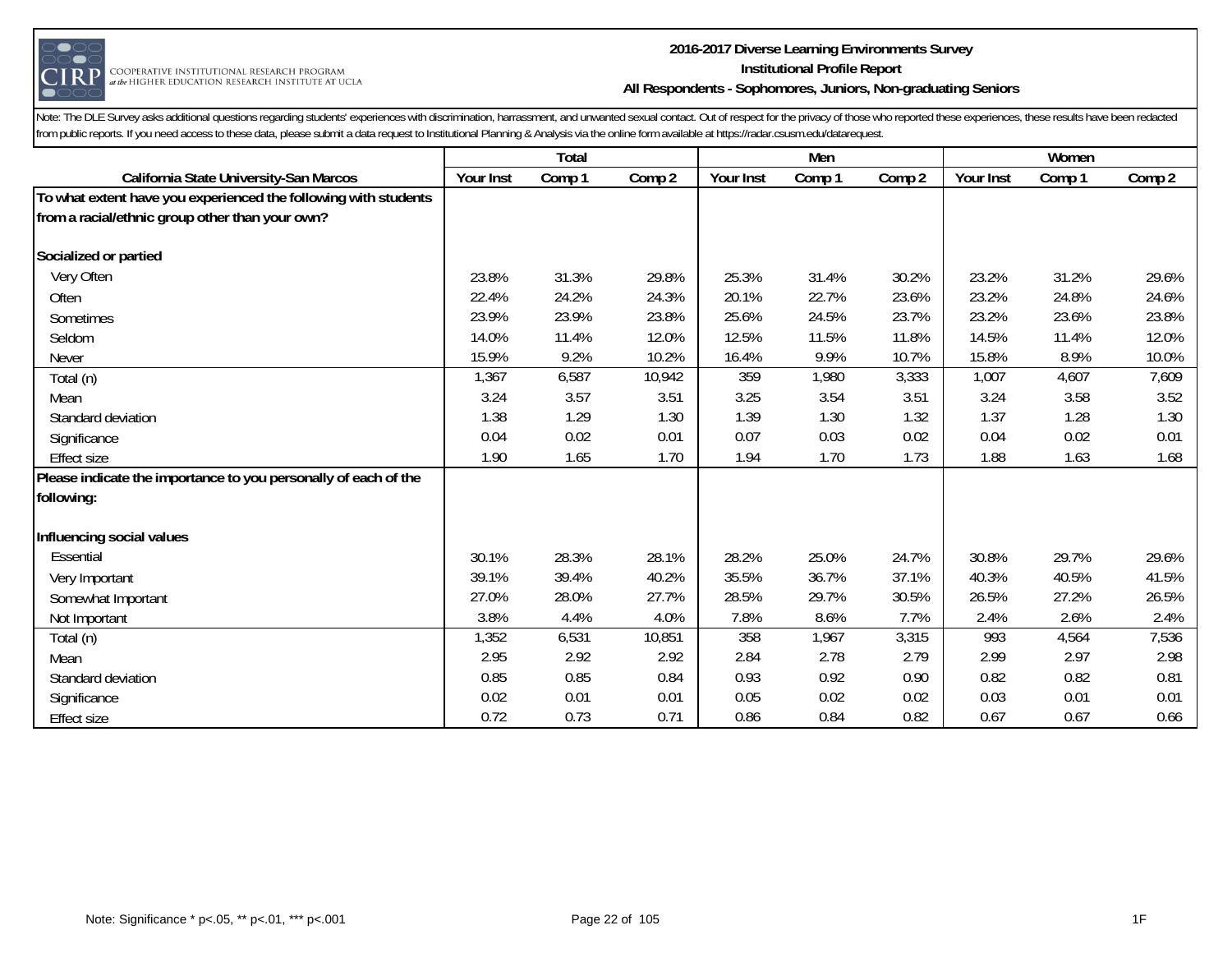**2016-2017 Diverse Learning Environments Survey**
**Institutional Profile Report**
**All Respondents - Sophomores, Juniors, Non-graduating Seniors**

Note: The DLE Survey asks additional questions regarding students' experiences with discrimination, harrassment, and unwanted sexual contact. Out of respect for the privacy of those who reported these experiences, these results have been redacted from public reports. If you need access to these data, please submit a data request to Institutional Planning & Analysis via the online form available at https://radar.csusm.edu/datarequest.

| | Total | | | Men | | | Women | | |
|---|---|---|---|---|---|---|---|---|---|
| **California State University-San Marcos** | **Your Inst** | **Comp 1** | **Comp 2** | **Your Inst** | **Comp 1** | **Comp 2** | **Your Inst** | **Comp 1** | **Comp 2** |
| **To what extent have you experienced the following with students from a racial/ethnic group other than your own?** | | | | | | | | | |
| **Socialized or partied** | | | | | | | | | |
| Very Often | 23.8% | 31.3% | 29.8% | 25.3% | 31.4% | 30.2% | 23.2% | 31.2% | 29.6% |
| Often | 22.4% | 24.2% | 24.3% | 20.1% | 22.7% | 23.6% | 23.2% | 24.8% | 24.6% |
| Sometimes | 23.9% | 23.9% | 23.8% | 25.6% | 24.5% | 23.7% | 23.2% | 23.6% | 23.8% |
| Seldom | 14.0% | 11.4% | 12.0% | 12.5% | 11.5% | 11.8% | 14.5% | 11.4% | 12.0% |
| Never | 15.9% | 9.2% | 10.2% | 16.4% | 9.9% | 10.7% | 15.8% | 8.9% | 10.0% |
| Total (n) | 1,367 | 6,587 | 10,942 | 359 | 1,980 | 3,333 | 1,007 | 4,607 | 7,609 |
| Mean | 3.24 | 3.57 | 3.51 | 3.25 | 3.54 | 3.51 | 3.24 | 3.58 | 3.52 |
| Standard deviation | 1.38 | 1.29 | 1.30 | 1.39 | 1.30 | 1.32 | 1.37 | 1.28 | 1.30 |
| Significance | 0.04 | 0.02 | 0.01 | 0.07 | 0.03 | 0.02 | 0.04 | 0.02 | 0.01 |
| Effect size | 1.90 | 1.65 | 1.70 | 1.94 | 1.70 | 1.73 | 1.88 | 1.63 | 1.68 |
| **Please indicate the importance to you personally of each of the following:** | | | | | | | | | |
| **Influencing social values** | | | | | | | | | |
| Essential | 30.1% | 28.3% | 28.1% | 28.2% | 25.0% | 24.7% | 30.8% | 29.7% | 29.6% |
| Very Important | 39.1% | 39.4% | 40.2% | 35.5% | 36.7% | 37.1% | 40.3% | 40.5% | 41.5% |
| Somewhat Important | 27.0% | 28.0% | 27.7% | 28.5% | 29.7% | 30.5% | 26.5% | 27.2% | 26.5% |
| Not Important | 3.8% | 4.4% | 4.0% | 7.8% | 8.6% | 7.7% | 2.4% | 2.6% | 2.4% |
| Total (n) | 1,352 | 6,531 | 10,851 | 358 | 1,967 | 3,315 | 993 | 4,564 | 7,536 |
| Mean | 2.95 | 2.92 | 2.92 | 2.84 | 2.78 | 2.79 | 2.99 | 2.97 | 2.98 |
| Standard deviation | 0.85 | 0.85 | 0.84 | 0.93 | 0.92 | 0.90 | 0.82 | 0.82 | 0.81 |
| Significance | 0.02 | 0.01 | 0.01 | 0.05 | 0.02 | 0.02 | 0.03 | 0.01 | 0.01 |
| Effect size | 0.72 | 0.73 | 0.71 | 0.86 | 0.84 | 0.82 | 0.67 | 0.67 | 0.66 |

Note: Significance * p<.05, ** p<.01, *** p<.001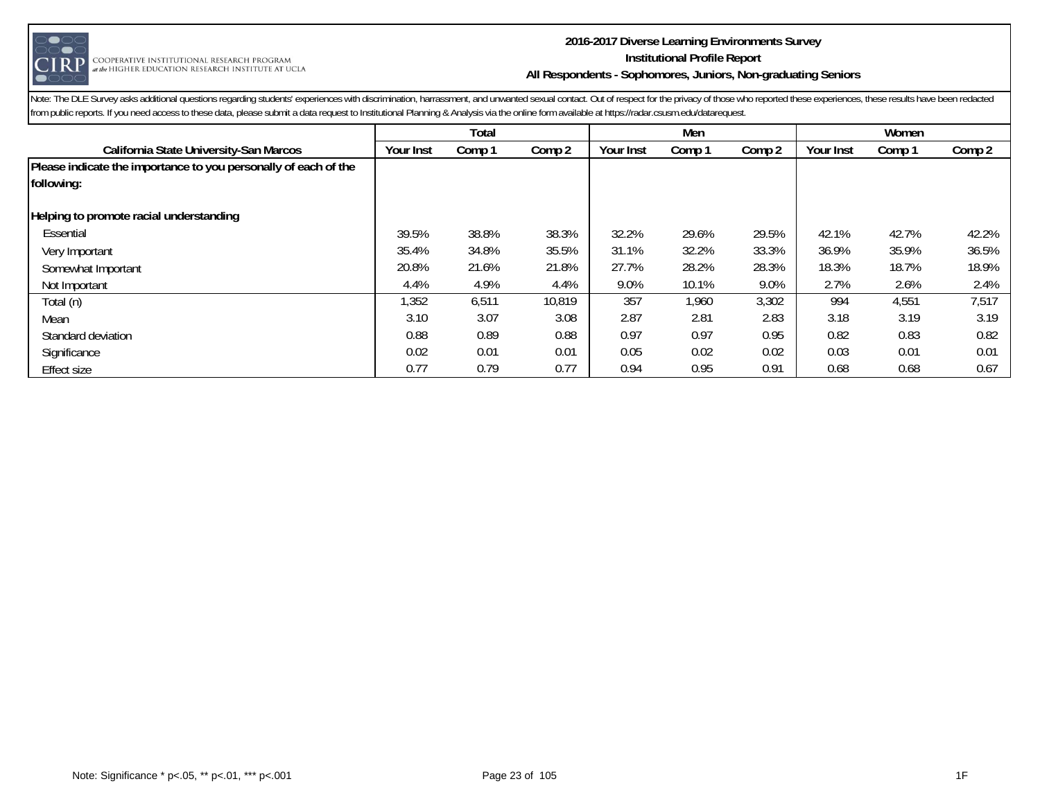**2016-2017 Diverse Learning Environments Survey**
**Institutional Profile Report**
**All Respondents - Sophomores, Juniors, Non-graduating Seniors**

Note: The DLE Survey asks additional questions regarding students' experiences with discrimination, harrassment, and unwanted sexual contact. Out of respect for the privacy of those who reported these experiences, these results have been redacted from public reports. If you need access to these data, please submit a data request to Institutional Planning & Analysis via the online form available at https://radar.csusm.edu/datarequest.

| | Total | | | Men | | | Women | | |
|---|---|---|---|---|---|---|---|---|---|
| **California State University-San Marcos** | Your Inst | Comp 1 | Comp 2 | Your Inst | Comp 1 | Comp 2 | Your Inst | Comp 1 | Comp 2 |
| **Please indicate the importance to you personally of each of the following:** | | | | | | | | | |
| **Helping to promote racial understanding** | | | | | | | | | |
| Essential | 39.5% | 38.8% | 38.3% | 32.2% | 29.6% | 29.5% | 42.1% | 42.7% | 42.2% |
| Very Important | 35.4% | 34.8% | 35.5% | 31.1% | 32.2% | 33.3% | 36.9% | 35.9% | 36.5% |
| Somewhat Important | 20.8% | 21.6% | 21.8% | 27.7% | 28.2% | 28.3% | 18.3% | 18.7% | 18.9% |
| Not Important | 4.4% | 4.9% | 4.4% | 9.0% | 10.1% | 9.0% | 2.7% | 2.6% | 2.4% |
| Total (n) | 1,352 | 6,511 | 10,819 | 357 | 1,960 | 3,302 | 994 | 4,551 | 7,517 |
| Mean | 3.10 | 3.07 | 3.08 | 2.87 | 2.81 | 2.83 | 3.18 | 3.19 | 3.19 |
| Standard deviation | 0.88 | 0.89 | 0.88 | 0.97 | 0.97 | 0.95 | 0.82 | 0.83 | 0.82 |
| Significance | 0.02 | 0.01 | 0.01 | 0.05 | 0.02 | 0.02 | 0.03 | 0.01 | 0.01 |
| Effect size | 0.77 | 0.79 | 0.77 | 0.94 | 0.95 | 0.91 | 0.68 | 0.68 | 0.67 |

Note: Significance * p<.05, ** p<.01, *** p<.001

1F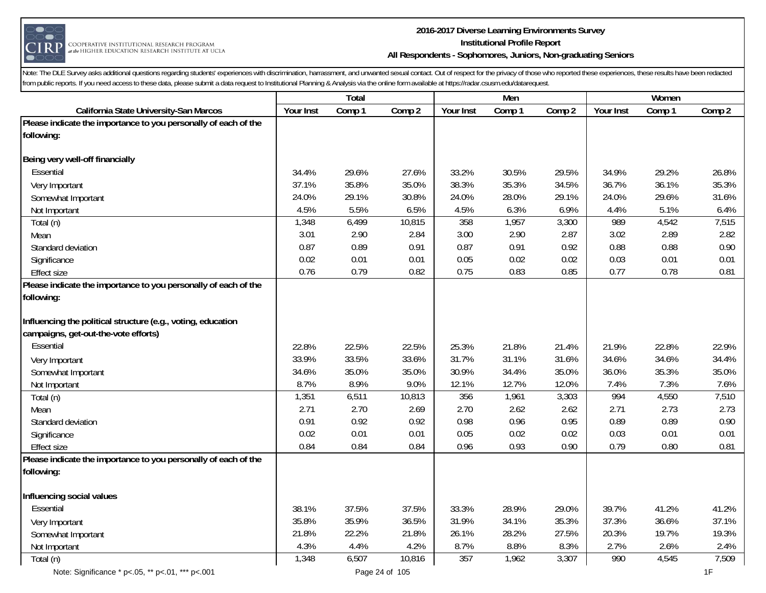# 2016-2017 Diverse Learning Environments Survey
## Institutional Profile Report
### All Respondents - Sophomores, Juniors, Non-graduating Seniors

Note: The DLE Survey asks additional questions regarding students' experiences with discrimination, harrassment, and unwanted sexual contact. Out of respect for the privacy of those who reported these experiences, these results have been redacted from public reports. If you need access to these data, please submit a data request to Institutional Planning & Analysis via the online form available at https://radar.csusm.edu/datarequest.

| | Total | | | Men | | | Women | | |
|---|---|---|---|---|---|---|---|---|---|
| **California State University-San Marcos** | **Your Inst** | **Comp 1** | **Comp 2** | **Your Inst** | **Comp 1** | **Comp 2** | **Your Inst** | **Comp 1** | **Comp 2** |
| **Please indicate the importance to you personally of each of the following:** | | | | | | | | | |
| **Being very well-off financially** | | | | | | | | | |
| Essential | 34.4% | 29.6% | 27.6% | 33.2% | 30.5% | 29.5% | 34.9% | 29.2% | 26.8% |
| Very Important | 37.1% | 35.8% | 35.0% | 38.3% | 35.3% | 34.5% | 36.7% | 36.1% | 35.3% |
| Somewhat Important | 24.0% | 29.1% | 30.8% | 24.0% | 28.0% | 29.1% | 24.0% | 29.6% | 31.6% |
| Not Important | 4.5% | 5.5% | 6.5% | 4.5% | 6.3% | 6.9% | 4.4% | 5.1% | 6.4% |
| Total (n) | 1,348 | 6,499 | 10,815 | 358 | 1,957 | 3,300 | 989 | 4,542 | 7,515 |
| Mean | 3.01 | 2.90 | 2.84 | 3.00 | 2.90 | 2.87 | 3.02 | 2.89 | 2.82 |
| Standard deviation | 0.87 | 0.89 | 0.91 | 0.87 | 0.91 | 0.92 | 0.88 | 0.88 | 0.90 |
| Significance | 0.02 | 0.01 | 0.01 | 0.05 | 0.02 | 0.02 | 0.03 | 0.01 | 0.01 |
| Effect size | 0.76 | 0.79 | 0.82 | 0.75 | 0.83 | 0.85 | 0.77 | 0.78 | 0.81 |
| **Please indicate the importance to you personally of each of the following:** | | | | | | | | | |
| **Influencing the political structure (e.g., voting, education campaigns, get-out-the-vote efforts)** | | | | | | | | | |
| Essential | 22.8% | 22.5% | 22.5% | 25.3% | 21.8% | 21.4% | 21.9% | 22.8% | 22.9% |
| Very Important | 33.9% | 33.5% | 33.6% | 31.7% | 31.1% | 31.6% | 34.6% | 34.6% | 34.4% |
| Somewhat Important | 34.6% | 35.0% | 35.0% | 30.9% | 34.4% | 35.0% | 36.0% | 35.3% | 35.0% |
| Not Important | 8.7% | 8.9% | 9.0% | 12.1% | 12.7% | 12.0% | 7.4% | 7.3% | 7.6% |
| Total (n) | 1,351 | 6,511 | 10,813 | 356 | 1,961 | 3,303 | 994 | 4,550 | 7,510 |
| Mean | 2.71 | 2.70 | 2.69 | 2.70 | 2.62 | 2.62 | 2.71 | 2.73 | 2.73 |
| Standard deviation | 0.91 | 0.92 | 0.92 | 0.98 | 0.96 | 0.95 | 0.89 | 0.89 | 0.90 |
| Significance | 0.02 | 0.01 | 0.01 | 0.05 | 0.02 | 0.02 | 0.03 | 0.01 | 0.01 |
| Effect size | 0.84 | 0.84 | 0.84 | 0.96 | 0.93 | 0.90 | 0.79 | 0.80 | 0.81 |
| **Please indicate the importance to you personally of each of the following:** | | | | | | | | | |
| **Influencing social values** | | | | | | | | | |
| Essential | 38.1% | 37.5% | 37.5% | 33.3% | 28.9% | 29.0% | 39.7% | 41.2% | 41.2% |
| Very Important | 35.8% | 35.9% | 36.5% | 31.9% | 34.1% | 35.3% | 37.3% | 36.6% | 37.1% |
| Somewhat Important | 21.8% | 22.2% | 21.8% | 26.1% | 28.2% | 27.5% | 20.3% | 19.7% | 19.3% |
| Not Important | 4.3% | 4.4% | 4.2% | 8.7% | 8.8% | 8.3% | 2.7% | 2.6% | 2.4% |
| Total (n) | 1,348 | 6,507 | 10,816 | 357 | 1,962 | 3,307 | 990 | 4,545 | 7,509 |

Note: Significance * p<.05, ** p<.01, *** p<.001

1F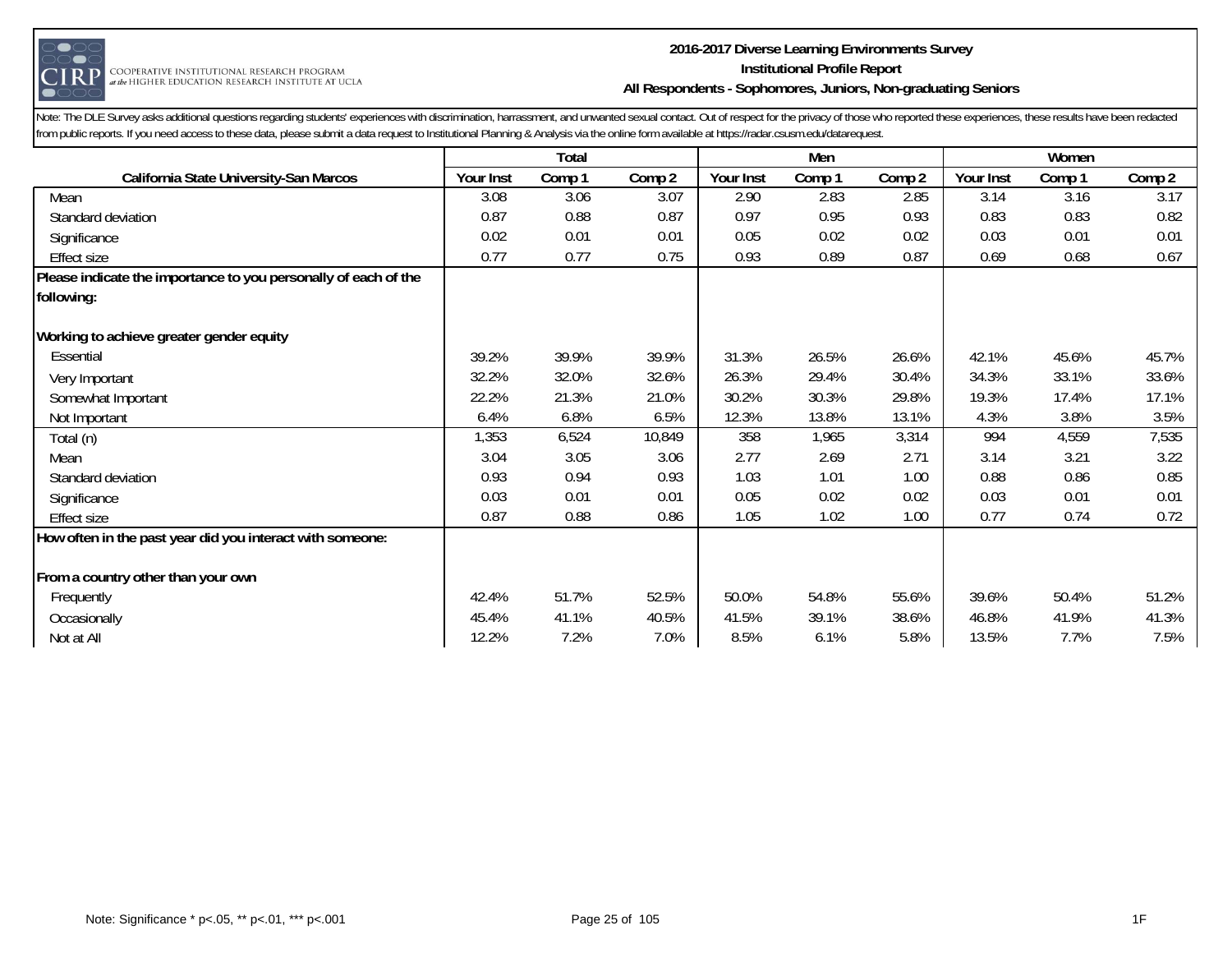Note: The DLE Survey asks additional questions regarding students' experiences with discrimination, harrassment, and unwanted sexual contact. Out of respect for the privacy of those who reported these experiences, these results have been redacted from public reports. If you need access to these data, please submit a data request to Institutional Planning & Analysis via the online form available at https://radar.csusm.edu/datarequest.

| | Total | | | Men | | | Women | | |
|---|---|---|---|---|---|---|---|---|---|
| **California State University-San Marcos** | **Your Inst** | **Comp 1** | **Comp 2** | **Your Inst** | **Comp 1** | **Comp 2** | **Your Inst** | **Comp 1** | **Comp 2** |
| Mean | 3.08 | 3.06 | 3.07 | 2.90 | 2.83 | 2.85 | 3.14 | 3.16 | 3.17 |
| Standard deviation | 0.87 | 0.88 | 0.87 | 0.97 | 0.95 | 0.93 | 0.83 | 0.83 | 0.82 |
| Significance | 0.02 | 0.01 | 0.01 | 0.05 | 0.02 | 0.02 | 0.03 | 0.01 | 0.01 |
| Effect size | 0.77 | 0.77 | 0.75 | 0.93 | 0.89 | 0.87 | 0.69 | 0.68 | 0.67 |
| **Please indicate the importance to you personally of each of the following:** | | | | | | | | | |
| **Working to achieve greater gender equity** | | | | | | | | | |
| Essential | 39.2% | 39.9% | 39.9% | 31.3% | 26.5% | 26.6% | 42.1% | 45.6% | 45.7% |
| Very Important | 32.2% | 32.0% | 32.6% | 26.3% | 29.4% | 30.4% | 34.3% | 33.1% | 33.6% |
| Somewhat Important | 22.2% | 21.3% | 21.0% | 30.2% | 30.3% | 29.8% | 19.3% | 17.4% | 17.1% |
| Not Important | 6.4% | 6.8% | 6.5% | 12.3% | 13.8% | 13.1% | 4.3% | 3.8% | 3.5% |
| Total (n) | 1,353 | 6,524 | 10,849 | 358 | 1,965 | 3,314 | 994 | 4,559 | 7,535 |
| Mean | 3.04 | 3.05 | 3.06 | 2.77 | 2.69 | 2.71 | 3.14 | 3.21 | 3.22 |
| Standard deviation | 0.93 | 0.94 | 0.93 | 1.03 | 1.01 | 1.00 | 0.88 | 0.86 | 0.85 |
| Significance | 0.03 | 0.01 | 0.01 | 0.05 | 0.02 | 0.02 | 0.03 | 0.01 | 0.01 |
| Effect size | 0.87 | 0.88 | 0.86 | 1.05 | 1.02 | 1.00 | 0.77 | 0.74 | 0.72 |
| **How often in the past year did you interact with someone:** | | | | | | | | | |
| **From a country other than your own** | | | | | | | | | |
| Frequently | 42.4% | 51.7% | 52.5% | 50.0% | 54.8% | 55.6% | 39.6% | 50.4% | 51.2% |
| Occasionally | 45.4% | 41.1% | 40.5% | 41.5% | 39.1% | 38.6% | 46.8% | 41.9% | 41.3% |
| Not at All | 12.2% | 7.2% | 7.0% | 8.5% | 6.1% | 5.8% | 13.5% | 7.7% | 7.5% |

Note: Significance * p<.05, ** p<.01, *** p<.001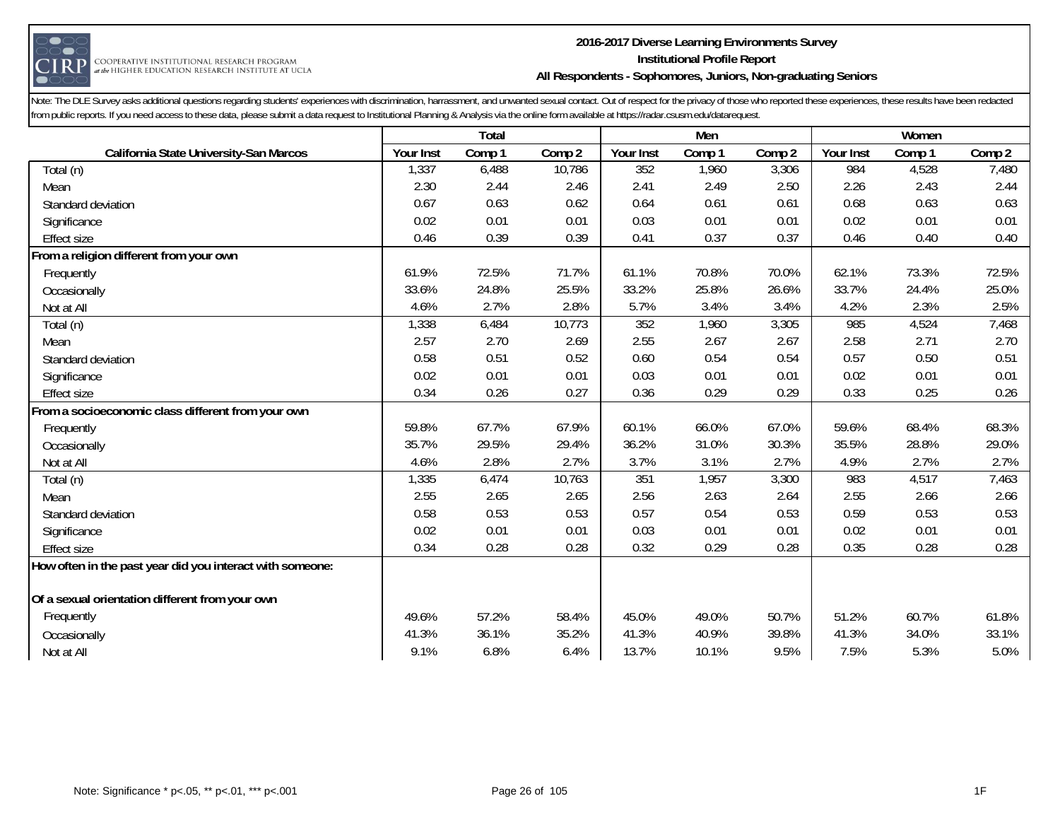Note: The DLE Survey asks additional questions regarding students' experiences with discrimination, harrassment, and unwanted sexual contact. Out of respect for the privacy of those who reported these experiences, these results have been redacted from public reports. If you need access to these data, please submit a data request to Institutional Planning & Analysis via the online form available at https://radar.csusm.edu/datarequest.

| | Total | | | Men | | | Women | | |
|---|---|---|---|---|---|---|---|---|---|
| **California State University-San Marcos** | Your Inst | Comp 1 | Comp 2 | Your Inst | Comp 1 | Comp 2 | Your Inst | Comp 1 | Comp 2 |
| Total (n) | 1,337 | 6,488 | 10,786 | 352 | 1,960 | 3,306 | 984 | 4,528 | 7,480 |
| Mean | 2.30 | 2.44 | 2.46 | 2.41 | 2.49 | 2.50 | 2.26 | 2.43 | 2.44 |
| Standard deviation | 0.67 | 0.63 | 0.62 | 0.64 | 0.61 | 0.61 | 0.68 | 0.63 | 0.63 |
| Significance | 0.02 | 0.01 | 0.01 | 0.03 | 0.01 | 0.01 | 0.02 | 0.01 | 0.01 |
| Effect size | 0.46 | 0.39 | 0.39 | 0.41 | 0.37 | 0.37 | 0.46 | 0.40 | 0.40 |
| **From a religion different from your own** | | | | | | | | | |
| Frequently | 61.9% | 72.5% | 71.7% | 61.1% | 70.8% | 70.0% | 62.1% | 73.3% | 72.5% |
| Occasionally | 33.6% | 24.8% | 25.5% | 33.2% | 25.8% | 26.6% | 33.7% | 24.4% | 25.0% |
| Not at All | 4.6% | 2.7% | 2.8% | 5.7% | 3.4% | 3.4% | 4.2% | 2.3% | 2.5% |
| Total (n) | 1,338 | 6,484 | 10,773 | 352 | 1,960 | 3,305 | 985 | 4,524 | 7,468 |
| Mean | 2.57 | 2.70 | 2.69 | 2.55 | 2.67 | 2.67 | 2.58 | 2.71 | 2.70 |
| Standard deviation | 0.58 | 0.51 | 0.52 | 0.60 | 0.54 | 0.54 | 0.57 | 0.50 | 0.51 |
| Significance | 0.02 | 0.01 | 0.01 | 0.03 | 0.01 | 0.01 | 0.02 | 0.01 | 0.01 |
| Effect size | 0.34 | 0.26 | 0.27 | 0.36 | 0.29 | 0.29 | 0.33 | 0.25 | 0.26 |
| **From a socioeconomic class different from your own** | | | | | | | | | |
| Frequently | 59.8% | 67.7% | 67.9% | 60.1% | 66.0% | 67.0% | 59.6% | 68.4% | 68.3% |
| Occasionally | 35.7% | 29.5% | 29.4% | 36.2% | 31.0% | 30.3% | 35.5% | 28.8% | 29.0% |
| Not at All | 4.6% | 2.8% | 2.7% | 3.7% | 3.1% | 2.7% | 4.9% | 2.7% | 2.7% |
| Total (n) | 1,335 | 6,474 | 10,763 | 351 | 1,957 | 3,300 | 983 | 4,517 | 7,463 |
| Mean | 2.55 | 2.65 | 2.65 | 2.56 | 2.63 | 2.64 | 2.55 | 2.66 | 2.66 |
| Standard deviation | 0.58 | 0.53 | 0.53 | 0.57 | 0.54 | 0.53 | 0.59 | 0.53 | 0.53 |
| Significance | 0.02 | 0.01 | 0.01 | 0.03 | 0.01 | 0.01 | 0.02 | 0.01 | 0.01 |
| Effect size | 0.34 | 0.28 | 0.28 | 0.32 | 0.29 | 0.28 | 0.35 | 0.28 | 0.28 |
| **How often in the past year did you interact with someone:** | | | | | | | | | |
| **Of a sexual orientation different from your own** | | | | | | | | | |
| Frequently | 49.6% | 57.2% | 58.4% | 45.0% | 49.0% | 50.7% | 51.2% | 60.7% | 61.8% |
| Occasionally | 41.3% | 36.1% | 35.2% | 41.3% | 40.9% | 39.8% | 41.3% | 34.0% | 33.1% |
| Not at All | 9.1% | 6.8% | 6.4% | 13.7% | 10.1% | 9.5% | 7.5% | 5.3% | 5.0% |

Note: Significance * p<.05, ** p<.01, *** p<.001

1F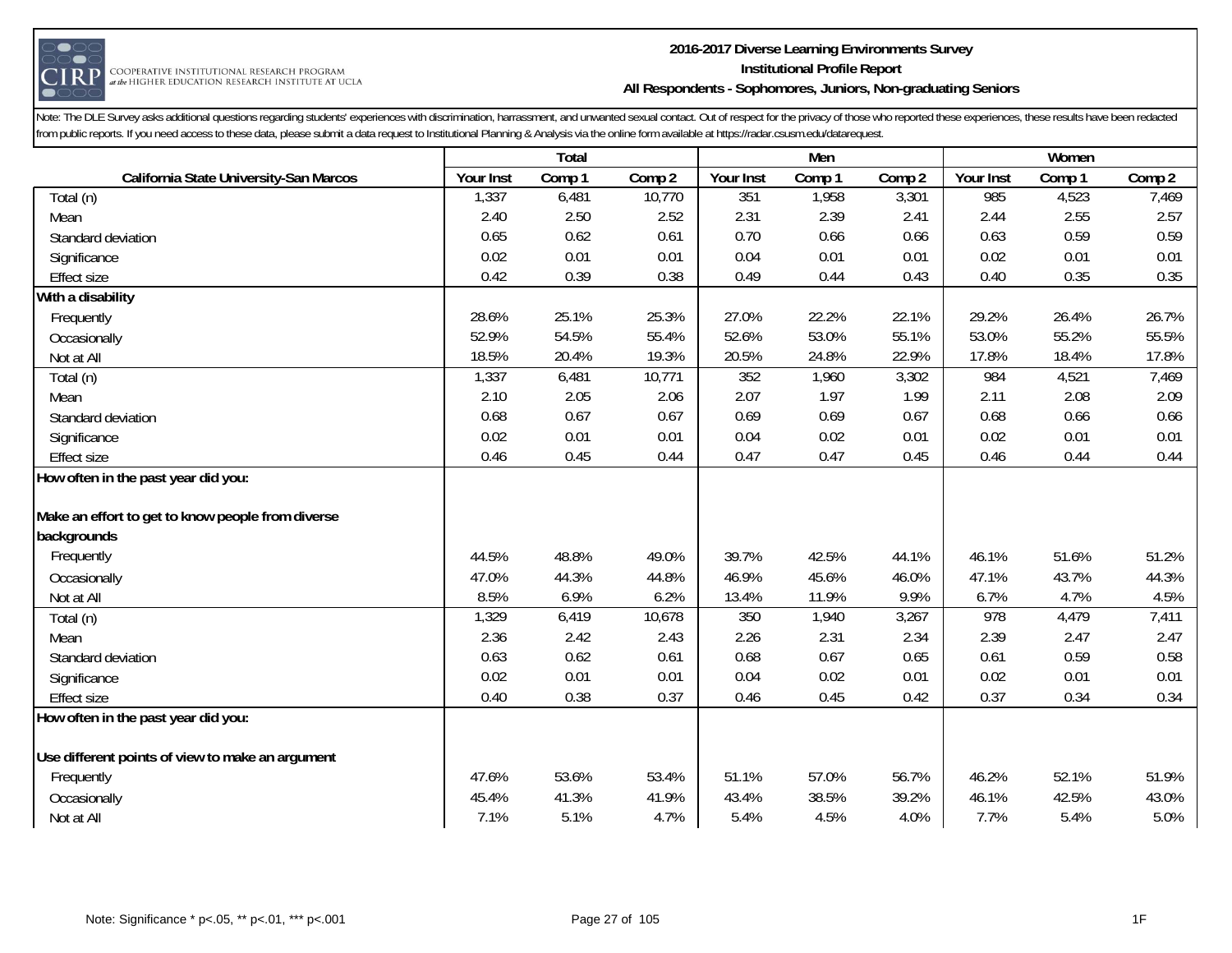# 2016-2017 Diverse Learning Environments Survey
## Institutional Profile Report
### All Respondents - Sophomores, Juniors, Non-graduating Seniors

Note: The DLE Survey asks additional questions regarding students' experiences with discrimination, harrassment, and unwanted sexual contact. Out of respect for the privacy of those who reported these experiences, these results have been redacted from public reports. If you need access to these data, please submit a data request to Institutional Planning & Analysis via the online form available at https://radar.csusm.edu/datarequest.

| | Total | | | Men | | | Women | | |
|---|---|---|---|---|---|---|---|---|---|
| California State University-San Marcos | Your Inst | Comp 1 | Comp 2 | Your Inst | Comp 1 | Comp 2 | Your Inst | Comp 1 | Comp 2 |
| Total (n) | 1,337 | 6,481 | 10,770 | 351 | 1,958 | 3,301 | 985 | 4,523 | 7,469 |
| Mean | 2.40 | 2.50 | 2.52 | 2.31 | 2.39 | 2.41 | 2.44 | 2.55 | 2.57 |
| Standard deviation | 0.65 | 0.62 | 0.61 | 0.70 | 0.66 | 0.66 | 0.63 | 0.59 | 0.59 |
| Significance | 0.02 | 0.01 | 0.01 | 0.04 | 0.01 | 0.01 | 0.02 | 0.01 | 0.01 |
| Effect size | 0.42 | 0.39 | 0.38 | 0.49 | 0.44 | 0.43 | 0.40 | 0.35 | 0.35 |
| **With a disability** | | | | | | | | | |
| Frequently | 28.6% | 25.1% | 25.3% | 27.0% | 22.2% | 22.1% | 29.2% | 26.4% | 26.7% |
| Occasionally | 52.9% | 54.5% | 55.4% | 52.6% | 53.0% | 55.1% | 53.0% | 55.2% | 55.5% |
| Not at All | 18.5% | 20.4% | 19.3% | 20.5% | 24.8% | 22.9% | 17.8% | 18.4% | 17.8% |
| Total (n) | 1,337 | 6,481 | 10,771 | 352 | 1,960 | 3,302 | 984 | 4,521 | 7,469 |
| Mean | 2.10 | 2.05 | 2.06 | 2.07 | 1.97 | 1.99 | 2.11 | 2.08 | 2.09 |
| Standard deviation | 0.68 | 0.67 | 0.67 | 0.69 | 0.69 | 0.67 | 0.68 | 0.66 | 0.66 |
| Significance | 0.02 | 0.01 | 0.01 | 0.04 | 0.02 | 0.01 | 0.02 | 0.01 | 0.01 |
| Effect size | 0.46 | 0.45 | 0.44 | 0.47 | 0.47 | 0.45 | 0.46 | 0.44 | 0.44 |
| **How often in the past year did you:** | | | | | | | | | |
| **Make an effort to get to know people from diverse backgrounds** | | | | | | | | | |
| Frequently | 44.5% | 48.8% | 49.0% | 39.7% | 42.5% | 44.1% | 46.1% | 51.6% | 51.2% |
| Occasionally | 47.0% | 44.3% | 44.8% | 46.9% | 45.6% | 46.0% | 47.1% | 43.7% | 44.3% |
| Not at All | 8.5% | 6.9% | 6.2% | 13.4% | 11.9% | 9.9% | 6.7% | 4.7% | 4.5% |
| Total (n) | 1,329 | 6,419 | 10,678 | 350 | 1,940 | 3,267 | 978 | 4,479 | 7,411 |
| Mean | 2.36 | 2.42 | 2.43 | 2.26 | 2.31 | 2.34 | 2.39 | 2.47 | 2.47 |
| Standard deviation | 0.63 | 0.62 | 0.61 | 0.68 | 0.67 | 0.65 | 0.61 | 0.59 | 0.58 |
| Significance | 0.02 | 0.01 | 0.01 | 0.04 | 0.02 | 0.01 | 0.02 | 0.01 | 0.01 |
| Effect size | 0.40 | 0.38 | 0.37 | 0.46 | 0.45 | 0.42 | 0.37 | 0.34 | 0.34 |
| **How often in the past year did you:** | | | | | | | | | |
| **Use different points of view to make an argument** | | | | | | | | | |
| Frequently | 47.6% | 53.6% | 53.4% | 51.1% | 57.0% | 56.7% | 46.2% | 52.1% | 51.9% |
| Occasionally | 45.4% | 41.3% | 41.9% | 43.4% | 38.5% | 39.2% | 46.1% | 42.5% | 43.0% |
| Not at All | 7.1% | 5.1% | 4.7% | 5.4% | 4.5% | 4.0% | 7.7% | 5.4% | 5.0% |

Note: Significance * p<.05, ** p<.01, *** p<.001

1F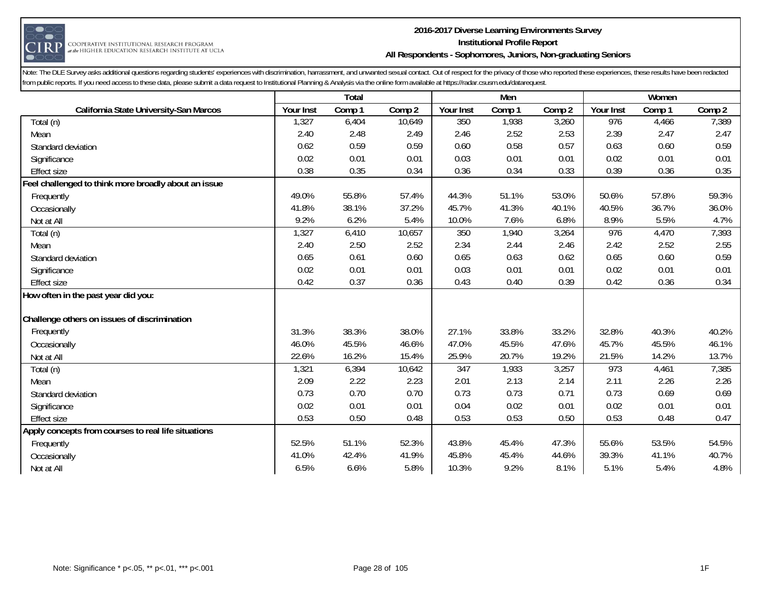Note: The DLE Survey asks additional questions regarding students' experiences with discrimination, harrassment, and unwanted sexual contact. Out of respect for the privacy of those who reported these experiences, these results have been redacted from public reports. If you need access to these data, please submit a data request to Institutional Planning & Analysis via the online form available at https://radar.csusm.edu/datarequest.

| | Total | | | Men | | | Women | | |
|---|---|---|---|---|---|---|---|---|---|
| California State University-San Marcos | Your Inst | Comp 1 | Comp 2 | Your Inst | Comp 1 | Comp 2 | Your Inst | Comp 1 | Comp 2 |
| Total (n) | 1,327 | 6,404 | 10,649 | 350 | 1,938 | 3,260 | 976 | 4,466 | 7,389 |
| Mean | 2.40 | 2.48 | 2.49 | 2.46 | 2.52 | 2.53 | 2.39 | 2.47 | 2.47 |
| Standard deviation | 0.62 | 0.59 | 0.59 | 0.60 | 0.58 | 0.57 | 0.63 | 0.60 | 0.59 |
| Significance | 0.02 | 0.01 | 0.01 | 0.03 | 0.01 | 0.01 | 0.02 | 0.01 | 0.01 |
| Effect size | 0.38 | 0.35 | 0.34 | 0.36 | 0.34 | 0.33 | 0.39 | 0.36 | 0.35 |
| **Feel challenged to think more broadly about an issue** | | | | | | | | | |
| Frequently | 49.0% | 55.8% | 57.4% | 44.3% | 51.1% | 53.0% | 50.6% | 57.8% | 59.3% |
| Occasionally | 41.8% | 38.1% | 37.2% | 45.7% | 41.3% | 40.1% | 40.5% | 36.7% | 36.0% |
| Not at All | 9.2% | 6.2% | 5.4% | 10.0% | 7.6% | 6.8% | 8.9% | 5.5% | 4.7% |
| Total (n) | 1,327 | 6,410 | 10,657 | 350 | 1,940 | 3,264 | 976 | 4,470 | 7,393 |
| Mean | 2.40 | 2.50 | 2.52 | 2.34 | 2.44 | 2.46 | 2.42 | 2.52 | 2.55 |
| Standard deviation | 0.65 | 0.61 | 0.60 | 0.65 | 0.63 | 0.62 | 0.65 | 0.60 | 0.59 |
| Significance | 0.02 | 0.01 | 0.01 | 0.03 | 0.01 | 0.01 | 0.02 | 0.01 | 0.01 |
| Effect size | 0.42 | 0.37 | 0.36 | 0.43 | 0.40 | 0.39 | 0.42 | 0.36 | 0.34 |
| **How often in the past year did you:** | | | | | | | | | |
| **Challenge others on issues of discrimination** | | | | | | | | | |
| Frequently | 31.3% | 38.3% | 38.0% | 27.1% | 33.8% | 33.2% | 32.8% | 40.3% | 40.2% |
| Occasionally | 46.0% | 45.5% | 46.6% | 47.0% | 45.5% | 47.6% | 45.7% | 45.5% | 46.1% |
| Not at All | 22.6% | 16.2% | 15.4% | 25.9% | 20.7% | 19.2% | 21.5% | 14.2% | 13.7% |
| Total (n) | 1,321 | 6,394 | 10,642 | 347 | 1,933 | 3,257 | 973 | 4,461 | 7,385 |
| Mean | 2.09 | 2.22 | 2.23 | 2.01 | 2.13 | 2.14 | 2.11 | 2.26 | 2.26 |
| Standard deviation | 0.73 | 0.70 | 0.70 | 0.73 | 0.73 | 0.71 | 0.73 | 0.69 | 0.69 |
| Significance | 0.02 | 0.01 | 0.01 | 0.04 | 0.02 | 0.01 | 0.02 | 0.01 | 0.01 |
| Effect size | 0.53 | 0.50 | 0.48 | 0.53 | 0.53 | 0.50 | 0.53 | 0.48 | 0.47 |
| **Apply concepts from courses to real life situations** | | | | | | | | | |
| Frequently | 52.5% | 51.1% | 52.3% | 43.8% | 45.4% | 47.3% | 55.6% | 53.5% | 54.5% |
| Occasionally | 41.0% | 42.4% | 41.9% | 45.8% | 45.4% | 44.6% | 39.3% | 41.1% | 40.7% |
| Not at All | 6.5% | 6.6% | 5.8% | 10.3% | 9.2% | 8.1% | 5.1% | 5.4% | 4.8% |

Note: Significance * p<.05, ** p<.01, *** p<.001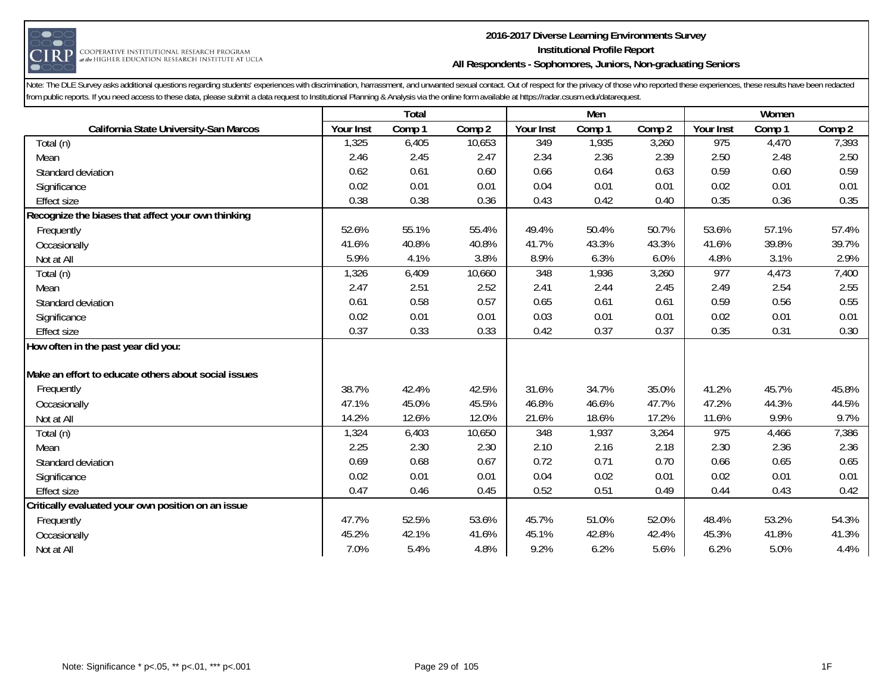Note: The DLE Survey asks additional questions regarding students' experiences with discrimination, harrassment, and unwanted sexual contact. Out of respect for the privacy of those who reported these experiences, these results have been redacted from public reports. If you need access to these data, please submit a data request to Institutional Planning & Analysis via the online form available at https://radar.csusm.edu/datarequest.

| | Total | | | Men | | | Women | | |
|---|---|---|---|---|---|---|---|---|---|
| **California State University-San Marcos** | Your Inst | Comp 1 | Comp 2 | Your Inst | Comp 1 | Comp 2 | Your Inst | Comp 1 | Comp 2 |
| Total (n) | 1,325 | 6,405 | 10,653 | 349 | 1,935 | 3,260 | 975 | 4,470 | 7,393 |
| Mean | 2.46 | 2.45 | 2.47 | 2.34 | 2.36 | 2.39 | 2.50 | 2.48 | 2.50 |
| Standard deviation | 0.62 | 0.61 | 0.60 | 0.66 | 0.64 | 0.63 | 0.59 | 0.60 | 0.59 |
| Significance | 0.02 | 0.01 | 0.01 | 0.04 | 0.01 | 0.01 | 0.02 | 0.01 | 0.01 |
| Effect size | 0.38 | 0.38 | 0.36 | 0.43 | 0.42 | 0.40 | 0.35 | 0.36 | 0.35 |
| **Recognize the biases that affect your own thinking** | | | | | | | | | |
| Frequently | 52.6% | 55.1% | 55.4% | 49.4% | 50.4% | 50.7% | 53.6% | 57.1% | 57.4% |
| Occasionally | 41.6% | 40.8% | 40.8% | 41.7% | 43.3% | 43.3% | 41.6% | 39.8% | 39.7% |
| Not at All | 5.9% | 4.1% | 3.8% | 8.9% | 6.3% | 6.0% | 4.8% | 3.1% | 2.9% |
| Total (n) | 1,326 | 6,409 | 10,660 | 348 | 1,936 | 3,260 | 977 | 4,473 | 7,400 |
| Mean | 2.47 | 2.51 | 2.52 | 2.41 | 2.44 | 2.45 | 2.49 | 2.54 | 2.55 |
| Standard deviation | 0.61 | 0.58 | 0.57 | 0.65 | 0.61 | 0.61 | 0.59 | 0.56 | 0.55 |
| Significance | 0.02 | 0.01 | 0.01 | 0.03 | 0.01 | 0.01 | 0.02 | 0.01 | 0.01 |
| Effect size | 0.37 | 0.33 | 0.33 | 0.42 | 0.37 | 0.37 | 0.35 | 0.31 | 0.30 |
| **How often in the past year did you:** | | | | | | | | | |
| **Make an effort to educate others about social issues** | | | | | | | | | |
| Frequently | 38.7% | 42.4% | 42.5% | 31.6% | 34.7% | 35.0% | 41.2% | 45.7% | 45.8% |
| Occasionally | 47.1% | 45.0% | 45.5% | 46.8% | 46.6% | 47.7% | 47.2% | 44.3% | 44.5% |
| Not at All | 14.2% | 12.6% | 12.0% | 21.6% | 18.6% | 17.2% | 11.6% | 9.9% | 9.7% |
| Total (n) | 1,324 | 6,403 | 10,650 | 348 | 1,937 | 3,264 | 975 | 4,466 | 7,386 |
| Mean | 2.25 | 2.30 | 2.30 | 2.10 | 2.16 | 2.18 | 2.30 | 2.36 | 2.36 |
| Standard deviation | 0.69 | 0.68 | 0.67 | 0.72 | 0.71 | 0.70 | 0.66 | 0.65 | 0.65 |
| Significance | 0.02 | 0.01 | 0.01 | 0.04 | 0.02 | 0.01 | 0.02 | 0.01 | 0.01 |
| Effect size | 0.47 | 0.46 | 0.45 | 0.52 | 0.51 | 0.49 | 0.44 | 0.43 | 0.42 |
| **Critically evaluated your own position on an issue** | | | | | | | | | |
| Frequently | 47.7% | 52.5% | 53.6% | 45.7% | 51.0% | 52.0% | 48.4% | 53.2% | 54.3% |
| Occasionally | 45.2% | 42.1% | 41.6% | 45.1% | 42.8% | 42.4% | 45.3% | 41.8% | 41.3% |
| Not at All | 7.0% | 5.4% | 4.8% | 9.2% | 6.2% | 5.6% | 6.2% | 5.0% | 4.4% |

Note: Significance * p<.05, ** p<.01, *** p<.001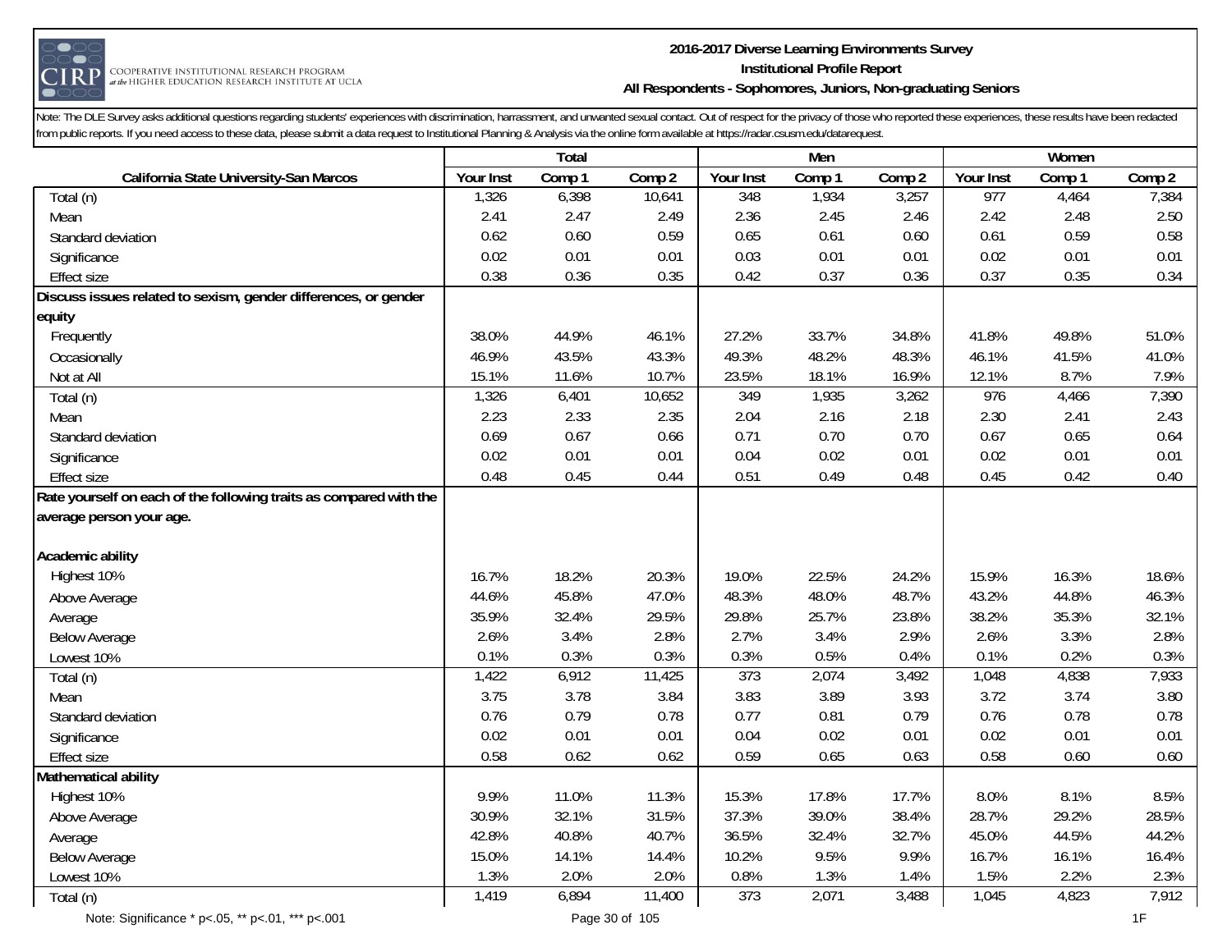**2016-2017 Diverse Learning Environments Survey**
**Institutional Profile Report**
**All Respondents - Sophomores, Juniors, Non-graduating Seniors**

Note: The DLE Survey asks additional questions regarding students' experiences with discrimination, harrassment, and unwanted sexual contact. Out of respect for the privacy of those who reported these experiences, these results have been redacted from public reports. If you need access to these data, please submit a data request to Institutional Planning & Analysis via the online form available at https://radar.csusm.edu/datarequest.

| | Total | | | Men | | | Women | | |
|---|---|---|---|---|---|---|---|---|---|
| **California State University-San Marcos** | Your Inst | Comp 1 | Comp 2 | Your Inst | Comp 1 | Comp 2 | Your Inst | Comp 1 | Comp 2 |
| Total (n) | 1,326 | 6,398 | 10,641 | 348 | 1,934 | 3,257 | 977 | 4,464 | 7,384 |
| Mean | 2.41 | 2.47 | 2.49 | 2.36 | 2.45 | 2.46 | 2.42 | 2.48 | 2.50 |
| Standard deviation | 0.62 | 0.60 | 0.59 | 0.65 | 0.61 | 0.60 | 0.61 | 0.59 | 0.58 |
| Significance | 0.02 | 0.01 | 0.01 | 0.03 | 0.01 | 0.01 | 0.02 | 0.01 | 0.01 |
| Effect size | 0.38 | 0.36 | 0.35 | 0.42 | 0.37 | 0.36 | 0.37 | 0.35 | 0.34 |
| **Discuss issues related to sexism, gender differences, or gender equity** | | | | | | | | | |
| Frequently | 38.0% | 44.9% | 46.1% | 27.2% | 33.7% | 34.8% | 41.8% | 49.8% | 51.0% |
| Occasionally | 46.9% | 43.5% | 43.3% | 49.3% | 48.2% | 48.3% | 46.1% | 41.5% | 41.0% |
| Not at All | 15.1% | 11.6% | 10.7% | 23.5% | 18.1% | 16.9% | 12.1% | 8.7% | 7.9% |
| Total (n) | 1,326 | 6,401 | 10,652 | 349 | 1,935 | 3,262 | 976 | 4,466 | 7,390 |
| Mean | 2.23 | 2.33 | 2.35 | 2.04 | 2.16 | 2.18 | 2.30 | 2.41 | 2.43 |
| Standard deviation | 0.69 | 0.67 | 0.66 | 0.71 | 0.70 | 0.70 | 0.67 | 0.65 | 0.64 |
| Significance | 0.02 | 0.01 | 0.01 | 0.04 | 0.02 | 0.01 | 0.02 | 0.01 | 0.01 |
| Effect size | 0.48 | 0.45 | 0.44 | 0.51 | 0.49 | 0.48 | 0.45 | 0.42 | 0.40 |
| **Rate yourself on each of the following traits as compared with the average person your age.** | | | | | | | | | |
| **Academic ability** | | | | | | | | | |
| Highest 10% | 16.7% | 18.2% | 20.3% | 19.0% | 22.5% | 24.2% | 15.9% | 16.3% | 18.6% |
| Above Average | 44.6% | 45.8% | 47.0% | 48.3% | 48.0% | 48.7% | 43.2% | 44.8% | 46.3% |
| Average | 35.9% | 32.4% | 29.5% | 29.8% | 25.7% | 23.8% | 38.2% | 35.3% | 32.1% |
| Below Average | 2.6% | 3.4% | 2.8% | 2.7% | 3.4% | 2.9% | 2.6% | 3.3% | 2.8% |
| Lowest 10% | 0.1% | 0.3% | 0.3% | 0.3% | 0.5% | 0.4% | 0.1% | 0.2% | 0.3% |
| Total (n) | 1,422 | 6,912 | 11,425 | 373 | 2,074 | 3,492 | 1,048 | 4,838 | 7,933 |
| Mean | 3.75 | 3.78 | 3.84 | 3.83 | 3.89 | 3.93 | 3.72 | 3.74 | 3.80 |
| Standard deviation | 0.76 | 0.79 | 0.78 | 0.77 | 0.81 | 0.79 | 0.76 | 0.78 | 0.78 |
| Significance | 0.02 | 0.01 | 0.01 | 0.04 | 0.02 | 0.01 | 0.02 | 0.01 | 0.01 |
| Effect size | 0.58 | 0.62 | 0.62 | 0.59 | 0.65 | 0.63 | 0.58 | 0.60 | 0.60 |
| **Mathematical ability** | | | | | | | | | |
| Highest 10% | 9.9% | 11.0% | 11.3% | 15.3% | 17.8% | 17.7% | 8.0% | 8.1% | 8.5% |
| Above Average | 30.9% | 32.1% | 31.5% | 37.3% | 39.0% | 38.4% | 28.7% | 29.2% | 28.5% |
| Average | 42.8% | 40.8% | 40.7% | 36.5% | 32.4% | 32.7% | 45.0% | 44.5% | 44.2% |
| Below Average | 15.0% | 14.1% | 14.4% | 10.2% | 9.5% | 9.9% | 16.7% | 16.1% | 16.4% |
| Lowest 10% | 1.3% | 2.0% | 2.0% | 0.8% | 1.3% | 1.4% | 1.5% | 2.2% | 2.3% |
| Total (n) | 1,419 | 6,894 | 11,400 | 373 | 2,071 | 3,488 | 1,045 | 4,823 | 7,912 |

Note: Significance * p<.05, ** p<.01, *** p<.001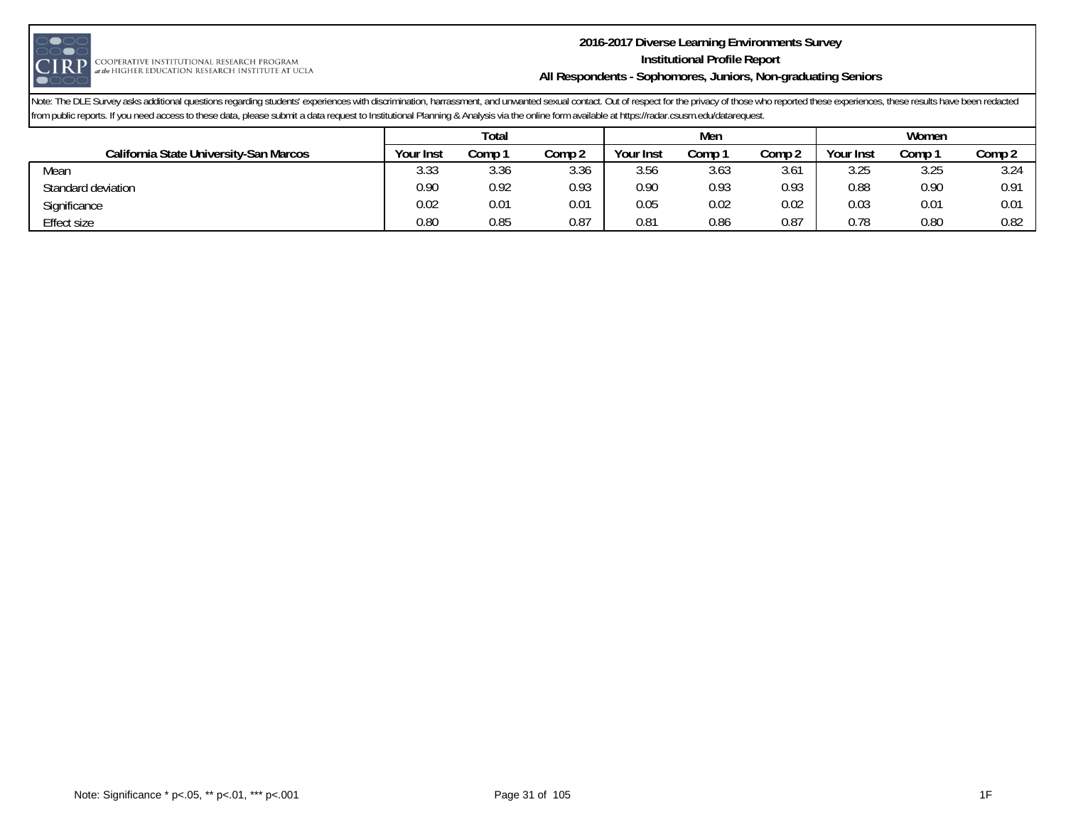Note: The DLE Survey asks additional questions regarding students' experiences with discrimination, harrassment, and unwanted sexual contact. Out of respect for the privacy of those who reported these experiences, these results have been redacted from public reports. If you need access to these data, please submit a data request to Institutional Planning & Analysis via the online form available at https://radar.csusm.edu/datarequest.

| | Total | | | Men | | | Women | | |
|---|---|---|---|---|---|---|---|---|---|
| **California State University-San Marcos** | Your Inst | Comp 1 | Comp 2 | Your Inst | Comp 1 | Comp 2 | Your Inst | Comp 1 | Comp 2 |
| Mean | 3.33 | 3.36 | 3.36 | 3.56 | 3.63 | 3.61 | 3.25 | 3.25 | 3.24 |
| Standard deviation | 0.90 | 0.92 | 0.93 | 0.90 | 0.93 | 0.93 | 0.88 | 0.90 | 0.91 |
| Significance | 0.02 | 0.01 | 0.01 | 0.05 | 0.02 | 0.02 | 0.03 | 0.01 | 0.01 |
| Effect size | 0.80 | 0.85 | 0.87 | 0.81 | 0.86 | 0.87 | 0.78 | 0.80 | 0.82 |

Note: Significance * p<.05, ** p<.01, *** p<.001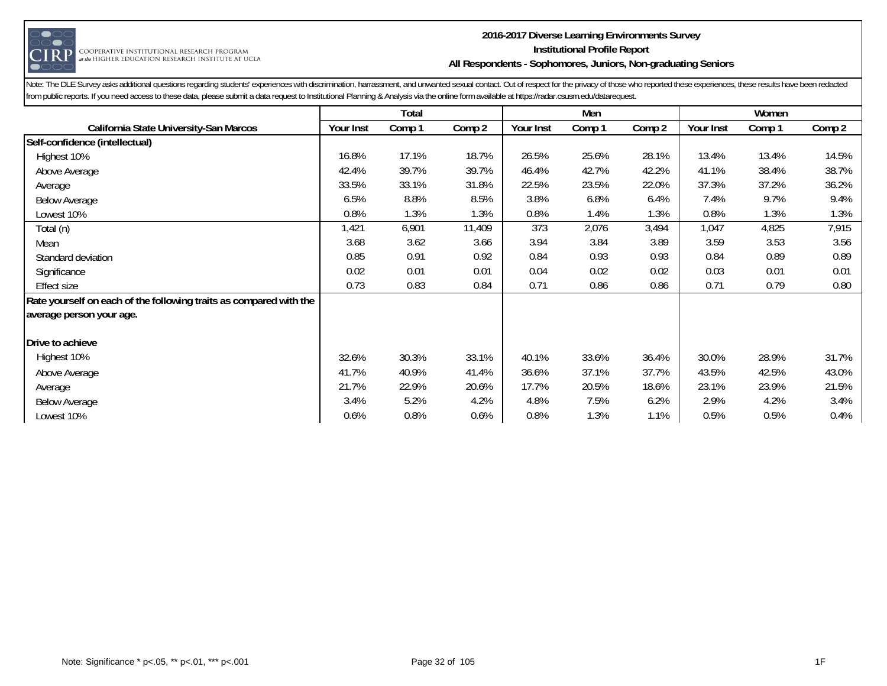## 2016-2017 Diverse Learning Environments Survey
### Institutional Profile Report
### All Respondents - Sophomores, Juniors, Non-graduating Seniors

Note: The DLE Survey asks additional questions regarding students' experiences with discrimination, harrassment, and unwanted sexual contact. Out of respect for the privacy of those who reported these experiences, these results have been redacted from public reports. If you need access to these data, please submit a data request to Institutional Planning & Analysis via the online form available at https://radar.csusm.edu/datarequest.

| | Total | | | Men | | | Women | | |
|---|---|---|---|---|---|---|---|---|---|
| California State University-San Marcos | Your Inst | Comp 1 | Comp 2 | Your Inst | Comp 1 | Comp 2 | Your Inst | Comp 1 | Comp 2 |
| **Self-confidence (intellectual)** | | | | | | | | | |
| Highest 10% | 16.8% | 17.1% | 18.7% | 26.5% | 25.6% | 28.1% | 13.4% | 13.4% | 14.5% |
| Above Average | 42.4% | 39.7% | 39.7% | 46.4% | 42.7% | 42.2% | 41.1% | 38.4% | 38.7% |
| Average | 33.5% | 33.1% | 31.8% | 22.5% | 23.5% | 22.0% | 37.3% | 37.2% | 36.2% |
| Below Average | 6.5% | 8.8% | 8.5% | 3.8% | 6.8% | 6.4% | 7.4% | 9.7% | 9.4% |
| Lowest 10% | 0.8% | 1.3% | 1.3% | 0.8% | 1.4% | 1.3% | 0.8% | 1.3% | 1.3% |
| Total (n) | 1,421 | 6,901 | 11,409 | 373 | 2,076 | 3,494 | 1,047 | 4,825 | 7,915 |
| Mean | 3.68 | 3.62 | 3.66 | 3.94 | 3.84 | 3.89 | 3.59 | 3.53 | 3.56 |
| Standard deviation | 0.85 | 0.91 | 0.92 | 0.84 | 0.93 | 0.93 | 0.84 | 0.89 | 0.89 |
| Significance | 0.02 | 0.01 | 0.01 | 0.04 | 0.02 | 0.02 | 0.03 | 0.01 | 0.01 |
| Effect size | 0.73 | 0.83 | 0.84 | 0.71 | 0.86 | 0.86 | 0.71 | 0.79 | 0.80 |
| **Rate yourself on each of the following traits as compared with the average person your age.** | | | | | | | | | |
| **Drive to achieve** | | | | | | | | | |
| Highest 10% | 32.6% | 30.3% | 33.1% | 40.1% | 33.6% | 36.4% | 30.0% | 28.9% | 31.7% |
| Above Average | 41.7% | 40.9% | 41.4% | 36.6% | 37.1% | 37.7% | 43.5% | 42.5% | 43.0% |
| Average | 21.7% | 22.9% | 20.6% | 17.7% | 20.5% | 18.6% | 23.1% | 23.9% | 21.5% |
| Below Average | 3.4% | 5.2% | 4.2% | 4.8% | 7.5% | 6.2% | 2.9% | 4.2% | 3.4% |
| Lowest 10% | 0.6% | 0.8% | 0.6% | 0.8% | 1.3% | 1.1% | 0.5% | 0.5% | 0.4% |

Note: Significance * p<.05, ** p<.01, *** p<.001

1F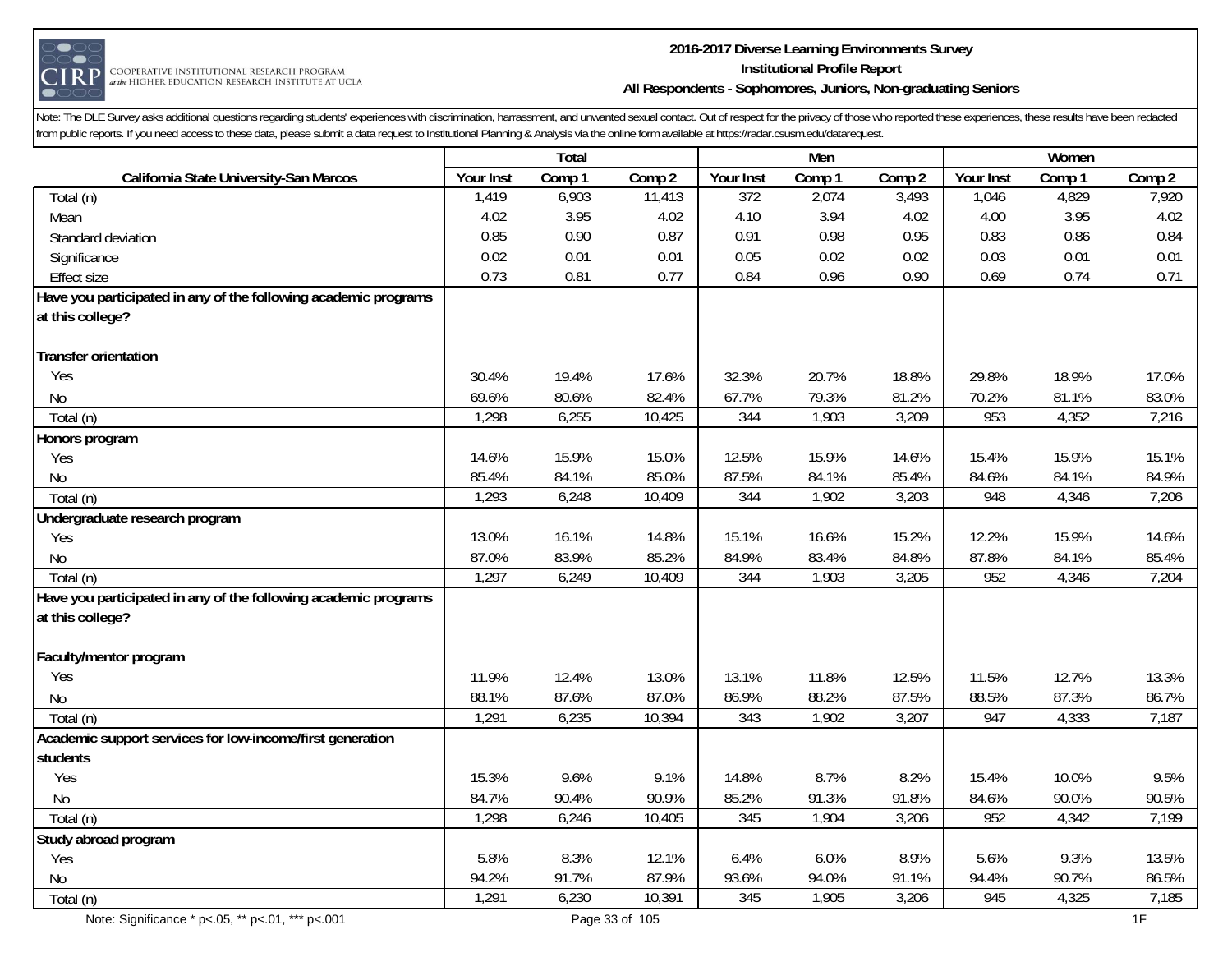**2016-2017 Diverse Learning Environments Survey**
**Institutional Profile Report**
**All Respondents - Sophomores, Juniors, Non-graduating Seniors**

Note: The DLE Survey asks additional questions regarding students' experiences with discrimination, harrassment, and unwanted sexual contact. Out of respect for the privacy of those who reported these experiences, these results have been redacted from public reports. If you need access to these data, please submit a data request to Institutional Planning & Analysis via the online form available at https://radar.csusm.edu/datarequest.

| | Total | | | Men | | | Women | | |
|---|---|---|---|---|---|---|---|---|---|
| **California State University-San Marcos** | Your Inst | Comp 1 | Comp 2 | Your Inst | Comp 1 | Comp 2 | Your Inst | Comp 1 | Comp 2 |
| Total (n) | 1,419 | 6,903 | 11,413 | 372 | 2,074 | 3,493 | 1,046 | 4,829 | 7,920 |
| Mean | 4.02 | 3.95 | 4.02 | 4.10 | 3.94 | 4.02 | 4.00 | 3.95 | 4.02 |
| Standard deviation | 0.85 | 0.90 | 0.87 | 0.91 | 0.98 | 0.95 | 0.83 | 0.86 | 0.84 |
| Significance | 0.02 | 0.01 | 0.01 | 0.05 | 0.02 | 0.02 | 0.03 | 0.01 | 0.01 |
| Effect size | 0.73 | 0.81 | 0.77 | 0.84 | 0.96 | 0.90 | 0.69 | 0.74 | 0.71 |
| **Have you participated in any of the following academic programs at this college?** | | | | | | | | | |
| **Transfer orientation** | | | | | | | | | |
| Yes | 30.4% | 19.4% | 17.6% | 32.3% | 20.7% | 18.8% | 29.8% | 18.9% | 17.0% |
| No | 69.6% | 80.6% | 82.4% | 67.7% | 79.3% | 81.2% | 70.2% | 81.1% | 83.0% |
| Total (n) | 1,298 | 6,255 | 10,425 | 344 | 1,903 | 3,209 | 953 | 4,352 | 7,216 |
| **Honors program** | | | | | | | | | |
| Yes | 14.6% | 15.9% | 15.0% | 12.5% | 15.9% | 14.6% | 15.4% | 15.9% | 15.1% |
| No | 85.4% | 84.1% | 85.0% | 87.5% | 84.1% | 85.4% | 84.6% | 84.1% | 84.9% |
| Total (n) | 1,293 | 6,248 | 10,409 | 344 | 1,902 | 3,203 | 948 | 4,346 | 7,206 |
| **Undergraduate research program** | | | | | | | | | |
| Yes | 13.0% | 16.1% | 14.8% | 15.1% | 16.6% | 15.2% | 12.2% | 15.9% | 14.6% |
| No | 87.0% | 83.9% | 85.2% | 84.9% | 83.4% | 84.8% | 87.8% | 84.1% | 85.4% |
| Total (n) | 1,297 | 6,249 | 10,409 | 344 | 1,903 | 3,205 | 952 | 4,346 | 7,204 |
| **Have you participated in any of the following academic programs at this college?** | | | | | | | | | |
| **Faculty/mentor program** | | | | | | | | | |
| Yes | 11.9% | 12.4% | 13.0% | 13.1% | 11.8% | 12.5% | 11.5% | 12.7% | 13.3% |
| No | 88.1% | 87.6% | 87.0% | 86.9% | 88.2% | 87.5% | 88.5% | 87.3% | 86.7% |
| Total (n) | 1,291 | 6,235 | 10,394 | 343 | 1,902 | 3,207 | 947 | 4,333 | 7,187 |
| **Academic support services for low-income/first generation students** | | | | | | | | | |
| Yes | 15.3% | 9.6% | 9.1% | 14.8% | 8.7% | 8.2% | 15.4% | 10.0% | 9.5% |
| No | 84.7% | 90.4% | 90.9% | 85.2% | 91.3% | 91.8% | 84.6% | 90.0% | 90.5% |
| Total (n) | 1,298 | 6,246 | 10,405 | 345 | 1,904 | 3,206 | 952 | 4,342 | 7,199 |
| **Study abroad program** | | | | | | | | | |
| Yes | 5.8% | 8.3% | 12.1% | 6.4% | 6.0% | 8.9% | 5.6% | 9.3% | 13.5% |
| No | 94.2% | 91.7% | 87.9% | 93.6% | 94.0% | 91.1% | 94.4% | 90.7% | 86.5% |
| Total (n) | 1,291 | 6,230 | 10,391 | 345 | 1,905 | 3,206 | 945 | 4,325 | 7,185 |

Note: Significance * p<.05, ** p<.01, *** p<.001

1F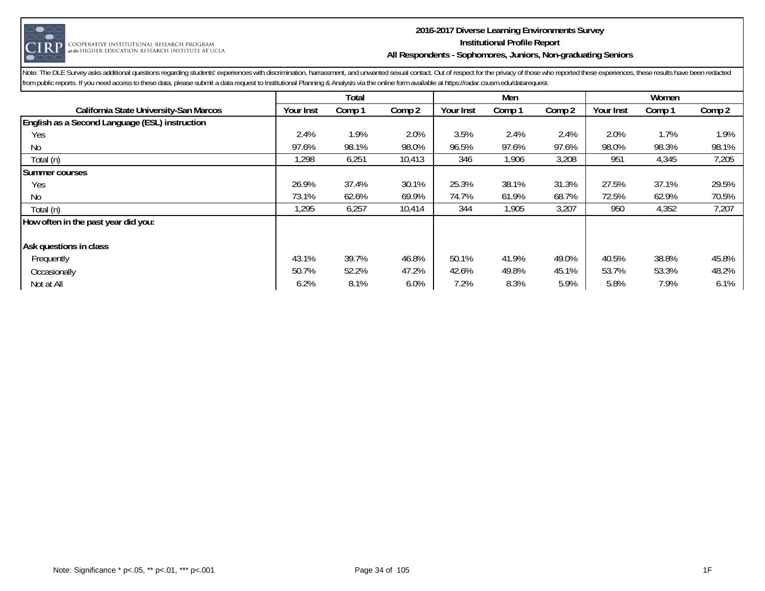**2016-2017 Diverse Learning Environments Survey**
**Institutional Profile Report**
**All Respondents - Sophomores, Juniors, Non-graduating Seniors**

Note: The DLE Survey asks additional questions regarding students' experiences with discrimination, harrassment, and unwanted sexual contact. Out of respect for the privacy of those who reported these experiences, these results have been redacted from public reports. If you need access to these data, please submit a data request to Institutional Planning & Analysis via the online form available at https://radar.csusm.edu/datarequest.

| | Total | | | Men | | | Women | | |
|---|---|---|---|---|---|---|---|---|---|
| **California State University-San Marcos** | **Your Inst** | **Comp 1** | **Comp 2** | **Your Inst** | **Comp 1** | **Comp 2** | **Your Inst** | **Comp 1** | **Comp 2** |
| **English as a Second Language (ESL) instruction** | | | | | | | | | |
| Yes | 2.4% | 1.9% | 2.0% | 3.5% | 2.4% | 2.4% | 2.0% | 1.7% | 1.9% |
| No | 97.6% | 98.1% | 98.0% | 96.5% | 97.6% | 97.6% | 98.0% | 98.3% | 98.1% |
| Total (n) | 1,298 | 6,251 | 10,413 | 346 | 1,906 | 3,208 | 951 | 4,345 | 7,205 |
| **Summer courses** | | | | | | | | | |
| Yes | 26.9% | 37.4% | 30.1% | 25.3% | 38.1% | 31.3% | 27.5% | 37.1% | 29.5% |
| No | 73.1% | 62.6% | 69.9% | 74.7% | 61.9% | 68.7% | 72.5% | 62.9% | 70.5% |
| Total (n) | 1,295 | 6,257 | 10,414 | 344 | 1,905 | 3,207 | 950 | 4,352 | 7,207 |
| **How often in the past year did you:** | | | | | | | | | |
| **Ask questions in class** | | | | | | | | | |
| Frequently | 43.1% | 39.7% | 46.8% | 50.1% | 41.9% | 49.0% | 40.5% | 38.8% | 45.8% |
| Occasionally | 50.7% | 52.2% | 47.2% | 42.6% | 49.8% | 45.1% | 53.7% | 53.3% | 48.2% |
| Not at All | 6.2% | 8.1% | 6.0% | 7.2% | 8.3% | 5.9% | 5.8% | 7.9% | 6.1% |

Note: Significance * p<.05, ** p<.01, *** p<.001

1F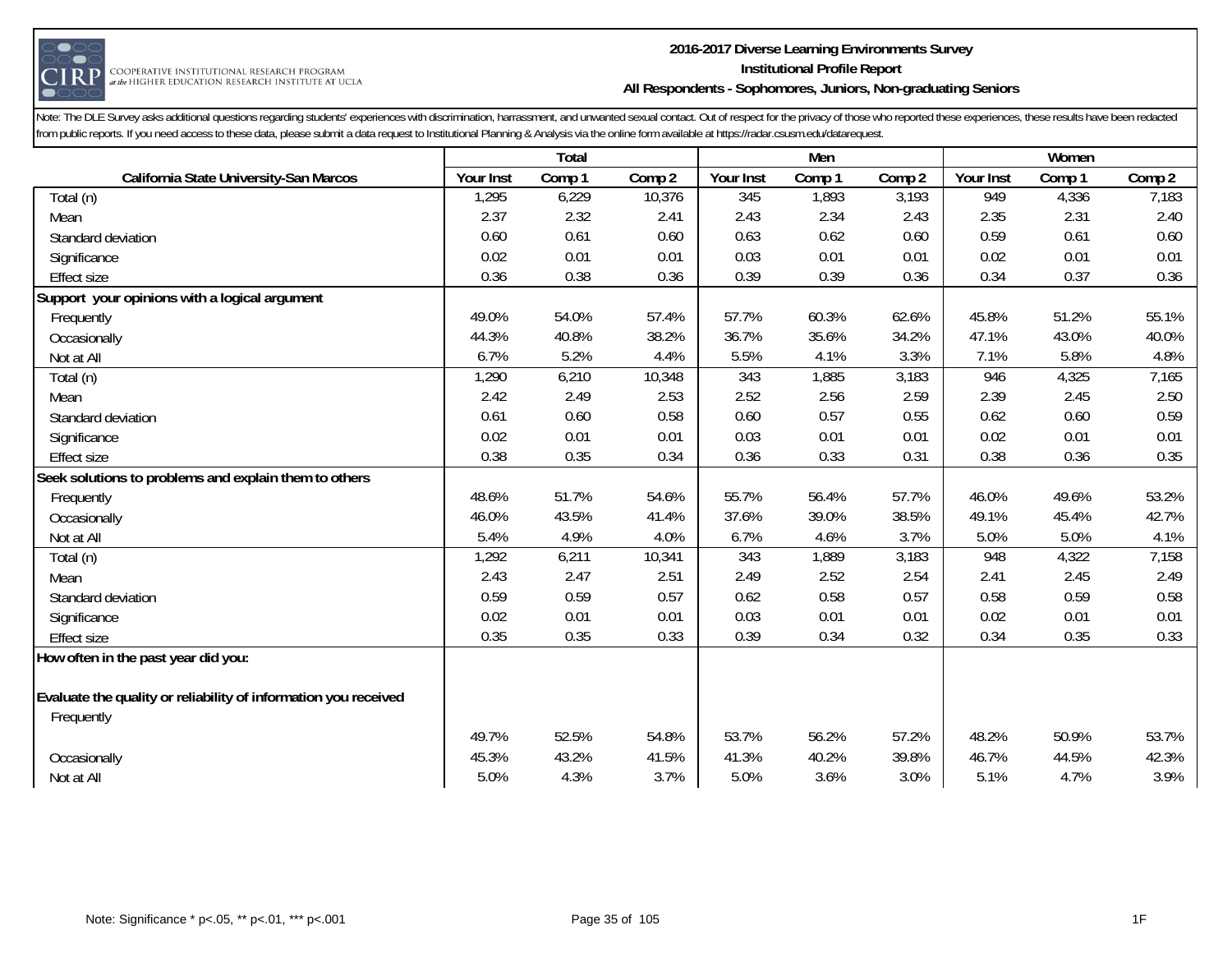Note: The DLE Survey asks additional questions regarding students' experiences with discrimination, harrassment, and unwanted sexual contact. Out of respect for the privacy of those who reported these experiences, these results have been redacted from public reports. If you need access to these data, please submit a data request to Institutional Planning & Analysis via the online form available at https://radar.csusm.edu/datarequest.

| | Total | | | Men | | | Women | | |
|---|---|---|---|---|---|---|---|---|---|
| California State University-San Marcos | Your Inst | Comp 1 | Comp 2 | Your Inst | Comp 1 | Comp 2 | Your Inst | Comp 1 | Comp 2 |
| Total (n) | 1,295 | 6,229 | 10,376 | 345 | 1,893 | 3,193 | 949 | 4,336 | 7,183 |
| Mean | 2.37 | 2.32 | 2.41 | 2.43 | 2.34 | 2.43 | 2.35 | 2.31 | 2.40 |
| Standard deviation | 0.60 | 0.61 | 0.60 | 0.63 | 0.62 | 0.60 | 0.59 | 0.61 | 0.60 |
| Significance | 0.02 | 0.01 | 0.01 | 0.03 | 0.01 | 0.01 | 0.02 | 0.01 | 0.01 |
| Effect size | 0.36 | 0.38 | 0.36 | 0.39 | 0.39 | 0.36 | 0.34 | 0.37 | 0.36 |
| **Support your opinions with a logical argument** | | | | | | | | | |
| Frequently | 49.0% | 54.0% | 57.4% | 57.7% | 60.3% | 62.6% | 45.8% | 51.2% | 55.1% |
| Occasionally | 44.3% | 40.8% | 38.2% | 36.7% | 35.6% | 34.2% | 47.1% | 43.0% | 40.0% |
| Not at All | 6.7% | 5.2% | 4.4% | 5.5% | 4.1% | 3.3% | 7.1% | 5.8% | 4.8% |
| Total (n) | 1,290 | 6,210 | 10,348 | 343 | 1,885 | 3,183 | 946 | 4,325 | 7,165 |
| Mean | 2.42 | 2.49 | 2.53 | 2.52 | 2.56 | 2.59 | 2.39 | 2.45 | 2.50 |
| Standard deviation | 0.61 | 0.60 | 0.58 | 0.60 | 0.57 | 0.55 | 0.62 | 0.60 | 0.59 |
| Significance | 0.02 | 0.01 | 0.01 | 0.03 | 0.01 | 0.01 | 0.02 | 0.01 | 0.01 |
| Effect size | 0.38 | 0.35 | 0.34 | 0.36 | 0.33 | 0.31 | 0.38 | 0.36 | 0.35 |
| **Seek solutions to problems and explain them to others** | | | | | | | | | |
| Frequently | 48.6% | 51.7% | 54.6% | 55.7% | 56.4% | 57.7% | 46.0% | 49.6% | 53.2% |
| Occasionally | 46.0% | 43.5% | 41.4% | 37.6% | 39.0% | 38.5% | 49.1% | 45.4% | 42.7% |
| Not at All | 5.4% | 4.9% | 4.0% | 6.7% | 4.6% | 3.7% | 5.0% | 5.0% | 4.1% |
| Total (n) | 1,292 | 6,211 | 10,341 | 343 | 1,889 | 3,183 | 948 | 4,322 | 7,158 |
| Mean | 2.43 | 2.47 | 2.51 | 2.49 | 2.52 | 2.54 | 2.41 | 2.45 | 2.49 |
| Standard deviation | 0.59 | 0.59 | 0.57 | 0.62 | 0.58 | 0.57 | 0.58 | 0.59 | 0.58 |
| Significance | 0.02 | 0.01 | 0.01 | 0.03 | 0.01 | 0.01 | 0.02 | 0.01 | 0.01 |
| Effect size | 0.35 | 0.35 | 0.33 | 0.39 | 0.34 | 0.32 | 0.34 | 0.35 | 0.33 |
| **How often in the past year did you:** | | | | | | | | | |
| **Evaluate the quality or reliability of information you received** | | | | | | | | | |
| Frequently | 49.7% | 52.5% | 54.8% | 53.7% | 56.2% | 57.2% | 48.2% | 50.9% | 53.7% |
| Occasionally | 45.3% | 43.2% | 41.5% | 41.3% | 40.2% | 39.8% | 46.7% | 44.5% | 42.3% |
| Not at All | 5.0% | 4.3% | 3.7% | 5.0% | 3.6% | 3.0% | 5.1% | 4.7% | 3.9% |

Note: Significance * p<.05, ** p<.01, *** p<.001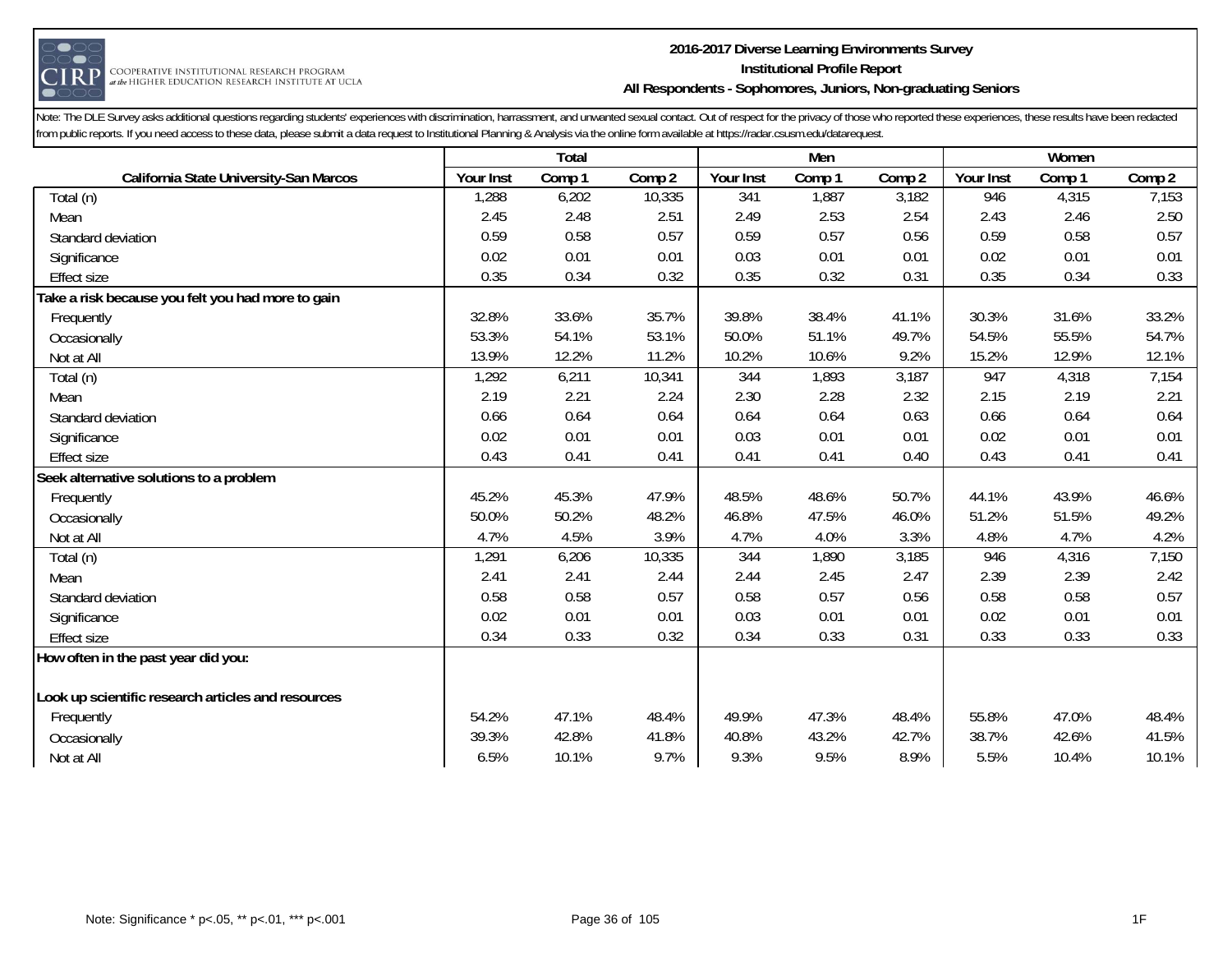**2016-2017 Diverse Learning Environments Survey**
**Institutional Profile Report**
**All Respondents - Sophomores, Juniors, Non-graduating Seniors**

Note: The DLE Survey asks additional questions regarding students' experiences with discrimination, harrassment, and unwanted sexual contact. Out of respect for the privacy of those who reported these experiences, these results have been redacted from public reports. If you need access to these data, please submit a data request to Institutional Planning & Analysis via the online form available at https://radar.csusm.edu/datarequest.

| | Total | | | Men | | | Women | | |
|---|---|---|---|---|---|---|---|---|---|
| **California State University-San Marcos** | Your Inst | Comp 1 | Comp 2 | Your Inst | Comp 1 | Comp 2 | Your Inst | Comp 1 | Comp 2 |
| Total (n) | 1,288 | 6,202 | 10,335 | 341 | 1,887 | 3,182 | 946 | 4,315 | 7,153 |
| Mean | 2.45 | 2.48 | 2.51 | 2.49 | 2.53 | 2.54 | 2.43 | 2.46 | 2.50 |
| Standard deviation | 0.59 | 0.58 | 0.57 | 0.59 | 0.57 | 0.56 | 0.59 | 0.58 | 0.57 |
| Significance | 0.02 | 0.01 | 0.01 | 0.03 | 0.01 | 0.01 | 0.02 | 0.01 | 0.01 |
| Effect size | 0.35 | 0.34 | 0.32 | 0.35 | 0.32 | 0.31 | 0.35 | 0.34 | 0.33 |
| **Take a risk because you felt you had more to gain** | | | | | | | | | |
| Frequently | 32.8% | 33.6% | 35.7% | 39.8% | 38.4% | 41.1% | 30.3% | 31.6% | 33.2% |
| Occasionally | 53.3% | 54.1% | 53.1% | 50.0% | 51.1% | 49.7% | 54.5% | 55.5% | 54.7% |
| Not at All | 13.9% | 12.2% | 11.2% | 10.2% | 10.6% | 9.2% | 15.2% | 12.9% | 12.1% |
| Total (n) | 1,292 | 6,211 | 10,341 | 344 | 1,893 | 3,187 | 947 | 4,318 | 7,154 |
| Mean | 2.19 | 2.21 | 2.24 | 2.30 | 2.28 | 2.32 | 2.15 | 2.19 | 2.21 |
| Standard deviation | 0.66 | 0.64 | 0.64 | 0.64 | 0.64 | 0.63 | 0.66 | 0.64 | 0.64 |
| Significance | 0.02 | 0.01 | 0.01 | 0.03 | 0.01 | 0.01 | 0.02 | 0.01 | 0.01 |
| Effect size | 0.43 | 0.41 | 0.41 | 0.41 | 0.41 | 0.40 | 0.43 | 0.41 | 0.41 |
| **Seek alternative solutions to a problem** | | | | | | | | | |
| Frequently | 45.2% | 45.3% | 47.9% | 48.5% | 48.6% | 50.7% | 44.1% | 43.9% | 46.6% |
| Occasionally | 50.0% | 50.2% | 48.2% | 46.8% | 47.5% | 46.0% | 51.2% | 51.5% | 49.2% |
| Not at All | 4.7% | 4.5% | 3.9% | 4.7% | 4.0% | 3.3% | 4.8% | 4.7% | 4.2% |
| Total (n) | 1,291 | 6,206 | 10,335 | 344 | 1,890 | 3,185 | 946 | 4,316 | 7,150 |
| Mean | 2.41 | 2.41 | 2.44 | 2.44 | 2.45 | 2.47 | 2.39 | 2.39 | 2.42 |
| Standard deviation | 0.58 | 0.58 | 0.57 | 0.58 | 0.57 | 0.56 | 0.58 | 0.58 | 0.57 |
| Significance | 0.02 | 0.01 | 0.01 | 0.03 | 0.01 | 0.01 | 0.02 | 0.01 | 0.01 |
| Effect size | 0.34 | 0.33 | 0.32 | 0.34 | 0.33 | 0.31 | 0.33 | 0.33 | 0.33 |
| **How often in the past year did you:** | | | | | | | | | |
| **Look up scientific research articles and resources** | | | | | | | | | |
| Frequently | 54.2% | 47.1% | 48.4% | 49.9% | 47.3% | 48.4% | 55.8% | 47.0% | 48.4% |
| Occasionally | 39.3% | 42.8% | 41.8% | 40.8% | 43.2% | 42.7% | 38.7% | 42.6% | 41.5% |
| Not at All | 6.5% | 10.1% | 9.7% | 9.3% | 9.5% | 8.9% | 5.5% | 10.4% | 10.1% |

Note: Significance * p<.05, ** p<.01, *** p<.001

1F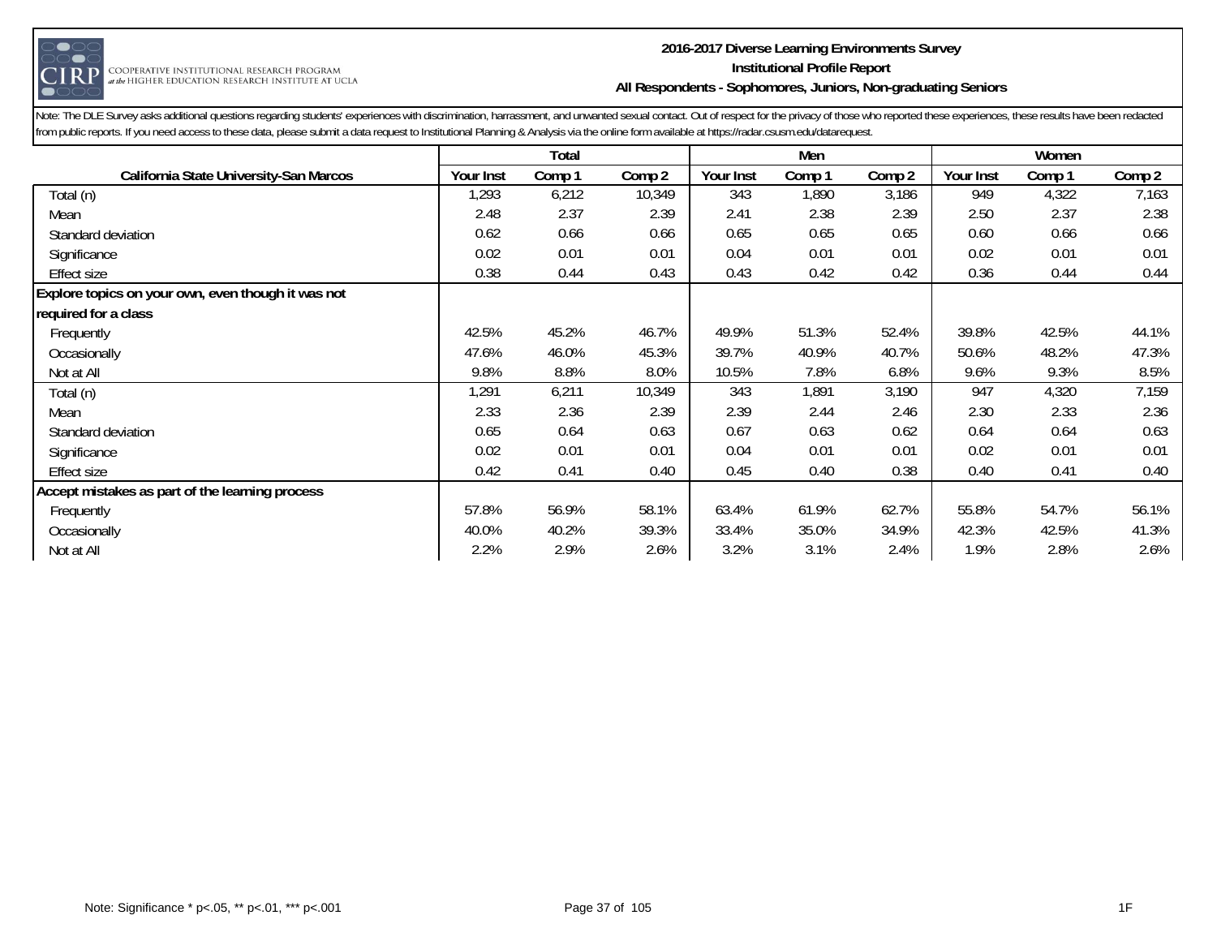# 2016-2017 Diverse Learning Environments Survey
## Institutional Profile Report
### All Respondents - Sophomores, Juniors, Non-graduating Seniors

Note: The DLE Survey asks additional questions regarding students' experiences with discrimination, harrassment, and unwanted sexual contact. Out of respect for the privacy of those who reported these experiences, these results have been redacted from public reports. If you need access to these data, please submit a data request to Institutional Planning & Analysis via the online form available at https://radar.csusm.edu/datarequest.

| | Total | | | Men | | | Women | | |
|---|---|---|---|---|---|---|---|---|---|
| **California State University-San Marcos** | **Your Inst** | **Comp 1** | **Comp 2** | **Your Inst** | **Comp 1** | **Comp 2** | **Your Inst** | **Comp 1** | **Comp 2** |
| Total (n) | 1,293 | 6,212 | 10,349 | 343 | 1,890 | 3,186 | 949 | 4,322 | 7,163 |
| Mean | 2.48 | 2.37 | 2.39 | 2.41 | 2.38 | 2.39 | 2.50 | 2.37 | 2.38 |
| Standard deviation | 0.62 | 0.66 | 0.66 | 0.65 | 0.65 | 0.65 | 0.60 | 0.66 | 0.66 |
| Significance | 0.02 | 0.01 | 0.01 | 0.04 | 0.01 | 0.01 | 0.02 | 0.01 | 0.01 |
| Effect size | 0.38 | 0.44 | 0.43 | 0.43 | 0.42 | 0.42 | 0.36 | 0.44 | 0.44 |
| **Explore topics on your own, even though it was not required for a class** | | | | | | | | | |
| Frequently | 42.5% | 45.2% | 46.7% | 49.9% | 51.3% | 52.4% | 39.8% | 42.5% | 44.1% |
| Occasionally | 47.6% | 46.0% | 45.3% | 39.7% | 40.9% | 40.7% | 50.6% | 48.2% | 47.3% |
| Not at All | 9.8% | 8.8% | 8.0% | 10.5% | 7.8% | 6.8% | 9.6% | 9.3% | 8.5% |
| Total (n) | 1,291 | 6,211 | 10,349 | 343 | 1,891 | 3,190 | 947 | 4,320 | 7,159 |
| Mean | 2.33 | 2.36 | 2.39 | 2.39 | 2.44 | 2.46 | 2.30 | 2.33 | 2.36 |
| Standard deviation | 0.65 | 0.64 | 0.63 | 0.67 | 0.63 | 0.62 | 0.64 | 0.64 | 0.63 |
| Significance | 0.02 | 0.01 | 0.01 | 0.04 | 0.01 | 0.01 | 0.02 | 0.01 | 0.01 |
| Effect size | 0.42 | 0.41 | 0.40 | 0.45 | 0.40 | 0.38 | 0.40 | 0.41 | 0.40 |
| **Accept mistakes as part of the learning process** | | | | | | | | | |
| Frequently | 57.8% | 56.9% | 58.1% | 63.4% | 61.9% | 62.7% | 55.8% | 54.7% | 56.1% |
| Occasionally | 40.0% | 40.2% | 39.3% | 33.4% | 35.0% | 34.9% | 42.3% | 42.5% | 41.3% |
| Not at All | 2.2% | 2.9% | 2.6% | 3.2% | 3.1% | 2.4% | 1.9% | 2.8% | 2.6% |

Note: Significance * p<.05, ** p<.01, *** p<.001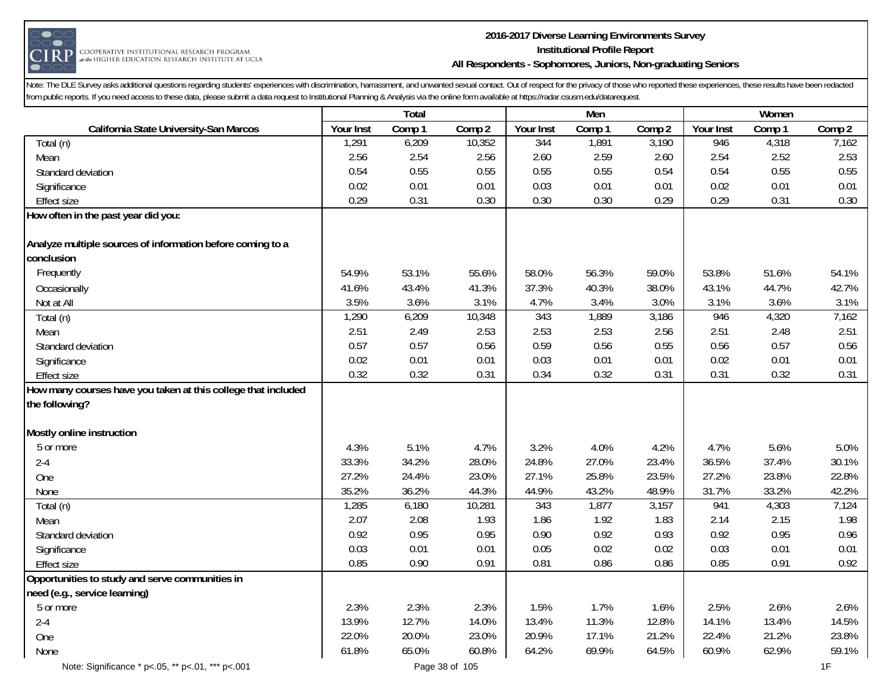# 2016-2017 Diverse Learning Environments Survey
## Institutional Profile Report
### All Respondents - Sophomores, Juniors, Non-graduating Seniors

Note: The DLE Survey asks additional questions regarding students' experiences with discrimination, harrassment, and unwanted sexual contact. Out of respect for the privacy of those who reported these experiences, these results have been redacted from public reports. If you need access to these data, please submit a data request to Institutional Planning & Analysis via the online form available at https://radar.csusm.edu/datarequest.

| | Total | | | Men | | | Women | | |
|---|---|---|---|---|---|---|---|---|---|
| **California State University-San Marcos** | Your Inst | Comp 1 | Comp 2 | Your Inst | Comp 1 | Comp 2 | Your Inst | Comp 1 | Comp 2 |
| Total (n) | 1,291 | 6,209 | 10,352 | 344 | 1,891 | 3,190 | 946 | 4,318 | 7,162 |
| Mean | 2.56 | 2.54 | 2.56 | 2.60 | 2.59 | 2.60 | 2.54 | 2.52 | 2.53 |
| Standard deviation | 0.54 | 0.55 | 0.55 | 0.55 | 0.55 | 0.54 | 0.54 | 0.55 | 0.55 |
| Significance | 0.02 | 0.01 | 0.01 | 0.03 | 0.01 | 0.01 | 0.02 | 0.01 | 0.01 |
| Effect size | 0.29 | 0.31 | 0.30 | 0.30 | 0.30 | 0.29 | 0.29 | 0.31 | 0.30 |
| **How often in the past year did you:** | | | | | | | | | |
| **Analyze multiple sources of information before coming to a conclusion** | | | | | | | | | |
| Frequently | 54.9% | 53.1% | 55.6% | 58.0% | 56.3% | 59.0% | 53.8% | 51.6% | 54.1% |
| Occasionally | 41.6% | 43.4% | 41.3% | 37.3% | 40.3% | 38.0% | 43.1% | 44.7% | 42.7% |
| Not at All | 3.5% | 3.6% | 3.1% | 4.7% | 3.4% | 3.0% | 3.1% | 3.6% | 3.1% |
| Total (n) | 1,290 | 6,209 | 10,348 | 343 | 1,889 | 3,186 | 946 | 4,320 | 7,162 |
| Mean | 2.51 | 2.49 | 2.53 | 2.53 | 2.53 | 2.56 | 2.51 | 2.48 | 2.51 |
| Standard deviation | 0.57 | 0.57 | 0.56 | 0.59 | 0.56 | 0.55 | 0.56 | 0.57 | 0.56 |
| Significance | 0.02 | 0.01 | 0.01 | 0.03 | 0.01 | 0.01 | 0.02 | 0.01 | 0.01 |
| Effect size | 0.32 | 0.32 | 0.31 | 0.34 | 0.32 | 0.31 | 0.31 | 0.32 | 0.31 |
| **How many courses have you taken at this college that included the following?** | | | | | | | | | |
| **Mostly online instruction** | | | | | | | | | |
| 5 or more | 4.3% | 5.1% | 4.7% | 3.2% | 4.0% | 4.2% | 4.7% | 5.6% | 5.0% |
| 2-4 | 33.3% | 34.2% | 28.0% | 24.8% | 27.0% | 23.4% | 36.5% | 37.4% | 30.1% |
| One | 27.2% | 24.4% | 23.0% | 27.1% | 25.8% | 23.5% | 27.2% | 23.8% | 22.8% |
| None | 35.2% | 36.2% | 44.3% | 44.9% | 43.2% | 48.9% | 31.7% | 33.2% | 42.2% |
| Total (n) | 1,285 | 6,180 | 10,281 | 343 | 1,877 | 3,157 | 941 | 4,303 | 7,124 |
| Mean | 2.07 | 2.08 | 1.93 | 1.86 | 1.92 | 1.83 | 2.14 | 2.15 | 1.98 |
| Standard deviation | 0.92 | 0.95 | 0.95 | 0.90 | 0.92 | 0.93 | 0.92 | 0.95 | 0.96 |
| Significance | 0.03 | 0.01 | 0.01 | 0.05 | 0.02 | 0.02 | 0.03 | 0.01 | 0.01 |
| Effect size | 0.85 | 0.90 | 0.91 | 0.81 | 0.86 | 0.86 | 0.85 | 0.91 | 0.92 |
| **Opportunities to study and serve communities in need (e.g., service learning)** | | | | | | | | | |
| 5 or more | 2.3% | 2.3% | 2.3% | 1.5% | 1.7% | 1.6% | 2.5% | 2.6% | 2.6% |
| 2-4 | 13.9% | 12.7% | 14.0% | 13.4% | 11.3% | 12.8% | 14.1% | 13.4% | 14.5% |
| One | 22.0% | 20.0% | 23.0% | 20.9% | 17.1% | 21.2% | 22.4% | 21.2% | 23.8% |
| None | 61.8% | 65.0% | 60.8% | 64.2% | 69.9% | 64.5% | 60.9% | 62.9% | 59.1% |

Note: Significance * p<.05, ** p<.01, *** p<.001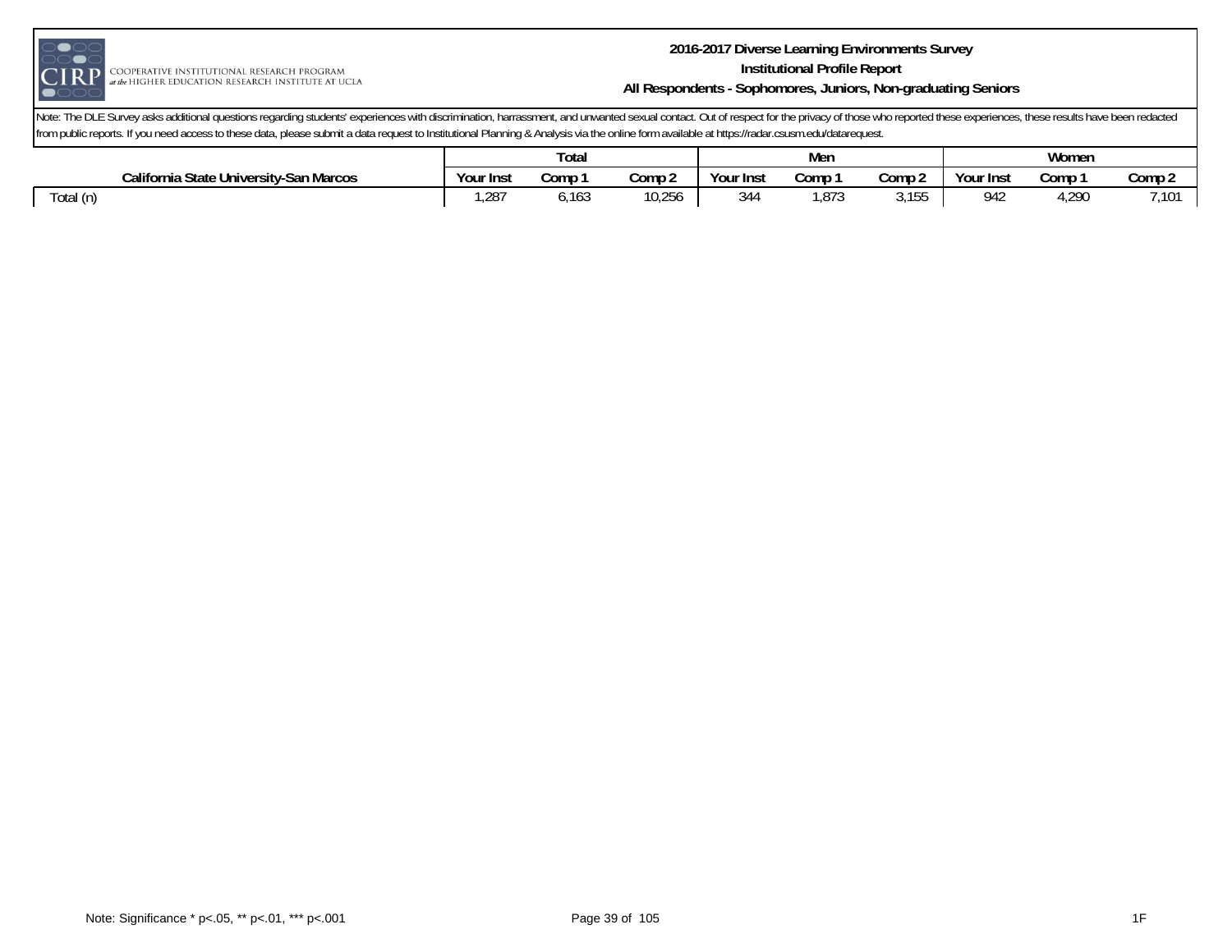Note: The DLE Survey asks additional questions regarding students' experiences with discrimination, harrassment, and unwanted sexual contact. Out of respect for the privacy of those who reported these experiences, these results have been redacted from public reports. If you need access to these data, please submit a data request to Institutional Planning & Analysis via the online form available at https://radar.csusm.edu/datarequest.

| | Total | | | Men | | | Women | | |
|---|---|---|---|---|---|---|---|---|---|
| **California State University-San Marcos** | **Your Inst** | **Comp 1** | **Comp 2** | **Your Inst** | **Comp 1** | **Comp 2** | **Your Inst** | **Comp 1** | **Comp 2** |
| Total (n) | 1,287 | 6,163 | 10,256 | 344 | 1,873 | 3,155 | 942 | 4,290 | 7,101 |

Note: Significance * p<.05, ** p<.01, *** p<.001

1F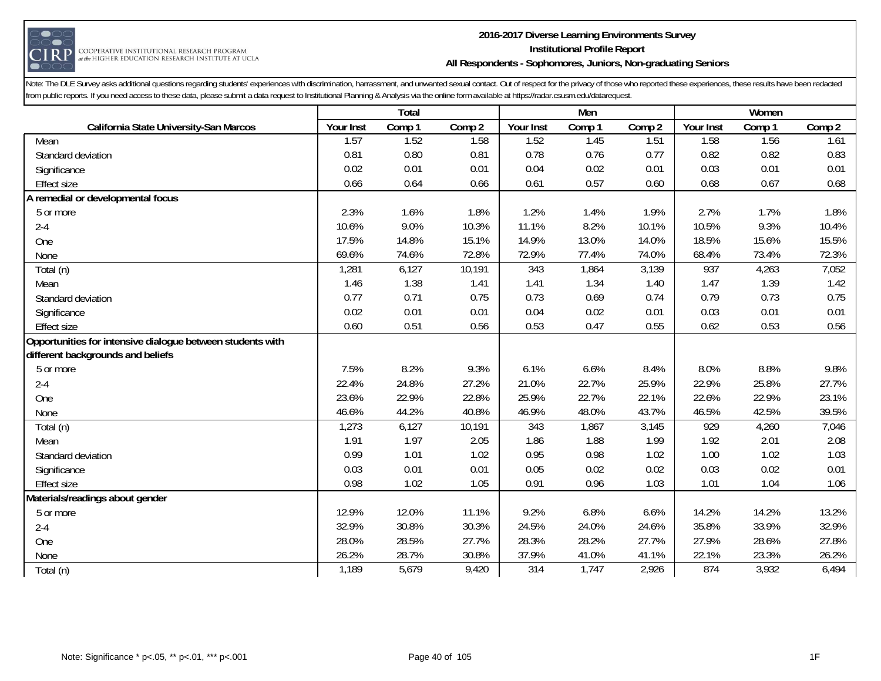**2016-2017 Diverse Learning Environments Survey**
**Institutional Profile Report**
**All Respondents - Sophomores, Juniors, Non-graduating Seniors**

Note: The DLE Survey asks additional questions regarding students' experiences with discrimination, harrassment, and unwanted sexual contact. Out of respect for the privacy of those who reported these experiences, these results have been redacted from public reports. If you need access to these data, please submit a data request to Institutional Planning & Analysis via the online form available at https://radar.csusm.edu/datarequest.

| | Total | | | Men | | | Women | | |
|---|---|---|---|---|---|---|---|---|---|
| **California State University-San Marcos** | Your Inst | Comp 1 | Comp 2 | Your Inst | Comp 1 | Comp 2 | Your Inst | Comp 1 | Comp 2 |
| Mean | 1.57 | 1.52 | 1.58 | 1.52 | 1.45 | 1.51 | 1.58 | 1.56 | 1.61 |
| Standard deviation | 0.81 | 0.80 | 0.81 | 0.78 | 0.76 | 0.77 | 0.82 | 0.82 | 0.83 |
| Significance | 0.02 | 0.01 | 0.01 | 0.04 | 0.02 | 0.01 | 0.03 | 0.01 | 0.01 |
| Effect size | 0.66 | 0.64 | 0.66 | 0.61 | 0.57 | 0.60 | 0.68 | 0.67 | 0.68 |
| **A remedial or developmental focus** | | | | | | | | | |
| 5 or more | 2.3% | 1.6% | 1.8% | 1.2% | 1.4% | 1.9% | 2.7% | 1.7% | 1.8% |
| 2-4 | 10.6% | 9.0% | 10.3% | 11.1% | 8.2% | 10.1% | 10.5% | 9.3% | 10.4% |
| One | 17.5% | 14.8% | 15.1% | 14.9% | 13.0% | 14.0% | 18.5% | 15.6% | 15.5% |
| None | 69.6% | 74.6% | 72.8% | 72.9% | 77.4% | 74.0% | 68.4% | 73.4% | 72.3% |
| Total (n) | 1,281 | 6,127 | 10,191 | 343 | 1,864 | 3,139 | 937 | 4,263 | 7,052 |
| Mean | 1.46 | 1.38 | 1.41 | 1.41 | 1.34 | 1.40 | 1.47 | 1.39 | 1.42 |
| Standard deviation | 0.77 | 0.71 | 0.75 | 0.73 | 0.69 | 0.74 | 0.79 | 0.73 | 0.75 |
| Significance | 0.02 | 0.01 | 0.01 | 0.04 | 0.02 | 0.01 | 0.03 | 0.01 | 0.01 |
| Effect size | 0.60 | 0.51 | 0.56 | 0.53 | 0.47 | 0.55 | 0.62 | 0.53 | 0.56 |
| **Opportunities for intensive dialogue between students with different backgrounds and beliefs** | | | | | | | | | |
| 5 or more | 7.5% | 8.2% | 9.3% | 6.1% | 6.6% | 8.4% | 8.0% | 8.8% | 9.8% |
| 2-4 | 22.4% | 24.8% | 27.2% | 21.0% | 22.7% | 25.9% | 22.9% | 25.8% | 27.7% |
| One | 23.6% | 22.9% | 22.8% | 25.9% | 22.7% | 22.1% | 22.6% | 22.9% | 23.1% |
| None | 46.6% | 44.2% | 40.8% | 46.9% | 48.0% | 43.7% | 46.5% | 42.5% | 39.5% |
| Total (n) | 1,273 | 6,127 | 10,191 | 343 | 1,867 | 3,145 | 929 | 4,260 | 7,046 |
| Mean | 1.91 | 1.97 | 2.05 | 1.86 | 1.88 | 1.99 | 1.92 | 2.01 | 2.08 |
| Standard deviation | 0.99 | 1.01 | 1.02 | 0.95 | 0.98 | 1.02 | 1.00 | 1.02 | 1.03 |
| Significance | 0.03 | 0.01 | 0.01 | 0.05 | 0.02 | 0.02 | 0.03 | 0.02 | 0.01 |
| Effect size | 0.98 | 1.02 | 1.05 | 0.91 | 0.96 | 1.03 | 1.01 | 1.04 | 1.06 |
| **Materials/readings about gender** | | | | | | | | | |
| 5 or more | 12.9% | 12.0% | 11.1% | 9.2% | 6.8% | 6.6% | 14.2% | 14.2% | 13.2% |
| 2-4 | 32.9% | 30.8% | 30.3% | 24.5% | 24.0% | 24.6% | 35.8% | 33.9% | 32.9% |
| One | 28.0% | 28.5% | 27.7% | 28.3% | 28.2% | 27.7% | 27.9% | 28.6% | 27.8% |
| None | 26.2% | 28.7% | 30.8% | 37.9% | 41.0% | 41.1% | 22.1% | 23.3% | 26.2% |
| Total (n) | 1,189 | 5,679 | 9,420 | 314 | 1,747 | 2,926 | 874 | 3,932 | 6,494 |

Note: Significance * p<.05, ** p<.01, *** p<.001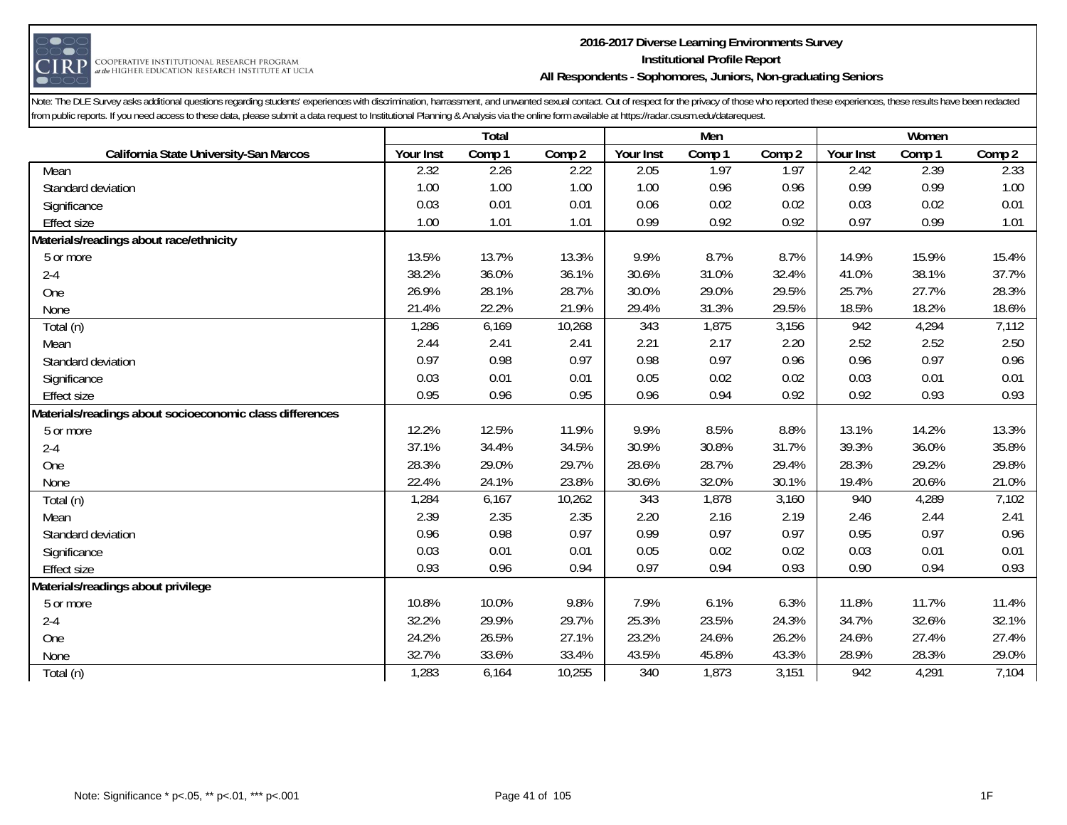Note: The DLE Survey asks additional questions regarding students' experiences with discrimination, harrassment, and unwanted sexual contact. Out of respect for the privacy of those who reported these experiences, these results have been redacted from public reports. If you need access to these data, please submit a data request to Institutional Planning & Analysis via the online form available at https://radar.csusm.edu/datarequest.

| | Total | | | Men | | | Women | | |
|---|---|---|---|---|---|---|---|---|---|
| California State University-San Marcos | Your Inst | Comp 1 | Comp 2 | Your Inst | Comp 1 | Comp 2 | Your Inst | Comp 1 | Comp 2 |
| Mean | 2.32 | 2.26 | 2.22 | 2.05 | 1.97 | 1.97 | 2.42 | 2.39 | 2.33 |
| Standard deviation | 1.00 | 1.00 | 1.00 | 1.00 | 0.96 | 0.96 | 0.99 | 0.99 | 1.00 |
| Significance | 0.03 | 0.01 | 0.01 | 0.06 | 0.02 | 0.02 | 0.03 | 0.02 | 0.01 |
| Effect size | 1.00 | 1.01 | 1.01 | 0.99 | 0.92 | 0.92 | 0.97 | 0.99 | 1.01 |
| **Materials/readings about race/ethnicity** | | | | | | | | | |
| 5 or more | 13.5% | 13.7% | 13.3% | 9.9% | 8.7% | 8.7% | 14.9% | 15.9% | 15.4% |
| 2-4 | 38.2% | 36.0% | 36.1% | 30.6% | 31.0% | 32.4% | 41.0% | 38.1% | 37.7% |
| One | 26.9% | 28.1% | 28.7% | 30.0% | 29.0% | 29.5% | 25.7% | 27.7% | 28.3% |
| None | 21.4% | 22.2% | 21.9% | 29.4% | 31.3% | 29.5% | 18.5% | 18.2% | 18.6% |
| Total (n) | 1,286 | 6,169 | 10,268 | 343 | 1,875 | 3,156 | 942 | 4,294 | 7,112 |
| Mean | 2.44 | 2.41 | 2.41 | 2.21 | 2.17 | 2.20 | 2.52 | 2.52 | 2.50 |
| Standard deviation | 0.97 | 0.98 | 0.97 | 0.98 | 0.97 | 0.96 | 0.96 | 0.97 | 0.96 |
| Significance | 0.03 | 0.01 | 0.01 | 0.05 | 0.02 | 0.02 | 0.03 | 0.01 | 0.01 |
| Effect size | 0.95 | 0.96 | 0.95 | 0.96 | 0.94 | 0.92 | 0.92 | 0.93 | 0.93 |
| **Materials/readings about socioeconomic class differences** | | | | | | | | | |
| 5 or more | 12.2% | 12.5% | 11.9% | 9.9% | 8.5% | 8.8% | 13.1% | 14.2% | 13.3% |
| 2-4 | 37.1% | 34.4% | 34.5% | 30.9% | 30.8% | 31.7% | 39.3% | 36.0% | 35.8% |
| One | 28.3% | 29.0% | 29.7% | 28.6% | 28.7% | 29.4% | 28.3% | 29.2% | 29.8% |
| None | 22.4% | 24.1% | 23.8% | 30.6% | 32.0% | 30.1% | 19.4% | 20.6% | 21.0% |
| Total (n) | 1,284 | 6,167 | 10,262 | 343 | 1,878 | 3,160 | 940 | 4,289 | 7,102 |
| Mean | 2.39 | 2.35 | 2.35 | 2.20 | 2.16 | 2.19 | 2.46 | 2.44 | 2.41 |
| Standard deviation | 0.96 | 0.98 | 0.97 | 0.99 | 0.97 | 0.97 | 0.95 | 0.97 | 0.96 |
| Significance | 0.03 | 0.01 | 0.01 | 0.05 | 0.02 | 0.02 | 0.03 | 0.01 | 0.01 |
| Effect size | 0.93 | 0.96 | 0.94 | 0.97 | 0.94 | 0.93 | 0.90 | 0.94 | 0.93 |
| **Materials/readings about privilege** | | | | | | | | | |
| 5 or more | 10.8% | 10.0% | 9.8% | 7.9% | 6.1% | 6.3% | 11.8% | 11.7% | 11.4% |
| 2-4 | 32.2% | 29.9% | 29.7% | 25.3% | 23.5% | 24.3% | 34.7% | 32.6% | 32.1% |
| One | 24.2% | 26.5% | 27.1% | 23.2% | 24.6% | 26.2% | 24.6% | 27.4% | 27.4% |
| None | 32.7% | 33.6% | 33.4% | 43.5% | 45.8% | 43.3% | 28.9% | 28.3% | 29.0% |
| Total (n) | 1,283 | 6,164 | 10,255 | 340 | 1,873 | 3,151 | 942 | 4,291 | 7,104 |

Note: Significance * p<.05, ** p<.01, *** p<.001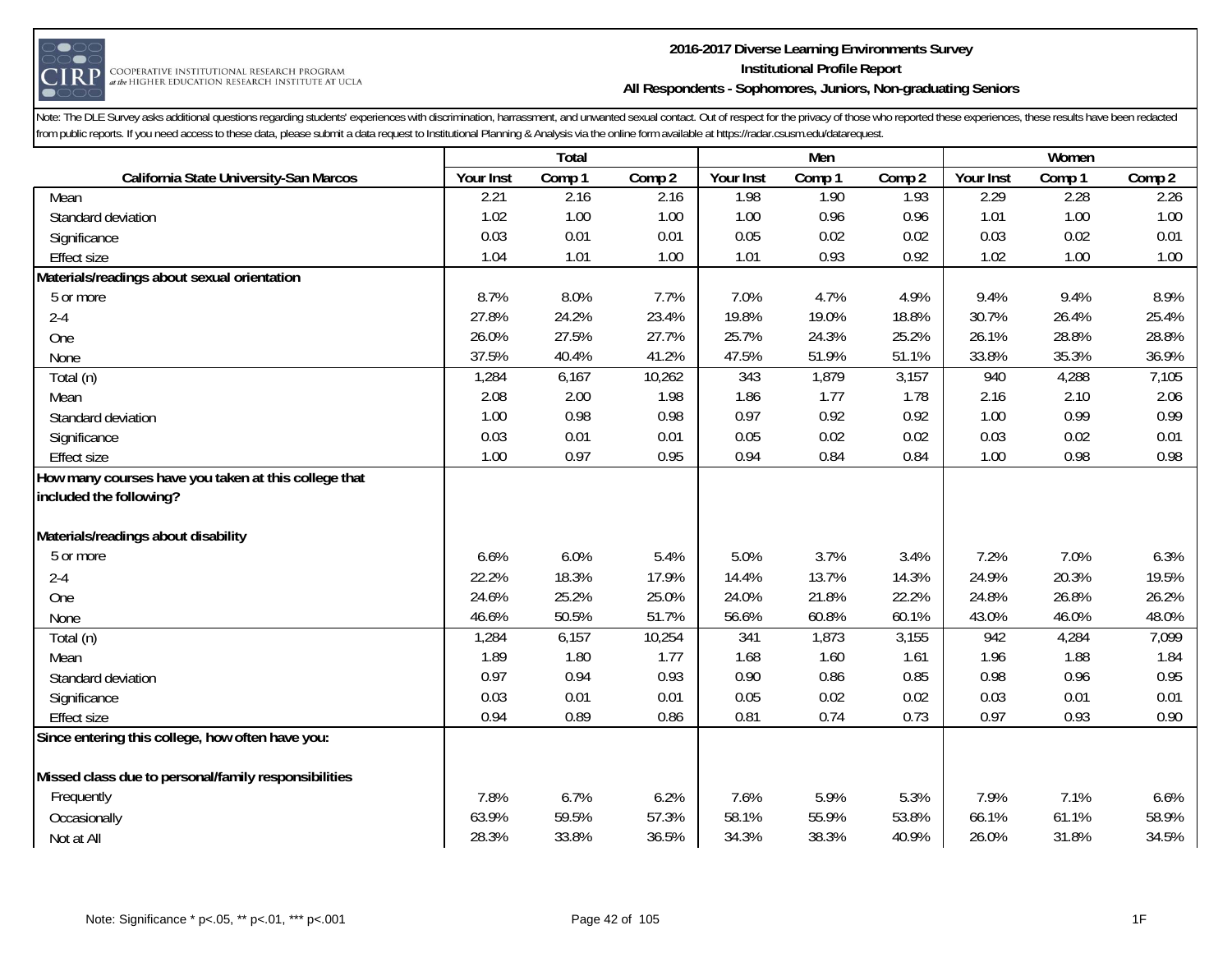**2016-2017 Diverse Learning Environments Survey**
**Institutional Profile Report**
**All Respondents - Sophomores, Juniors, Non-graduating Seniors**

Note: The DLE Survey asks additional questions regarding students' experiences with discrimination, harrassment, and unwanted sexual contact. Out of respect for the privacy of those who reported these experiences, these results have been redacted from public reports. If you need access to these data, please submit a data request to Institutional Planning & Analysis via the online form available at https://radar.csusm.edu/datarequest.

| | Total | | | Men | | | Women | | |
|---|---|---|---|---|---|---|---|---|---|
| **California State University-San Marcos** | Your Inst | Comp 1 | Comp 2 | Your Inst | Comp 1 | Comp 2 | Your Inst | Comp 1 | Comp 2 |
| Mean | 2.21 | 2.16 | 2.16 | 1.98 | 1.90 | 1.93 | 2.29 | 2.28 | 2.26 |
| Standard deviation | 1.02 | 1.00 | 1.00 | 1.00 | 0.96 | 0.96 | 1.01 | 1.00 | 1.00 |
| Significance | 0.03 | 0.01 | 0.01 | 0.05 | 0.02 | 0.02 | 0.03 | 0.02 | 0.01 |
| Effect size | 1.04 | 1.01 | 1.00 | 1.01 | 0.93 | 0.92 | 1.02 | 1.00 | 1.00 |
| **Materials/readings about sexual orientation** | | | | | | | | | |
| 5 or more | 8.7% | 8.0% | 7.7% | 7.0% | 4.7% | 4.9% | 9.4% | 9.4% | 8.9% |
| 2-4 | 27.8% | 24.2% | 23.4% | 19.8% | 19.0% | 18.8% | 30.7% | 26.4% | 25.4% |
| One | 26.0% | 27.5% | 27.7% | 25.7% | 24.3% | 25.2% | 26.1% | 28.8% | 28.8% |
| None | 37.5% | 40.4% | 41.2% | 47.5% | 51.9% | 51.1% | 33.8% | 35.3% | 36.9% |
| Total (n) | 1,284 | 6,167 | 10,262 | 343 | 1,879 | 3,157 | 940 | 4,288 | 7,105 |
| Mean | 2.08 | 2.00 | 1.98 | 1.86 | 1.77 | 1.78 | 2.16 | 2.10 | 2.06 |
| Standard deviation | 1.00 | 0.98 | 0.98 | 0.97 | 0.92 | 0.92 | 1.00 | 0.99 | 0.99 |
| Significance | 0.03 | 0.01 | 0.01 | 0.05 | 0.02 | 0.02 | 0.03 | 0.02 | 0.01 |
| Effect size | 1.00 | 0.97 | 0.95 | 0.94 | 0.84 | 0.84 | 1.00 | 0.98 | 0.98 |
| **How many courses have you taken at this college that included the following?** | | | | | | | | | |
| **Materials/readings about disability** | | | | | | | | | |
| 5 or more | 6.6% | 6.0% | 5.4% | 5.0% | 3.7% | 3.4% | 7.2% | 7.0% | 6.3% |
| 2-4 | 22.2% | 18.3% | 17.9% | 14.4% | 13.7% | 14.3% | 24.9% | 20.3% | 19.5% |
| One | 24.6% | 25.2% | 25.0% | 24.0% | 21.8% | 22.2% | 24.8% | 26.8% | 26.2% |
| None | 46.6% | 50.5% | 51.7% | 56.6% | 60.8% | 60.1% | 43.0% | 46.0% | 48.0% |
| Total (n) | 1,284 | 6,157 | 10,254 | 341 | 1,873 | 3,155 | 942 | 4,284 | 7,099 |
| Mean | 1.89 | 1.80 | 1.77 | 1.68 | 1.60 | 1.61 | 1.96 | 1.88 | 1.84 |
| Standard deviation | 0.97 | 0.94 | 0.93 | 0.90 | 0.86 | 0.85 | 0.98 | 0.96 | 0.95 |
| Significance | 0.03 | 0.01 | 0.01 | 0.05 | 0.02 | 0.02 | 0.03 | 0.01 | 0.01 |
| Effect size | 0.94 | 0.89 | 0.86 | 0.81 | 0.74 | 0.73 | 0.97 | 0.93 | 0.90 |
| **Since entering this college, how often have you:** | | | | | | | | | |
| **Missed class due to personal/family responsibilities** | | | | | | | | | |
| Frequently | 7.8% | 6.7% | 6.2% | 7.6% | 5.9% | 5.3% | 7.9% | 7.1% | 6.6% |
| Occasionally | 63.9% | 59.5% | 57.3% | 58.1% | 55.9% | 53.8% | 66.1% | 61.1% | 58.9% |
| Not at All | 28.3% | 33.8% | 36.5% | 34.3% | 38.3% | 40.9% | 26.0% | 31.8% | 34.5% |

Note: Significance * p<.05, ** p<.01, *** p<.001

1F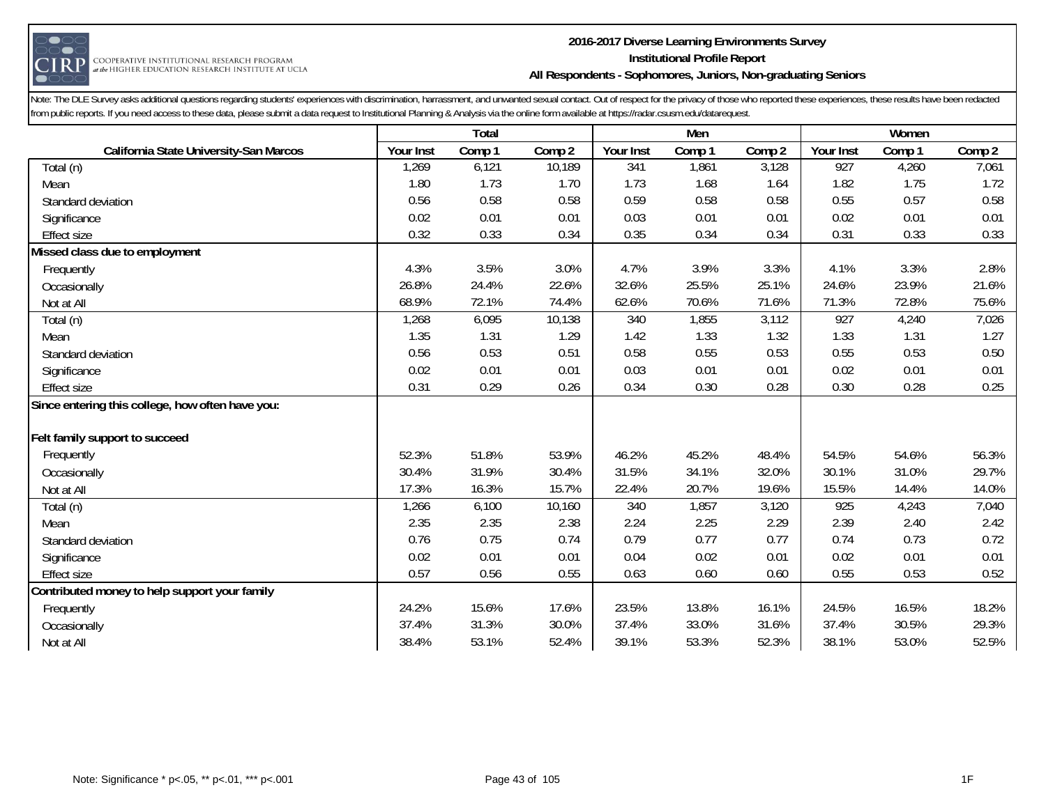# 2016-2017 Diverse Learning Environments Survey
## Institutional Profile Report
### All Respondents - Sophomores, Juniors, Non-graduating Seniors

Note: The DLE Survey asks additional questions regarding students' experiences with discrimination, harrassment, and unwanted sexual contact. Out of respect for the privacy of those who reported these experiences, these results have been redacted from public reports. If you need access to these data, please submit a data request to Institutional Planning & Analysis via the online form available at https://radar.csusm.edu/datarequest.

| | Total | | | Men | | | Women | | |
|---|---|---|---|---|---|---|---|---|---|
| **California State University-San Marcos** | Your Inst | Comp 1 | Comp 2 | Your Inst | Comp 1 | Comp 2 | Your Inst | Comp 1 | Comp 2 |
| Total (n) | 1,269 | 6,121 | 10,189 | 341 | 1,861 | 3,128 | 927 | 4,260 | 7,061 |
| Mean | 1.80 | 1.73 | 1.70 | 1.73 | 1.68 | 1.64 | 1.82 | 1.75 | 1.72 |
| Standard deviation | 0.56 | 0.58 | 0.58 | 0.59 | 0.58 | 0.58 | 0.55 | 0.57 | 0.58 |
| Significance | 0.02 | 0.01 | 0.01 | 0.03 | 0.01 | 0.01 | 0.02 | 0.01 | 0.01 |
| Effect size | 0.32 | 0.33 | 0.34 | 0.35 | 0.34 | 0.34 | 0.31 | 0.33 | 0.33 |
| **Missed class due to employment** | | | | | | | | | |
| Frequently | 4.3% | 3.5% | 3.0% | 4.7% | 3.9% | 3.3% | 4.1% | 3.3% | 2.8% |
| Occasionally | 26.8% | 24.4% | 22.6% | 32.6% | 25.5% | 25.1% | 24.6% | 23.9% | 21.6% |
| Not at All | 68.9% | 72.1% | 74.4% | 62.6% | 70.6% | 71.6% | 71.3% | 72.8% | 75.6% |
| Total (n) | 1,268 | 6,095 | 10,138 | 340 | 1,855 | 3,112 | 927 | 4,240 | 7,026 |
| Mean | 1.35 | 1.31 | 1.29 | 1.42 | 1.33 | 1.32 | 1.33 | 1.31 | 1.27 |
| Standard deviation | 0.56 | 0.53 | 0.51 | 0.58 | 0.55 | 0.53 | 0.55 | 0.53 | 0.50 |
| Significance | 0.02 | 0.01 | 0.01 | 0.03 | 0.01 | 0.01 | 0.02 | 0.01 | 0.01 |
| Effect size | 0.31 | 0.29 | 0.26 | 0.34 | 0.30 | 0.28 | 0.30 | 0.28 | 0.25 |
| **Since entering this college, how often have you:** | | | | | | | | | |
| **Felt family support to succeed** | | | | | | | | | |
| Frequently | 52.3% | 51.8% | 53.9% | 46.2% | 45.2% | 48.4% | 54.5% | 54.6% | 56.3% |
| Occasionally | 30.4% | 31.9% | 30.4% | 31.5% | 34.1% | 32.0% | 30.1% | 31.0% | 29.7% |
| Not at All | 17.3% | 16.3% | 15.7% | 22.4% | 20.7% | 19.6% | 15.5% | 14.4% | 14.0% |
| Total (n) | 1,266 | 6,100 | 10,160 | 340 | 1,857 | 3,120 | 925 | 4,243 | 7,040 |
| Mean | 2.35 | 2.35 | 2.38 | 2.24 | 2.25 | 2.29 | 2.39 | 2.40 | 2.42 |
| Standard deviation | 0.76 | 0.75 | 0.74 | 0.79 | 0.77 | 0.77 | 0.74 | 0.73 | 0.72 |
| Significance | 0.02 | 0.01 | 0.01 | 0.04 | 0.02 | 0.01 | 0.02 | 0.01 | 0.01 |
| Effect size | 0.57 | 0.56 | 0.55 | 0.63 | 0.60 | 0.60 | 0.55 | 0.53 | 0.52 |
| **Contributed money to help support your family** | | | | | | | | | |
| Frequently | 24.2% | 15.6% | 17.6% | 23.5% | 13.8% | 16.1% | 24.5% | 16.5% | 18.2% |
| Occasionally | 37.4% | 31.3% | 30.0% | 37.4% | 33.0% | 31.6% | 37.4% | 30.5% | 29.3% |
| Not at All | 38.4% | 53.1% | 52.4% | 39.1% | 53.3% | 52.3% | 38.1% | 53.0% | 52.5% |

Note: Significance * p<.05, ** p<.01, *** p<.001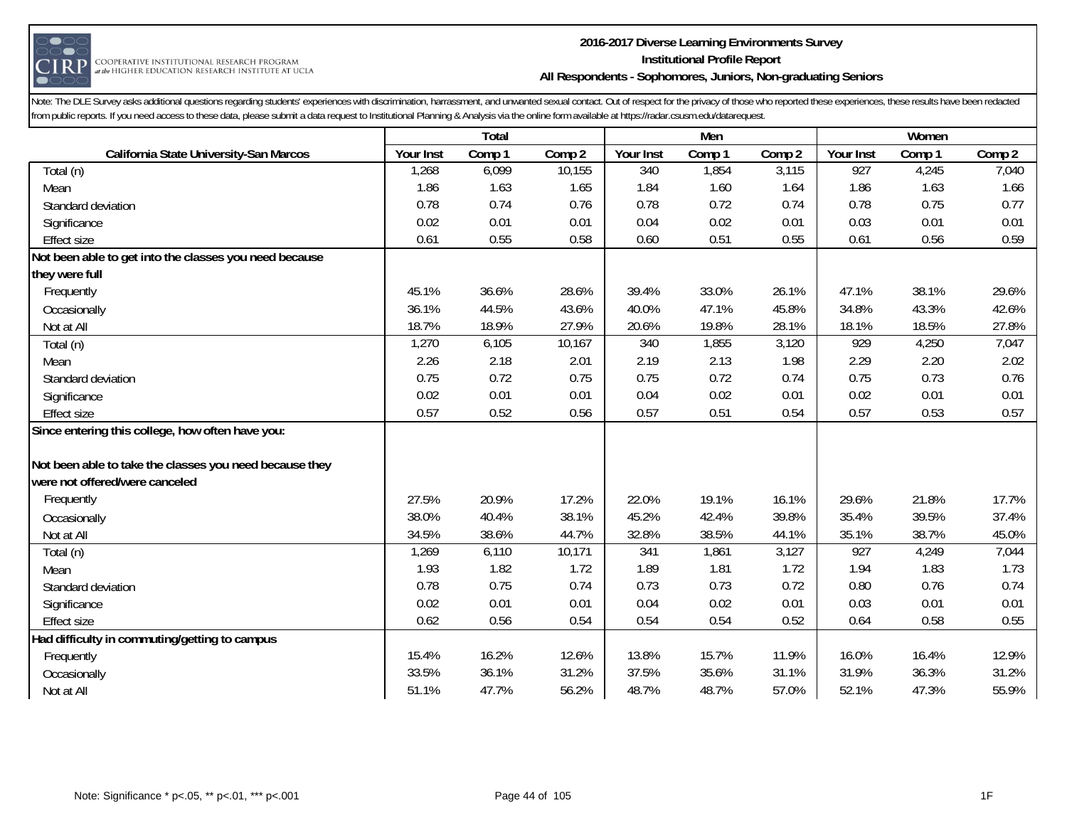### 2016-2017 Diverse Learning Environments Survey
### Institutional Profile Report
### All Respondents - Sophomores, Juniors, Non-graduating Seniors

Note: The DLE Survey asks additional questions regarding students' experiences with discrimination, harrassment, and unwanted sexual contact. Out of respect for the privacy of those who reported these experiences, these results have been redacted from public reports. If you need access to these data, please submit a data request to Institutional Planning & Analysis via the online form available at https://radar.csusm.edu/datarequest.

| | Total | | | Men | | | Women | | |
|---|---|---|---|---|---|---|---|---|---|
| **California State University-San Marcos** | **Your Inst** | **Comp 1** | **Comp 2** | **Your Inst** | **Comp 1** | **Comp 2** | **Your Inst** | **Comp 1** | **Comp 2** |
| Total (n) | 1,268 | 6,099 | 10,155 | 340 | 1,854 | 3,115 | 927 | 4,245 | 7,040 |
| Mean | 1.86 | 1.63 | 1.65 | 1.84 | 1.60 | 1.64 | 1.86 | 1.63 | 1.66 |
| Standard deviation | 0.78 | 0.74 | 0.76 | 0.78 | 0.72 | 0.74 | 0.78 | 0.75 | 0.77 |
| Significance | 0.02 | 0.01 | 0.01 | 0.04 | 0.02 | 0.01 | 0.03 | 0.01 | 0.01 |
| Effect size | 0.61 | 0.55 | 0.58 | 0.60 | 0.51 | 0.55 | 0.61 | 0.56 | 0.59 |
| **Not been able to get into the classes you need because they were full** | | | | | | | | | |
| Frequently | 45.1% | 36.6% | 28.6% | 39.4% | 33.0% | 26.1% | 47.1% | 38.1% | 29.6% |
| Occasionally | 36.1% | 44.5% | 43.6% | 40.0% | 47.1% | 45.8% | 34.8% | 43.3% | 42.6% |
| Not at All | 18.7% | 18.9% | 27.9% | 20.6% | 19.8% | 28.1% | 18.1% | 18.5% | 27.8% |
| Total (n) | 1,270 | 6,105 | 10,167 | 340 | 1,855 | 3,120 | 929 | 4,250 | 7,047 |
| Mean | 2.26 | 2.18 | 2.01 | 2.19 | 2.13 | 1.98 | 2.29 | 2.20 | 2.02 |
| Standard deviation | 0.75 | 0.72 | 0.75 | 0.75 | 0.72 | 0.74 | 0.75 | 0.73 | 0.76 |
| Significance | 0.02 | 0.01 | 0.01 | 0.04 | 0.02 | 0.01 | 0.02 | 0.01 | 0.01 |
| Effect size | 0.57 | 0.52 | 0.56 | 0.57 | 0.51 | 0.54 | 0.57 | 0.53 | 0.57 |
| **Since entering this college, how often have you:** | | | | | | | | | |
| **Not been able to take the classes you need because they were not offered/were canceled** | | | | | | | | | |
| Frequently | 27.5% | 20.9% | 17.2% | 22.0% | 19.1% | 16.1% | 29.6% | 21.8% | 17.7% |
| Occasionally | 38.0% | 40.4% | 38.1% | 45.2% | 42.4% | 39.8% | 35.4% | 39.5% | 37.4% |
| Not at All | 34.5% | 38.6% | 44.7% | 32.8% | 38.5% | 44.1% | 35.1% | 38.7% | 45.0% |
| Total (n) | 1,269 | 6,110 | 10,171 | 341 | 1,861 | 3,127 | 927 | 4,249 | 7,044 |
| Mean | 1.93 | 1.82 | 1.72 | 1.89 | 1.81 | 1.72 | 1.94 | 1.83 | 1.73 |
| Standard deviation | 0.78 | 0.75 | 0.74 | 0.73 | 0.73 | 0.72 | 0.80 | 0.76 | 0.74 |
| Significance | 0.02 | 0.01 | 0.01 | 0.04 | 0.02 | 0.01 | 0.03 | 0.01 | 0.01 |
| Effect size | 0.62 | 0.56 | 0.54 | 0.54 | 0.54 | 0.52 | 0.64 | 0.58 | 0.55 |
| **Had difficulty in commuting/getting to campus** | | | | | | | | | |
| Frequently | 15.4% | 16.2% | 12.6% | 13.8% | 15.7% | 11.9% | 16.0% | 16.4% | 12.9% |
| Occasionally | 33.5% | 36.1% | 31.2% | 37.5% | 35.6% | 31.1% | 31.9% | 36.3% | 31.2% |
| Not at All | 51.1% | 47.7% | 56.2% | 48.7% | 48.7% | 57.0% | 52.1% | 47.3% | 55.9% |

Note: Significance * p<.05, ** p<.01, *** p<.001

1F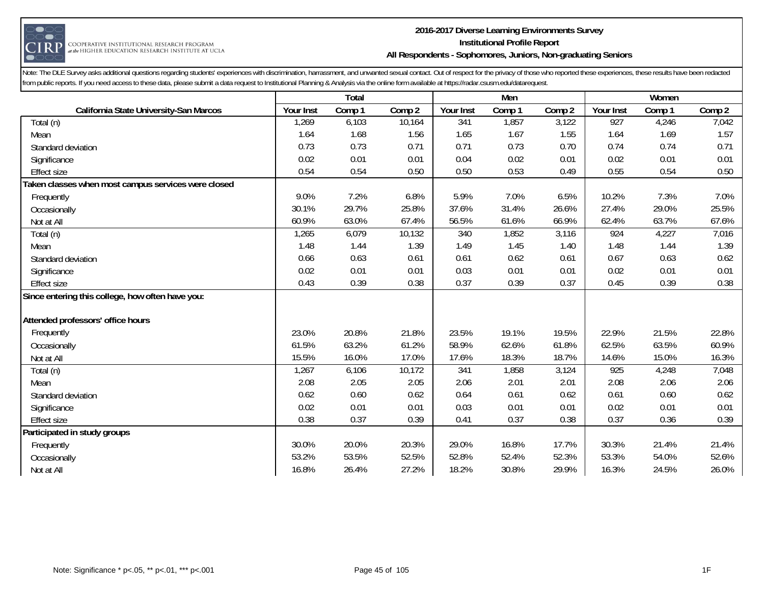## 2016-2017 Diverse Learning Environments Survey
### Institutional Profile Report
### All Respondents - Sophomores, Juniors, Non-graduating Seniors

Note: The DLE Survey asks additional questions regarding students' experiences with discrimination, harrassment, and unwanted sexual contact. Out of respect for the privacy of those who reported these experiences, these results have been redacted from public reports. If you need access to these data, please submit a data request to Institutional Planning & Analysis via the online form available at https://radar.csusm.edu/datarequest.

| | Total | | | Men | | | Women | | |
|---|---|---|---|---|---|---|---|---|---|
| **California State University-San Marcos** | Your Inst | Comp 1 | Comp 2 | Your Inst | Comp 1 | Comp 2 | Your Inst | Comp 1 | Comp 2 |
| Total (n) | 1,269 | 6,103 | 10,164 | 341 | 1,857 | 3,122 | 927 | 4,246 | 7,042 |
| Mean | 1.64 | 1.68 | 1.56 | 1.65 | 1.67 | 1.55 | 1.64 | 1.69 | 1.57 |
| Standard deviation | 0.73 | 0.73 | 0.71 | 0.71 | 0.73 | 0.70 | 0.74 | 0.74 | 0.71 |
| Significance | 0.02 | 0.01 | 0.01 | 0.04 | 0.02 | 0.01 | 0.02 | 0.01 | 0.01 |
| Effect size | 0.54 | 0.54 | 0.50 | 0.50 | 0.53 | 0.49 | 0.55 | 0.54 | 0.50 |
| **Taken classes when most campus services were closed** | | | | | | | | | |
| Frequently | 9.0% | 7.2% | 6.8% | 5.9% | 7.0% | 6.5% | 10.2% | 7.3% | 7.0% |
| Occasionally | 30.1% | 29.7% | 25.8% | 37.6% | 31.4% | 26.6% | 27.4% | 29.0% | 25.5% |
| Not at All | 60.9% | 63.0% | 67.4% | 56.5% | 61.6% | 66.9% | 62.4% | 63.7% | 67.6% |
| Total (n) | 1,265 | 6,079 | 10,132 | 340 | 1,852 | 3,116 | 924 | 4,227 | 7,016 |
| Mean | 1.48 | 1.44 | 1.39 | 1.49 | 1.45 | 1.40 | 1.48 | 1.44 | 1.39 |
| Standard deviation | 0.66 | 0.63 | 0.61 | 0.61 | 0.62 | 0.61 | 0.67 | 0.63 | 0.62 |
| Significance | 0.02 | 0.01 | 0.01 | 0.03 | 0.01 | 0.01 | 0.02 | 0.01 | 0.01 |
| Effect size | 0.43 | 0.39 | 0.38 | 0.37 | 0.39 | 0.37 | 0.45 | 0.39 | 0.38 |
| **Since entering this college, how often have you:** | | | | | | | | | |
| **Attended professors' office hours** | | | | | | | | | |
| Frequently | 23.0% | 20.8% | 21.8% | 23.5% | 19.1% | 19.5% | 22.9% | 21.5% | 22.8% |
| Occasionally | 61.5% | 63.2% | 61.2% | 58.9% | 62.6% | 61.8% | 62.5% | 63.5% | 60.9% |
| Not at All | 15.5% | 16.0% | 17.0% | 17.6% | 18.3% | 18.7% | 14.6% | 15.0% | 16.3% |
| Total (n) | 1,267 | 6,106 | 10,172 | 341 | 1,858 | 3,124 | 925 | 4,248 | 7,048 |
| Mean | 2.08 | 2.05 | 2.05 | 2.06 | 2.01 | 2.01 | 2.08 | 2.06 | 2.06 |
| Standard deviation | 0.62 | 0.60 | 0.62 | 0.64 | 0.61 | 0.62 | 0.61 | 0.60 | 0.62 |
| Significance | 0.02 | 0.01 | 0.01 | 0.03 | 0.01 | 0.01 | 0.02 | 0.01 | 0.01 |
| Effect size | 0.38 | 0.37 | 0.39 | 0.41 | 0.37 | 0.38 | 0.37 | 0.36 | 0.39 |
| **Participated in study groups** | | | | | | | | | |
| Frequently | 30.0% | 20.0% | 20.3% | 29.0% | 16.8% | 17.7% | 30.3% | 21.4% | 21.4% |
| Occasionally | 53.2% | 53.5% | 52.5% | 52.8% | 52.4% | 52.3% | 53.3% | 54.0% | 52.6% |
| Not at All | 16.8% | 26.4% | 27.2% | 18.2% | 30.8% | 29.9% | 16.3% | 24.5% | 26.0% |

Note: Significance * p<.05, ** p<.01, *** p<.001

1F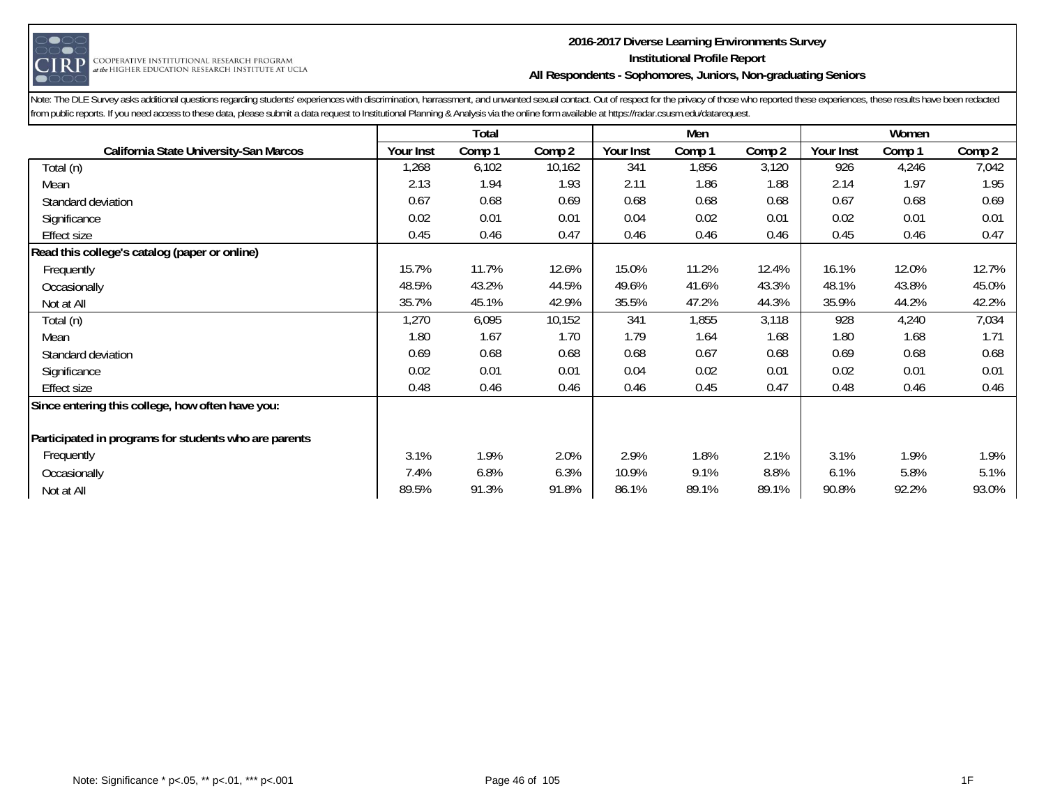**2016-2017 Diverse Learning Environments Survey**
**Institutional Profile Report**
**All Respondents - Sophomores, Juniors, Non-graduating Seniors**

Note: The DLE Survey asks additional questions regarding students' experiences with discrimination, harrassment, and unwanted sexual contact. Out of respect for the privacy of those who reported these experiences, these results have been redacted from public reports. If you need access to these data, please submit a data request to Institutional Planning & Analysis via the online form available at https://radar.csusm.edu/datarequest.

| | Total | | | Men | | | Women | | |
|---|---|---|---|---|---|---|---|---|---|
| **California State University-San Marcos** | Your Inst | Comp 1 | Comp 2 | Your Inst | Comp 1 | Comp 2 | Your Inst | Comp 1 | Comp 2 |
| Total (n) | 1,268 | 6,102 | 10,162 | 341 | 1,856 | 3,120 | 926 | 4,246 | 7,042 |
| Mean | 2.13 | 1.94 | 1.93 | 2.11 | 1.86 | 1.88 | 2.14 | 1.97 | 1.95 |
| Standard deviation | 0.67 | 0.68 | 0.69 | 0.68 | 0.68 | 0.68 | 0.67 | 0.68 | 0.69 |
| Significance | 0.02 | 0.01 | 0.01 | 0.04 | 0.02 | 0.01 | 0.02 | 0.01 | 0.01 |
| Effect size | 0.45 | 0.46 | 0.47 | 0.46 | 0.46 | 0.46 | 0.45 | 0.46 | 0.47 |
| **Read this college's catalog (paper or online)** | | | | | | | | | |
| Frequently | 15.7% | 11.7% | 12.6% | 15.0% | 11.2% | 12.4% | 16.1% | 12.0% | 12.7% |
| Occasionally | 48.5% | 43.2% | 44.5% | 49.6% | 41.6% | 43.3% | 48.1% | 43.8% | 45.0% |
| Not at All | 35.7% | 45.1% | 42.9% | 35.5% | 47.2% | 44.3% | 35.9% | 44.2% | 42.2% |
| Total (n) | 1,270 | 6,095 | 10,152 | 341 | 1,855 | 3,118 | 928 | 4,240 | 7,034 |
| Mean | 1.80 | 1.67 | 1.70 | 1.79 | 1.64 | 1.68 | 1.80 | 1.68 | 1.71 |
| Standard deviation | 0.69 | 0.68 | 0.68 | 0.68 | 0.67 | 0.68 | 0.69 | 0.68 | 0.68 |
| Significance | 0.02 | 0.01 | 0.01 | 0.04 | 0.02 | 0.01 | 0.02 | 0.01 | 0.01 |
| Effect size | 0.48 | 0.46 | 0.46 | 0.46 | 0.45 | 0.47 | 0.48 | 0.46 | 0.46 |
| **Since entering this college, how often have you:** | | | | | | | | | |
| **Participated in programs for students who are parents** | | | | | | | | | |
| Frequently | 3.1% | 1.9% | 2.0% | 2.9% | 1.8% | 2.1% | 3.1% | 1.9% | 1.9% |
| Occasionally | 7.4% | 6.8% | 6.3% | 10.9% | 9.1% | 8.8% | 6.1% | 5.8% | 5.1% |
| Not at All | 89.5% | 91.3% | 91.8% | 86.1% | 89.1% | 89.1% | 90.8% | 92.2% | 93.0% |

Note: Significance * p<.05, ** p<.01, *** p<.001

1F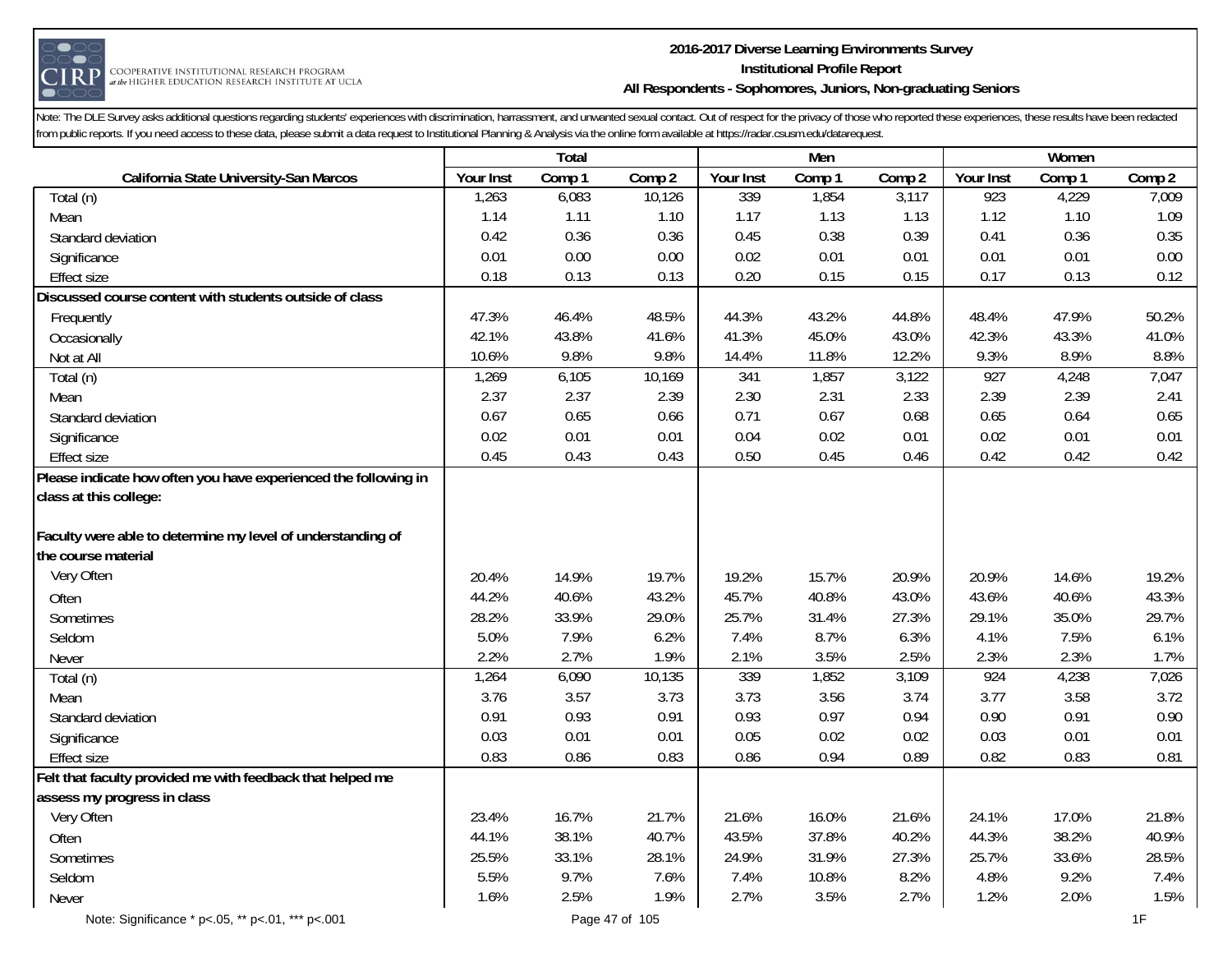2016-2017 Diverse Learning Environments Survey
Institutional Profile Report
All Respondents - Sophomores, Juniors, Non-graduating Seniors

Note: The DLE Survey asks additional questions regarding students' experiences with discrimination, harrassment, and unwanted sexual contact. Out of respect for the privacy of those who reported these experiences, these results have been redacted from public reports. If you need access to these data, please submit a data request to Institutional Planning & Analysis via the online form available at https://radar.csusm.edu/datarequest.

| | Total | | | Men | | | Women | | |
|---|---|---|---|---|---|---|---|---|---|
| California State University-San Marcos | Your Inst | Comp 1 | Comp 2 | Your Inst | Comp 1 | Comp 2 | Your Inst | Comp 1 | Comp 2 |
| Total (n) | 1,263 | 6,083 | 10,126 | 339 | 1,854 | 3,117 | 923 | 4,229 | 7,009 |
| Mean | 1.14 | 1.11 | 1.10 | 1.17 | 1.13 | 1.13 | 1.12 | 1.10 | 1.09 |
| Standard deviation | 0.42 | 0.36 | 0.36 | 0.45 | 0.38 | 0.39 | 0.41 | 0.36 | 0.35 |
| Significance | 0.01 | 0.00 | 0.00 | 0.02 | 0.01 | 0.01 | 0.01 | 0.01 | 0.00 |
| Effect size | 0.18 | 0.13 | 0.13 | 0.20 | 0.15 | 0.15 | 0.17 | 0.13 | 0.12 |
| **Discussed course content with students outside of class** | | | | | | | | | |
| Frequently | 47.3% | 46.4% | 48.5% | 44.3% | 43.2% | 44.8% | 48.4% | 47.9% | 50.2% |
| Occasionally | 42.1% | 43.8% | 41.6% | 41.3% | 45.0% | 43.0% | 42.3% | 43.3% | 41.0% |
| Not at All | 10.6% | 9.8% | 9.8% | 14.4% | 11.8% | 12.2% | 9.3% | 8.9% | 8.8% |
| Total (n) | 1,269 | 6,105 | 10,169 | 341 | 1,857 | 3,122 | 927 | 4,248 | 7,047 |
| Mean | 2.37 | 2.37 | 2.39 | 2.30 | 2.31 | 2.33 | 2.39 | 2.39 | 2.41 |
| Standard deviation | 0.67 | 0.65 | 0.66 | 0.71 | 0.67 | 0.68 | 0.65 | 0.64 | 0.65 |
| Significance | 0.02 | 0.01 | 0.01 | 0.04 | 0.02 | 0.01 | 0.02 | 0.01 | 0.01 |
| Effect size | 0.45 | 0.43 | 0.43 | 0.50 | 0.45 | 0.46 | 0.42 | 0.42 | 0.42 |
| **Please indicate how often you have experienced the following in class at this college:** | | | | | | | | | |
| **Faculty were able to determine my level of understanding of the course material** | | | | | | | | | |
| Very Often | 20.4% | 14.9% | 19.7% | 19.2% | 15.7% | 20.9% | 20.9% | 14.6% | 19.2% |
| Often | 44.2% | 40.6% | 43.2% | 45.7% | 40.8% | 43.0% | 43.6% | 40.6% | 43.3% |
| Sometimes | 28.2% | 33.9% | 29.0% | 25.7% | 31.4% | 27.3% | 29.1% | 35.0% | 29.7% |
| Seldom | 5.0% | 7.9% | 6.2% | 7.4% | 8.7% | 6.3% | 4.1% | 7.5% | 6.1% |
| Never | 2.2% | 2.7% | 1.9% | 2.1% | 3.5% | 2.5% | 2.3% | 2.3% | 1.7% |
| Total (n) | 1,264 | 6,090 | 10,135 | 339 | 1,852 | 3,109 | 924 | 4,238 | 7,026 |
| Mean | 3.76 | 3.57 | 3.73 | 3.73 | 3.56 | 3.74 | 3.77 | 3.58 | 3.72 |
| Standard deviation | 0.91 | 0.93 | 0.91 | 0.93 | 0.97 | 0.94 | 0.90 | 0.91 | 0.90 |
| Significance | 0.03 | 0.01 | 0.01 | 0.05 | 0.02 | 0.02 | 0.03 | 0.01 | 0.01 |
| Effect size | 0.83 | 0.86 | 0.83 | 0.86 | 0.94 | 0.89 | 0.82 | 0.83 | 0.81 |
| **Felt that faculty provided me with feedback that helped me assess my progress in class** | | | | | | | | | |
| Very Often | 23.4% | 16.7% | 21.7% | 21.6% | 16.0% | 21.6% | 24.1% | 17.0% | 21.8% |
| Often | 44.1% | 38.1% | 40.7% | 43.5% | 37.8% | 40.2% | 44.3% | 38.2% | 40.9% |
| Sometimes | 25.5% | 33.1% | 28.1% | 24.9% | 31.9% | 27.3% | 25.7% | 33.6% | 28.5% |
| Seldom | 5.5% | 9.7% | 7.6% | 7.4% | 10.8% | 8.2% | 4.8% | 9.2% | 7.4% |
| Never | 1.6% | 2.5% | 1.9% | 2.7% | 3.5% | 2.7% | 1.2% | 2.0% | 1.5% |

Note: Significance * p<.05, ** p<.01, *** p<.001

1F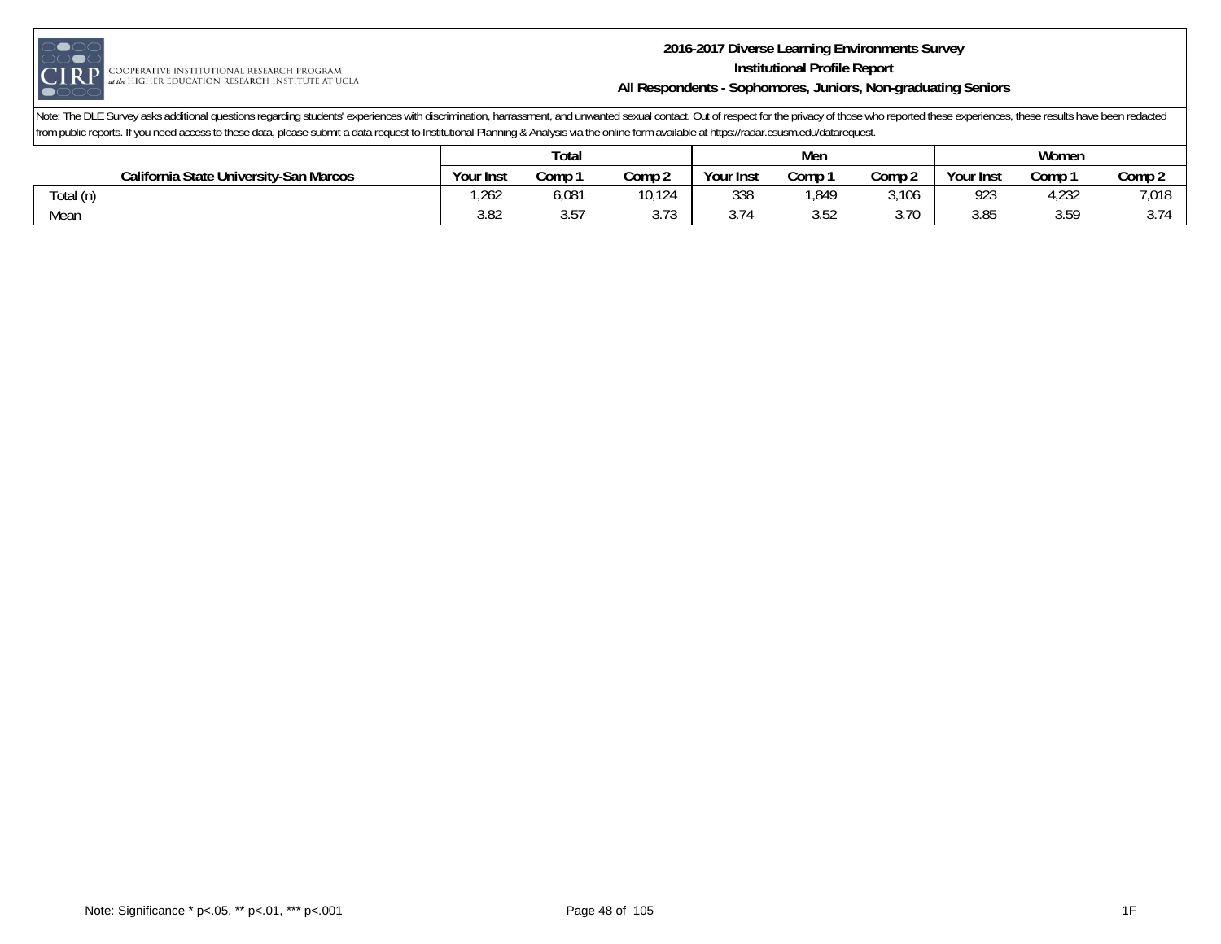Note: The DLE Survey asks additional questions regarding students' experiences with discrimination, harrassment, and unwanted sexual contact. Out of respect for the privacy of those who reported these experiences, these results have been redacted from public reports. If you need access to these data, please submit a data request to Institutional Planning & Analysis via the online form available at https://radar.csusm.edu/datarequest.

| | Total | | | Men | | | Women | | |
|---|---|---|---|---|---|---|---|---|---|
| California State University-San Marcos | Your Inst | Comp 1 | Comp 2 | Your Inst | Comp 1 | Comp 2 | Your Inst | Comp 1 | Comp 2 |
| Total (n) | 1,262 | 6,081 | 10,124 | 338 | 1,849 | 3,106 | 923 | 4,232 | 7,018 |
| Mean | 3.82 | 3.57 | 3.73 | 3.74 | 3.52 | 3.70 | 3.85 | 3.59 | 3.74 |

Note: Significance * p<.05, ** p<.01, *** p<.001

1F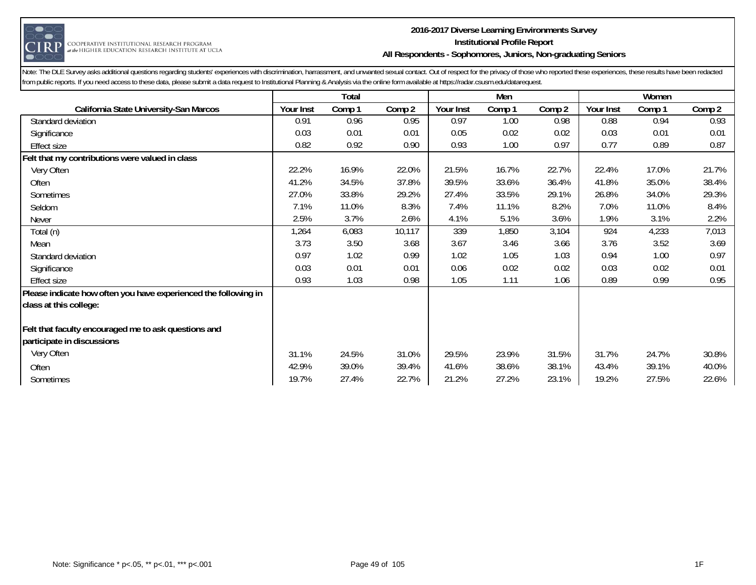Note: The DLE Survey asks additional questions regarding students' experiences with discrimination, harrassment, and unwanted sexual contact. Out of respect for the privacy of those who reported these experiences, these results have been redacted from public reports. If you need access to these data, please submit a data request to Institutional Planning & Analysis via the online form available at https://radar.csusm.edu/datarequest.

| | Total | | | Men | | | Women | | |
|---|---|---|---|---|---|---|---|---|---|
| **California State University-San Marcos** | **Your Inst** | **Comp 1** | **Comp 2** | **Your Inst** | **Comp 1** | **Comp 2** | **Your Inst** | **Comp 1** | **Comp 2** |
| Standard deviation | 0.91 | 0.96 | 0.95 | 0.97 | 1.00 | 0.98 | 0.88 | 0.94 | 0.93 |
| Significance | 0.03 | 0.01 | 0.01 | 0.05 | 0.02 | 0.02 | 0.03 | 0.01 | 0.01 |
| Effect size | 0.82 | 0.92 | 0.90 | 0.93 | 1.00 | 0.97 | 0.77 | 0.89 | 0.87 |
| **Felt that my contributions were valued in class** | | | | | | | | | |
| Very Often | 22.2% | 16.9% | 22.0% | 21.5% | 16.7% | 22.7% | 22.4% | 17.0% | 21.7% |
| Often | 41.2% | 34.5% | 37.8% | 39.5% | 33.6% | 36.4% | 41.8% | 35.0% | 38.4% |
| Sometimes | 27.0% | 33.8% | 29.2% | 27.4% | 33.5% | 29.1% | 26.8% | 34.0% | 29.3% |
| Seldom | 7.1% | 11.0% | 8.3% | 7.4% | 11.1% | 8.2% | 7.0% | 11.0% | 8.4% |
| Never | 2.5% | 3.7% | 2.6% | 4.1% | 5.1% | 3.6% | 1.9% | 3.1% | 2.2% |
| Total (n) | 1,264 | 6,083 | 10,117 | 339 | 1,850 | 3,104 | 924 | 4,233 | 7,013 |
| Mean | 3.73 | 3.50 | 3.68 | 3.67 | 3.46 | 3.66 | 3.76 | 3.52 | 3.69 |
| Standard deviation | 0.97 | 1.02 | 0.99 | 1.02 | 1.05 | 1.03 | 0.94 | 1.00 | 0.97 |
| Significance | 0.03 | 0.01 | 0.01 | 0.06 | 0.02 | 0.02 | 0.03 | 0.02 | 0.01 |
| Effect size | 0.93 | 1.03 | 0.98 | 1.05 | 1.11 | 1.06 | 0.89 | 0.99 | 0.95 |
| **Please indicate how often you have experienced the following in class at this college:** | | | | | | | | | |
| **Felt that faculty encouraged me to ask questions and participate in discussions** | | | | | | | | | |
| Very Often | 31.1% | 24.5% | 31.0% | 29.5% | 23.9% | 31.5% | 31.7% | 24.7% | 30.8% |
| Often | 42.9% | 39.0% | 39.4% | 41.6% | 38.6% | 38.1% | 43.4% | 39.1% | 40.0% |
| Sometimes | 19.7% | 27.4% | 22.7% | 21.2% | 27.2% | 23.1% | 19.2% | 27.5% | 22.6% |

Note: Significance * p<.05, ** p<.01, *** p<.001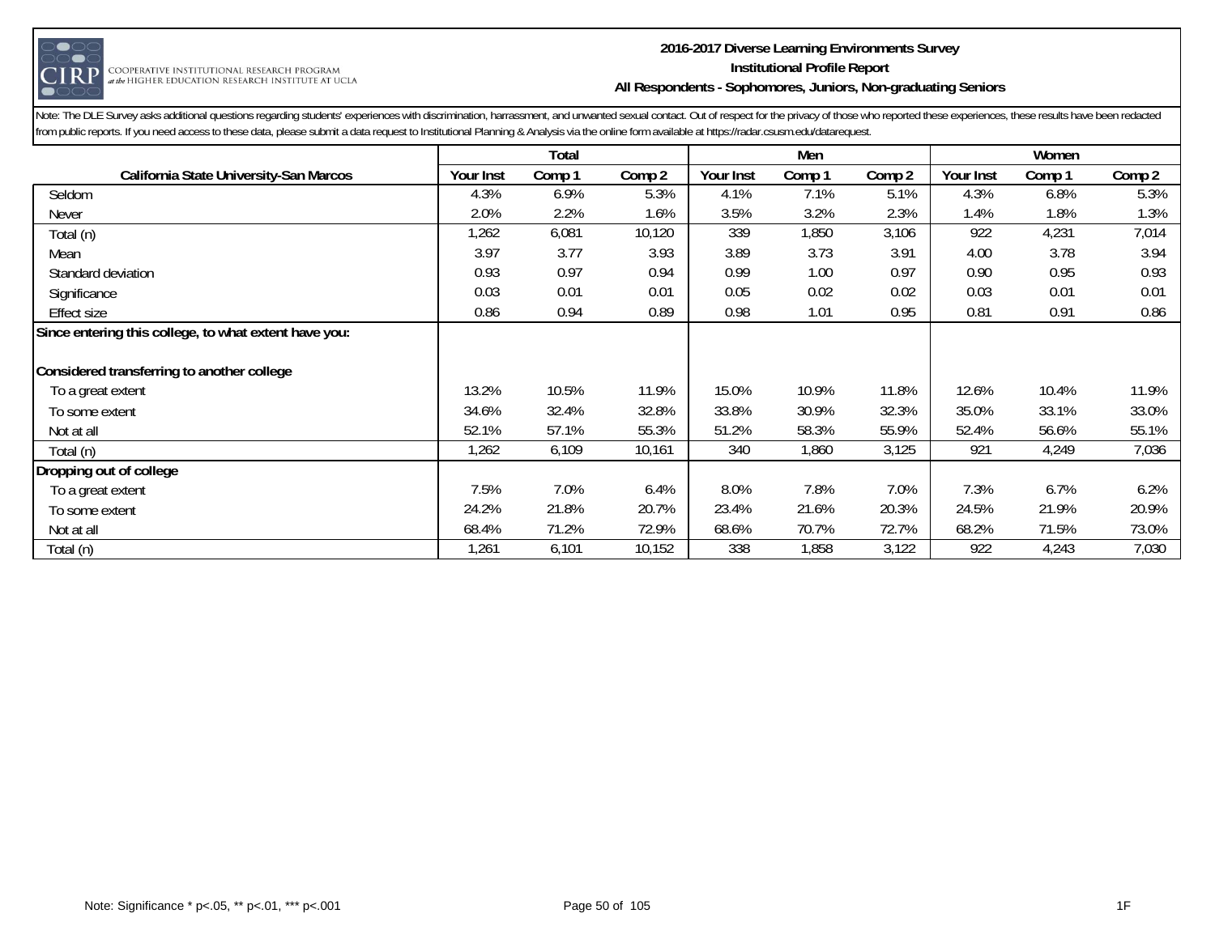**2016-2017 Diverse Learning Environments Survey**
**Institutional Profile Report**
**All Respondents - Sophomores, Juniors, Non-graduating Seniors**

Note: The DLE Survey asks additional questions regarding students' experiences with discrimination, harrassment, and unwanted sexual contact. Out of respect for the privacy of those who reported these experiences, these results have been redacted from public reports. If you need access to these data, please submit a data request to Institutional Planning & Analysis via the online form available at https://radar.csusm.edu/datarequest.

| | Total | | | Men | | | Women | | |
|---|---|---|---|---|---|---|---|---|---|
| **California State University-San Marcos** | **Your Inst** | **Comp 1** | **Comp 2** | **Your Inst** | **Comp 1** | **Comp 2** | **Your Inst** | **Comp 1** | **Comp 2** |
| Seldom | 4.3% | 6.9% | 5.3% | 4.1% | 7.1% | 5.1% | 4.3% | 6.8% | 5.3% |
| Never | 2.0% | 2.2% | 1.6% | 3.5% | 3.2% | 2.3% | 1.4% | 1.8% | 1.3% |
| Total (n) | 1,262 | 6,081 | 10,120 | 339 | 1,850 | 3,106 | 922 | 4,231 | 7,014 |
| Mean | 3.97 | 3.77 | 3.93 | 3.89 | 3.73 | 3.91 | 4.00 | 3.78 | 3.94 |
| Standard deviation | 0.93 | 0.97 | 0.94 | 0.99 | 1.00 | 0.97 | 0.90 | 0.95 | 0.93 |
| Significance | 0.03 | 0.01 | 0.01 | 0.05 | 0.02 | 0.02 | 0.03 | 0.01 | 0.01 |
| Effect size | 0.86 | 0.94 | 0.89 | 0.98 | 1.01 | 0.95 | 0.81 | 0.91 | 0.86 |
| **Since entering this college, to what extent have you:** | | | | | | | | | |
| **Considered transferring to another college** | | | | | | | | | |
| To a great extent | 13.2% | 10.5% | 11.9% | 15.0% | 10.9% | 11.8% | 12.6% | 10.4% | 11.9% |
| To some extent | 34.6% | 32.4% | 32.8% | 33.8% | 30.9% | 32.3% | 35.0% | 33.1% | 33.0% |
| Not at all | 52.1% | 57.1% | 55.3% | 51.2% | 58.3% | 55.9% | 52.4% | 56.6% | 55.1% |
| Total (n) | 1,262 | 6,109 | 10,161 | 340 | 1,860 | 3,125 | 921 | 4,249 | 7,036 |
| **Dropping out of college** | | | | | | | | | |
| To a great extent | 7.5% | 7.0% | 6.4% | 8.0% | 7.8% | 7.0% | 7.3% | 6.7% | 6.2% |
| To some extent | 24.2% | 21.8% | 20.7% | 23.4% | 21.6% | 20.3% | 24.5% | 21.9% | 20.9% |
| Not at all | 68.4% | 71.2% | 72.9% | 68.6% | 70.7% | 72.7% | 68.2% | 71.5% | 73.0% |
| Total (n) | 1,261 | 6,101 | 10,152 | 338 | 1,858 | 3,122 | 922 | 4,243 | 7,030 |

Note: Significance * p<.05, ** p<.01, *** p<.001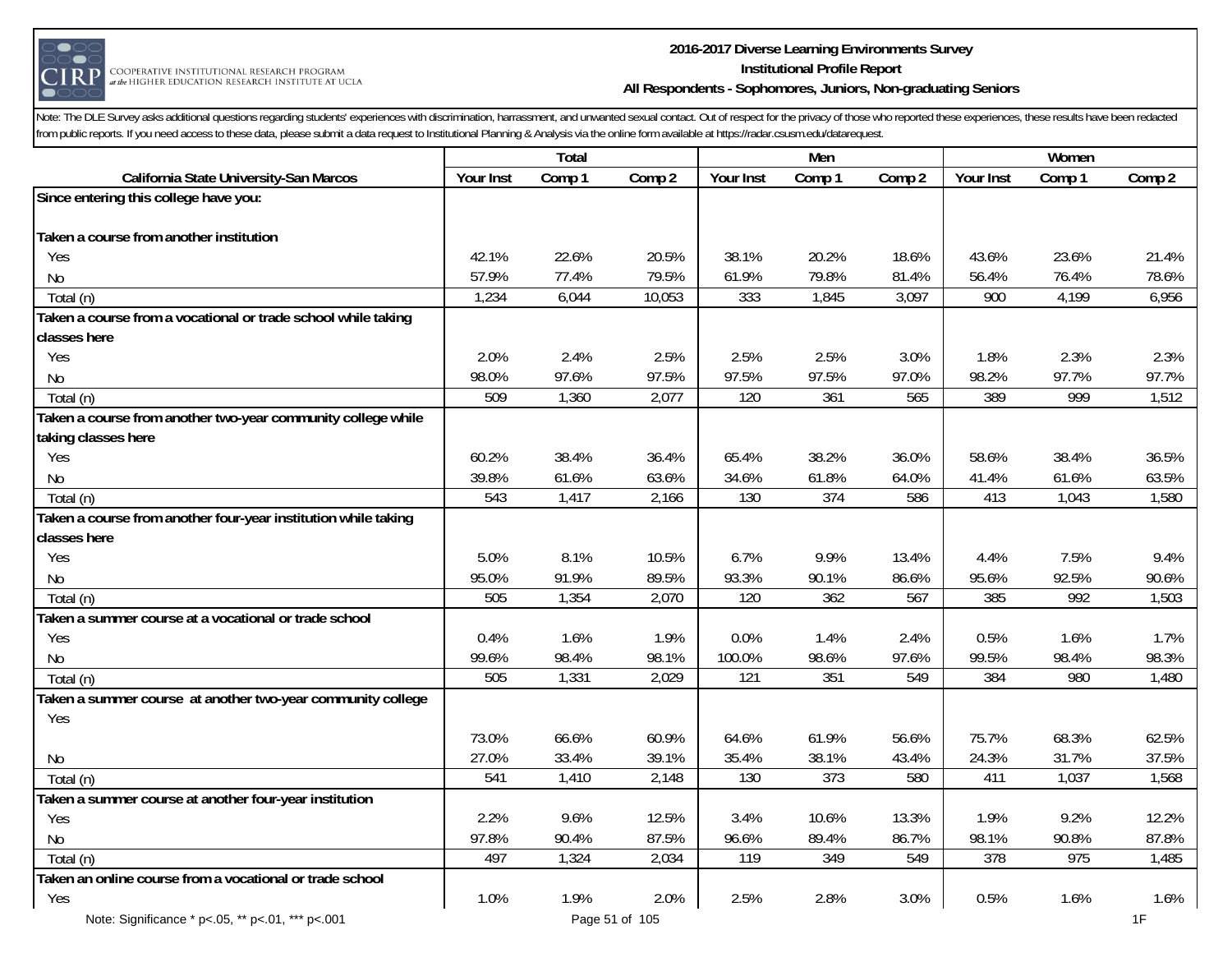**2016-2017 Diverse Learning Environments Survey**
**Institutional Profile Report**
**All Respondents - Sophomores, Juniors, Non-graduating Seniors**

Note: The DLE Survey asks additional questions regarding students' experiences with discrimination, harrassment, and unwanted sexual contact. Out of respect for the privacy of those who reported these experiences, these results have been redacted from public reports. If you need access to these data, please submit a data request to Institutional Planning & Analysis via the online form available at https://radar.csusm.edu/datarequest.

| | Total | | | Men | | | Women | | |
|---|---|---|---|---|---|---|---|---|---|
| **California State University-San Marcos** | **Your Inst** | **Comp 1** | **Comp 2** | **Your Inst** | **Comp 1** | **Comp 2** | **Your Inst** | **Comp 1** | **Comp 2** |
| **Since entering this college have you:** | | | | | | | | | |
| **Taken a course from another institution** | | | | | | | | | |
| Yes | 42.1% | 22.6% | 20.5% | 38.1% | 20.2% | 18.6% | 43.6% | 23.6% | 21.4% |
| No | 57.9% | 77.4% | 79.5% | 61.9% | 79.8% | 81.4% | 56.4% | 76.4% | 78.6% |
| Total (n) | 1,234 | 6,044 | 10,053 | 333 | 1,845 | 3,097 | 900 | 4,199 | 6,956 |
| **Taken a course from a vocational or trade school while taking classes here** | | | | | | | | | |
| Yes | 2.0% | 2.4% | 2.5% | 2.5% | 2.5% | 3.0% | 1.8% | 2.3% | 2.3% |
| No | 98.0% | 97.6% | 97.5% | 97.5% | 97.5% | 97.0% | 98.2% | 97.7% | 97.7% |
| Total (n) | 509 | 1,360 | 2,077 | 120 | 361 | 565 | 389 | 999 | 1,512 |
| **Taken a course from another two-year community college while taking classes here** | | | | | | | | | |
| Yes | 60.2% | 38.4% | 36.4% | 65.4% | 38.2% | 36.0% | 58.6% | 38.4% | 36.5% |
| No | 39.8% | 61.6% | 63.6% | 34.6% | 61.8% | 64.0% | 41.4% | 61.6% | 63.5% |
| Total (n) | 543 | 1,417 | 2,166 | 130 | 374 | 586 | 413 | 1,043 | 1,580 |
| **Taken a course from another four-year institution while taking classes here** | | | | | | | | | |
| Yes | 5.0% | 8.1% | 10.5% | 6.7% | 9.9% | 13.4% | 4.4% | 7.5% | 9.4% |
| No | 95.0% | 91.9% | 89.5% | 93.3% | 90.1% | 86.6% | 95.6% | 92.5% | 90.6% |
| Total (n) | 505 | 1,354 | 2,070 | 120 | 362 | 567 | 385 | 992 | 1,503 |
| **Taken a summer course at a vocational or trade school** | | | | | | | | | |
| Yes | 0.4% | 1.6% | 1.9% | 0.0% | 1.4% | 2.4% | 0.5% | 1.6% | 1.7% |
| No | 99.6% | 98.4% | 98.1% | 100.0% | 98.6% | 97.6% | 99.5% | 98.4% | 98.3% |
| Total (n) | 505 | 1,331 | 2,029 | 121 | 351 | 549 | 384 | 980 | 1,480 |
| **Taken a summer course at another two-year community college** | | | | | | | | | |
| Yes | 73.0% | 66.6% | 60.9% | 64.6% | 61.9% | 56.6% | 75.7% | 68.3% | 62.5% |
| No | 27.0% | 33.4% | 39.1% | 35.4% | 38.1% | 43.4% | 24.3% | 31.7% | 37.5% |
| Total (n) | 541 | 1,410 | 2,148 | 130 | 373 | 580 | 411 | 1,037 | 1,568 |
| **Taken a summer course at another four-year institution** | | | | | | | | | |
| Yes | 2.2% | 9.6% | 12.5% | 3.4% | 10.6% | 13.3% | 1.9% | 9.2% | 12.2% |
| No | 97.8% | 90.4% | 87.5% | 96.6% | 89.4% | 86.7% | 98.1% | 90.8% | 87.8% |
| Total (n) | 497 | 1,324 | 2,034 | 119 | 349 | 549 | 378 | 975 | 1,485 |
| **Taken an online course from a vocational or trade school** | | | | | | | | | |
| Yes | 1.0% | 1.9% | 2.0% | 2.5% | 2.8% | 3.0% | 0.5% | 1.6% | 1.6% |

Note: Significance * p<.05, ** p<.01, *** p<.001

1F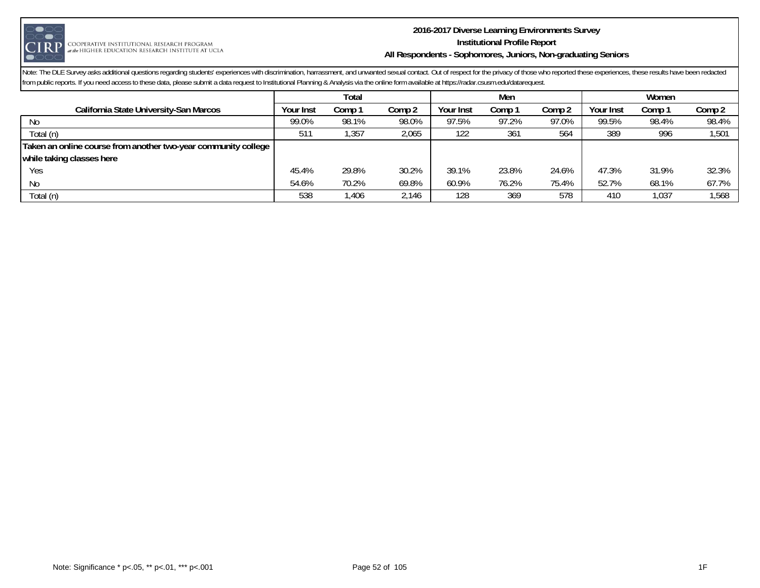Note: The DLE Survey asks additional questions regarding students' experiences with discrimination, harrassment, and unwanted sexual contact. Out of respect for the privacy of those who reported these experiences, these results have been redacted from public reports. If you need access to these data, please submit a data request to Institutional Planning & Analysis via the online form available at https://radar.csusm.edu/datarequest.

| | Total | | | Men | | | Women | | |
|---|---|---|---|---|---|---|---|---|---|
| **California State University-San Marcos** | **Your Inst** | **Comp 1** | **Comp 2** | **Your Inst** | **Comp 1** | **Comp 2** | **Your Inst** | **Comp 1** | **Comp 2** |
| No | 99.0% | 98.1% | 98.0% | 97.5% | 97.2% | 97.0% | 99.5% | 98.4% | 98.4% |
| Total (n) | 511 | 1,357 | 2,065 | 122 | 361 | 564 | 389 | 996 | 1,501 |
| **Taken an online course from another two-year community college while taking classes here** | | | | | | | | | |
| Yes | 45.4% | 29.8% | 30.2% | 39.1% | 23.8% | 24.6% | 47.3% | 31.9% | 32.3% |
| No | 54.6% | 70.2% | 69.8% | 60.9% | 76.2% | 75.4% | 52.7% | 68.1% | 67.7% |
| Total (n) | 538 | 1,406 | 2,146 | 128 | 369 | 578 | 410 | 1,037 | 1,568 |

Note: Significance * p<.05, ** p<.01, *** p<.001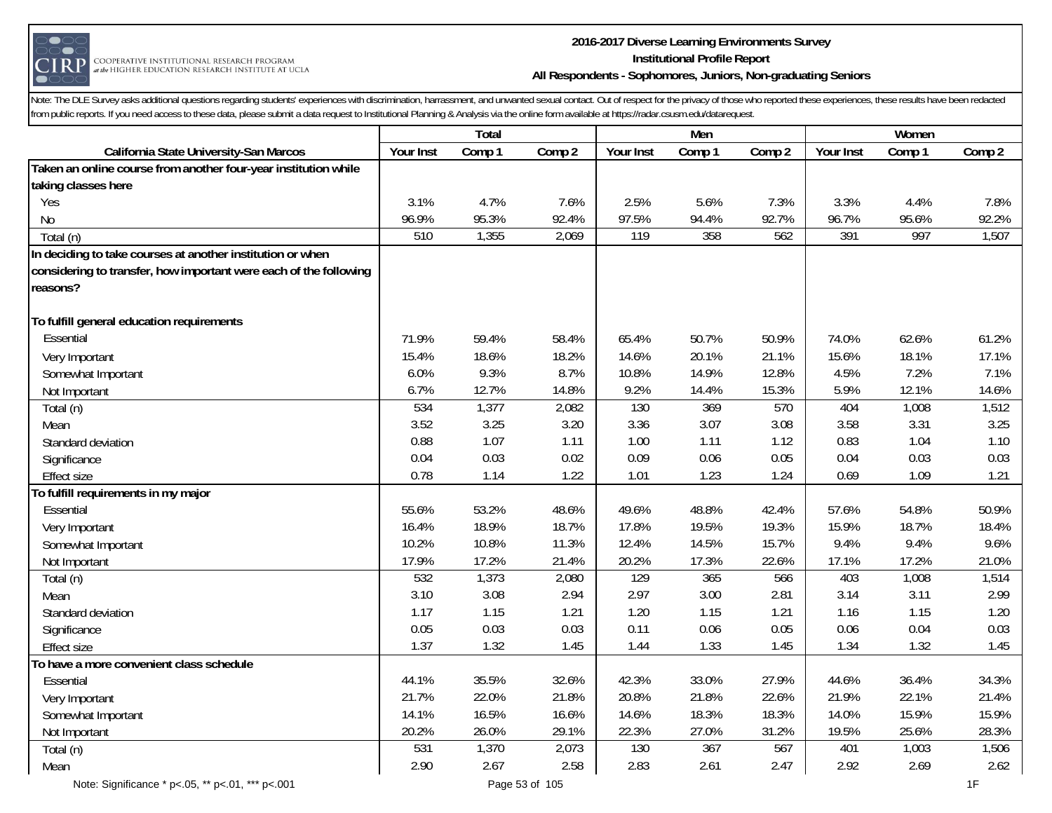**2016-2017 Diverse Learning Environments Survey**
**Institutional Profile Report**
**All Respondents - Sophomores, Juniors, Non-graduating Seniors**

Note: The DLE Survey asks additional questions regarding students' experiences with discrimination, harrassment, and unwanted sexual contact. Out of respect for the privacy of those who reported these experiences, these results have been redacted from public reports. If you need access to these data, please submit a data request to Institutional Planning & Analysis via the online form available at https://radar.csusm.edu/datarequest.

| | Total | | | Men | | | Women | | |
|---|---|---|---|---|---|---|---|---|---|
| **California State University-San Marcos** | **Your Inst** | **Comp 1** | **Comp 2** | **Your Inst** | **Comp 1** | **Comp 2** | **Your Inst** | **Comp 1** | **Comp 2** |
| **Taken an online course from another four-year institution while taking classes here** | | | | | | | | | |
| Yes | 3.1% | 4.7% | 7.6% | 2.5% | 5.6% | 7.3% | 3.3% | 4.4% | 7.8% |
| No | 96.9% | 95.3% | 92.4% | 97.5% | 94.4% | 92.7% | 96.7% | 95.6% | 92.2% |
| Total (n) | 510 | 1,355 | 2,069 | 119 | 358 | 562 | 391 | 997 | 1,507 |
| **In deciding to take courses at another institution or when considering to transfer, how important were each of the following reasons?** | | | | | | | | | |
| **To fulfill general education requirements** | | | | | | | | | |
| Essential | 71.9% | 59.4% | 58.4% | 65.4% | 50.7% | 50.9% | 74.0% | 62.6% | 61.2% |
| Very Important | 15.4% | 18.6% | 18.2% | 14.6% | 20.1% | 21.1% | 15.6% | 18.1% | 17.1% |
| Somewhat Important | 6.0% | 9.3% | 8.7% | 10.8% | 14.9% | 12.8% | 4.5% | 7.2% | 7.1% |
| Not Important | 6.7% | 12.7% | 14.8% | 9.2% | 14.4% | 15.3% | 5.9% | 12.1% | 14.6% |
| Total (n) | 534 | 1,377 | 2,082 | 130 | 369 | 570 | 404 | 1,008 | 1,512 |
| Mean | 3.52 | 3.25 | 3.20 | 3.36 | 3.07 | 3.08 | 3.58 | 3.31 | 3.25 |
| Standard deviation | 0.88 | 1.07 | 1.11 | 1.00 | 1.11 | 1.12 | 0.83 | 1.04 | 1.10 |
| Significance | 0.04 | 0.03 | 0.02 | 0.09 | 0.06 | 0.05 | 0.04 | 0.03 | 0.03 |
| Effect size | 0.78 | 1.14 | 1.22 | 1.01 | 1.23 | 1.24 | 0.69 | 1.09 | 1.21 |
| **To fulfill requirements in my major** | | | | | | | | | |
| Essential | 55.6% | 53.2% | 48.6% | 49.6% | 48.8% | 42.4% | 57.6% | 54.8% | 50.9% |
| Very Important | 16.4% | 18.9% | 18.7% | 17.8% | 19.5% | 19.3% | 15.9% | 18.7% | 18.4% |
| Somewhat Important | 10.2% | 10.8% | 11.3% | 12.4% | 14.5% | 15.7% | 9.4% | 9.4% | 9.6% |
| Not Important | 17.9% | 17.2% | 21.4% | 20.2% | 17.3% | 22.6% | 17.1% | 17.2% | 21.0% |
| Total (n) | 532 | 1,373 | 2,080 | 129 | 365 | 566 | 403 | 1,008 | 1,514 |
| Mean | 3.10 | 3.08 | 2.94 | 2.97 | 3.00 | 2.81 | 3.14 | 3.11 | 2.99 |
| Standard deviation | 1.17 | 1.15 | 1.21 | 1.20 | 1.15 | 1.21 | 1.16 | 1.15 | 1.20 |
| Significance | 0.05 | 0.03 | 0.03 | 0.11 | 0.06 | 0.05 | 0.06 | 0.04 | 0.03 |
| Effect size | 1.37 | 1.32 | 1.45 | 1.44 | 1.33 | 1.45 | 1.34 | 1.32 | 1.45 |
| **To have a more convenient class schedule** | | | | | | | | | |
| Essential | 44.1% | 35.5% | 32.6% | 42.3% | 33.0% | 27.9% | 44.6% | 36.4% | 34.3% |
| Very Important | 21.7% | 22.0% | 21.8% | 20.8% | 21.8% | 22.6% | 21.9% | 22.1% | 21.4% |
| Somewhat Important | 14.1% | 16.5% | 16.6% | 14.6% | 18.3% | 18.3% | 14.0% | 15.9% | 15.9% |
| Not Important | 20.2% | 26.0% | 29.1% | 22.3% | 27.0% | 31.2% | 19.5% | 25.6% | 28.3% |
| Total (n) | 531 | 1,370 | 2,073 | 130 | 367 | 567 | 401 | 1,003 | 1,506 |
| Mean | 2.90 | 2.67 | 2.58 | 2.83 | 2.61 | 2.47 | 2.92 | 2.69 | 2.62 |

Note: Significance * p<.05, ** p<.01, *** p<.001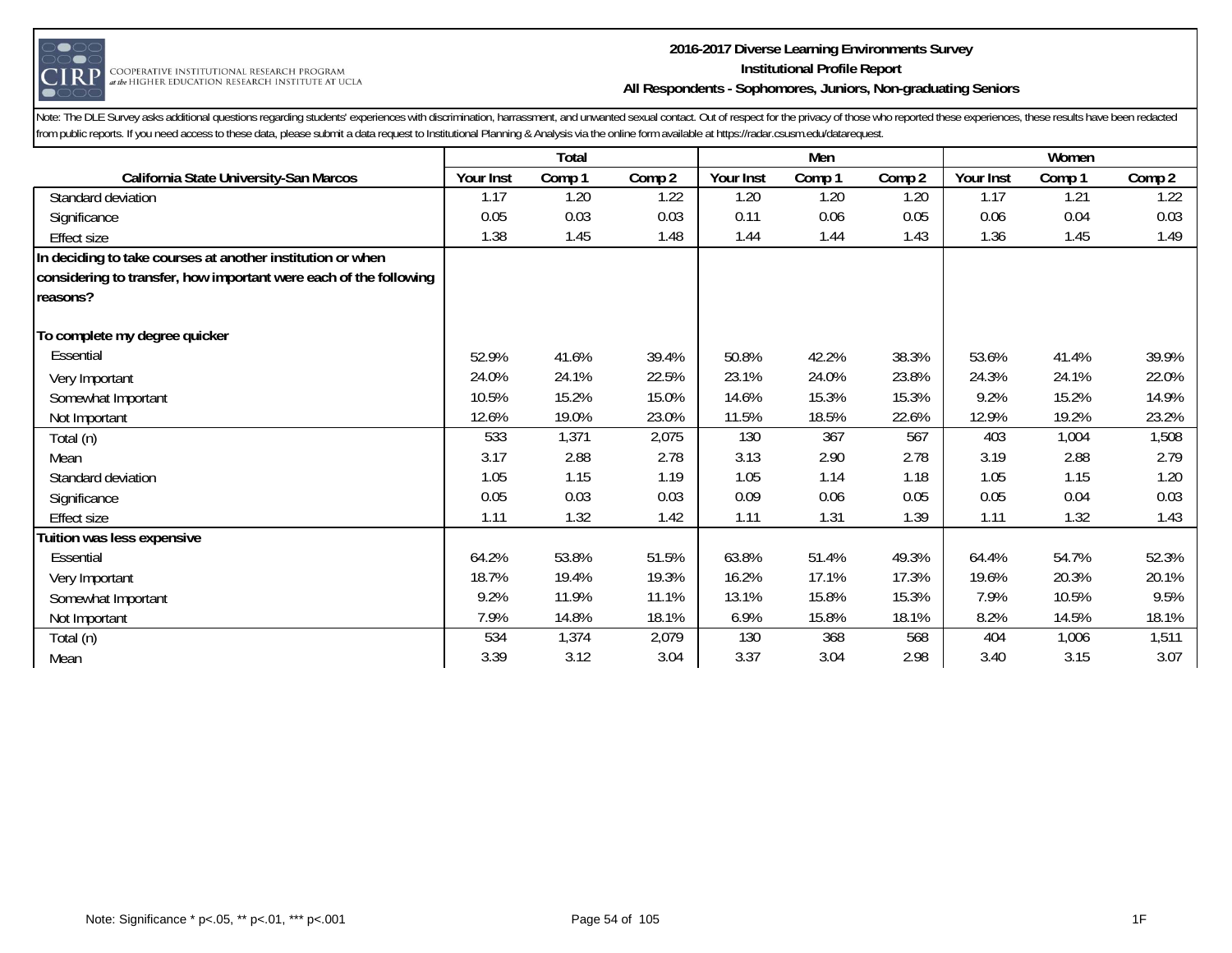Note: The DLE Survey asks additional questions regarding students' experiences with discrimination, harrassment, and unwanted sexual contact. Out of respect for the privacy of those who reported these experiences, these results have been redacted from public reports. If you need access to these data, please submit a data request to Institutional Planning & Analysis via the online form available at https://radar.csusm.edu/datarequest.

| | Total | | | Men | | | Women | | |
|---|---|---|---|---|---|---|---|---|---|
| California State University-San Marcos | Your Inst | Comp 1 | Comp 2 | Your Inst | Comp 1 | Comp 2 | Your Inst | Comp 1 | Comp 2 |
| Standard deviation | 1.17 | 1.20 | 1.22 | 1.20 | 1.20 | 1.20 | 1.17 | 1.21 | 1.22 |
| Significance | 0.05 | 0.03 | 0.03 | 0.11 | 0.06 | 0.05 | 0.06 | 0.04 | 0.03 |
| Effect size | 1.38 | 1.45 | 1.48 | 1.44 | 1.44 | 1.43 | 1.36 | 1.45 | 1.49 |
| **In deciding to take courses at another institution or when considering to transfer, how important were each of the following reasons?** | | | | | | | | | |
| **To complete my degree quicker** | | | | | | | | | |
| Essential | 52.9% | 41.6% | 39.4% | 50.8% | 42.2% | 38.3% | 53.6% | 41.4% | 39.9% |
| Very Important | 24.0% | 24.1% | 22.5% | 23.1% | 24.0% | 23.8% | 24.3% | 24.1% | 22.0% |
| Somewhat Important | 10.5% | 15.2% | 15.0% | 14.6% | 15.3% | 15.3% | 9.2% | 15.2% | 14.9% |
| Not Important | 12.6% | 19.0% | 23.0% | 11.5% | 18.5% | 22.6% | 12.9% | 19.2% | 23.2% |
| Total (n) | 533 | 1,371 | 2,075 | 130 | 367 | 567 | 403 | 1,004 | 1,508 |
| Mean | 3.17 | 2.88 | 2.78 | 3.13 | 2.90 | 2.78 | 3.19 | 2.88 | 2.79 |
| Standard deviation | 1.05 | 1.15 | 1.19 | 1.05 | 1.14 | 1.18 | 1.05 | 1.15 | 1.20 |
| Significance | 0.05 | 0.03 | 0.03 | 0.09 | 0.06 | 0.05 | 0.05 | 0.04 | 0.03 |
| Effect size | 1.11 | 1.32 | 1.42 | 1.11 | 1.31 | 1.39 | 1.11 | 1.32 | 1.43 |
| **Tuition was less expensive** | | | | | | | | | |
| Essential | 64.2% | 53.8% | 51.5% | 63.8% | 51.4% | 49.3% | 64.4% | 54.7% | 52.3% |
| Very Important | 18.7% | 19.4% | 19.3% | 16.2% | 17.1% | 17.3% | 19.6% | 20.3% | 20.1% |
| Somewhat Important | 9.2% | 11.9% | 11.1% | 13.1% | 15.8% | 15.3% | 7.9% | 10.5% | 9.5% |
| Not Important | 7.9% | 14.8% | 18.1% | 6.9% | 15.8% | 18.1% | 8.2% | 14.5% | 18.1% |
| Total (n) | 534 | 1,374 | 2,079 | 130 | 368 | 568 | 404 | 1,006 | 1,511 |
| Mean | 3.39 | 3.12 | 3.04 | 3.37 | 3.04 | 2.98 | 3.40 | 3.15 | 3.07 |

Note: Significance * p<.05, ** p<.01, *** p<.001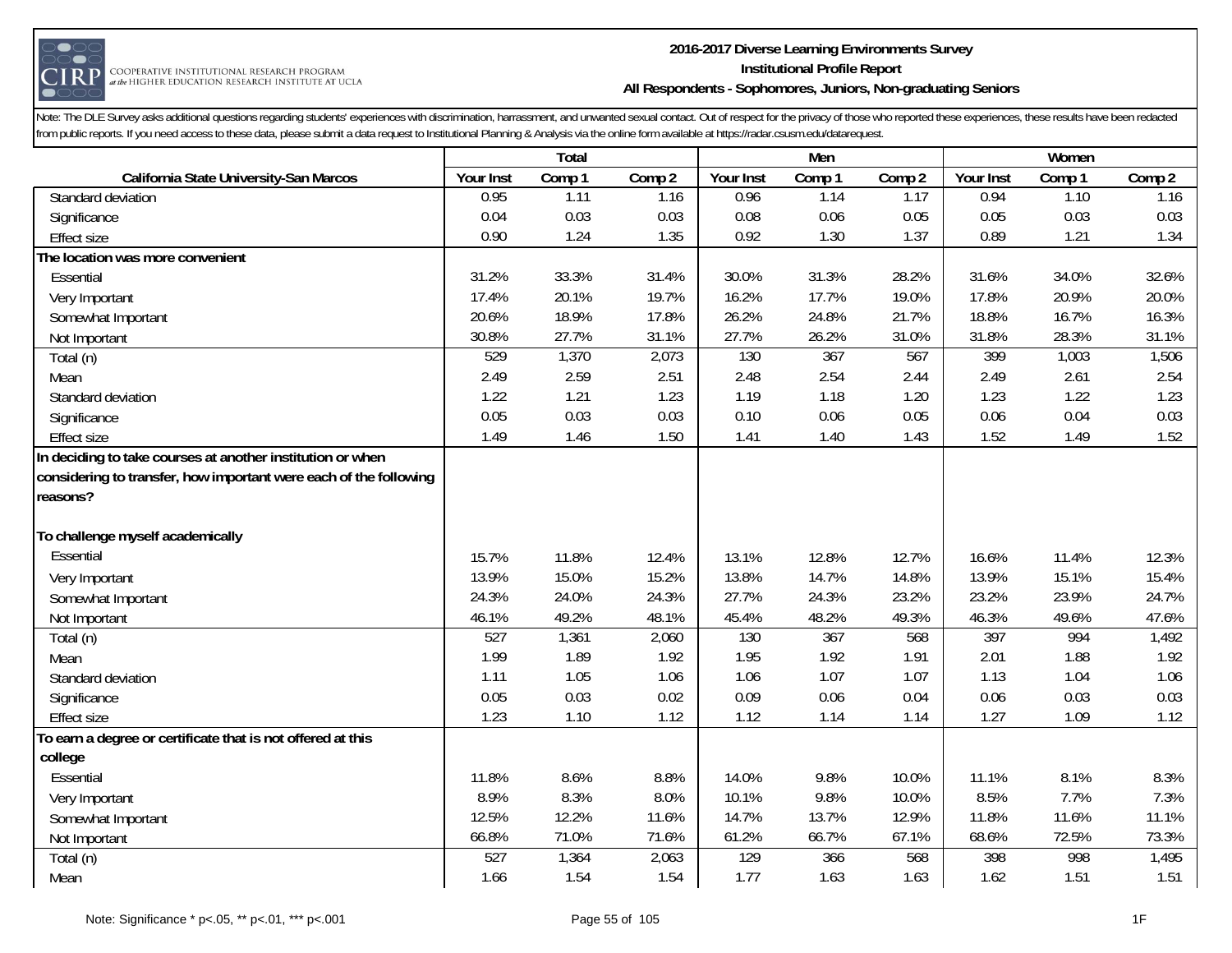**2016-2017 Diverse Learning Environments Survey**
**Institutional Profile Report**
**All Respondents - Sophomores, Juniors, Non-graduating Seniors**

Note: The DLE Survey asks additional questions regarding students' experiences with discrimination, harrassment, and unwanted sexual contact. Out of respect for the privacy of those who reported these experiences, these results have been redacted from public reports. If you need access to these data, please submit a data request to Institutional Planning & Analysis via the online form available at https://radar.csusm.edu/datarequest.

| | Total | | | Men | | | Women | | |
|---|---|---|---|---|---|---|---|---|---|
| **California State University-San Marcos** | Your Inst | Comp 1 | Comp 2 | Your Inst | Comp 1 | Comp 2 | Your Inst | Comp 1 | Comp 2 |
| Standard deviation | 0.95 | 1.11 | 1.16 | 0.96 | 1.14 | 1.17 | 0.94 | 1.10 | 1.16 |
| Significance | 0.04 | 0.03 | 0.03 | 0.08 | 0.06 | 0.05 | 0.05 | 0.03 | 0.03 |
| Effect size | 0.90 | 1.24 | 1.35 | 0.92 | 1.30 | 1.37 | 0.89 | 1.21 | 1.34 |
| **The location was more convenient** | | | | | | | | | |
| Essential | 31.2% | 33.3% | 31.4% | 30.0% | 31.3% | 28.2% | 31.6% | 34.0% | 32.6% |
| Very Important | 17.4% | 20.1% | 19.7% | 16.2% | 17.7% | 19.0% | 17.8% | 20.9% | 20.0% |
| Somewhat Important | 20.6% | 18.9% | 17.8% | 26.2% | 24.8% | 21.7% | 18.8% | 16.7% | 16.3% |
| Not Important | 30.8% | 27.7% | 31.1% | 27.7% | 26.2% | 31.0% | 31.8% | 28.3% | 31.1% |
| Total (n) | 529 | 1,370 | 2,073 | 130 | 367 | 567 | 399 | 1,003 | 1,506 |
| Mean | 2.49 | 2.59 | 2.51 | 2.48 | 2.54 | 2.44 | 2.49 | 2.61 | 2.54 |
| Standard deviation | 1.22 | 1.21 | 1.23 | 1.19 | 1.18 | 1.20 | 1.23 | 1.22 | 1.23 |
| Significance | 0.05 | 0.03 | 0.03 | 0.10 | 0.06 | 0.05 | 0.06 | 0.04 | 0.03 |
| Effect size | 1.49 | 1.46 | 1.50 | 1.41 | 1.40 | 1.43 | 1.52 | 1.49 | 1.52 |
| **In deciding to take courses at another institution or when considering to transfer, how important were each of the following reasons?** | | | | | | | | | |
| **To challenge myself academically** | | | | | | | | | |
| Essential | 15.7% | 11.8% | 12.4% | 13.1% | 12.8% | 12.7% | 16.6% | 11.4% | 12.3% |
| Very Important | 13.9% | 15.0% | 15.2% | 13.8% | 14.7% | 14.8% | 13.9% | 15.1% | 15.4% |
| Somewhat Important | 24.3% | 24.0% | 24.3% | 27.7% | 24.3% | 23.2% | 23.2% | 23.9% | 24.7% |
| Not Important | 46.1% | 49.2% | 48.1% | 45.4% | 48.2% | 49.3% | 46.3% | 49.6% | 47.6% |
| Total (n) | 527 | 1,361 | 2,060 | 130 | 367 | 568 | 397 | 994 | 1,492 |
| Mean | 1.99 | 1.89 | 1.92 | 1.95 | 1.92 | 1.91 | 2.01 | 1.88 | 1.92 |
| Standard deviation | 1.11 | 1.05 | 1.06 | 1.06 | 1.07 | 1.07 | 1.13 | 1.04 | 1.06 |
| Significance | 0.05 | 0.03 | 0.02 | 0.09 | 0.06 | 0.04 | 0.06 | 0.03 | 0.03 |
| Effect size | 1.23 | 1.10 | 1.12 | 1.12 | 1.14 | 1.14 | 1.27 | 1.09 | 1.12 |
| **To earn a degree or certificate that is not offered at this college** | | | | | | | | | |
| Essential | 11.8% | 8.6% | 8.8% | 14.0% | 9.8% | 10.0% | 11.1% | 8.1% | 8.3% |
| Very Important | 8.9% | 8.3% | 8.0% | 10.1% | 9.8% | 10.0% | 8.5% | 7.7% | 7.3% |
| Somewhat Important | 12.5% | 12.2% | 11.6% | 14.7% | 13.7% | 12.9% | 11.8% | 11.6% | 11.1% |
| Not Important | 66.8% | 71.0% | 71.6% | 61.2% | 66.7% | 67.1% | 68.6% | 72.5% | 73.3% |
| Total (n) | 527 | 1,364 | 2,063 | 129 | 366 | 568 | 398 | 998 | 1,495 |
| Mean | 1.66 | 1.54 | 1.54 | 1.77 | 1.63 | 1.63 | 1.62 | 1.51 | 1.51 |

Note: Significance * p<.05, ** p<.01, *** p<.001

1F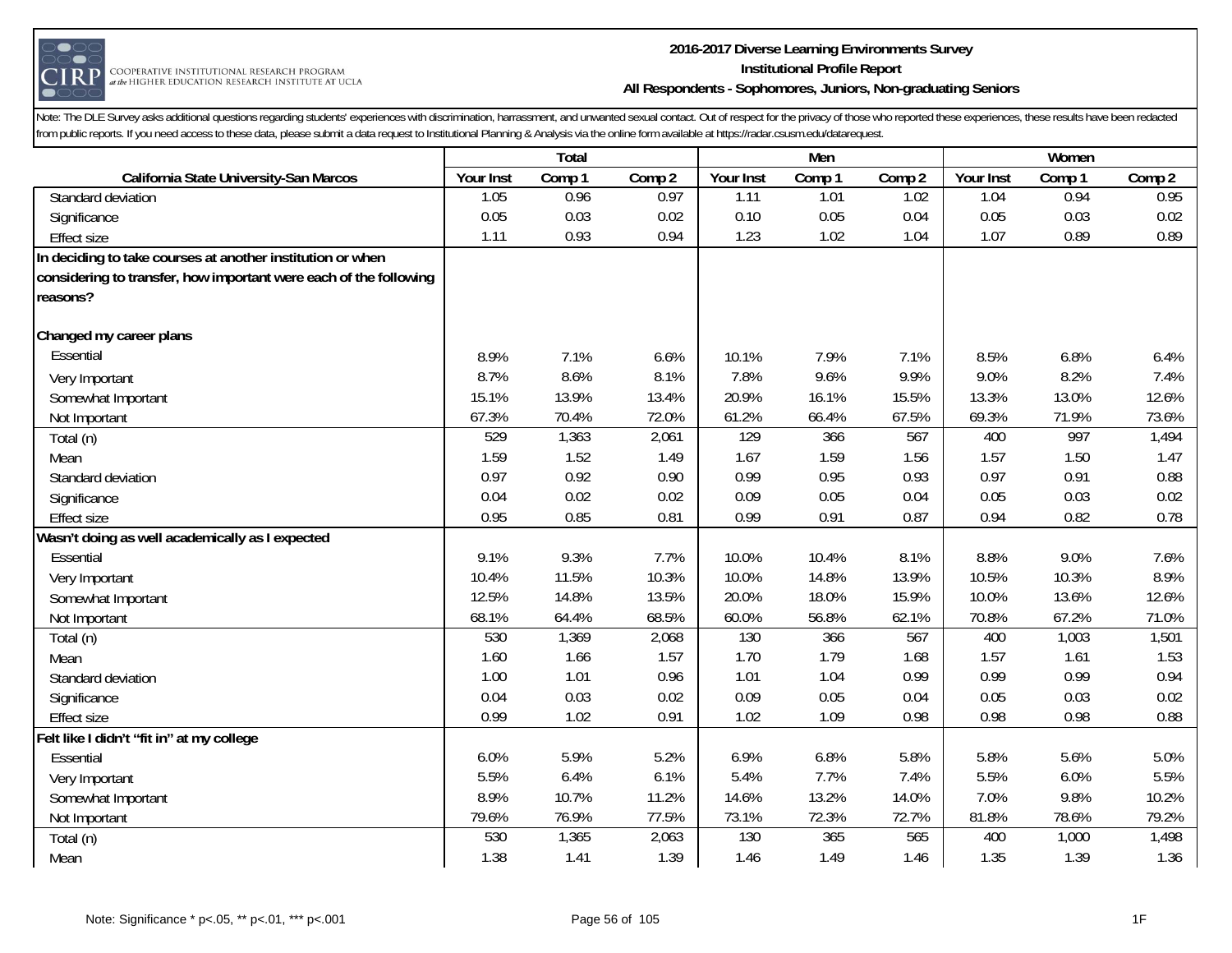Note: The DLE Survey asks additional questions regarding students' experiences with discrimination, harrassment, and unwanted sexual contact. Out of respect for the privacy of those who reported these experiences, these results have been redacted from public reports. If you need access to these data, please submit a data request to Institutional Planning & Analysis via the online form available at https://radar.csusm.edu/datarequest.

| | Total | | | Men | | | Women | | |
|---|---|---|---|---|---|---|---|---|---|
| California State University-San Marcos | Your Inst | Comp 1 | Comp 2 | Your Inst | Comp 1 | Comp 2 | Your Inst | Comp 1 | Comp 2 |
| Standard deviation | 1.05 | 0.96 | 0.97 | 1.11 | 1.01 | 1.02 | 1.04 | 0.94 | 0.95 |
| Significance | 0.05 | 0.03 | 0.02 | 0.10 | 0.05 | 0.04 | 0.05 | 0.03 | 0.02 |
| Effect size | 1.11 | 0.93 | 0.94 | 1.23 | 1.02 | 1.04 | 1.07 | 0.89 | 0.89 |
| **In deciding to take courses at another institution or when considering to transfer, how important were each of the following reasons?** | | | | | | | | | |
| **Changed my career plans** | | | | | | | | | |
| Essential | 8.9% | 7.1% | 6.6% | 10.1% | 7.9% | 7.1% | 8.5% | 6.8% | 6.4% |
| Very Important | 8.7% | 8.6% | 8.1% | 7.8% | 9.6% | 9.9% | 9.0% | 8.2% | 7.4% |
| Somewhat Important | 15.1% | 13.9% | 13.4% | 20.9% | 16.1% | 15.5% | 13.3% | 13.0% | 12.6% |
| Not Important | 67.3% | 70.4% | 72.0% | 61.2% | 66.4% | 67.5% | 69.3% | 71.9% | 73.6% |
| Total (n) | 529 | 1,363 | 2,061 | 129 | 366 | 567 | 400 | 997 | 1,494 |
| Mean | 1.59 | 1.52 | 1.49 | 1.67 | 1.59 | 1.56 | 1.57 | 1.50 | 1.47 |
| Standard deviation | 0.97 | 0.92 | 0.90 | 0.99 | 0.95 | 0.93 | 0.97 | 0.91 | 0.88 |
| Significance | 0.04 | 0.02 | 0.02 | 0.09 | 0.05 | 0.04 | 0.05 | 0.03 | 0.02 |
| Effect size | 0.95 | 0.85 | 0.81 | 0.99 | 0.91 | 0.87 | 0.94 | 0.82 | 0.78 |
| **Wasn't doing as well academically as I expected** | | | | | | | | | |
| Essential | 9.1% | 9.3% | 7.7% | 10.0% | 10.4% | 8.1% | 8.8% | 9.0% | 7.6% |
| Very Important | 10.4% | 11.5% | 10.3% | 10.0% | 14.8% | 13.9% | 10.5% | 10.3% | 8.9% |
| Somewhat Important | 12.5% | 14.8% | 13.5% | 20.0% | 18.0% | 15.9% | 10.0% | 13.6% | 12.6% |
| Not Important | 68.1% | 64.4% | 68.5% | 60.0% | 56.8% | 62.1% | 70.8% | 67.2% | 71.0% |
| Total (n) | 530 | 1,369 | 2,068 | 130 | 366 | 567 | 400 | 1,003 | 1,501 |
| Mean | 1.60 | 1.66 | 1.57 | 1.70 | 1.79 | 1.68 | 1.57 | 1.61 | 1.53 |
| Standard deviation | 1.00 | 1.01 | 0.96 | 1.01 | 1.04 | 0.99 | 0.99 | 0.99 | 0.94 |
| Significance | 0.04 | 0.03 | 0.02 | 0.09 | 0.05 | 0.04 | 0.05 | 0.03 | 0.02 |
| Effect size | 0.99 | 1.02 | 0.91 | 1.02 | 1.09 | 0.98 | 0.98 | 0.98 | 0.88 |
| **Felt like I didn't "fit in" at my college** | | | | | | | | | |
| Essential | 6.0% | 5.9% | 5.2% | 6.9% | 6.8% | 5.8% | 5.8% | 5.6% | 5.0% |
| Very Important | 5.5% | 6.4% | 6.1% | 5.4% | 7.7% | 7.4% | 5.5% | 6.0% | 5.5% |
| Somewhat Important | 8.9% | 10.7% | 11.2% | 14.6% | 13.2% | 14.0% | 7.0% | 9.8% | 10.2% |
| Not Important | 79.6% | 76.9% | 77.5% | 73.1% | 72.3% | 72.7% | 81.8% | 78.6% | 79.2% |
| Total (n) | 530 | 1,365 | 2,063 | 130 | 365 | 565 | 400 | 1,000 | 1,498 |
| Mean | 1.38 | 1.41 | 1.39 | 1.46 | 1.49 | 1.46 | 1.35 | 1.39 | 1.36 |

Note: Significance * p<.05, ** p<.01, *** p<.001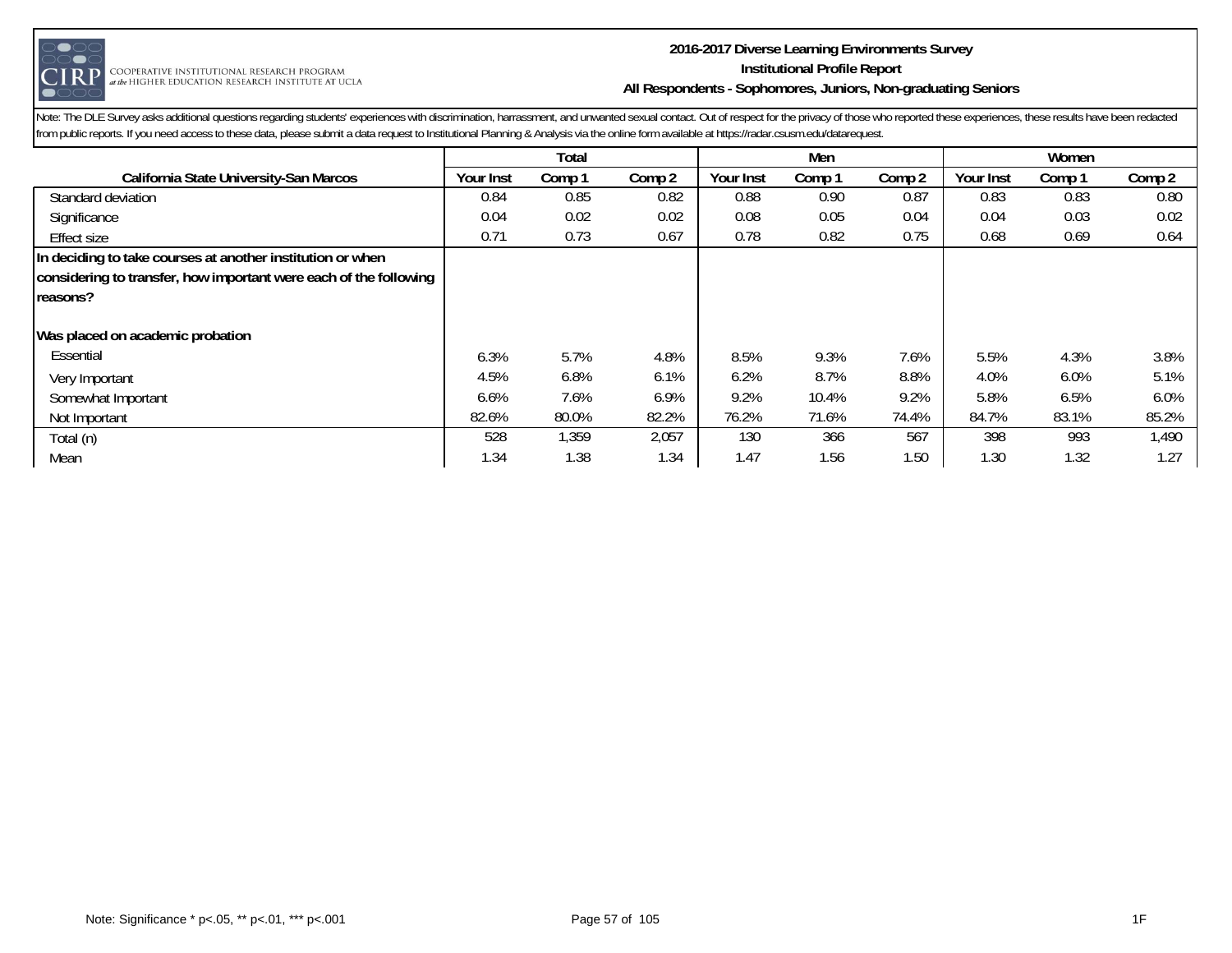Note: The DLE Survey asks additional questions regarding students' experiences with discrimination, harrassment, and unwanted sexual contact. Out of respect for the privacy of those who reported these experiences, these results have been redacted from public reports. If you need access to these data, please submit a data request to Institutional Planning & Analysis via the online form available at https://radar.csusm.edu/datarequest.

| | Total | | | Men | | | Women | | |
|---|---|---|---|---|---|---|---|---|---|
| California State University-San Marcos | Your Inst | Comp 1 | Comp 2 | Your Inst | Comp 1 | Comp 2 | Your Inst | Comp 1 | Comp 2 |
| Standard deviation | 0.84 | 0.85 | 0.82 | 0.88 | 0.90 | 0.87 | 0.83 | 0.83 | 0.80 |
| Significance | 0.04 | 0.02 | 0.02 | 0.08 | 0.05 | 0.04 | 0.04 | 0.03 | 0.02 |
| Effect size | 0.71 | 0.73 | 0.67 | 0.78 | 0.82 | 0.75 | 0.68 | 0.69 | 0.64 |
| **In deciding to take courses at another institution or when considering to transfer, how important were each of the following reasons?** | | | | | | | | | |
| **Was placed on academic probation** | | | | | | | | | |
| Essential | 6.3% | 5.7% | 4.8% | 8.5% | 9.3% | 7.6% | 5.5% | 4.3% | 3.8% |
| Very Important | 4.5% | 6.8% | 6.1% | 6.2% | 8.7% | 8.8% | 4.0% | 6.0% | 5.1% |
| Somewhat Important | 6.6% | 7.6% | 6.9% | 9.2% | 10.4% | 9.2% | 5.8% | 6.5% | 6.0% |
| Not Important | 82.6% | 80.0% | 82.2% | 76.2% | 71.6% | 74.4% | 84.7% | 83.1% | 85.2% |
| Total (n) | 528 | 1,359 | 2,057 | 130 | 366 | 567 | 398 | 993 | 1,490 |
| Mean | 1.34 | 1.38 | 1.34 | 1.47 | 1.56 | 1.50 | 1.30 | 1.32 | 1.27 |

Note: Significance * p<.05, ** p<.01, *** p<.001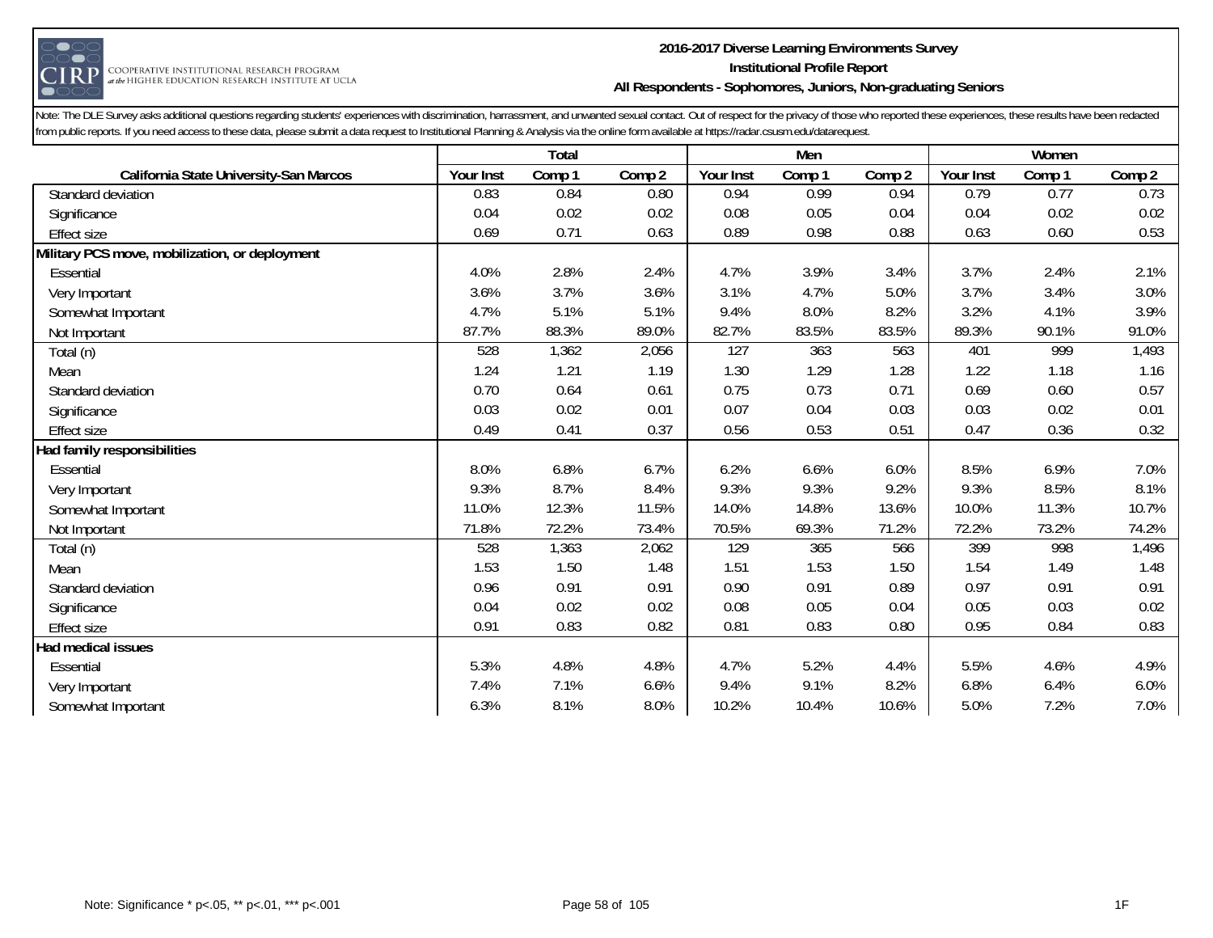## 2016-2017 Diverse Learning Environments Survey
### Institutional Profile Report
### All Respondents - Sophomores, Juniors, Non-graduating Seniors

Note: The DLE Survey asks additional questions regarding students' experiences with discrimination, harrassment, and unwanted sexual contact. Out of respect for the privacy of those who reported these experiences, these results have been redacted from public reports. If you need access to these data, please submit a data request to Institutional Planning & Analysis via the online form available at https://radar.csusm.edu/datarequest.

| | Total | | | Men | | | Women | | |
|---|---|---|---|---|---|---|---|---|---|
| **California State University-San Marcos** | Your Inst | Comp 1 | Comp 2 | Your Inst | Comp 1 | Comp 2 | Your Inst | Comp 1 | Comp 2 |
| Standard deviation | 0.83 | 0.84 | 0.80 | 0.94 | 0.99 | 0.94 | 0.79 | 0.77 | 0.73 |
| Significance | 0.04 | 0.02 | 0.02 | 0.08 | 0.05 | 0.04 | 0.04 | 0.02 | 0.02 |
| Effect size | 0.69 | 0.71 | 0.63 | 0.89 | 0.98 | 0.88 | 0.63 | 0.60 | 0.53 |
| **Military PCS move, mobilization, or deployment** | | | | | | | | | |
| Essential | 4.0% | 2.8% | 2.4% | 4.7% | 3.9% | 3.4% | 3.7% | 2.4% | 2.1% |
| Very Important | 3.6% | 3.7% | 3.6% | 3.1% | 4.7% | 5.0% | 3.7% | 3.4% | 3.0% |
| Somewhat Important | 4.7% | 5.1% | 5.1% | 9.4% | 8.0% | 8.2% | 3.2% | 4.1% | 3.9% |
| Not Important | 87.7% | 88.3% | 89.0% | 82.7% | 83.5% | 83.5% | 89.3% | 90.1% | 91.0% |
| Total (n) | 528 | 1,362 | 2,056 | 127 | 363 | 563 | 401 | 999 | 1,493 |
| Mean | 1.24 | 1.21 | 1.19 | 1.30 | 1.29 | 1.28 | 1.22 | 1.18 | 1.16 |
| Standard deviation | 0.70 | 0.64 | 0.61 | 0.75 | 0.73 | 0.71 | 0.69 | 0.60 | 0.57 |
| Significance | 0.03 | 0.02 | 0.01 | 0.07 | 0.04 | 0.03 | 0.03 | 0.02 | 0.01 |
| Effect size | 0.49 | 0.41 | 0.37 | 0.56 | 0.53 | 0.51 | 0.47 | 0.36 | 0.32 |
| **Had family responsibilities** | | | | | | | | | |
| Essential | 8.0% | 6.8% | 6.7% | 6.2% | 6.6% | 6.0% | 8.5% | 6.9% | 7.0% |
| Very Important | 9.3% | 8.7% | 8.4% | 9.3% | 9.3% | 9.2% | 9.3% | 8.5% | 8.1% |
| Somewhat Important | 11.0% | 12.3% | 11.5% | 14.0% | 14.8% | 13.6% | 10.0% | 11.3% | 10.7% |
| Not Important | 71.8% | 72.2% | 73.4% | 70.5% | 69.3% | 71.2% | 72.2% | 73.2% | 74.2% |
| Total (n) | 528 | 1,363 | 2,062 | 129 | 365 | 566 | 399 | 998 | 1,496 |
| Mean | 1.53 | 1.50 | 1.48 | 1.51 | 1.53 | 1.50 | 1.54 | 1.49 | 1.48 |
| Standard deviation | 0.96 | 0.91 | 0.91 | 0.90 | 0.91 | 0.89 | 0.97 | 0.91 | 0.91 |
| Significance | 0.04 | 0.02 | 0.02 | 0.08 | 0.05 | 0.04 | 0.05 | 0.03 | 0.02 |
| Effect size | 0.91 | 0.83 | 0.82 | 0.81 | 0.83 | 0.80 | 0.95 | 0.84 | 0.83 |
| **Had medical issues** | | | | | | | | | |
| Essential | 5.3% | 4.8% | 4.8% | 4.7% | 5.2% | 4.4% | 5.5% | 4.6% | 4.9% |
| Very Important | 7.4% | 7.1% | 6.6% | 9.4% | 9.1% | 8.2% | 6.8% | 6.4% | 6.0% |
| Somewhat Important | 6.3% | 8.1% | 8.0% | 10.2% | 10.4% | 10.6% | 5.0% | 7.2% | 7.0% |

Note: Significance * p<.05, ** p<.01, *** p<.001

1F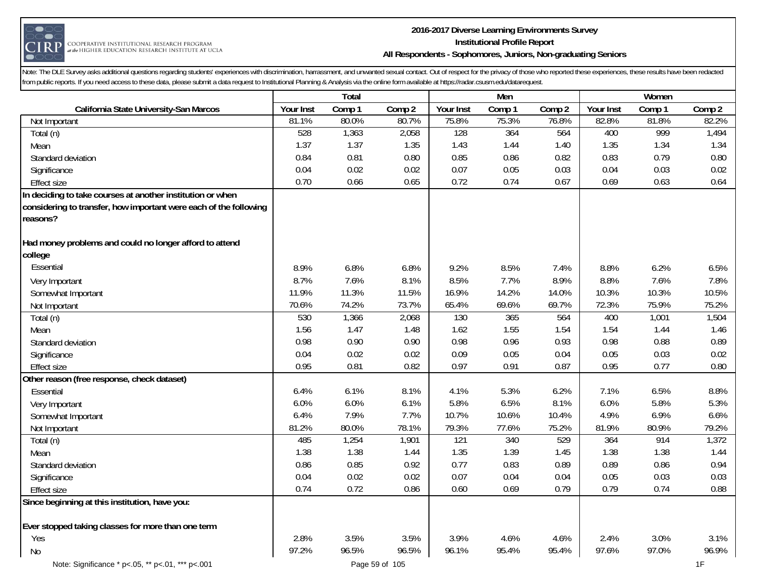Note: The DLE Survey asks additional questions regarding students' experiences with discrimination, harrassment, and unwanted sexual contact. Out of respect for the privacy of those who reported these experiences, these results have been redacted from public reports. If you need access to these data, please submit a data request to Institutional Planning & Analysis via the online form available at https://radar.csusm.edu/datarequest.

| | Total | | | Men | | | Women | | |
|---|---|---|---|---|---|---|---|---|---|
| **California State University-San Marcos** | **Your Inst** | **Comp 1** | **Comp 2** | **Your Inst** | **Comp 1** | **Comp 2** | **Your Inst** | **Comp 1** | **Comp 2** |
| Not Important | 81.1% | 80.0% | 80.7% | 75.8% | 75.3% | 76.8% | 82.8% | 81.8% | 82.2% |
| Total (n) | 528 | 1,363 | 2,058 | 128 | 364 | 564 | 400 | 999 | 1,494 |
| Mean | 1.37 | 1.37 | 1.35 | 1.43 | 1.44 | 1.40 | 1.35 | 1.34 | 1.34 |
| Standard deviation | 0.84 | 0.81 | 0.80 | 0.85 | 0.86 | 0.82 | 0.83 | 0.79 | 0.80 |
| Significance | 0.04 | 0.02 | 0.02 | 0.07 | 0.05 | 0.03 | 0.04 | 0.03 | 0.02 |
| Effect size | 0.70 | 0.66 | 0.65 | 0.72 | 0.74 | 0.67 | 0.69 | 0.63 | 0.64 |
| **In deciding to take courses at another institution or when considering to transfer, how important were each of the following reasons?** | | | | | | | | | |
| **Had money problems and could no longer afford to attend college** | | | | | | | | | |
| Essential | 8.9% | 6.8% | 6.8% | 9.2% | 8.5% | 7.4% | 8.8% | 6.2% | 6.5% |
| Very Important | 8.7% | 7.6% | 8.1% | 8.5% | 7.7% | 8.9% | 8.8% | 7.6% | 7.8% |
| Somewhat Important | 11.9% | 11.3% | 11.5% | 16.9% | 14.2% | 14.0% | 10.3% | 10.3% | 10.5% |
| Not Important | 70.6% | 74.2% | 73.7% | 65.4% | 69.6% | 69.7% | 72.3% | 75.9% | 75.2% |
| Total (n) | 530 | 1,366 | 2,068 | 130 | 365 | 564 | 400 | 1,001 | 1,504 |
| Mean | 1.56 | 1.47 | 1.48 | 1.62 | 1.55 | 1.54 | 1.54 | 1.44 | 1.46 |
| Standard deviation | 0.98 | 0.90 | 0.90 | 0.98 | 0.96 | 0.93 | 0.98 | 0.88 | 0.89 |
| Significance | 0.04 | 0.02 | 0.02 | 0.09 | 0.05 | 0.04 | 0.05 | 0.03 | 0.02 |
| Effect size | 0.95 | 0.81 | 0.82 | 0.97 | 0.91 | 0.87 | 0.95 | 0.77 | 0.80 |
| **Other reason (free response, check dataset)** | | | | | | | | | |
| Essential | 6.4% | 6.1% | 8.1% | 4.1% | 5.3% | 6.2% | 7.1% | 6.5% | 8.8% |
| Very Important | 6.0% | 6.0% | 6.1% | 5.8% | 6.5% | 8.1% | 6.0% | 5.8% | 5.3% |
| Somewhat Important | 6.4% | 7.9% | 7.7% | 10.7% | 10.6% | 10.4% | 4.9% | 6.9% | 6.6% |
| Not Important | 81.2% | 80.0% | 78.1% | 79.3% | 77.6% | 75.2% | 81.9% | 80.9% | 79.2% |
| Total (n) | 485 | 1,254 | 1,901 | 121 | 340 | 529 | 364 | 914 | 1,372 |
| Mean | 1.38 | 1.38 | 1.44 | 1.35 | 1.39 | 1.45 | 1.38 | 1.38 | 1.44 |
| Standard deviation | 0.86 | 0.85 | 0.92 | 0.77 | 0.83 | 0.89 | 0.89 | 0.86 | 0.94 |
| Significance | 0.04 | 0.02 | 0.02 | 0.07 | 0.04 | 0.04 | 0.05 | 0.03 | 0.03 |
| Effect size | 0.74 | 0.72 | 0.86 | 0.60 | 0.69 | 0.79 | 0.79 | 0.74 | 0.88 |
| **Since beginning at this institution, have you:** | | | | | | | | | |
| **Ever stopped taking classes for more than one term** | | | | | | | | | |
| Yes | 2.8% | 3.5% | 3.5% | 3.9% | 4.6% | 4.6% | 2.4% | 3.0% | 3.1% |
| No | 97.2% | 96.5% | 96.5% | 96.1% | 95.4% | 95.4% | 97.6% | 97.0% | 96.9% |

Note: Significance * p<.05, ** p<.01, *** p<.001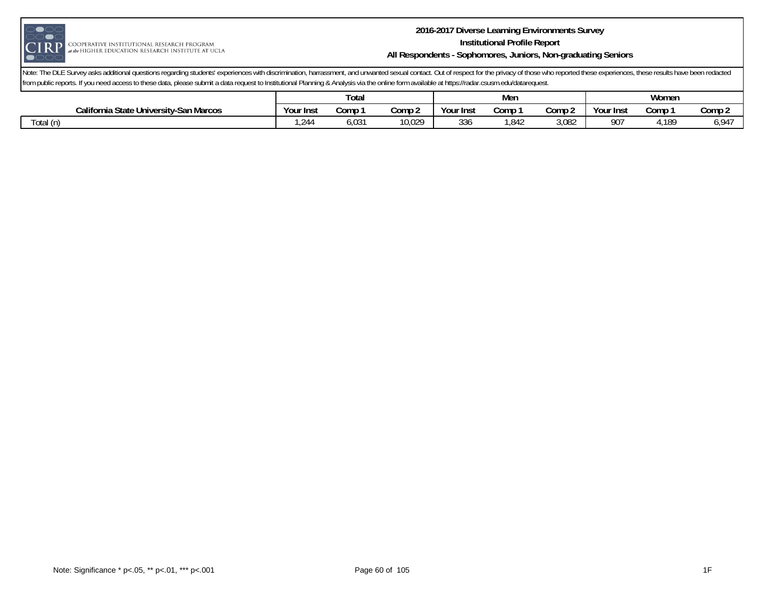**2016-2017 Diverse Learning Environments Survey**
**Institutional Profile Report**
**All Respondents - Sophomores, Juniors, Non-graduating Seniors**

Note: The DLE Survey asks additional questions regarding students' experiences with discrimination, harrassment, and unwanted sexual contact. Out of respect for the privacy of those who reported these experiences, these results have been redacted from public reports. If you need access to these data, please submit a data request to Institutional Planning & Analysis via the online form available at https://radar.csusm.edu/datarequest.

| | Total | | | Men | | | Women | | |
|---|---|---|---|---|---|---|---|---|---|
| **California State University-San Marcos** | **Your Inst** | **Comp 1** | **Comp 2** | **Your Inst** | **Comp 1** | **Comp 2** | **Your Inst** | **Comp 1** | **Comp 2** |
| Total (n) | 1,244 | 6,031 | 10,029 | 336 | 1,842 | 3,082 | 907 | 4,189 | 6,947 |

Note: Significance * p<.05, ** p<.01, *** p<.001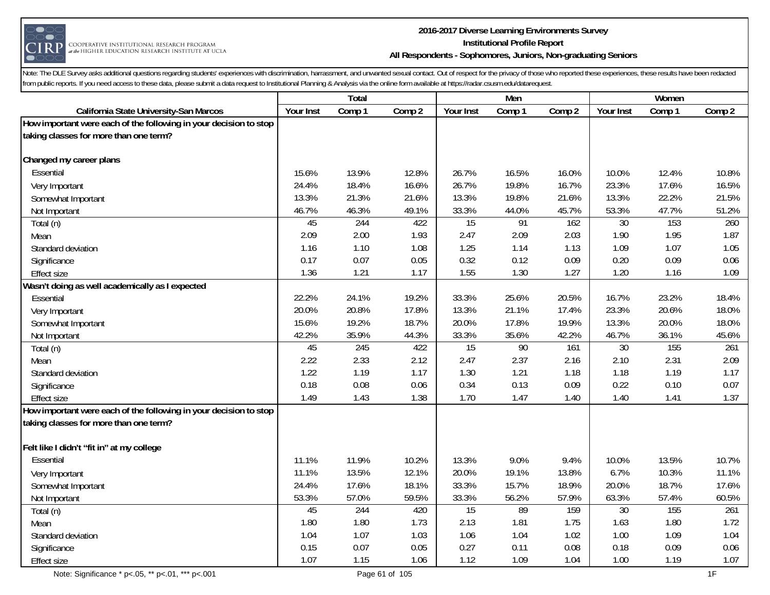Note: The DLE Survey asks additional questions regarding students' experiences with discrimination, harrassment, and unwanted sexual contact. Out of respect for the privacy of those who reported these experiences, these results have been redacted from public reports. If you need access to these data, please submit a data request to Institutional Planning & Analysis via the online form available at https://radar.csusm.edu/datarequest.

| | Total | | | Men | | | Women | | |
|---|---|---|---|---|---|---|---|---|---|
| California State University-San Marcos | Your Inst | Comp 1 | Comp 2 | Your Inst | Comp 1 | Comp 2 | Your Inst | Comp 1 | Comp 2 |
| **How important were each of the following in your decision to stop taking classes for more than one term?** | | | | | | | | | |
| **Changed my career plans** | | | | | | | | | |
| Essential | 15.6% | 13.9% | 12.8% | 26.7% | 16.5% | 16.0% | 10.0% | 12.4% | 10.8% |
| Very Important | 24.4% | 18.4% | 16.6% | 26.7% | 19.8% | 16.7% | 23.3% | 17.6% | 16.5% |
| Somewhat Important | 13.3% | 21.3% | 21.6% | 13.3% | 19.8% | 21.6% | 13.3% | 22.2% | 21.5% |
| Not Important | 46.7% | 46.3% | 49.1% | 33.3% | 44.0% | 45.7% | 53.3% | 47.7% | 51.2% |
| Total (n) | 45 | 244 | 422 | 15 | 91 | 162 | 30 | 153 | 260 |
| Mean | 2.09 | 2.00 | 1.93 | 2.47 | 2.09 | 2.03 | 1.90 | 1.95 | 1.87 |
| Standard deviation | 1.16 | 1.10 | 1.08 | 1.25 | 1.14 | 1.13 | 1.09 | 1.07 | 1.05 |
| Significance | 0.17 | 0.07 | 0.05 | 0.32 | 0.12 | 0.09 | 0.20 | 0.09 | 0.06 |
| Effect size | 1.36 | 1.21 | 1.17 | 1.55 | 1.30 | 1.27 | 1.20 | 1.16 | 1.09 |
| **Wasn't doing as well academically as I expected** | | | | | | | | | |
| Essential | 22.2% | 24.1% | 19.2% | 33.3% | 25.6% | 20.5% | 16.7% | 23.2% | 18.4% |
| Very Important | 20.0% | 20.8% | 17.8% | 13.3% | 21.1% | 17.4% | 23.3% | 20.6% | 18.0% |
| Somewhat Important | 15.6% | 19.2% | 18.7% | 20.0% | 17.8% | 19.9% | 13.3% | 20.0% | 18.0% |
| Not Important | 42.2% | 35.9% | 44.3% | 33.3% | 35.6% | 42.2% | 46.7% | 36.1% | 45.6% |
| Total (n) | 45 | 245 | 422 | 15 | 90 | 161 | 30 | 155 | 261 |
| Mean | 2.22 | 2.33 | 2.12 | 2.47 | 2.37 | 2.16 | 2.10 | 2.31 | 2.09 |
| Standard deviation | 1.22 | 1.19 | 1.17 | 1.30 | 1.21 | 1.18 | 1.18 | 1.19 | 1.17 |
| Significance | 0.18 | 0.08 | 0.06 | 0.34 | 0.13 | 0.09 | 0.22 | 0.10 | 0.07 |
| Effect size | 1.49 | 1.43 | 1.38 | 1.70 | 1.47 | 1.40 | 1.40 | 1.41 | 1.37 |
| **How important were each of the following in your decision to stop taking classes for more than one term?** | | | | | | | | | |
| **Felt like I didn't "fit in" at my college** | | | | | | | | | |
| Essential | 11.1% | 11.9% | 10.2% | 13.3% | 9.0% | 9.4% | 10.0% | 13.5% | 10.7% |
| Very Important | 11.1% | 13.5% | 12.1% | 20.0% | 19.1% | 13.8% | 6.7% | 10.3% | 11.1% |
| Somewhat Important | 24.4% | 17.6% | 18.1% | 33.3% | 15.7% | 18.9% | 20.0% | 18.7% | 17.6% |
| Not Important | 53.3% | 57.0% | 59.5% | 33.3% | 56.2% | 57.9% | 63.3% | 57.4% | 60.5% |
| Total (n) | 45 | 244 | 420 | 15 | 89 | 159 | 30 | 155 | 261 |
| Mean | 1.80 | 1.80 | 1.73 | 2.13 | 1.81 | 1.75 | 1.63 | 1.80 | 1.72 |
| Standard deviation | 1.04 | 1.07 | 1.03 | 1.06 | 1.04 | 1.02 | 1.00 | 1.09 | 1.04 |
| Significance | 0.15 | 0.07 | 0.05 | 0.27 | 0.11 | 0.08 | 0.18 | 0.09 | 0.06 |
| Effect size | 1.07 | 1.15 | 1.06 | 1.12 | 1.09 | 1.04 | 1.00 | 1.19 | 1.07 |

Note: Significance * p<.05, ** p<.01, *** p<.001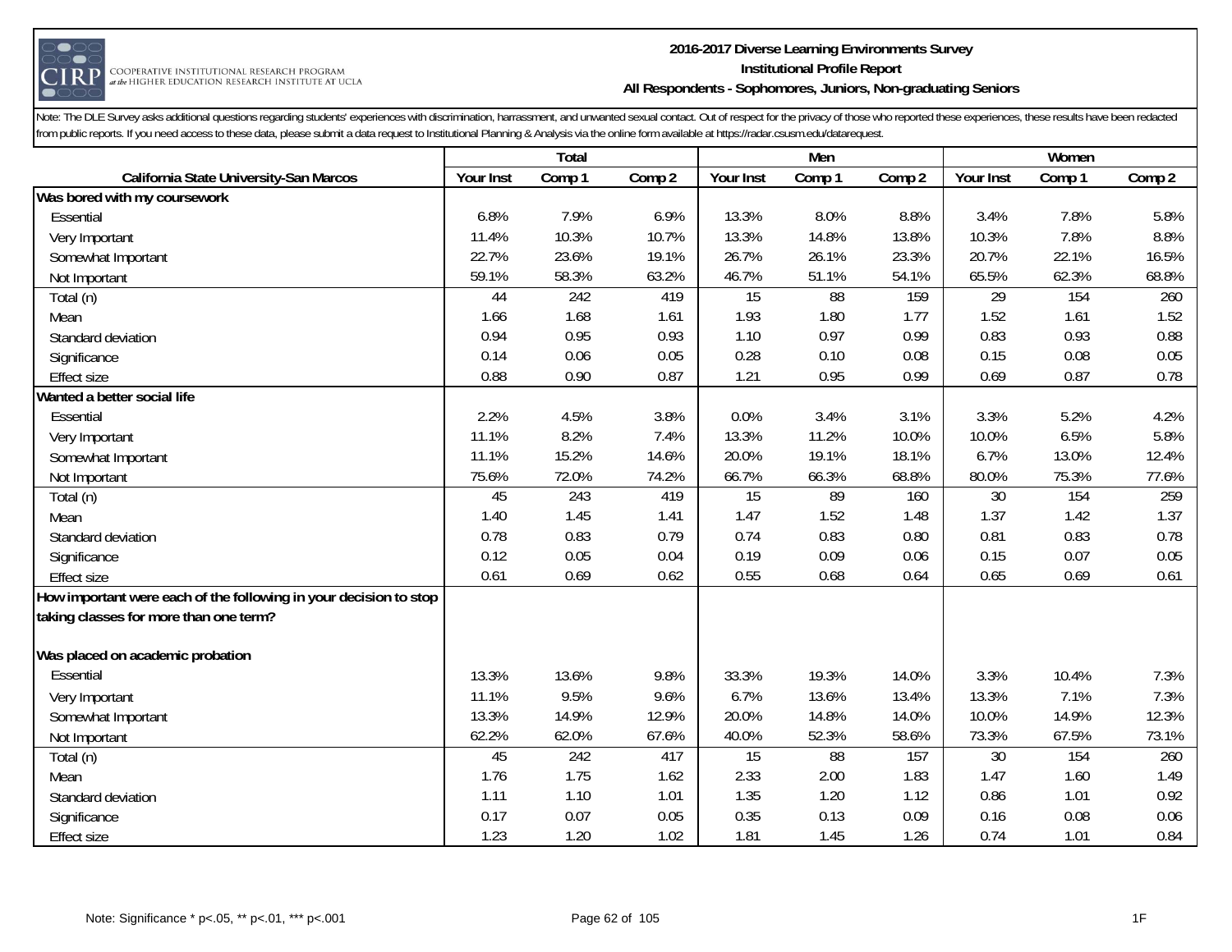**2016-2017 Diverse Learning Environments Survey**
**Institutional Profile Report**
**All Respondents - Sophomores, Juniors, Non-graduating Seniors**

Note: The DLE Survey asks additional questions regarding students' experiences with discrimination, harrassment, and unwanted sexual contact. Out of respect for the privacy of those who reported these experiences, these results have been redacted from public reports. If you need access to these data, please submit a data request to Institutional Planning & Analysis via the online form available at https://radar.csusm.edu/datarequest.

| | Total | | | Men | | | Women | | |
|---|---|---|---|---|---|---|---|---|---|
| **California State University-San Marcos** | **Your Inst** | **Comp 1** | **Comp 2** | **Your Inst** | **Comp 1** | **Comp 2** | **Your Inst** | **Comp 1** | **Comp 2** |
| **Was bored with my coursework** | | | | | | | | | |
| Essential | 6.8% | 7.9% | 6.9% | 13.3% | 8.0% | 8.8% | 3.4% | 7.8% | 5.8% |
| Very Important | 11.4% | 10.3% | 10.7% | 13.3% | 14.8% | 13.8% | 10.3% | 7.8% | 8.8% |
| Somewhat Important | 22.7% | 23.6% | 19.1% | 26.7% | 26.1% | 23.3% | 20.7% | 22.1% | 16.5% |
| Not Important | 59.1% | 58.3% | 63.2% | 46.7% | 51.1% | 54.1% | 65.5% | 62.3% | 68.8% |
| Total (n) | 44 | 242 | 419 | 15 | 88 | 159 | 29 | 154 | 260 |
| Mean | 1.66 | 1.68 | 1.61 | 1.93 | 1.80 | 1.77 | 1.52 | 1.61 | 1.52 |
| Standard deviation | 0.94 | 0.95 | 0.93 | 1.10 | 0.97 | 0.99 | 0.83 | 0.93 | 0.88 |
| Significance | 0.14 | 0.06 | 0.05 | 0.28 | 0.10 | 0.08 | 0.15 | 0.08 | 0.05 |
| Effect size | 0.88 | 0.90 | 0.87 | 1.21 | 0.95 | 0.99 | 0.69 | 0.87 | 0.78 |
| **Wanted a better social life** | | | | | | | | | |
| Essential | 2.2% | 4.5% | 3.8% | 0.0% | 3.4% | 3.1% | 3.3% | 5.2% | 4.2% |
| Very Important | 11.1% | 8.2% | 7.4% | 13.3% | 11.2% | 10.0% | 10.0% | 6.5% | 5.8% |
| Somewhat Important | 11.1% | 15.2% | 14.6% | 20.0% | 19.1% | 18.1% | 6.7% | 13.0% | 12.4% |
| Not Important | 75.6% | 72.0% | 74.2% | 66.7% | 66.3% | 68.8% | 80.0% | 75.3% | 77.6% |
| Total (n) | 45 | 243 | 419 | 15 | 89 | 160 | 30 | 154 | 259 |
| Mean | 1.40 | 1.45 | 1.41 | 1.47 | 1.52 | 1.48 | 1.37 | 1.42 | 1.37 |
| Standard deviation | 0.78 | 0.83 | 0.79 | 0.74 | 0.83 | 0.80 | 0.81 | 0.83 | 0.78 |
| Significance | 0.12 | 0.05 | 0.04 | 0.19 | 0.09 | 0.06 | 0.15 | 0.07 | 0.05 |
| Effect size | 0.61 | 0.69 | 0.62 | 0.55 | 0.68 | 0.64 | 0.65 | 0.69 | 0.61 |
| **How important were each of the following in your decision to stop taking classes for more than one term?** | | | | | | | | | |
| **Was placed on academic probation** | | | | | | | | | |
| Essential | 13.3% | 13.6% | 9.8% | 33.3% | 19.3% | 14.0% | 3.3% | 10.4% | 7.3% |
| Very Important | 11.1% | 9.5% | 9.6% | 6.7% | 13.6% | 13.4% | 13.3% | 7.1% | 7.3% |
| Somewhat Important | 13.3% | 14.9% | 12.9% | 20.0% | 14.8% | 14.0% | 10.0% | 14.9% | 12.3% |
| Not Important | 62.2% | 62.0% | 67.6% | 40.0% | 52.3% | 58.6% | 73.3% | 67.5% | 73.1% |
| Total (n) | 45 | 242 | 417 | 15 | 88 | 157 | 30 | 154 | 260 |
| Mean | 1.76 | 1.75 | 1.62 | 2.33 | 2.00 | 1.83 | 1.47 | 1.60 | 1.49 |
| Standard deviation | 1.11 | 1.10 | 1.01 | 1.35 | 1.20 | 1.12 | 0.86 | 1.01 | 0.92 |
| Significance | 0.17 | 0.07 | 0.05 | 0.35 | 0.13 | 0.09 | 0.16 | 0.08 | 0.06 |
| Effect size | 1.23 | 1.20 | 1.02 | 1.81 | 1.45 | 1.26 | 0.74 | 1.01 | 0.84 |

Note: Significance * p<.05, ** p<.01, *** p<.001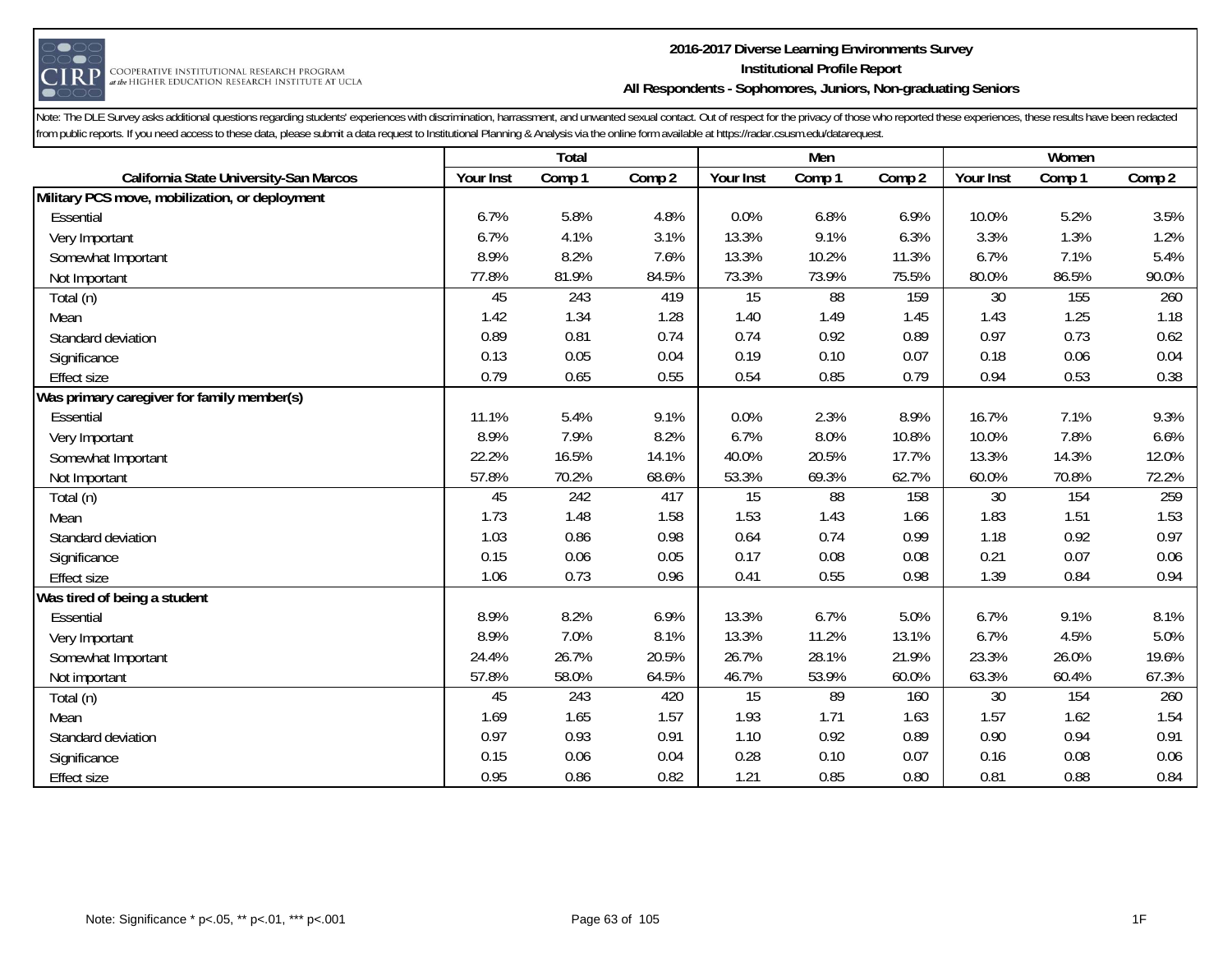**2016-2017 Diverse Learning Environments Survey**
**Institutional Profile Report**
**All Respondents - Sophomores, Juniors, Non-graduating Seniors**

Note: The DLE Survey asks additional questions regarding students' experiences with discrimination, harrassment, and unwanted sexual contact. Out of respect for the privacy of those who reported these experiences, these results have been redacted from public reports. If you need access to these data, please submit a data request to Institutional Planning & Analysis via the online form available at https://radar.csusm.edu/datarequest.

| | Total | | | Men | | | Women | | |
|---|---|---|---|---|---|---|---|---|---|
| **California State University-San Marcos** | **Your Inst** | **Comp 1** | **Comp 2** | **Your Inst** | **Comp 1** | **Comp 2** | **Your Inst** | **Comp 1** | **Comp 2** |
| **Military PCS move, mobilization, or deployment** | | | | | | | | | |
| Essential | 6.7% | 5.8% | 4.8% | 0.0% | 6.8% | 6.9% | 10.0% | 5.2% | 3.5% |
| Very Important | 6.7% | 4.1% | 3.1% | 13.3% | 9.1% | 6.3% | 3.3% | 1.3% | 1.2% |
| Somewhat Important | 8.9% | 8.2% | 7.6% | 13.3% | 10.2% | 11.3% | 6.7% | 7.1% | 5.4% |
| Not Important | 77.8% | 81.9% | 84.5% | 73.3% | 73.9% | 75.5% | 80.0% | 86.5% | 90.0% |
| Total (n) | 45 | 243 | 419 | 15 | 88 | 159 | 30 | 155 | 260 |
| Mean | 1.42 | 1.34 | 1.28 | 1.40 | 1.49 | 1.45 | 1.43 | 1.25 | 1.18 |
| Standard deviation | 0.89 | 0.81 | 0.74 | 0.74 | 0.92 | 0.89 | 0.97 | 0.73 | 0.62 |
| Significance | 0.13 | 0.05 | 0.04 | 0.19 | 0.10 | 0.07 | 0.18 | 0.06 | 0.04 |
| Effect size | 0.79 | 0.65 | 0.55 | 0.54 | 0.85 | 0.79 | 0.94 | 0.53 | 0.38 |
| **Was primary caregiver for family member(s)** | | | | | | | | | |
| Essential | 11.1% | 5.4% | 9.1% | 0.0% | 2.3% | 8.9% | 16.7% | 7.1% | 9.3% |
| Very Important | 8.9% | 7.9% | 8.2% | 6.7% | 8.0% | 10.8% | 10.0% | 7.8% | 6.6% |
| Somewhat Important | 22.2% | 16.5% | 14.1% | 40.0% | 20.5% | 17.7% | 13.3% | 14.3% | 12.0% |
| Not Important | 57.8% | 70.2% | 68.6% | 53.3% | 69.3% | 62.7% | 60.0% | 70.8% | 72.2% |
| Total (n) | 45 | 242 | 417 | 15 | 88 | 158 | 30 | 154 | 259 |
| Mean | 1.73 | 1.48 | 1.58 | 1.53 | 1.43 | 1.66 | 1.83 | 1.51 | 1.53 |
| Standard deviation | 1.03 | 0.86 | 0.98 | 0.64 | 0.74 | 0.99 | 1.18 | 0.92 | 0.97 |
| Significance | 0.15 | 0.06 | 0.05 | 0.17 | 0.08 | 0.08 | 0.21 | 0.07 | 0.06 |
| Effect size | 1.06 | 0.73 | 0.96 | 0.41 | 0.55 | 0.98 | 1.39 | 0.84 | 0.94 |
| **Was tired of being a student** | | | | | | | | | |
| Essential | 8.9% | 8.2% | 6.9% | 13.3% | 6.7% | 5.0% | 6.7% | 9.1% | 8.1% |
| Very Important | 8.9% | 7.0% | 8.1% | 13.3% | 11.2% | 13.1% | 6.7% | 4.5% | 5.0% |
| Somewhat Important | 24.4% | 26.7% | 20.5% | 26.7% | 28.1% | 21.9% | 23.3% | 26.0% | 19.6% |
| Not important | 57.8% | 58.0% | 64.5% | 46.7% | 53.9% | 60.0% | 63.3% | 60.4% | 67.3% |
| Total (n) | 45 | 243 | 420 | 15 | 89 | 160 | 30 | 154 | 260 |
| Mean | 1.69 | 1.65 | 1.57 | 1.93 | 1.71 | 1.63 | 1.57 | 1.62 | 1.54 |
| Standard deviation | 0.97 | 0.93 | 0.91 | 1.10 | 0.92 | 0.89 | 0.90 | 0.94 | 0.91 |
| Significance | 0.15 | 0.06 | 0.04 | 0.28 | 0.10 | 0.07 | 0.16 | 0.08 | 0.06 |
| Effect size | 0.95 | 0.86 | 0.82 | 1.21 | 0.85 | 0.80 | 0.81 | 0.88 | 0.84 |

Note: Significance * p<.05, ** p<.01, *** p<.001

1F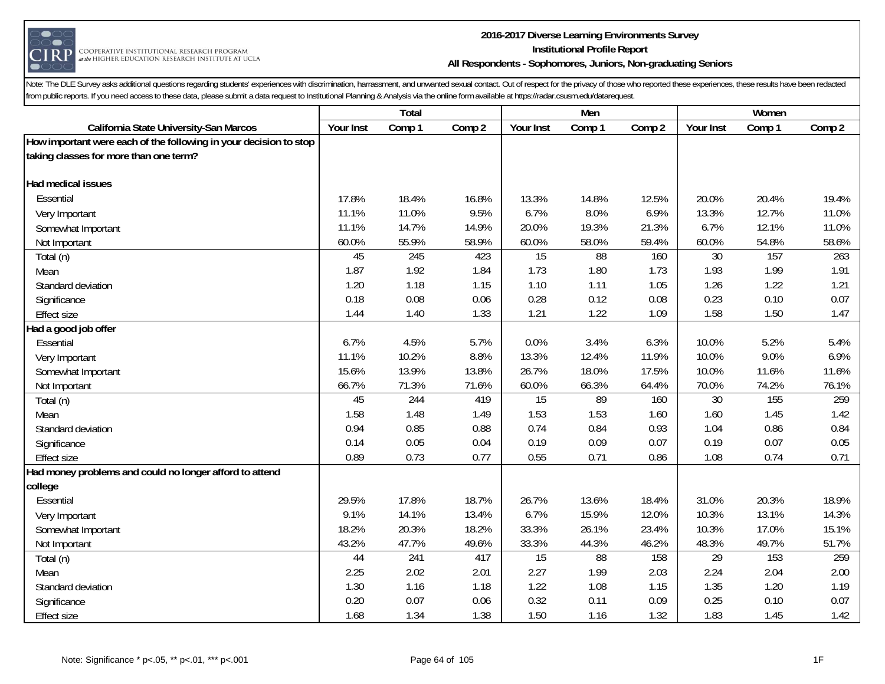**2016-2017 Diverse Learning Environments Survey**
**Institutional Profile Report**
**All Respondents - Sophomores, Juniors, Non-graduating Seniors**

Note: The DLE Survey asks additional questions regarding students' experiences with discrimination, harrassment, and unwanted sexual contact. Out of respect for the privacy of those who reported these experiences, these results have been redacted from public reports. If you need access to these data, please submit a data request to Institutional Planning & Analysis via the online form available at https://radar.csusm.edu/datarequest.

| | Total | | | Men | | | Women | | |
|---|---|---|---|---|---|---|---|---|---|
| **California State University-San Marcos** | **Your Inst** | **Comp 1** | **Comp 2** | **Your Inst** | **Comp 1** | **Comp 2** | **Your Inst** | **Comp 1** | **Comp 2** |
| **How important were each of the following in your decision to stop taking classes for more than one term?** | | | | | | | | | |
| **Had medical issues** | | | | | | | | | |
| Essential | 17.8% | 18.4% | 16.8% | 13.3% | 14.8% | 12.5% | 20.0% | 20.4% | 19.4% |
| Very Important | 11.1% | 11.0% | 9.5% | 6.7% | 8.0% | 6.9% | 13.3% | 12.7% | 11.0% |
| Somewhat Important | 11.1% | 14.7% | 14.9% | 20.0% | 19.3% | 21.3% | 6.7% | 12.1% | 11.0% |
| Not Important | 60.0% | 55.9% | 58.9% | 60.0% | 58.0% | 59.4% | 60.0% | 54.8% | 58.6% |
| Total (n) | 45 | 245 | 423 | 15 | 88 | 160 | 30 | 157 | 263 |
| Mean | 1.87 | 1.92 | 1.84 | 1.73 | 1.80 | 1.73 | 1.93 | 1.99 | 1.91 |
| Standard deviation | 1.20 | 1.18 | 1.15 | 1.10 | 1.11 | 1.05 | 1.26 | 1.22 | 1.21 |
| Significance | 0.18 | 0.08 | 0.06 | 0.28 | 0.12 | 0.08 | 0.23 | 0.10 | 0.07 |
| Effect size | 1.44 | 1.40 | 1.33 | 1.21 | 1.22 | 1.09 | 1.58 | 1.50 | 1.47 |
| **Had a good job offer** | | | | | | | | | |
| Essential | 6.7% | 4.5% | 5.7% | 0.0% | 3.4% | 6.3% | 10.0% | 5.2% | 5.4% |
| Very Important | 11.1% | 10.2% | 8.8% | 13.3% | 12.4% | 11.9% | 10.0% | 9.0% | 6.9% |
| Somewhat Important | 15.6% | 13.9% | 13.8% | 26.7% | 18.0% | 17.5% | 10.0% | 11.6% | 11.6% |
| Not Important | 66.7% | 71.3% | 71.6% | 60.0% | 66.3% | 64.4% | 70.0% | 74.2% | 76.1% |
| Total (n) | 45 | 244 | 419 | 15 | 89 | 160 | 30 | 155 | 259 |
| Mean | 1.58 | 1.48 | 1.49 | 1.53 | 1.53 | 1.60 | 1.60 | 1.45 | 1.42 |
| Standard deviation | 0.94 | 0.85 | 0.88 | 0.74 | 0.84 | 0.93 | 1.04 | 0.86 | 0.84 |
| Significance | 0.14 | 0.05 | 0.04 | 0.19 | 0.09 | 0.07 | 0.19 | 0.07 | 0.05 |
| Effect size | 0.89 | 0.73 | 0.77 | 0.55 | 0.71 | 0.86 | 1.08 | 0.74 | 0.71 |
| **Had money problems and could no longer afford to attend college** | | | | | | | | | |
| Essential | 29.5% | 17.8% | 18.7% | 26.7% | 13.6% | 18.4% | 31.0% | 20.3% | 18.9% |
| Very Important | 9.1% | 14.1% | 13.4% | 6.7% | 15.9% | 12.0% | 10.3% | 13.1% | 14.3% |
| Somewhat Important | 18.2% | 20.3% | 18.2% | 33.3% | 26.1% | 23.4% | 10.3% | 17.0% | 15.1% |
| Not Important | 43.2% | 47.7% | 49.6% | 33.3% | 44.3% | 46.2% | 48.3% | 49.7% | 51.7% |
| Total (n) | 44 | 241 | 417 | 15 | 88 | 158 | 29 | 153 | 259 |
| Mean | 2.25 | 2.02 | 2.01 | 2.27 | 1.99 | 2.03 | 2.24 | 2.04 | 2.00 |
| Standard deviation | 1.30 | 1.16 | 1.18 | 1.22 | 1.08 | 1.15 | 1.35 | 1.20 | 1.19 |
| Significance | 0.20 | 0.07 | 0.06 | 0.32 | 0.11 | 0.09 | 0.25 | 0.10 | 0.07 |
| Effect size | 1.68 | 1.34 | 1.38 | 1.50 | 1.16 | 1.32 | 1.83 | 1.45 | 1.42 |

Note: Significance * p<.05, ** p<.01, *** p<.001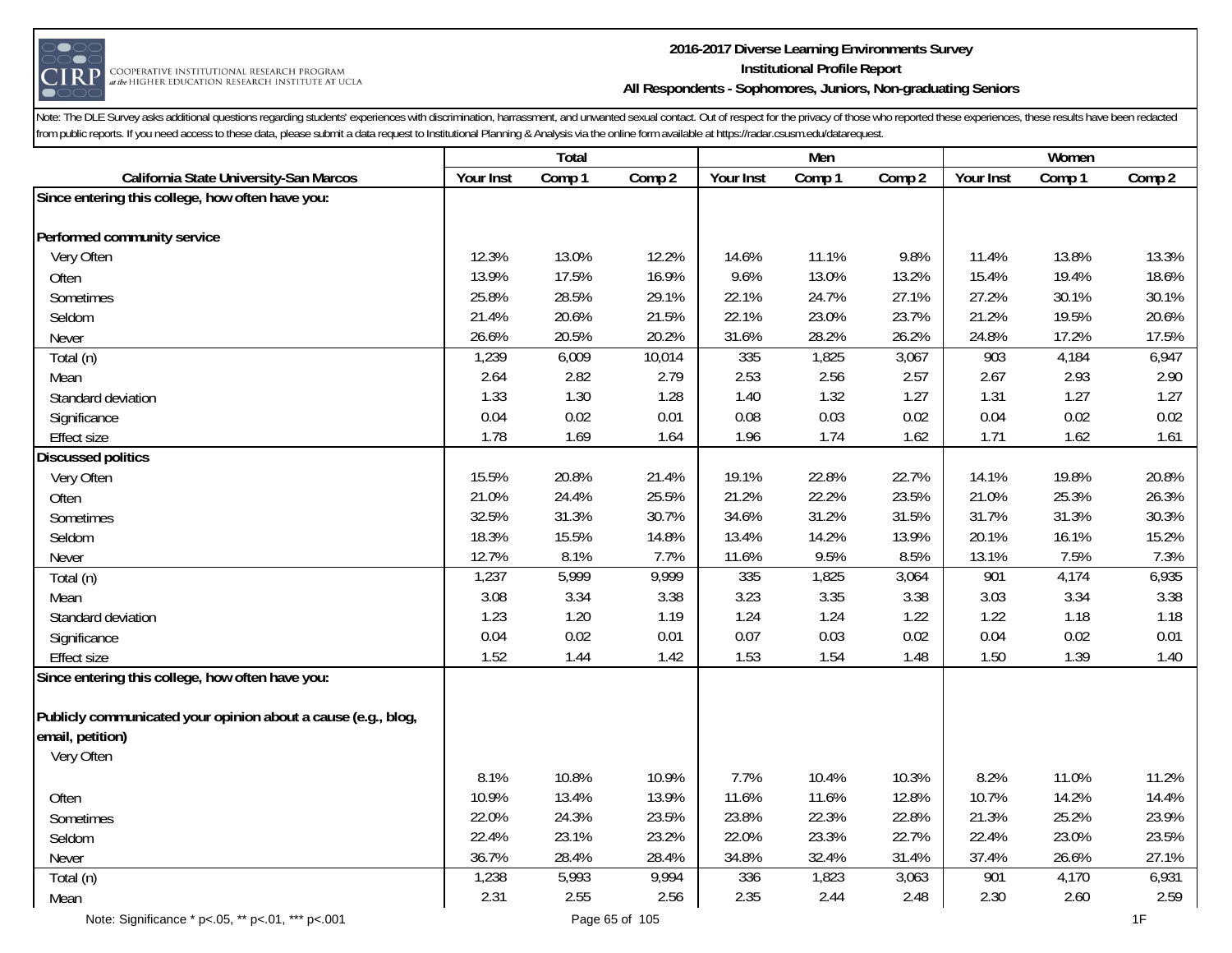Note: The DLE Survey asks additional questions regarding students' experiences with discrimination, harrassment, and unwanted sexual contact. Out of respect for the privacy of those who reported these experiences, these results have been redacted from public reports. If you need access to these data, please submit a data request to Institutional Planning & Analysis via the online form available at https://radar.csusm.edu/datarequest.

| | Total | | | Men | | | Women | | |
|---|---|---|---|---|---|---|---|---|---|
| California State University-San Marcos | Your Inst | Comp 1 | Comp 2 | Your Inst | Comp 1 | Comp 2 | Your Inst | Comp 1 | Comp 2 |
| **Since entering this college, how often have you:** | | | | | | | | | |
| **Performed community service** | | | | | | | | | |
| Very Often | 12.3% | 13.0% | 12.2% | 14.6% | 11.1% | 9.8% | 11.4% | 13.8% | 13.3% |
| Often | 13.9% | 17.5% | 16.9% | 9.6% | 13.0% | 13.2% | 15.4% | 19.4% | 18.6% |
| Sometimes | 25.8% | 28.5% | 29.1% | 22.1% | 24.7% | 27.1% | 27.2% | 30.1% | 30.1% |
| Seldom | 21.4% | 20.6% | 21.5% | 22.1% | 23.0% | 23.7% | 21.2% | 19.5% | 20.6% |
| Never | 26.6% | 20.5% | 20.2% | 31.6% | 28.2% | 26.2% | 24.8% | 17.2% | 17.5% |
| Total (n) | 1,239 | 6,009 | 10,014 | 335 | 1,825 | 3,067 | 903 | 4,184 | 6,947 |
| Mean | 2.64 | 2.82 | 2.79 | 2.53 | 2.56 | 2.57 | 2.67 | 2.93 | 2.90 |
| Standard deviation | 1.33 | 1.30 | 1.28 | 1.40 | 1.32 | 1.27 | 1.31 | 1.27 | 1.27 |
| Significance | 0.04 | 0.02 | 0.01 | 0.08 | 0.03 | 0.02 | 0.04 | 0.02 | 0.02 |
| Effect size | 1.78 | 1.69 | 1.64 | 1.96 | 1.74 | 1.62 | 1.71 | 1.62 | 1.61 |
| **Discussed politics** | | | | | | | | | |
| Very Often | 15.5% | 20.8% | 21.4% | 19.1% | 22.8% | 22.7% | 14.1% | 19.8% | 20.8% |
| Often | 21.0% | 24.4% | 25.5% | 21.2% | 22.2% | 23.5% | 21.0% | 25.3% | 26.3% |
| Sometimes | 32.5% | 31.3% | 30.7% | 34.6% | 31.2% | 31.5% | 31.7% | 31.3% | 30.3% |
| Seldom | 18.3% | 15.5% | 14.8% | 13.4% | 14.2% | 13.9% | 20.1% | 16.1% | 15.2% |
| Never | 12.7% | 8.1% | 7.7% | 11.6% | 9.5% | 8.5% | 13.1% | 7.5% | 7.3% |
| Total (n) | 1,237 | 5,999 | 9,999 | 335 | 1,825 | 3,064 | 901 | 4,174 | 6,935 |
| Mean | 3.08 | 3.34 | 3.38 | 3.23 | 3.35 | 3.38 | 3.03 | 3.34 | 3.38 |
| Standard deviation | 1.23 | 1.20 | 1.19 | 1.24 | 1.24 | 1.22 | 1.22 | 1.18 | 1.18 |
| Significance | 0.04 | 0.02 | 0.01 | 0.07 | 0.03 | 0.02 | 0.04 | 0.02 | 0.01 |
| Effect size | 1.52 | 1.44 | 1.42 | 1.53 | 1.54 | 1.48 | 1.50 | 1.39 | 1.40 |
| **Since entering this college, how often have you:** | | | | | | | | | |
| **Publicly communicated your opinion about a cause (e.g., blog, email, petition)** | | | | | | | | | |
| Very Often | 8.1% | 10.8% | 10.9% | 7.7% | 10.4% | 10.3% | 8.2% | 11.0% | 11.2% |
| Often | 10.9% | 13.4% | 13.9% | 11.6% | 11.6% | 12.8% | 10.7% | 14.2% | 14.4% |
| Sometimes | 22.0% | 24.3% | 23.5% | 23.8% | 22.3% | 22.8% | 21.3% | 25.2% | 23.9% |
| Seldom | 22.4% | 23.1% | 23.2% | 22.0% | 23.3% | 22.7% | 22.4% | 23.0% | 23.5% |
| Never | 36.7% | 28.4% | 28.4% | 34.8% | 32.4% | 31.4% | 37.4% | 26.6% | 27.1% |
| Total (n) | 1,238 | 5,993 | 9,994 | 336 | 1,823 | 3,063 | 901 | 4,170 | 6,931 |
| Mean | 2.31 | 2.55 | 2.56 | 2.35 | 2.44 | 2.48 | 2.30 | 2.60 | 2.59 |

Note: Significance * p<.05, ** p<.01, *** p<.001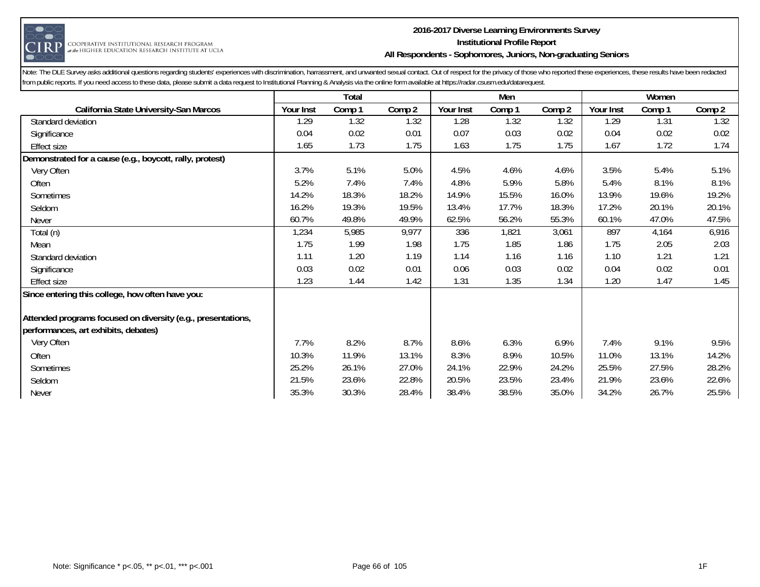**2016-2017 Diverse Learning Environments Survey**
**Institutional Profile Report**
**All Respondents - Sophomores, Juniors, Non-graduating Seniors**

Note: The DLE Survey asks additional questions regarding students' experiences with discrimination, harrassment, and unwanted sexual contact. Out of respect for the privacy of those who reported these experiences, these results have been redacted from public reports. If you need access to these data, please submit a data request to Institutional Planning & Analysis via the online form available at https://radar.csusm.edu/datarequest.

| | Total | | | Men | | | Women | | |
|---|---|---|---|---|---|---|---|---|---|
| **California State University-San Marcos** | **Your Inst** | **Comp 1** | **Comp 2** | **Your Inst** | **Comp 1** | **Comp 2** | **Your Inst** | **Comp 1** | **Comp 2** |
| Standard deviation | 1.29 | 1.32 | 1.32 | 1.28 | 1.32 | 1.32 | 1.29 | 1.31 | 1.32 |
| Significance | 0.04 | 0.02 | 0.01 | 0.07 | 0.03 | 0.02 | 0.04 | 0.02 | 0.02 |
| Effect size | 1.65 | 1.73 | 1.75 | 1.63 | 1.75 | 1.75 | 1.67 | 1.72 | 1.74 |
| **Demonstrated for a cause (e.g., boycott, rally, protest)** | | | | | | | | | |
| Very Often | 3.7% | 5.1% | 5.0% | 4.5% | 4.6% | 4.6% | 3.5% | 5.4% | 5.1% |
| Often | 5.2% | 7.4% | 7.4% | 4.8% | 5.9% | 5.8% | 5.4% | 8.1% | 8.1% |
| Sometimes | 14.2% | 18.3% | 18.2% | 14.9% | 15.5% | 16.0% | 13.9% | 19.6% | 19.2% |
| Seldom | 16.2% | 19.3% | 19.5% | 13.4% | 17.7% | 18.3% | 17.2% | 20.1% | 20.1% |
| Never | 60.7% | 49.8% | 49.9% | 62.5% | 56.2% | 55.3% | 60.1% | 47.0% | 47.5% |
| Total (n) | 1,234 | 5,985 | 9,977 | 336 | 1,821 | 3,061 | 897 | 4,164 | 6,916 |
| Mean | 1.75 | 1.99 | 1.98 | 1.75 | 1.85 | 1.86 | 1.75 | 2.05 | 2.03 |
| Standard deviation | 1.11 | 1.20 | 1.19 | 1.14 | 1.16 | 1.16 | 1.10 | 1.21 | 1.21 |
| Significance | 0.03 | 0.02 | 0.01 | 0.06 | 0.03 | 0.02 | 0.04 | 0.02 | 0.01 |
| Effect size | 1.23 | 1.44 | 1.42 | 1.31 | 1.35 | 1.34 | 1.20 | 1.47 | 1.45 |
| **Since entering this college, how often have you:** | | | | | | | | | |
| **Attended programs focused on diversity (e.g., presentations, performances, art exhibits, debates)** | | | | | | | | | |
| Very Often | 7.7% | 8.2% | 8.7% | 8.6% | 6.3% | 6.9% | 7.4% | 9.1% | 9.5% |
| Often | 10.3% | 11.9% | 13.1% | 8.3% | 8.9% | 10.5% | 11.0% | 13.1% | 14.2% |
| Sometimes | 25.2% | 26.1% | 27.0% | 24.1% | 22.9% | 24.2% | 25.5% | 27.5% | 28.2% |
| Seldom | 21.5% | 23.6% | 22.8% | 20.5% | 23.5% | 23.4% | 21.9% | 23.6% | 22.6% |
| Never | 35.3% | 30.3% | 28.4% | 38.4% | 38.5% | 35.0% | 34.2% | 26.7% | 25.5% |

Note: Significance * p<.05, ** p<.01, *** p<.001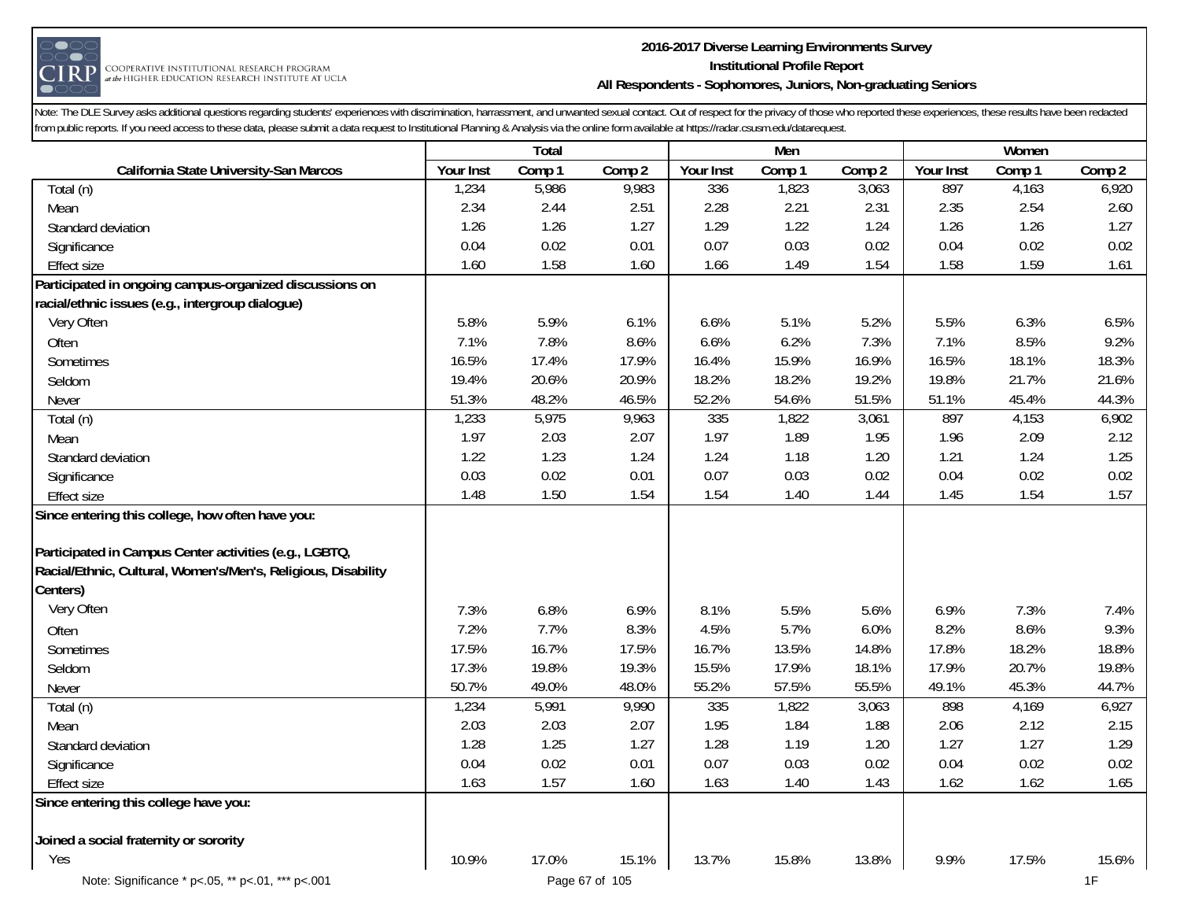# 2016-2017 Diverse Learning Environments Survey

## Institutional Profile Report

### All Respondents - Sophomores, Juniors, Non-graduating Seniors

Note: The DLE Survey asks additional questions regarding students' experiences with discrimination, harrassment, and unwanted sexual contact. Out of respect for the privacy of those who reported these experiences, these results have been redacted from public reports. If you need access to these data, please submit a data request to Institutional Planning & Analysis via the online form available at https://radar.csusm.edu/datarequest.

| | Total | | | Men | | | Women | | |
|---|---|---|---|---|---|---|---|---|---|
| **California State University-San Marcos** | **Your Inst** | **Comp 1** | **Comp 2** | **Your Inst** | **Comp 1** | **Comp 2** | **Your Inst** | **Comp 1** | **Comp 2** |
| Total (n) | 1,234 | 5,986 | 9,983 | 336 | 1,823 | 3,063 | 897 | 4,163 | 6,920 |
| Mean | 2.34 | 2.44 | 2.51 | 2.28 | 2.21 | 2.31 | 2.35 | 2.54 | 2.60 |
| Standard deviation | 1.26 | 1.26 | 1.27 | 1.29 | 1.22 | 1.24 | 1.26 | 1.26 | 1.27 |
| Significance | 0.04 | 0.02 | 0.01 | 0.07 | 0.03 | 0.02 | 0.04 | 0.02 | 0.02 |
| Effect size | 1.60 | 1.58 | 1.60 | 1.66 | 1.49 | 1.54 | 1.58 | 1.59 | 1.61 |
| **Participated in ongoing campus-organized discussions on racial/ethnic issues (e.g., intergroup dialogue)** | | | | | | | | | |
| Very Often | 5.8% | 5.9% | 6.1% | 6.6% | 5.1% | 5.2% | 5.5% | 6.3% | 6.5% |
| Often | 7.1% | 7.8% | 8.6% | 6.6% | 6.2% | 7.3% | 7.1% | 8.5% | 9.2% |
| Sometimes | 16.5% | 17.4% | 17.9% | 16.4% | 15.9% | 16.9% | 16.5% | 18.1% | 18.3% |
| Seldom | 19.4% | 20.6% | 20.9% | 18.2% | 18.2% | 19.2% | 19.8% | 21.7% | 21.6% |
| Never | 51.3% | 48.2% | 46.5% | 52.2% | 54.6% | 51.5% | 51.1% | 45.4% | 44.3% |
| Total (n) | 1,233 | 5,975 | 9,963 | 335 | 1,822 | 3,061 | 897 | 4,153 | 6,902 |
| Mean | 1.97 | 2.03 | 2.07 | 1.97 | 1.89 | 1.95 | 1.96 | 2.09 | 2.12 |
| Standard deviation | 1.22 | 1.23 | 1.24 | 1.24 | 1.18 | 1.20 | 1.21 | 1.24 | 1.25 |
| Significance | 0.03 | 0.02 | 0.01 | 0.07 | 0.03 | 0.02 | 0.04 | 0.02 | 0.02 |
| Effect size | 1.48 | 1.50 | 1.54 | 1.54 | 1.40 | 1.44 | 1.45 | 1.54 | 1.57 |
| **Since entering this college, how often have you:** | | | | | | | | | |
| **Participated in Campus Center activities (e.g., LGBTQ, Racial/Ethnic, Cultural, Women's/Men's, Religious, Disability Centers)** | | | | | | | | | |
| Very Often | 7.3% | 6.8% | 6.9% | 8.1% | 5.5% | 5.6% | 6.9% | 7.3% | 7.4% |
| Often | 7.2% | 7.7% | 8.3% | 4.5% | 5.7% | 6.0% | 8.2% | 8.6% | 9.3% |
| Sometimes | 17.5% | 16.7% | 17.5% | 16.7% | 13.5% | 14.8% | 17.8% | 18.2% | 18.8% |
| Seldom | 17.3% | 19.8% | 19.3% | 15.5% | 17.9% | 18.1% | 17.9% | 20.7% | 19.8% |
| Never | 50.7% | 49.0% | 48.0% | 55.2% | 57.5% | 55.5% | 49.1% | 45.3% | 44.7% |
| Total (n) | 1,234 | 5,991 | 9,990 | 335 | 1,822 | 3,063 | 898 | 4,169 | 6,927 |
| Mean | 2.03 | 2.03 | 2.07 | 1.95 | 1.84 | 1.88 | 2.06 | 2.12 | 2.15 |
| Standard deviation | 1.28 | 1.25 | 1.27 | 1.28 | 1.19 | 1.20 | 1.27 | 1.27 | 1.29 |
| Significance | 0.04 | 0.02 | 0.01 | 0.07 | 0.03 | 0.02 | 0.04 | 0.02 | 0.02 |
| Effect size | 1.63 | 1.57 | 1.60 | 1.63 | 1.40 | 1.43 | 1.62 | 1.62 | 1.65 |
| **Since entering this college have you:** | | | | | | | | | |
| **Joined a social fraternity or sorority** | | | | | | | | | |
| Yes | 10.9% | 17.0% | 15.1% | 13.7% | 15.8% | 13.8% | 9.9% | 17.5% | 15.6% |

Note: Significance * p<.05, ** p<.01, *** p<.001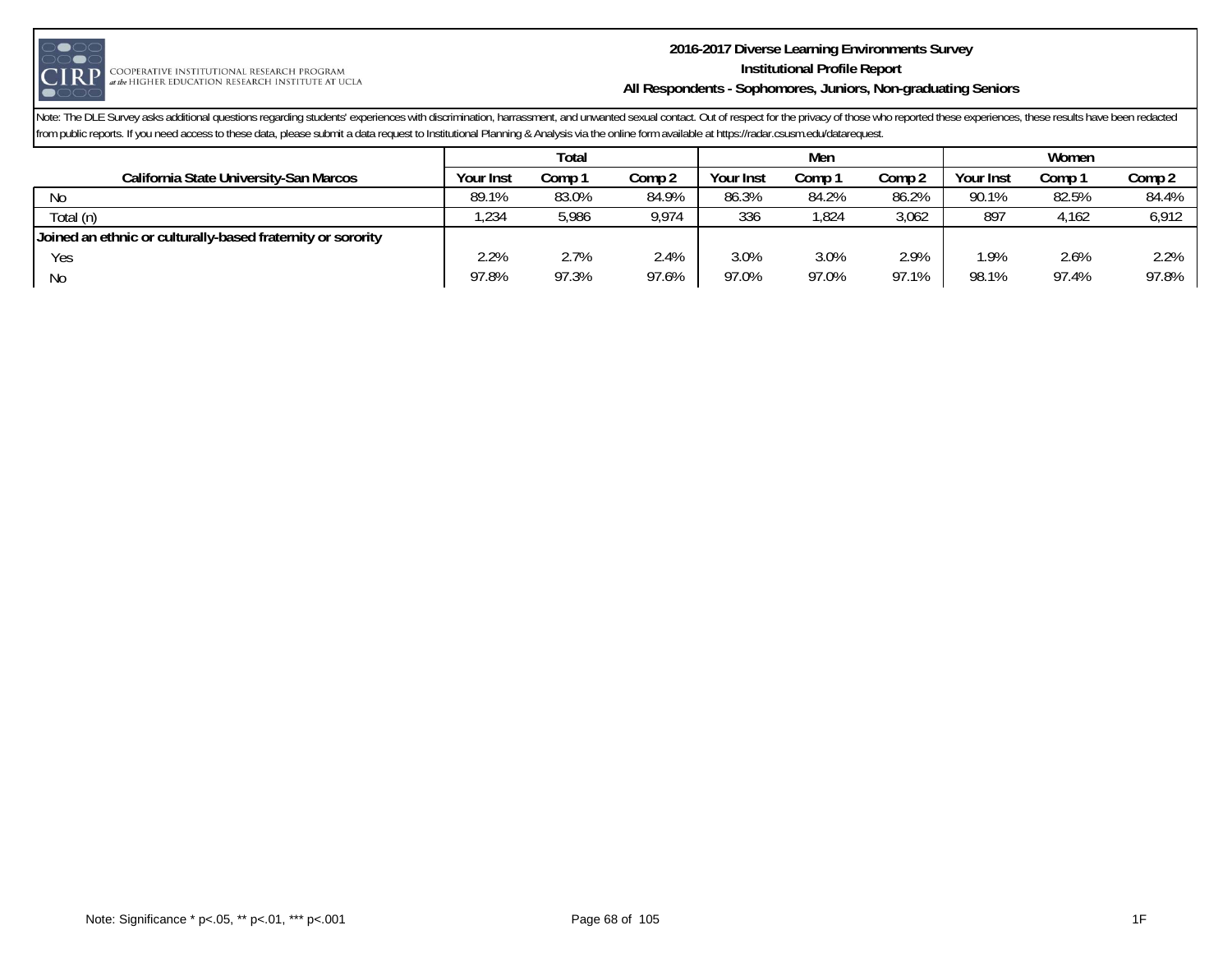**2016-2017 Diverse Learning Environments Survey**
**Institutional Profile Report**
**All Respondents - Sophomores, Juniors, Non-graduating Seniors**

Note: The DLE Survey asks additional questions regarding students' experiences with discrimination, harrassment, and unwanted sexual contact. Out of respect for the privacy of those who reported these experiences, these results have been redacted from public reports. If you need access to these data, please submit a data request to Institutional Planning & Analysis via the online form available at https://radar.csusm.edu/datarequest.

| | Total | | | Men | | | Women | | |
|---|---|---|---|---|---|---|---|---|---|
| **California State University-San Marcos** | Your Inst | Comp 1 | Comp 2 | Your Inst | Comp 1 | Comp 2 | Your Inst | Comp 1 | Comp 2 |
| No | 89.1% | 83.0% | 84.9% | 86.3% | 84.2% | 86.2% | 90.1% | 82.5% | 84.4% |
| Total (n) | 1,234 | 5,986 | 9,974 | 336 | 1,824 | 3,062 | 897 | 4,162 | 6,912 |
| **Joined an ethnic or culturally-based fraternity or sorority** | | | | | | | | | |
| Yes | 2.2% | 2.7% | 2.4% | 3.0% | 3.0% | 2.9% | 1.9% | 2.6% | 2.2% |
| No | 97.8% | 97.3% | 97.6% | 97.0% | 97.0% | 97.1% | 98.1% | 97.4% | 97.8% |

Note: Significance * p<.05, ** p<.01, *** p<.001

1F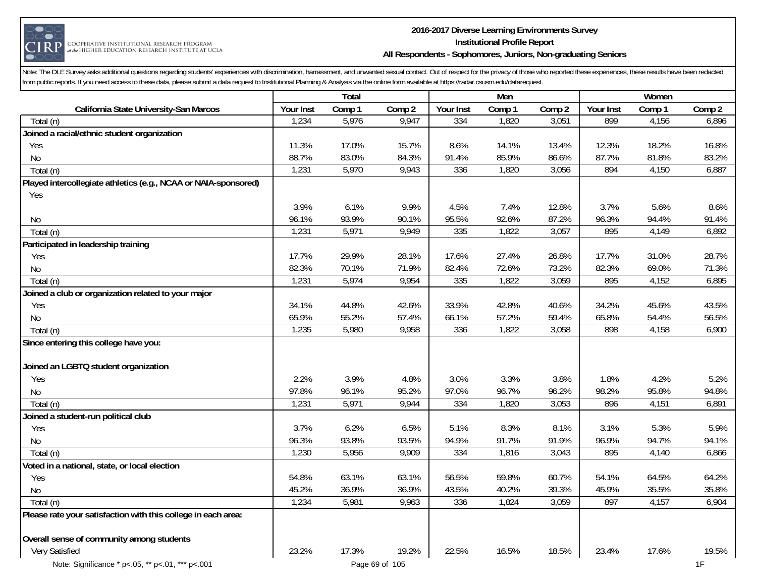**2016-2017 Diverse Learning Environments Survey**
**Institutional Profile Report**
**All Respondents - Sophomores, Juniors, Non-graduating Seniors**

Note: The DLE Survey asks additional questions regarding students' experiences with discrimination, harrassment, and unwanted sexual contact. Out of respect for the privacy of those who reported these experiences, these results have been redacted from public reports. If you need access to these data, please submit a data request to Institutional Planning & Analysis via the online form available at https://radar.csusm.edu/datarequest.

| | Total | | | Men | | | Women | | |
|---|---|---|---|---|---|---|---|---|---|
| **California State University-San Marcos** | **Your Inst** | **Comp 1** | **Comp 2** | **Your Inst** | **Comp 1** | **Comp 2** | **Your Inst** | **Comp 1** | **Comp 2** |
| Total (n) | 1,234 | 5,976 | 9,947 | 334 | 1,820 | 3,051 | 899 | 4,156 | 6,896 |
| **Joined a racial/ethnic student organization** | | | | | | | | | |
| Yes | 11.3% | 17.0% | 15.7% | 8.6% | 14.1% | 13.4% | 12.3% | 18.2% | 16.8% |
| No | 88.7% | 83.0% | 84.3% | 91.4% | 85.9% | 86.6% | 87.7% | 81.8% | 83.2% |
| Total (n) | 1,231 | 5,970 | 9,943 | 336 | 1,820 | 3,056 | 894 | 4,150 | 6,887 |
| **Played intercollegiate athletics (e.g., NCAA or NAIA-sponsored)** | | | | | | | | | |
| Yes | 3.9% | 6.1% | 9.9% | 4.5% | 7.4% | 12.8% | 3.7% | 5.6% | 8.6% |
| No | 96.1% | 93.9% | 90.1% | 95.5% | 92.6% | 87.2% | 96.3% | 94.4% | 91.4% |
| Total (n) | 1,231 | 5,971 | 9,949 | 335 | 1,822 | 3,057 | 895 | 4,149 | 6,892 |
| **Participated in leadership training** | | | | | | | | | |
| Yes | 17.7% | 29.9% | 28.1% | 17.6% | 27.4% | 26.8% | 17.7% | 31.0% | 28.7% |
| No | 82.3% | 70.1% | 71.9% | 82.4% | 72.6% | 73.2% | 82.3% | 69.0% | 71.3% |
| Total (n) | 1,231 | 5,974 | 9,954 | 335 | 1,822 | 3,059 | 895 | 4,152 | 6,895 |
| **Joined a club or organization related to your major** | | | | | | | | | |
| Yes | 34.1% | 44.8% | 42.6% | 33.9% | 42.8% | 40.6% | 34.2% | 45.6% | 43.5% |
| No | 65.9% | 55.2% | 57.4% | 66.1% | 57.2% | 59.4% | 65.8% | 54.4% | 56.5% |
| Total (n) | 1,235 | 5,980 | 9,958 | 336 | 1,822 | 3,058 | 898 | 4,158 | 6,900 |
| **Since entering this college have you:** | | | | | | | | | |
| **Joined an LGBTQ student organization** | | | | | | | | | |
| Yes | 2.2% | 3.9% | 4.8% | 3.0% | 3.3% | 3.8% | 1.8% | 4.2% | 5.2% |
| No | 97.8% | 96.1% | 95.2% | 97.0% | 96.7% | 96.2% | 98.2% | 95.8% | 94.8% |
| Total (n) | 1,231 | 5,971 | 9,944 | 334 | 1,820 | 3,053 | 896 | 4,151 | 6,891 |
| **Joined a student-run political club** | | | | | | | | | |
| Yes | 3.7% | 6.2% | 6.5% | 5.1% | 8.3% | 8.1% | 3.1% | 5.3% | 5.9% |
| No | 96.3% | 93.8% | 93.5% | 94.9% | 91.7% | 91.9% | 96.9% | 94.7% | 94.1% |
| Total (n) | 1,230 | 5,956 | 9,909 | 334 | 1,816 | 3,043 | 895 | 4,140 | 6,866 |
| **Voted in a national, state, or local election** | | | | | | | | | |
| Yes | 54.8% | 63.1% | 63.1% | 56.5% | 59.8% | 60.7% | 54.1% | 64.5% | 64.2% |
| No | 45.2% | 36.9% | 36.9% | 43.5% | 40.2% | 39.3% | 45.9% | 35.5% | 35.8% |
| Total (n) | 1,234 | 5,981 | 9,963 | 336 | 1,824 | 3,059 | 897 | 4,157 | 6,904 |
| **Please rate your satisfaction with this college in each area:** | | | | | | | | | |
| **Overall sense of community among students** | | | | | | | | | |
| Very Satisfied | 23.2% | 17.3% | 19.2% | 22.5% | 16.5% | 18.5% | 23.4% | 17.6% | 19.5% |

Note: Significance * p<.05, ** p<.01, *** p<.001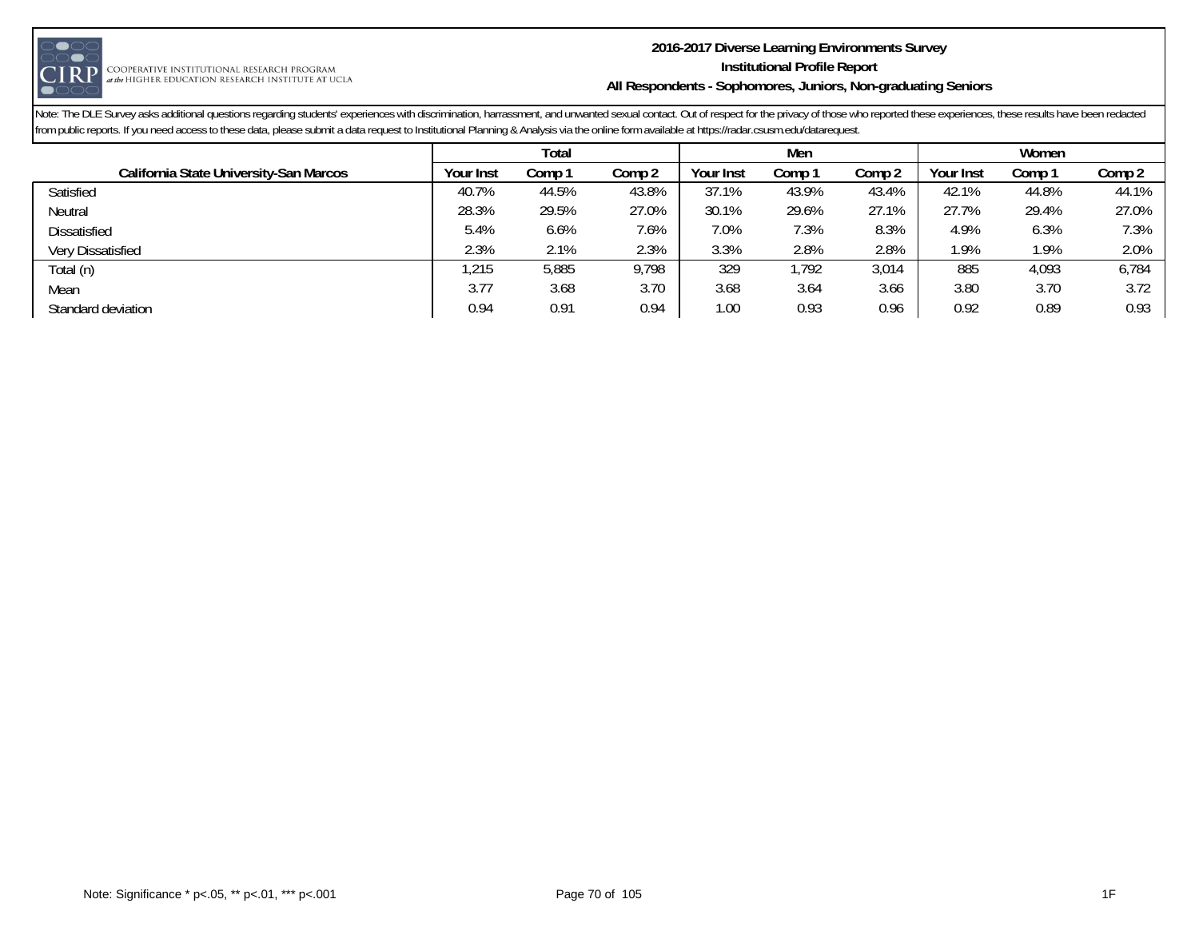**2016-2017 Diverse Learning Environments Survey**
**Institutional Profile Report**
**All Respondents - Sophomores, Juniors, Non-graduating Seniors**

Note: The DLE Survey asks additional questions regarding students' experiences with discrimination, harrassment, and unwanted sexual contact. Out of respect for the privacy of those who reported these experiences, these results have been redacted from public reports. If you need access to these data, please submit a data request to Institutional Planning & Analysis via the online form available at https://radar.csusm.edu/datarequest.

| | Total | | | Men | | | Women | | |
|---|---|---|---|---|---|---|---|---|---|
| **California State University-San Marcos** | Your Inst | Comp 1 | Comp 2 | Your Inst | Comp 1 | Comp 2 | Your Inst | Comp 1 | Comp 2 |
| Satisfied | 40.7% | 44.5% | 43.8% | 37.1% | 43.9% | 43.4% | 42.1% | 44.8% | 44.1% |
| Neutral | 28.3% | 29.5% | 27.0% | 30.1% | 29.6% | 27.1% | 27.7% | 29.4% | 27.0% |
| Dissatisfied | 5.4% | 6.6% | 7.6% | 7.0% | 7.3% | 8.3% | 4.9% | 6.3% | 7.3% |
| Very Dissatisfied | 2.3% | 2.1% | 2.3% | 3.3% | 2.8% | 2.8% | 1.9% | 1.9% | 2.0% |
| Total (n) | 1,215 | 5,885 | 9,798 | 329 | 1,792 | 3,014 | 885 | 4,093 | 6,784 |
| Mean | 3.77 | 3.68 | 3.70 | 3.68 | 3.64 | 3.66 | 3.80 | 3.70 | 3.72 |
| Standard deviation | 0.94 | 0.91 | 0.94 | 1.00 | 0.93 | 0.96 | 0.92 | 0.89 | 0.93 |

Note: Significance * p<.05, ** p<.01, *** p<.001

1F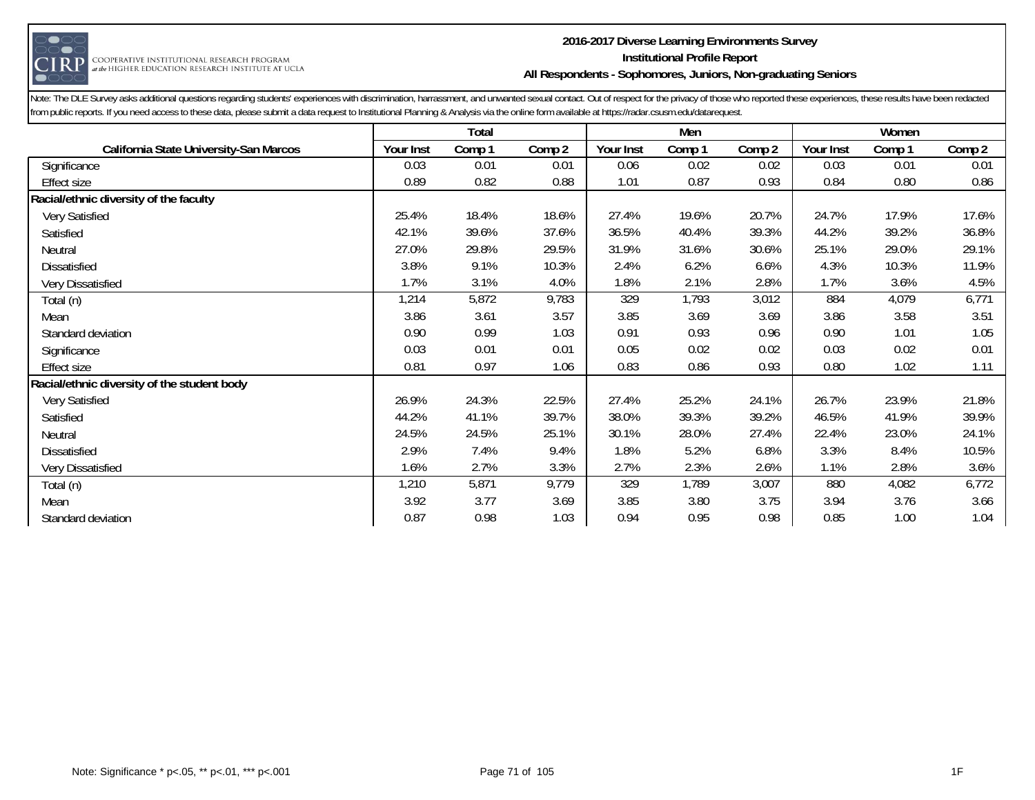Note: The DLE Survey asks additional questions regarding students' experiences with discrimination, harrassment, and unwanted sexual contact. Out of respect for the privacy of those who reported these experiences, these results have been redacted from public reports. If you need access to these data, please submit a data request to Institutional Planning & Analysis via the online form available at https://radar.csusm.edu/datarequest.

| | Total | | | Men | | | Women | | |
|---|---|---|---|---|---|---|---|---|---|
| **California State University-San Marcos** | **Your Inst** | **Comp 1** | **Comp 2** | **Your Inst** | **Comp 1** | **Comp 2** | **Your Inst** | **Comp 1** | **Comp 2** |
| Significance | 0.03 | 0.01 | 0.01 | 0.06 | 0.02 | 0.02 | 0.03 | 0.01 | 0.01 |
| Effect size | 0.89 | 0.82 | 0.88 | 1.01 | 0.87 | 0.93 | 0.84 | 0.80 | 0.86 |
| **Racial/ethnic diversity of the faculty** | | | | | | | | | |
| Very Satisfied | 25.4% | 18.4% | 18.6% | 27.4% | 19.6% | 20.7% | 24.7% | 17.9% | 17.6% |
| Satisfied | 42.1% | 39.6% | 37.6% | 36.5% | 40.4% | 39.3% | 44.2% | 39.2% | 36.8% |
| Neutral | 27.0% | 29.8% | 29.5% | 31.9% | 31.6% | 30.6% | 25.1% | 29.0% | 29.1% |
| Dissatisfied | 3.8% | 9.1% | 10.3% | 2.4% | 6.2% | 6.6% | 4.3% | 10.3% | 11.9% |
| Very Dissatisfied | 1.7% | 3.1% | 4.0% | 1.8% | 2.1% | 2.8% | 1.7% | 3.6% | 4.5% |
| Total (n) | 1,214 | 5,872 | 9,783 | 329 | 1,793 | 3,012 | 884 | 4,079 | 6,771 |
| Mean | 3.86 | 3.61 | 3.57 | 3.85 | 3.69 | 3.69 | 3.86 | 3.58 | 3.51 |
| Standard deviation | 0.90 | 0.99 | 1.03 | 0.91 | 0.93 | 0.96 | 0.90 | 1.01 | 1.05 |
| Significance | 0.03 | 0.01 | 0.01 | 0.05 | 0.02 | 0.02 | 0.03 | 0.02 | 0.01 |
| Effect size | 0.81 | 0.97 | 1.06 | 0.83 | 0.86 | 0.93 | 0.80 | 1.02 | 1.11 |
| **Racial/ethnic diversity of the student body** | | | | | | | | | |
| Very Satisfied | 26.9% | 24.3% | 22.5% | 27.4% | 25.2% | 24.1% | 26.7% | 23.9% | 21.8% |
| Satisfied | 44.2% | 41.1% | 39.7% | 38.0% | 39.3% | 39.2% | 46.5% | 41.9% | 39.9% |
| Neutral | 24.5% | 24.5% | 25.1% | 30.1% | 28.0% | 27.4% | 22.4% | 23.0% | 24.1% |
| Dissatisfied | 2.9% | 7.4% | 9.4% | 1.8% | 5.2% | 6.8% | 3.3% | 8.4% | 10.5% |
| Very Dissatisfied | 1.6% | 2.7% | 3.3% | 2.7% | 2.3% | 2.6% | 1.1% | 2.8% | 3.6% |
| Total (n) | 1,210 | 5,871 | 9,779 | 329 | 1,789 | 3,007 | 880 | 4,082 | 6,772 |
| Mean | 3.92 | 3.77 | 3.69 | 3.85 | 3.80 | 3.75 | 3.94 | 3.76 | 3.66 |
| Standard deviation | 0.87 | 0.98 | 1.03 | 0.94 | 0.95 | 0.98 | 0.85 | 1.00 | 1.04 |

Note: Significance * p<.05, ** p<.01, *** p<.001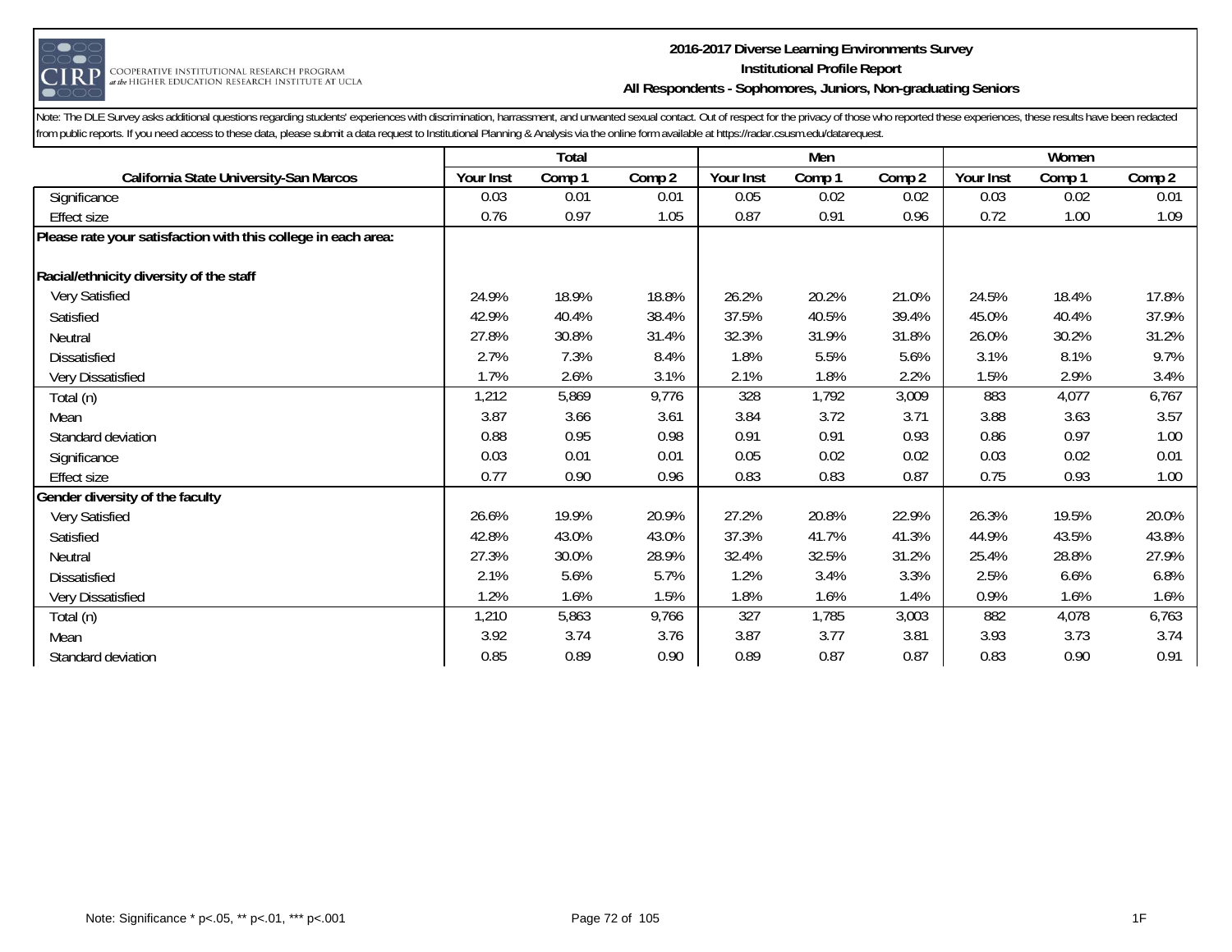Note: The DLE Survey asks additional questions regarding students' experiences with discrimination, harrassment, and unwanted sexual contact. Out of respect for the privacy of those who reported these experiences, these results have been redacted from public reports. If you need access to these data, please submit a data request to Institutional Planning & Analysis via the online form available at https://radar.csusm.edu/datarequest.

| | Total | | | Men | | | Women | | |
|---|---|---|---|---|---|---|---|---|---|
| California State University-San Marcos | Your Inst | Comp 1 | Comp 2 | Your Inst | Comp 1 | Comp 2 | Your Inst | Comp 1 | Comp 2 |
| Significance | 0.03 | 0.01 | 0.01 | 0.05 | 0.02 | 0.02 | 0.03 | 0.02 | 0.01 |
| Effect size | 0.76 | 0.97 | 1.05 | 0.87 | 0.91 | 0.96 | 0.72 | 1.00 | 1.09 |
| **Please rate your satisfaction with this college in each area:** | | | | | | | | | |
| **Racial/ethnicity diversity of the staff** | | | | | | | | | |
| Very Satisfied | 24.9% | 18.9% | 18.8% | 26.2% | 20.2% | 21.0% | 24.5% | 18.4% | 17.8% |
| Satisfied | 42.9% | 40.4% | 38.4% | 37.5% | 40.5% | 39.4% | 45.0% | 40.4% | 37.9% |
| Neutral | 27.8% | 30.8% | 31.4% | 32.3% | 31.9% | 31.8% | 26.0% | 30.2% | 31.2% |
| Dissatisfied | 2.7% | 7.3% | 8.4% | 1.8% | 5.5% | 5.6% | 3.1% | 8.1% | 9.7% |
| Very Dissatisfied | 1.7% | 2.6% | 3.1% | 2.1% | 1.8% | 2.2% | 1.5% | 2.9% | 3.4% |
| Total (n) | 1,212 | 5,869 | 9,776 | 328 | 1,792 | 3,009 | 883 | 4,077 | 6,767 |
| Mean | 3.87 | 3.66 | 3.61 | 3.84 | 3.72 | 3.71 | 3.88 | 3.63 | 3.57 |
| Standard deviation | 0.88 | 0.95 | 0.98 | 0.91 | 0.91 | 0.93 | 0.86 | 0.97 | 1.00 |
| Significance | 0.03 | 0.01 | 0.01 | 0.05 | 0.02 | 0.02 | 0.03 | 0.02 | 0.01 |
| Effect size | 0.77 | 0.90 | 0.96 | 0.83 | 0.83 | 0.87 | 0.75 | 0.93 | 1.00 |
| **Gender diversity of the faculty** | | | | | | | | | |
| Very Satisfied | 26.6% | 19.9% | 20.9% | 27.2% | 20.8% | 22.9% | 26.3% | 19.5% | 20.0% |
| Satisfied | 42.8% | 43.0% | 43.0% | 37.3% | 41.7% | 41.3% | 44.9% | 43.5% | 43.8% |
| Neutral | 27.3% | 30.0% | 28.9% | 32.4% | 32.5% | 31.2% | 25.4% | 28.8% | 27.9% |
| Dissatisfied | 2.1% | 5.6% | 5.7% | 1.2% | 3.4% | 3.3% | 2.5% | 6.6% | 6.8% |
| Very Dissatisfied | 1.2% | 1.6% | 1.5% | 1.8% | 1.6% | 1.4% | 0.9% | 1.6% | 1.6% |
| Total (n) | 1,210 | 5,863 | 9,766 | 327 | 1,785 | 3,003 | 882 | 4,078 | 6,763 |
| Mean | 3.92 | 3.74 | 3.76 | 3.87 | 3.77 | 3.81 | 3.93 | 3.73 | 3.74 |
| Standard deviation | 0.85 | 0.89 | 0.90 | 0.89 | 0.87 | 0.87 | 0.83 | 0.90 | 0.91 |

Note: Significance * p<.05, ** p<.01, *** p<.001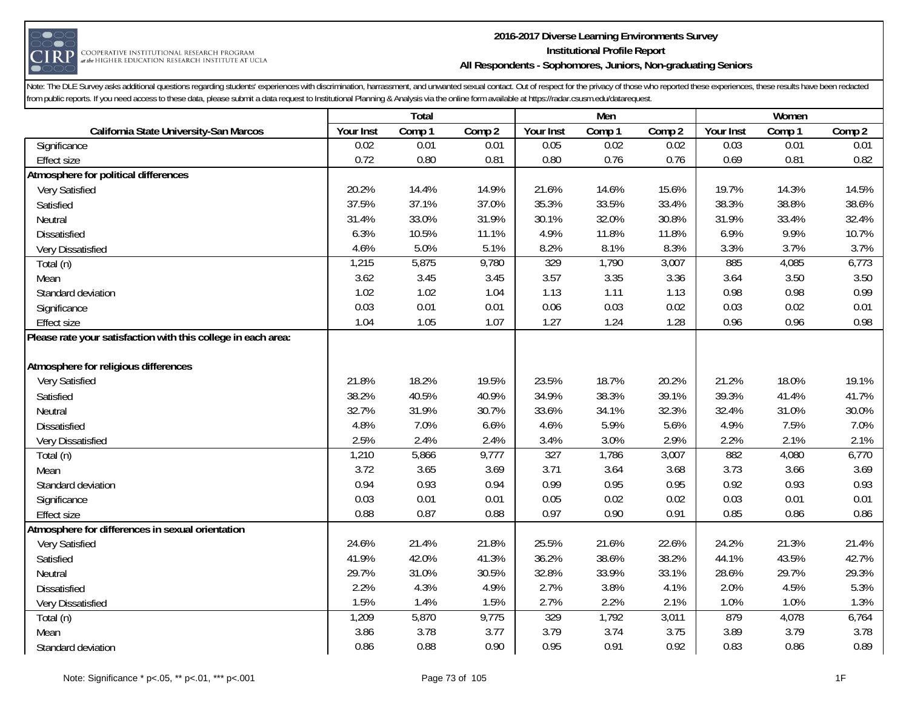Note: The DLE Survey asks additional questions regarding students' experiences with discrimination, harrassment, and unwanted sexual contact. Out of respect for the privacy of those who reported these experiences, these results have been redacted from public reports. If you need access to these data, please submit a data request to Institutional Planning & Analysis via the online form available at https://radar.csusm.edu/datarequest.

| | Total | | | Men | | | Women | | |
|---|---|---|---|---|---|---|---|---|---|
| California State University-San Marcos | Your Inst | Comp 1 | Comp 2 | Your Inst | Comp 1 | Comp 2 | Your Inst | Comp 1 | Comp 2 |
| Significance | 0.02 | 0.01 | 0.01 | 0.05 | 0.02 | 0.02 | 0.03 | 0.01 | 0.01 |
| Effect size | 0.72 | 0.80 | 0.81 | 0.80 | 0.76 | 0.76 | 0.69 | 0.81 | 0.82 |
| **Atmosphere for political differences** | | | | | | | | | |
| Very Satisfied | 20.2% | 14.4% | 14.9% | 21.6% | 14.6% | 15.6% | 19.7% | 14.3% | 14.5% |
| Satisfied | 37.5% | 37.1% | 37.0% | 35.3% | 33.5% | 33.4% | 38.3% | 38.8% | 38.6% |
| Neutral | 31.4% | 33.0% | 31.9% | 30.1% | 32.0% | 30.8% | 31.9% | 33.4% | 32.4% |
| Dissatisfied | 6.3% | 10.5% | 11.1% | 4.9% | 11.8% | 11.8% | 6.9% | 9.9% | 10.7% |
| Very Dissatisfied | 4.6% | 5.0% | 5.1% | 8.2% | 8.1% | 8.3% | 3.3% | 3.7% | 3.7% |
| Total (n) | 1,215 | 5,875 | 9,780 | 329 | 1,790 | 3,007 | 885 | 4,085 | 6,773 |
| Mean | 3.62 | 3.45 | 3.45 | 3.57 | 3.35 | 3.36 | 3.64 | 3.50 | 3.50 |
| Standard deviation | 1.02 | 1.02 | 1.04 | 1.13 | 1.11 | 1.13 | 0.98 | 0.98 | 0.99 |
| Significance | 0.03 | 0.01 | 0.01 | 0.06 | 0.03 | 0.02 | 0.03 | 0.02 | 0.01 |
| Effect size | 1.04 | 1.05 | 1.07 | 1.27 | 1.24 | 1.28 | 0.96 | 0.96 | 0.98 |
| **Please rate your satisfaction with this college in each area:** | | | | | | | | | |
| **Atmosphere for religious differences** | | | | | | | | | |
| Very Satisfied | 21.8% | 18.2% | 19.5% | 23.5% | 18.7% | 20.2% | 21.2% | 18.0% | 19.1% |
| Satisfied | 38.2% | 40.5% | 40.9% | 34.9% | 38.3% | 39.1% | 39.3% | 41.4% | 41.7% |
| Neutral | 32.7% | 31.9% | 30.7% | 33.6% | 34.1% | 32.3% | 32.4% | 31.0% | 30.0% |
| Dissatisfied | 4.8% | 7.0% | 6.6% | 4.6% | 5.9% | 5.6% | 4.9% | 7.5% | 7.0% |
| Very Dissatisfied | 2.5% | 2.4% | 2.4% | 3.4% | 3.0% | 2.9% | 2.2% | 2.1% | 2.1% |
| Total (n) | 1,210 | 5,866 | 9,777 | 327 | 1,786 | 3,007 | 882 | 4,080 | 6,770 |
| Mean | 3.72 | 3.65 | 3.69 | 3.71 | 3.64 | 3.68 | 3.73 | 3.66 | 3.69 |
| Standard deviation | 0.94 | 0.93 | 0.94 | 0.99 | 0.95 | 0.95 | 0.92 | 0.93 | 0.93 |
| Significance | 0.03 | 0.01 | 0.01 | 0.05 | 0.02 | 0.02 | 0.03 | 0.01 | 0.01 |
| Effect size | 0.88 | 0.87 | 0.88 | 0.97 | 0.90 | 0.91 | 0.85 | 0.86 | 0.86 |
| **Atmosphere for differences in sexual orientation** | | | | | | | | | |
| Very Satisfied | 24.6% | 21.4% | 21.8% | 25.5% | 21.6% | 22.6% | 24.2% | 21.3% | 21.4% |
| Satisfied | 41.9% | 42.0% | 41.3% | 36.2% | 38.6% | 38.2% | 44.1% | 43.5% | 42.7% |
| Neutral | 29.7% | 31.0% | 30.5% | 32.8% | 33.9% | 33.1% | 28.6% | 29.7% | 29.3% |
| Dissatisfied | 2.2% | 4.3% | 4.9% | 2.7% | 3.8% | 4.1% | 2.0% | 4.5% | 5.3% |
| Very Dissatisfied | 1.5% | 1.4% | 1.5% | 2.7% | 2.2% | 2.1% | 1.0% | 1.0% | 1.3% |
| Total (n) | 1,209 | 5,870 | 9,775 | 329 | 1,792 | 3,011 | 879 | 4,078 | 6,764 |
| Mean | 3.86 | 3.78 | 3.77 | 3.79 | 3.74 | 3.75 | 3.89 | 3.79 | 3.78 |
| Standard deviation | 0.86 | 0.88 | 0.90 | 0.95 | 0.91 | 0.92 | 0.83 | 0.86 | 0.89 |

Note: Significance * p<.05, ** p<.01, *** p<.001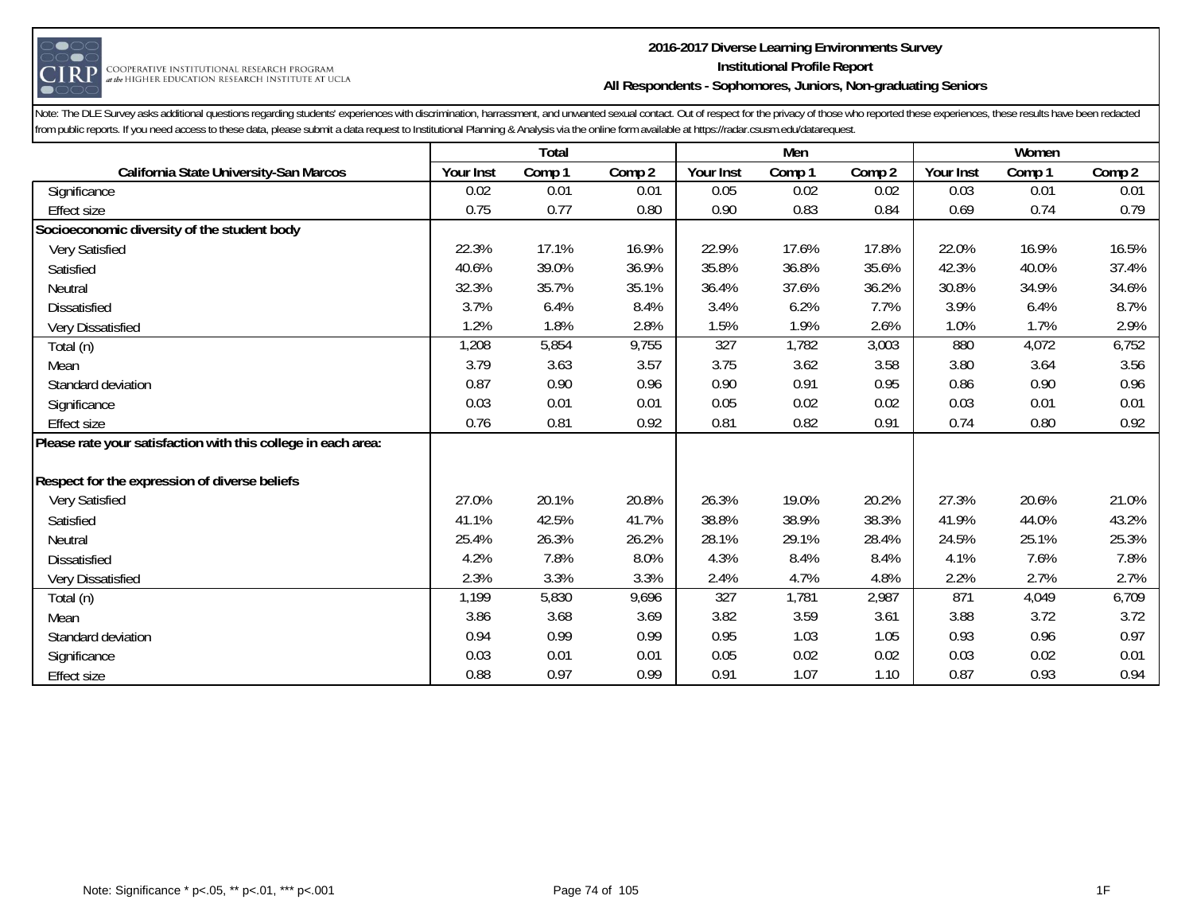**2016-2017 Diverse Learning Environments Survey**
**Institutional Profile Report**
**All Respondents - Sophomores, Juniors, Non-graduating Seniors**

Note: The DLE Survey asks additional questions regarding students' experiences with discrimination, harrassment, and unwanted sexual contact. Out of respect for the privacy of those who reported these experiences, these results have been redacted from public reports. If you need access to these data, please submit a data request to Institutional Planning & Analysis via the online form available at https://radar.csusm.edu/datarequest.

| | Total | | | Men | | | Women | | |
|---|---|---|---|---|---|---|---|---|---|
| **California State University-San Marcos** | **Your Inst** | **Comp 1** | **Comp 2** | **Your Inst** | **Comp 1** | **Comp 2** | **Your Inst** | **Comp 1** | **Comp 2** |
| Significance | 0.02 | 0.01 | 0.01 | 0.05 | 0.02 | 0.02 | 0.03 | 0.01 | 0.01 |
| Effect size | 0.75 | 0.77 | 0.80 | 0.90 | 0.83 | 0.84 | 0.69 | 0.74 | 0.79 |
| **Socioeconomic diversity of the student body** | | | | | | | | | |
| Very Satisfied | 22.3% | 17.1% | 16.9% | 22.9% | 17.6% | 17.8% | 22.0% | 16.9% | 16.5% |
| Satisfied | 40.6% | 39.0% | 36.9% | 35.8% | 36.8% | 35.6% | 42.3% | 40.0% | 37.4% |
| Neutral | 32.3% | 35.7% | 35.1% | 36.4% | 37.6% | 36.2% | 30.8% | 34.9% | 34.6% |
| Dissatisfied | 3.7% | 6.4% | 8.4% | 3.4% | 6.2% | 7.7% | 3.9% | 6.4% | 8.7% |
| Very Dissatisfied | 1.2% | 1.8% | 2.8% | 1.5% | 1.9% | 2.6% | 1.0% | 1.7% | 2.9% |
| Total (n) | 1,208 | 5,854 | 9,755 | 327 | 1,782 | 3,003 | 880 | 4,072 | 6,752 |
| Mean | 3.79 | 3.63 | 3.57 | 3.75 | 3.62 | 3.58 | 3.80 | 3.64 | 3.56 |
| Standard deviation | 0.87 | 0.90 | 0.96 | 0.90 | 0.91 | 0.95 | 0.86 | 0.90 | 0.96 |
| Significance | 0.03 | 0.01 | 0.01 | 0.05 | 0.02 | 0.02 | 0.03 | 0.01 | 0.01 |
| Effect size | 0.76 | 0.81 | 0.92 | 0.81 | 0.82 | 0.91 | 0.74 | 0.80 | 0.92 |
| **Please rate your satisfaction with this college in each area:** | | | | | | | | | |
| **Respect for the expression of diverse beliefs** | | | | | | | | | |
| Very Satisfied | 27.0% | 20.1% | 20.8% | 26.3% | 19.0% | 20.2% | 27.3% | 20.6% | 21.0% |
| Satisfied | 41.1% | 42.5% | 41.7% | 38.8% | 38.9% | 38.3% | 41.9% | 44.0% | 43.2% |
| Neutral | 25.4% | 26.3% | 26.2% | 28.1% | 29.1% | 28.4% | 24.5% | 25.1% | 25.3% |
| Dissatisfied | 4.2% | 7.8% | 8.0% | 4.3% | 8.4% | 8.4% | 4.1% | 7.6% | 7.8% |
| Very Dissatisfied | 2.3% | 3.3% | 3.3% | 2.4% | 4.7% | 4.8% | 2.2% | 2.7% | 2.7% |
| Total (n) | 1,199 | 5,830 | 9,696 | 327 | 1,781 | 2,987 | 871 | 4,049 | 6,709 |
| Mean | 3.86 | 3.68 | 3.69 | 3.82 | 3.59 | 3.61 | 3.88 | 3.72 | 3.72 |
| Standard deviation | 0.94 | 0.99 | 0.99 | 0.95 | 1.03 | 1.05 | 0.93 | 0.96 | 0.97 |
| Significance | 0.03 | 0.01 | 0.01 | 0.05 | 0.02 | 0.02 | 0.03 | 0.02 | 0.01 |
| Effect size | 0.88 | 0.97 | 0.99 | 0.91 | 1.07 | 1.10 | 0.87 | 0.93 | 0.94 |

Note: Significance * p<.05, ** p<.01, *** p<.001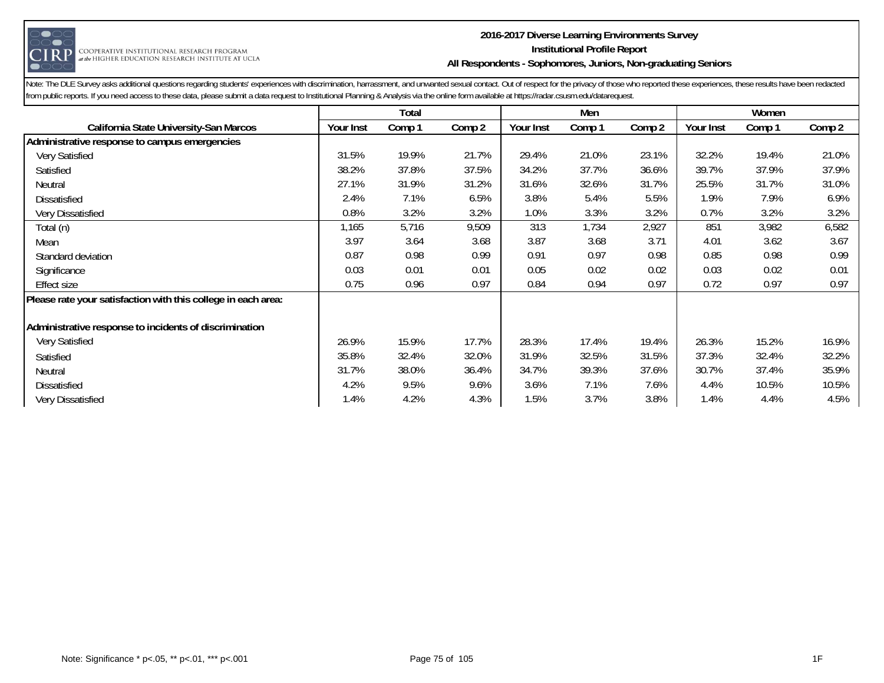**2016-2017 Diverse Learning Environments Survey**
**Institutional Profile Report**
**All Respondents - Sophomores, Juniors, Non-graduating Seniors**

Note: The DLE Survey asks additional questions regarding students' experiences with discrimination, harrassment, and unwanted sexual contact. Out of respect for the privacy of those who reported these experiences, these results have been redacted from public reports. If you need access to these data, please submit a data request to Institutional Planning & Analysis via the online form available at https://radar.csusm.edu/datarequest.

| | Total | | | Men | | | Women | | |
|---|---|---|---|---|---|---|---|---|---|
| **California State University-San Marcos** | **Your Inst** | **Comp 1** | **Comp 2** | **Your Inst** | **Comp 1** | **Comp 2** | **Your Inst** | **Comp 1** | **Comp 2** |
| **Administrative response to campus emergencies** | | | | | | | | | |
| Very Satisfied | 31.5% | 19.9% | 21.7% | 29.4% | 21.0% | 23.1% | 32.2% | 19.4% | 21.0% |
| Satisfied | 38.2% | 37.8% | 37.5% | 34.2% | 37.7% | 36.6% | 39.7% | 37.9% | 37.9% |
| Neutral | 27.1% | 31.9% | 31.2% | 31.6% | 32.6% | 31.7% | 25.5% | 31.7% | 31.0% |
| Dissatisfied | 2.4% | 7.1% | 6.5% | 3.8% | 5.4% | 5.5% | 1.9% | 7.9% | 6.9% |
| Very Dissatisfied | 0.8% | 3.2% | 3.2% | 1.0% | 3.3% | 3.2% | 0.7% | 3.2% | 3.2% |
| Total (n) | 1,165 | 5,716 | 9,509 | 313 | 1,734 | 2,927 | 851 | 3,982 | 6,582 |
| Mean | 3.97 | 3.64 | 3.68 | 3.87 | 3.68 | 3.71 | 4.01 | 3.62 | 3.67 |
| Standard deviation | 0.87 | 0.98 | 0.99 | 0.91 | 0.97 | 0.98 | 0.85 | 0.98 | 0.99 |
| Significance | 0.03 | 0.01 | 0.01 | 0.05 | 0.02 | 0.02 | 0.03 | 0.02 | 0.01 |
| Effect size | 0.75 | 0.96 | 0.97 | 0.84 | 0.94 | 0.97 | 0.72 | 0.97 | 0.97 |
| **Please rate your satisfaction with this college in each area:** | | | | | | | | | |
| **Administrative response to incidents of discrimination** | | | | | | | | | |
| Very Satisfied | 26.9% | 15.9% | 17.7% | 28.3% | 17.4% | 19.4% | 26.3% | 15.2% | 16.9% |
| Satisfied | 35.8% | 32.4% | 32.0% | 31.9% | 32.5% | 31.5% | 37.3% | 32.4% | 32.2% |
| Neutral | 31.7% | 38.0% | 36.4% | 34.7% | 39.3% | 37.6% | 30.7% | 37.4% | 35.9% |
| Dissatisfied | 4.2% | 9.5% | 9.6% | 3.6% | 7.1% | 7.6% | 4.4% | 10.5% | 10.5% |
| Very Dissatisfied | 1.4% | 4.2% | 4.3% | 1.5% | 3.7% | 3.8% | 1.4% | 4.4% | 4.5% |

Note: Significance * p<.05, ** p<.01, *** p<.001

1F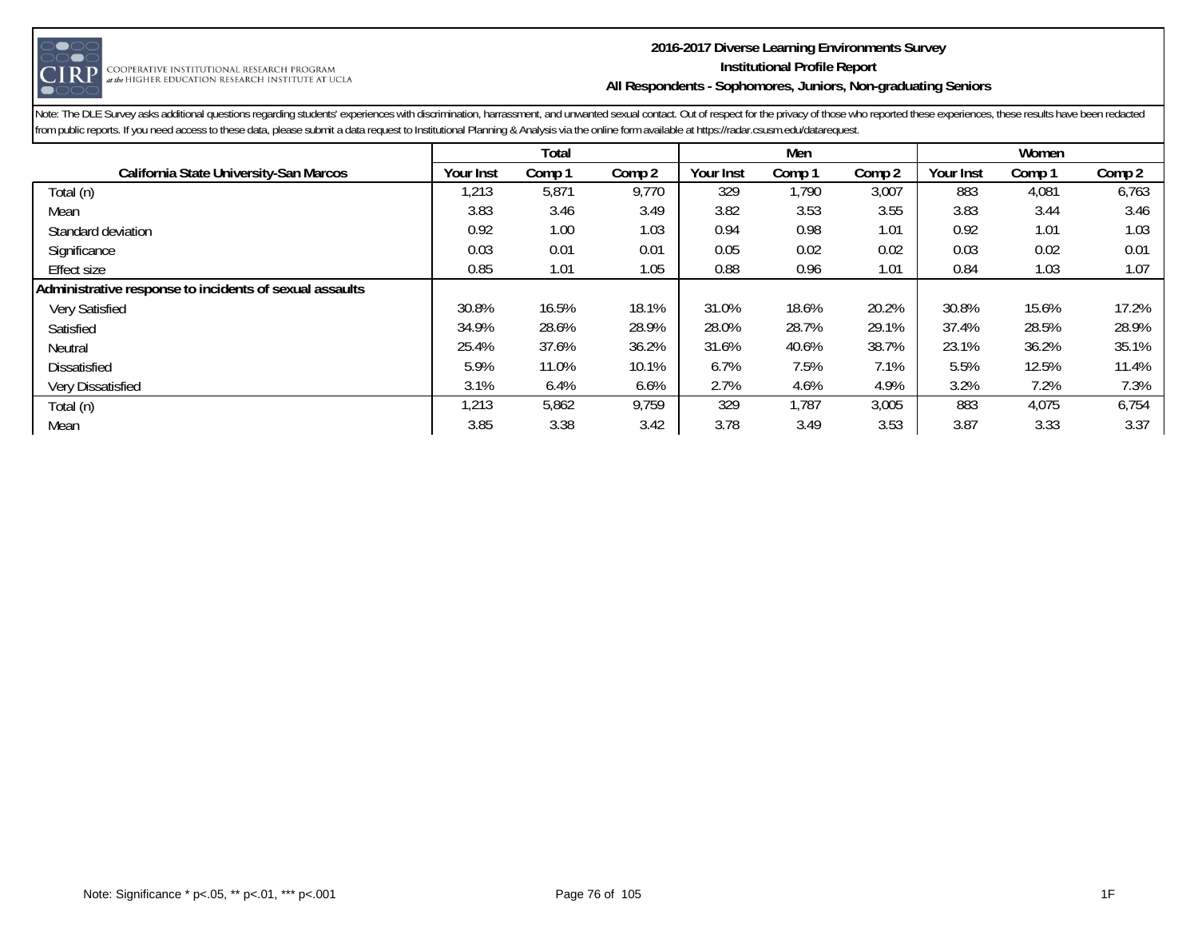**2016-2017 Diverse Learning Environments Survey**
**Institutional Profile Report**
**All Respondents - Sophomores, Juniors, Non-graduating Seniors**

Note: The DLE Survey asks additional questions regarding students' experiences with discrimination, harrassment, and unwanted sexual contact. Out of respect for the privacy of those who reported these experiences, these results have been redacted from public reports. If you need access to these data, please submit a data request to Institutional Planning & Analysis via the online form available at https://radar.csusm.edu/datarequest.

| | Total | | | Men | | | Women | | |
|---|---|---|---|---|---|---|---|---|---|
| **California State University-San Marcos** | **Your Inst** | **Comp 1** | **Comp 2** | **Your Inst** | **Comp 1** | **Comp 2** | **Your Inst** | **Comp 1** | **Comp 2** |
| Total (n) | 1,213 | 5,871 | 9,770 | 329 | 1,790 | 3,007 | 883 | 4,081 | 6,763 |
| Mean | 3.83 | 3.46 | 3.49 | 3.82 | 3.53 | 3.55 | 3.83 | 3.44 | 3.46 |
| Standard deviation | 0.92 | 1.00 | 1.03 | 0.94 | 0.98 | 1.01 | 0.92 | 1.01 | 1.03 |
| Significance | 0.03 | 0.01 | 0.01 | 0.05 | 0.02 | 0.02 | 0.03 | 0.02 | 0.01 |
| Effect size | 0.85 | 1.01 | 1.05 | 0.88 | 0.96 | 1.01 | 0.84 | 1.03 | 1.07 |
| **Administrative response to incidents of sexual assaults** | | | | | | | | | |
| Very Satisfied | 30.8% | 16.5% | 18.1% | 31.0% | 18.6% | 20.2% | 30.8% | 15.6% | 17.2% |
| Satisfied | 34.9% | 28.6% | 28.9% | 28.0% | 28.7% | 29.1% | 37.4% | 28.5% | 28.9% |
| Neutral | 25.4% | 37.6% | 36.2% | 31.6% | 40.6% | 38.7% | 23.1% | 36.2% | 35.1% |
| Dissatisfied | 5.9% | 11.0% | 10.1% | 6.7% | 7.5% | 7.1% | 5.5% | 12.5% | 11.4% |
| Very Dissatisfied | 3.1% | 6.4% | 6.6% | 2.7% | 4.6% | 4.9% | 3.2% | 7.2% | 7.3% |
| Total (n) | 1,213 | 5,862 | 9,759 | 329 | 1,787 | 3,005 | 883 | 4,075 | 6,754 |
| Mean | 3.85 | 3.38 | 3.42 | 3.78 | 3.49 | 3.53 | 3.87 | 3.33 | 3.37 |

Note: Significance * p<.05, ** p<.01, *** p<.001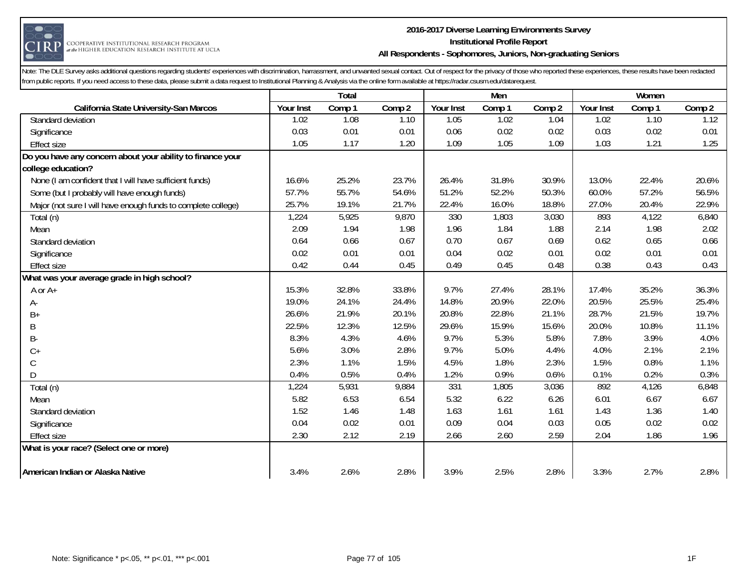# 2016-2017 Diverse Learning Environments Survey
## Institutional Profile Report
### All Respondents - Sophomores, Juniors, Non-graduating Seniors

Note: The DLE Survey asks additional questions regarding students' experiences with discrimination, harrassment, and unwanted sexual contact. Out of respect for the privacy of those who reported these experiences, these results have been redacted from public reports. If you need access to these data, please submit a data request to Institutional Planning & Analysis via the online form available at https://radar.csusm.edu/datarequest.

| | Total | | | Men | | | Women | | |
|---|---|---|---|---|---|---|---|---|---|
| **California State University-San Marcos** | **Your Inst** | **Comp 1** | **Comp 2** | **Your Inst** | **Comp 1** | **Comp 2** | **Your Inst** | **Comp 1** | **Comp 2** |
| Standard deviation | 1.02 | 1.08 | 1.10 | 1.05 | 1.02 | 1.04 | 1.02 | 1.10 | 1.12 |
| Significance | 0.03 | 0.01 | 0.01 | 0.06 | 0.02 | 0.02 | 0.03 | 0.02 | 0.01 |
| Effect size | 1.05 | 1.17 | 1.20 | 1.09 | 1.05 | 1.09 | 1.03 | 1.21 | 1.25 |
| **Do you have any concern about your ability to finance your college education?** | | | | | | | | | |
| None (I am confident that I will have sufficient funds) | 16.6% | 25.2% | 23.7% | 26.4% | 31.8% | 30.9% | 13.0% | 22.4% | 20.6% |
| Some (but I probably will have enough funds) | 57.7% | 55.7% | 54.6% | 51.2% | 52.2% | 50.3% | 60.0% | 57.2% | 56.5% |
| Major (not sure I will have enough funds to complete college) | 25.7% | 19.1% | 21.7% | 22.4% | 16.0% | 18.8% | 27.0% | 20.4% | 22.9% |
| Total (n) | 1,224 | 5,925 | 9,870 | 330 | 1,803 | 3,030 | 893 | 4,122 | 6,840 |
| Mean | 2.09 | 1.94 | 1.98 | 1.96 | 1.84 | 1.88 | 2.14 | 1.98 | 2.02 |
| Standard deviation | 0.64 | 0.66 | 0.67 | 0.70 | 0.67 | 0.69 | 0.62 | 0.65 | 0.66 |
| Significance | 0.02 | 0.01 | 0.01 | 0.04 | 0.02 | 0.01 | 0.02 | 0.01 | 0.01 |
| Effect size | 0.42 | 0.44 | 0.45 | 0.49 | 0.45 | 0.48 | 0.38 | 0.43 | 0.43 |
| **What was your average grade in high school?** | | | | | | | | | |
| A or A+ | 15.3% | 32.8% | 33.8% | 9.7% | 27.4% | 28.1% | 17.4% | 35.2% | 36.3% |
| A- | 19.0% | 24.1% | 24.4% | 14.8% | 20.9% | 22.0% | 20.5% | 25.5% | 25.4% |
| B+ | 26.6% | 21.9% | 20.1% | 20.8% | 22.8% | 21.1% | 28.7% | 21.5% | 19.7% |
| B | 22.5% | 12.3% | 12.5% | 29.6% | 15.9% | 15.6% | 20.0% | 10.8% | 11.1% |
| B- | 8.3% | 4.3% | 4.6% | 9.7% | 5.3% | 5.8% | 7.8% | 3.9% | 4.0% |
| C+ | 5.6% | 3.0% | 2.8% | 9.7% | 5.0% | 4.4% | 4.0% | 2.1% | 2.1% |
| C | 2.3% | 1.1% | 1.5% | 4.5% | 1.8% | 2.3% | 1.5% | 0.8% | 1.1% |
| D | 0.4% | 0.5% | 0.4% | 1.2% | 0.9% | 0.6% | 0.1% | 0.2% | 0.3% |
| Total (n) | 1,224 | 5,931 | 9,884 | 331 | 1,805 | 3,036 | 892 | 4,126 | 6,848 |
| Mean | 5.82 | 6.53 | 6.54 | 5.32 | 6.22 | 6.26 | 6.01 | 6.67 | 6.67 |
| Standard deviation | 1.52 | 1.46 | 1.48 | 1.63 | 1.61 | 1.61 | 1.43 | 1.36 | 1.40 |
| Significance | 0.04 | 0.02 | 0.01 | 0.09 | 0.04 | 0.03 | 0.05 | 0.02 | 0.02 |
| Effect size | 2.30 | 2.12 | 2.19 | 2.66 | 2.60 | 2.59 | 2.04 | 1.86 | 1.96 |
| **What is your race? (Select one or more)** | | | | | | | | | |
| **American Indian or Alaska Native** | 3.4% | 2.6% | 2.8% | 3.9% | 2.5% | 2.8% | 3.3% | 2.7% | 2.8% |

Note: Significance * p<.05, ** p<.01, *** p<.001

1F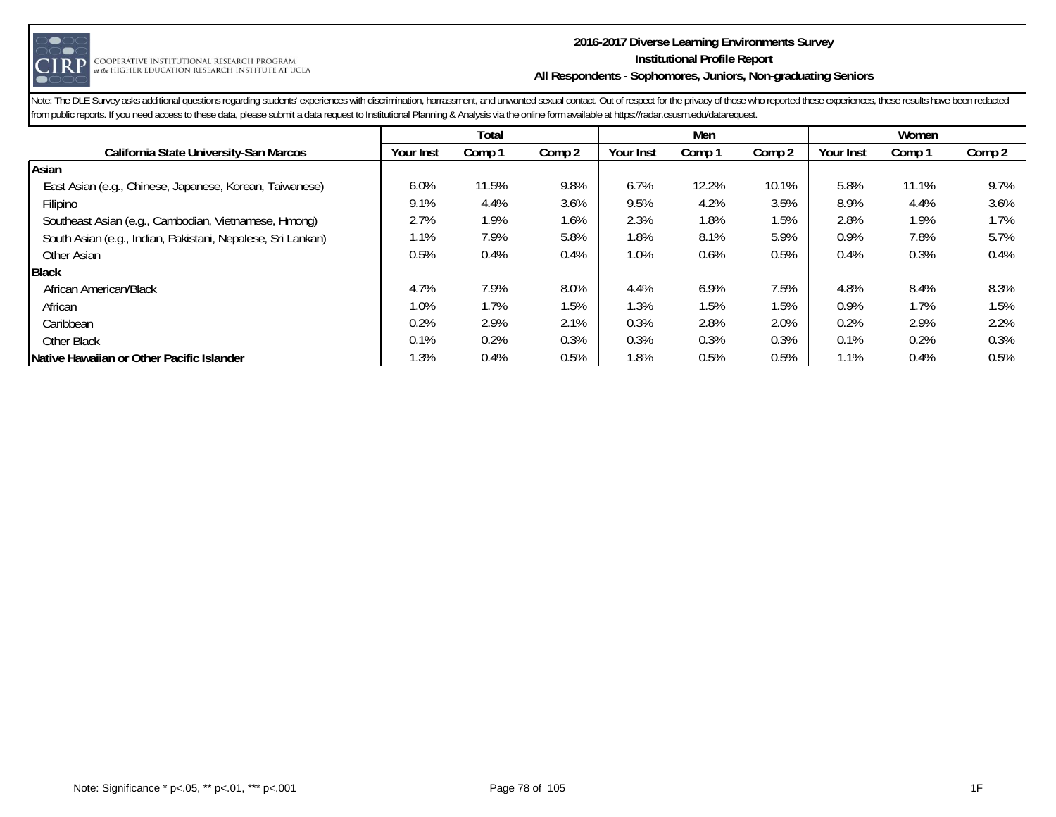**2016-2017 Diverse Learning Environments Survey**
**Institutional Profile Report**
**All Respondents - Sophomores, Juniors, Non-graduating Seniors**

Note: The DLE Survey asks additional questions regarding students' experiences with discrimination, harrassment, and unwanted sexual contact. Out of respect for the privacy of those who reported these experiences, these results have been redacted from public reports. If you need access to these data, please submit a data request to Institutional Planning & Analysis via the online form available at https://radar.csusm.edu/datarequest.

| | Total | | | Men | | | Women | | |
|---|---|---|---|---|---|---|---|---|---|
| **California State University-San Marcos** | **Your Inst** | **Comp 1** | **Comp 2** | **Your Inst** | **Comp 1** | **Comp 2** | **Your Inst** | **Comp 1** | **Comp 2** |
| **Asian** | | | | | | | | | |
| East Asian (e.g., Chinese, Japanese, Korean, Taiwanese) | 6.0% | 11.5% | 9.8% | 6.7% | 12.2% | 10.1% | 5.8% | 11.1% | 9.7% |
| Filipino | 9.1% | 4.4% | 3.6% | 9.5% | 4.2% | 3.5% | 8.9% | 4.4% | 3.6% |
| Southeast Asian (e.g., Cambodian, Vietnamese, Hmong) | 2.7% | 1.9% | 1.6% | 2.3% | 1.8% | 1.5% | 2.8% | 1.9% | 1.7% |
| South Asian (e.g., Indian, Pakistani, Nepalese, Sri Lankan) | 1.1% | 7.9% | 5.8% | 1.8% | 8.1% | 5.9% | 0.9% | 7.8% | 5.7% |
| Other Asian | 0.5% | 0.4% | 0.4% | 1.0% | 0.6% | 0.5% | 0.4% | 0.3% | 0.4% |
| **Black** | | | | | | | | | |
| African American/Black | 4.7% | 7.9% | 8.0% | 4.4% | 6.9% | 7.5% | 4.8% | 8.4% | 8.3% |
| African | 1.0% | 1.7% | 1.5% | 1.3% | 1.5% | 1.5% | 0.9% | 1.7% | 1.5% |
| Caribbean | 0.2% | 2.9% | 2.1% | 0.3% | 2.8% | 2.0% | 0.2% | 2.9% | 2.2% |
| Other Black | 0.1% | 0.2% | 0.3% | 0.3% | 0.3% | 0.3% | 0.1% | 0.2% | 0.3% |
| **Native Hawaiian or Other Pacific Islander** | 1.3% | 0.4% | 0.5% | 1.8% | 0.5% | 0.5% | 1.1% | 0.4% | 0.5% |

Note: Significance * p<.05, ** p<.01, *** p<.001

1F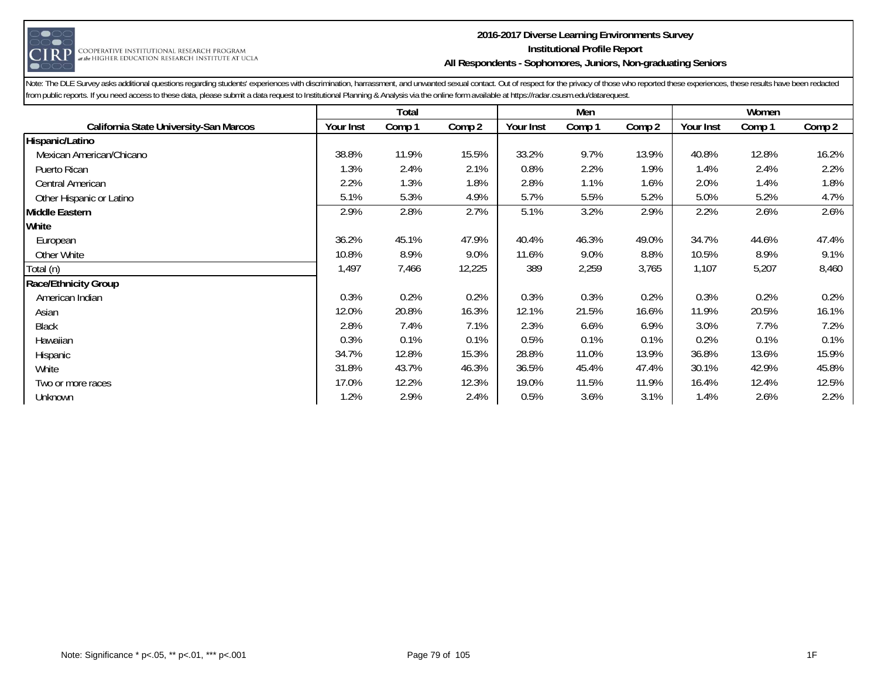**2016-2017 Diverse Learning Environments Survey**
**Institutional Profile Report**
**All Respondents - Sophomores, Juniors, Non-graduating Seniors**

Note: The DLE Survey asks additional questions regarding students' experiences with discrimination, harrassment, and unwanted sexual contact. Out of respect for the privacy of those who reported these experiences, these results have been redacted from public reports. If you need access to these data, please submit a data request to Institutional Planning & Analysis via the online form available at https://radar.csusm.edu/datarequest.

| | Total | | | Men | | | Women | | |
|---|---|---|---|---|---|---|---|---|---|
| **California State University-San Marcos** | Your Inst | Comp 1 | Comp 2 | Your Inst | Comp 1 | Comp 2 | Your Inst | Comp 1 | Comp 2 |
| **Hispanic/Latino** | | | | | | | | | |
| Mexican American/Chicano | 38.8% | 11.9% | 15.5% | 33.2% | 9.7% | 13.9% | 40.8% | 12.8% | 16.2% |
| Puerto Rican | 1.3% | 2.4% | 2.1% | 0.8% | 2.2% | 1.9% | 1.4% | 2.4% | 2.2% |
| Central American | 2.2% | 1.3% | 1.8% | 2.8% | 1.1% | 1.6% | 2.0% | 1.4% | 1.8% |
| Other Hispanic or Latino | 5.1% | 5.3% | 4.9% | 5.7% | 5.5% | 5.2% | 5.0% | 5.2% | 4.7% |
| **Middle Eastern** | 2.9% | 2.8% | 2.7% | 5.1% | 3.2% | 2.9% | 2.2% | 2.6% | 2.6% |
| **White** | | | | | | | | | |
| European | 36.2% | 45.1% | 47.9% | 40.4% | 46.3% | 49.0% | 34.7% | 44.6% | 47.4% |
| Other White | 10.8% | 8.9% | 9.0% | 11.6% | 9.0% | 8.8% | 10.5% | 8.9% | 9.1% |
| Total (n) | 1,497 | 7,466 | 12,225 | 389 | 2,259 | 3,765 | 1,107 | 5,207 | 8,460 |
| **Race/Ethnicity Group** | | | | | | | | | |
| American Indian | 0.3% | 0.2% | 0.2% | 0.3% | 0.3% | 0.2% | 0.3% | 0.2% | 0.2% |
| Asian | 12.0% | 20.8% | 16.3% | 12.1% | 21.5% | 16.6% | 11.9% | 20.5% | 16.1% |
| Black | 2.8% | 7.4% | 7.1% | 2.3% | 6.6% | 6.9% | 3.0% | 7.7% | 7.2% |
| Hawaiian | 0.3% | 0.1% | 0.1% | 0.5% | 0.1% | 0.1% | 0.2% | 0.1% | 0.1% |
| Hispanic | 34.7% | 12.8% | 15.3% | 28.8% | 11.0% | 13.9% | 36.8% | 13.6% | 15.9% |
| White | 31.8% | 43.7% | 46.3% | 36.5% | 45.4% | 47.4% | 30.1% | 42.9% | 45.8% |
| Two or more races | 17.0% | 12.2% | 12.3% | 19.0% | 11.5% | 11.9% | 16.4% | 12.4% | 12.5% |
| Unknown | 1.2% | 2.9% | 2.4% | 0.5% | 3.6% | 3.1% | 1.4% | 2.6% | 2.2% |

Note: Significance * p<.05, ** p<.01, *** p<.001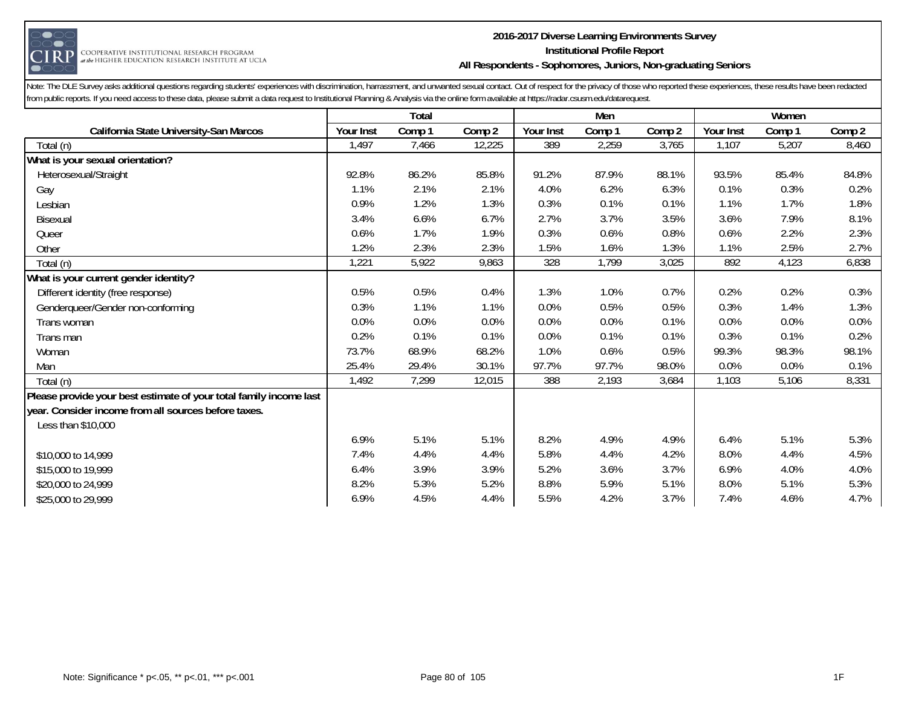**2016-2017 Diverse Learning Environments Survey**
**Institutional Profile Report**
**All Respondents - Sophomores, Juniors, Non-graduating Seniors**

Note: The DLE Survey asks additional questions regarding students' experiences with discrimination, harrassment, and unwanted sexual contact. Out of respect for the privacy of those who reported these experiences, these results have been redacted from public reports. If you need access to these data, please submit a data request to Institutional Planning & Analysis via the online form available at https://radar.csusm.edu/datarequest.

| | Total | | | Men | | | Women | | |
|---|---|---|---|---|---|---|---|---|---|
| **California State University-San Marcos** | **Your Inst** | **Comp 1** | **Comp 2** | **Your Inst** | **Comp 1** | **Comp 2** | **Your Inst** | **Comp 1** | **Comp 2** |
| Total (n) | 1,497 | 7,466 | 12,225 | 389 | 2,259 | 3,765 | 1,107 | 5,207 | 8,460 |
| **What is your sexual orientation?** | | | | | | | | | |
| Heterosexual/Straight | 92.8% | 86.2% | 85.8% | 91.2% | 87.9% | 88.1% | 93.5% | 85.4% | 84.8% |
| Gay | 1.1% | 2.1% | 2.1% | 4.0% | 6.2% | 6.3% | 0.1% | 0.3% | 0.2% |
| Lesbian | 0.9% | 1.2% | 1.3% | 0.3% | 0.1% | 0.1% | 1.1% | 1.7% | 1.8% |
| Bisexual | 3.4% | 6.6% | 6.7% | 2.7% | 3.7% | 3.5% | 3.6% | 7.9% | 8.1% |
| Queer | 0.6% | 1.7% | 1.9% | 0.3% | 0.6% | 0.8% | 0.6% | 2.2% | 2.3% |
| Other | 1.2% | 2.3% | 2.3% | 1.5% | 1.6% | 1.3% | 1.1% | 2.5% | 2.7% |
| Total (n) | 1,221 | 5,922 | 9,863 | 328 | 1,799 | 3,025 | 892 | 4,123 | 6,838 |
| **What is your current gender identity?** | | | | | | | | | |
| Different identity (free response) | 0.5% | 0.5% | 0.4% | 1.3% | 1.0% | 0.7% | 0.2% | 0.2% | 0.3% |
| Genderqueer/Gender non-conforming | 0.3% | 1.1% | 1.1% | 0.0% | 0.5% | 0.5% | 0.3% | 1.4% | 1.3% |
| Trans woman | 0.0% | 0.0% | 0.0% | 0.0% | 0.0% | 0.1% | 0.0% | 0.0% | 0.0% |
| Trans man | 0.2% | 0.1% | 0.1% | 0.0% | 0.1% | 0.1% | 0.3% | 0.1% | 0.2% |
| Woman | 73.7% | 68.9% | 68.2% | 1.0% | 0.6% | 0.5% | 99.3% | 98.3% | 98.1% |
| Man | 25.4% | 29.4% | 30.1% | 97.7% | 97.7% | 98.0% | 0.0% | 0.0% | 0.1% |
| Total (n) | 1,492 | 7,299 | 12,015 | 388 | 2,193 | 3,684 | 1,103 | 5,106 | 8,331 |
| **Please provide your best estimate of your total family income last year. Consider income from all sources before taxes.** | | | | | | | | | |
| Less than $10,000 | 6.9% | 5.1% | 5.1% | 8.2% | 4.9% | 4.9% | 6.4% | 5.1% | 5.3% |
| $10,000 to 14,999 | 7.4% | 4.4% | 4.4% | 5.8% | 4.4% | 4.2% | 8.0% | 4.4% | 4.5% |
| $15,000 to 19,999 | 6.4% | 3.9% | 3.9% | 5.2% | 3.6% | 3.7% | 6.9% | 4.0% | 4.0% |
| $20,000 to 24,999 | 8.2% | 5.3% | 5.2% | 8.8% | 5.9% | 5.1% | 8.0% | 5.1% | 5.3% |
| $25,000 to 29,999 | 6.9% | 4.5% | 4.4% | 5.5% | 4.2% | 3.7% | 7.4% | 4.6% | 4.7% |

Note: Significance * p<.05, ** p<.01, *** p<.001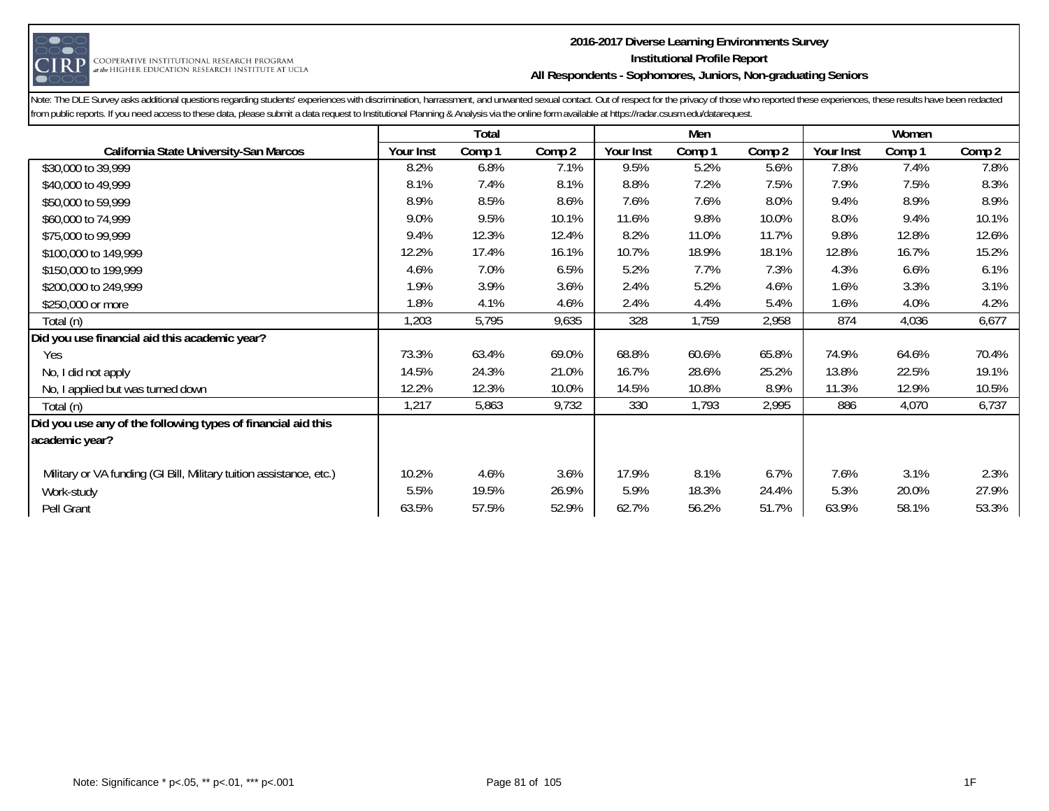**2016-2017 Diverse Learning Environments Survey**
**Institutional Profile Report**
**All Respondents - Sophomores, Juniors, Non-graduating Seniors**

Note: The DLE Survey asks additional questions regarding students' experiences with discrimination, harrassment, and unwanted sexual contact. Out of respect for the privacy of those who reported these experiences, these results have been redacted from public reports. If you need access to these data, please submit a data request to Institutional Planning & Analysis via the online form available at https://radar.csusm.edu/datarequest.

| | Total | | | Men | | | Women | | |
|---|---|---|---|---|---|---|---|---|---|
| **California State University-San Marcos** | **Your Inst** | **Comp 1** | **Comp 2** | **Your Inst** | **Comp 1** | **Comp 2** | **Your Inst** | **Comp 1** | **Comp 2** |
| $30,000 to 39,999 | 8.2% | 6.8% | 7.1% | 9.5% | 5.2% | 5.6% | 7.8% | 7.4% | 7.8% |
| $40,000 to 49,999 | 8.1% | 7.4% | 8.1% | 8.8% | 7.2% | 7.5% | 7.9% | 7.5% | 8.3% |
| $50,000 to 59,999 | 8.9% | 8.5% | 8.6% | 7.6% | 7.6% | 8.0% | 9.4% | 8.9% | 8.9% |
| $60,000 to 74,999 | 9.0% | 9.5% | 10.1% | 11.6% | 9.8% | 10.0% | 8.0% | 9.4% | 10.1% |
| $75,000 to 99,999 | 9.4% | 12.3% | 12.4% | 8.2% | 11.0% | 11.7% | 9.8% | 12.8% | 12.6% |
| $100,000 to 149,999 | 12.2% | 17.4% | 16.1% | 10.7% | 18.9% | 18.1% | 12.8% | 16.7% | 15.2% |
| $150,000 to 199,999 | 4.6% | 7.0% | 6.5% | 5.2% | 7.7% | 7.3% | 4.3% | 6.6% | 6.1% |
| $200,000 to 249,999 | 1.9% | 3.9% | 3.6% | 2.4% | 5.2% | 4.6% | 1.6% | 3.3% | 3.1% |
| $250,000 or more | 1.8% | 4.1% | 4.6% | 2.4% | 4.4% | 5.4% | 1.6% | 4.0% | 4.2% |
| Total (n) | 1,203 | 5,795 | 9,635 | 328 | 1,759 | 2,958 | 874 | 4,036 | 6,677 |
| **Did you use financial aid this academic year?** | | | | | | | | | |
| Yes | 73.3% | 63.4% | 69.0% | 68.8% | 60.6% | 65.8% | 74.9% | 64.6% | 70.4% |
| No, I did not apply | 14.5% | 24.3% | 21.0% | 16.7% | 28.6% | 25.2% | 13.8% | 22.5% | 19.1% |
| No, I applied but was turned down | 12.2% | 12.3% | 10.0% | 14.5% | 10.8% | 8.9% | 11.3% | 12.9% | 10.5% |
| Total (n) | 1,217 | 5,863 | 9,732 | 330 | 1,793 | 2,995 | 886 | 4,070 | 6,737 |
| **Did you use any of the following types of financial aid this academic year?** | | | | | | | | | |
| Military or VA funding (GI Bill, Military tuition assistance, etc.) | 10.2% | 4.6% | 3.6% | 17.9% | 8.1% | 6.7% | 7.6% | 3.1% | 2.3% |
| Work-study | 5.5% | 19.5% | 26.9% | 5.9% | 18.3% | 24.4% | 5.3% | 20.0% | 27.9% |
| Pell Grant | 63.5% | 57.5% | 52.9% | 62.7% | 56.2% | 51.7% | 63.9% | 58.1% | 53.3% |

Note: Significance * p<.05, ** p<.01, *** p<.001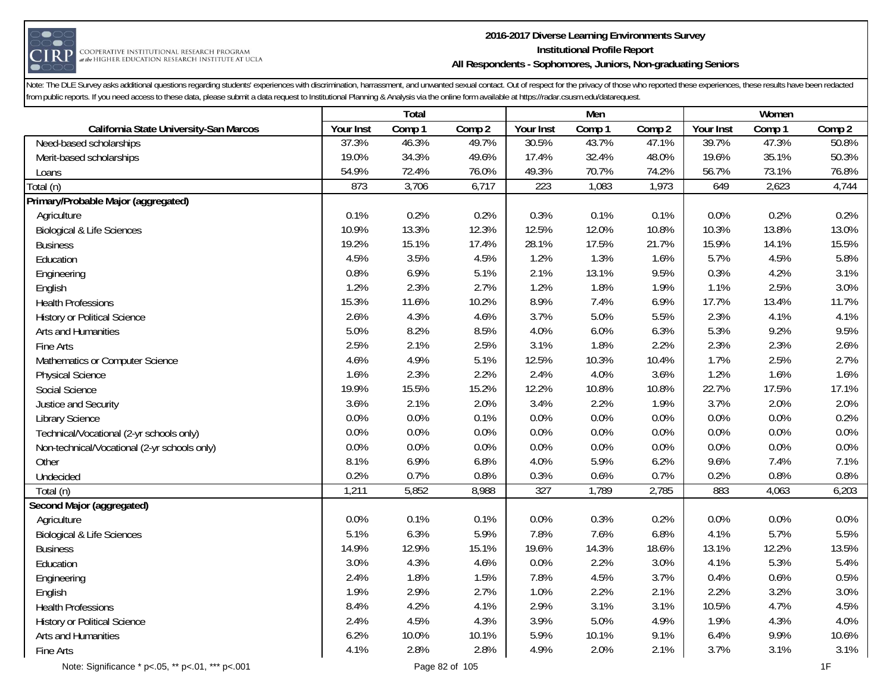# 2016-2017 Diverse Learning Environments Survey
## Institutional Profile Report
### All Respondents - Sophomores, Juniors, Non-graduating Seniors

Note: The DLE Survey asks additional questions regarding students' experiences with discrimination, harrassment, and unwanted sexual contact. Out of respect for the privacy of those who reported these experiences, these results have been redacted from public reports. If you need access to these data, please submit a data request to Institutional Planning & Analysis via the online form available at https://radar.csusm.edu/datarequest.

| | Total | | | Men | | | Women | | |
|---|---|---|---|---|---|---|---|---|---|
| **California State University-San Marcos** | Your Inst | Comp 1 | Comp 2 | Your Inst | Comp 1 | Comp 2 | Your Inst | Comp 1 | Comp 2 |
| Need-based scholarships | 37.3% | 46.3% | 49.7% | 30.5% | 43.7% | 47.1% | 39.7% | 47.3% | 50.8% |
| Merit-based scholarships | 19.0% | 34.3% | 49.6% | 17.4% | 32.4% | 48.0% | 19.6% | 35.1% | 50.3% |
| Loans | 54.9% | 72.4% | 76.0% | 49.3% | 70.7% | 74.2% | 56.7% | 73.1% | 76.8% |
| Total (n) | 873 | 3,706 | 6,717 | 223 | 1,083 | 1,973 | 649 | 2,623 | 4,744 |
| **Primary/Probable Major (aggregated)** | | | | | | | | | |
| Agriculture | 0.1% | 0.2% | 0.2% | 0.3% | 0.1% | 0.1% | 0.0% | 0.2% | 0.2% |
| Biological & Life Sciences | 10.9% | 13.3% | 12.3% | 12.5% | 12.0% | 10.8% | 10.3% | 13.8% | 13.0% |
| Business | 19.2% | 15.1% | 17.4% | 28.1% | 17.5% | 21.7% | 15.9% | 14.1% | 15.5% |
| Education | 4.5% | 3.5% | 4.5% | 1.2% | 1.3% | 1.6% | 5.7% | 4.5% | 5.8% |
| Engineering | 0.8% | 6.9% | 5.1% | 2.1% | 13.1% | 9.5% | 0.3% | 4.2% | 3.1% |
| English | 1.2% | 2.3% | 2.7% | 1.2% | 1.8% | 1.9% | 1.1% | 2.5% | 3.0% |
| Health Professions | 15.3% | 11.6% | 10.2% | 8.9% | 7.4% | 6.9% | 17.7% | 13.4% | 11.7% |
| History or Political Science | 2.6% | 4.3% | 4.6% | 3.7% | 5.0% | 5.5% | 2.3% | 4.1% | 4.1% |
| Arts and Humanities | 5.0% | 8.2% | 8.5% | 4.0% | 6.0% | 6.3% | 5.3% | 9.2% | 9.5% |
| Fine Arts | 2.5% | 2.1% | 2.5% | 3.1% | 1.8% | 2.2% | 2.3% | 2.3% | 2.6% |
| Mathematics or Computer Science | 4.6% | 4.9% | 5.1% | 12.5% | 10.3% | 10.4% | 1.7% | 2.5% | 2.7% |
| Physical Science | 1.6% | 2.3% | 2.2% | 2.4% | 4.0% | 3.6% | 1.2% | 1.6% | 1.6% |
| Social Science | 19.9% | 15.5% | 15.2% | 12.2% | 10.8% | 10.8% | 22.7% | 17.5% | 17.1% |
| Justice and Security | 3.6% | 2.1% | 2.0% | 3.4% | 2.2% | 1.9% | 3.7% | 2.0% | 2.0% |
| Library Science | 0.0% | 0.0% | 0.1% | 0.0% | 0.0% | 0.0% | 0.0% | 0.0% | 0.2% |
| Technical/Vocational (2-yr schools only) | 0.0% | 0.0% | 0.0% | 0.0% | 0.0% | 0.0% | 0.0% | 0.0% | 0.0% |
| Non-technical/Vocational (2-yr schools only) | 0.0% | 0.0% | 0.0% | 0.0% | 0.0% | 0.0% | 0.0% | 0.0% | 0.0% |
| Other | 8.1% | 6.9% | 6.8% | 4.0% | 5.9% | 6.2% | 9.6% | 7.4% | 7.1% |
| Undecided | 0.2% | 0.7% | 0.8% | 0.3% | 0.6% | 0.7% | 0.2% | 0.8% | 0.8% |
| Total (n) | 1,211 | 5,852 | 8,988 | 327 | 1,789 | 2,785 | 883 | 4,063 | 6,203 |
| **Second Major (aggregated)** | | | | | | | | | |
| Agriculture | 0.0% | 0.1% | 0.1% | 0.0% | 0.3% | 0.2% | 0.0% | 0.0% | 0.0% |
| Biological & Life Sciences | 5.1% | 6.3% | 5.9% | 7.8% | 7.6% | 6.8% | 4.1% | 5.7% | 5.5% |
| Business | 14.9% | 12.9% | 15.1% | 19.6% | 14.3% | 18.6% | 13.1% | 12.2% | 13.5% |
| Education | 3.0% | 4.3% | 4.6% | 0.0% | 2.2% | 3.0% | 4.1% | 5.3% | 5.4% |
| Engineering | 2.4% | 1.8% | 1.5% | 7.8% | 4.5% | 3.7% | 0.4% | 0.6% | 0.5% |
| English | 1.9% | 2.9% | 2.7% | 1.0% | 2.2% | 2.1% | 2.2% | 3.2% | 3.0% |
| Health Professions | 8.4% | 4.2% | 4.1% | 2.9% | 3.1% | 3.1% | 10.5% | 4.7% | 4.5% |
| History or Political Science | 2.4% | 4.5% | 4.3% | 3.9% | 5.0% | 4.9% | 1.9% | 4.3% | 4.0% |
| Arts and Humanities | 6.2% | 10.0% | 10.1% | 5.9% | 10.1% | 9.1% | 6.4% | 9.9% | 10.6% |
| Fine Arts | 4.1% | 2.8% | 2.8% | 4.9% | 2.0% | 2.1% | 3.7% | 3.1% | 3.1% |

Note: Significance * p<.05, ** p<.01, *** p<.001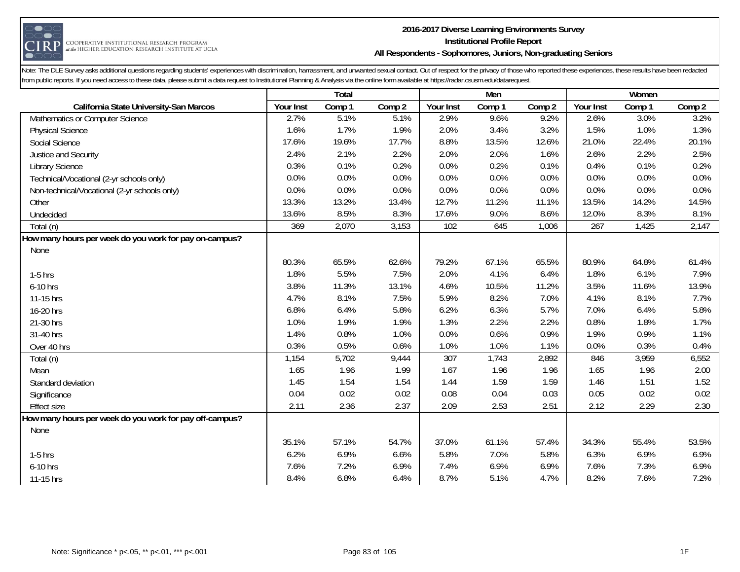Note: The DLE Survey asks additional questions regarding students' experiences with discrimination, harrassment, and unwanted sexual contact. Out of respect for the privacy of those who reported these experiences, these results have been redacted from public reports. If you need access to these data, please submit a data request to Institutional Planning & Analysis via the online form available at https://radar.csusm.edu/datarequest.

| | Total | | | Men | | | Women | | |
|---|---|---|---|---|---|---|---|---|---|
| California State University-San Marcos | Your Inst | Comp 1 | Comp 2 | Your Inst | Comp 1 | Comp 2 | Your Inst | Comp 1 | Comp 2 |
| Mathematics or Computer Science | 2.7% | 5.1% | 5.1% | 2.9% | 9.6% | 9.2% | 2.6% | 3.0% | 3.2% |
| Physical Science | 1.6% | 1.7% | 1.9% | 2.0% | 3.4% | 3.2% | 1.5% | 1.0% | 1.3% |
| Social Science | 17.6% | 19.6% | 17.7% | 8.8% | 13.5% | 12.6% | 21.0% | 22.4% | 20.1% |
| Justice and Security | 2.4% | 2.1% | 2.2% | 2.0% | 2.0% | 1.6% | 2.6% | 2.2% | 2.5% |
| Library Science | 0.3% | 0.1% | 0.2% | 0.0% | 0.2% | 0.1% | 0.4% | 0.1% | 0.2% |
| Technical/Vocational (2-yr schools only) | 0.0% | 0.0% | 0.0% | 0.0% | 0.0% | 0.0% | 0.0% | 0.0% | 0.0% |
| Non-technical/Vocational (2-yr schools only) | 0.0% | 0.0% | 0.0% | 0.0% | 0.0% | 0.0% | 0.0% | 0.0% | 0.0% |
| Other | 13.3% | 13.2% | 13.4% | 12.7% | 11.2% | 11.1% | 13.5% | 14.2% | 14.5% |
| Undecided | 13.6% | 8.5% | 8.3% | 17.6% | 9.0% | 8.6% | 12.0% | 8.3% | 8.1% |
| Total (n) | 369 | 2,070 | 3,153 | 102 | 645 | 1,006 | 267 | 1,425 | 2,147 |
| **How many hours per week do you work for pay on-campus?** | | | | | | | | | |
| None | 80.3% | 65.5% | 62.6% | 79.2% | 67.1% | 65.5% | 80.9% | 64.8% | 61.4% |
| 1-5 hrs | 1.8% | 5.5% | 7.5% | 2.0% | 4.1% | 6.4% | 1.8% | 6.1% | 7.9% |
| 6-10 hrs | 3.8% | 11.3% | 13.1% | 4.6% | 10.5% | 11.2% | 3.5% | 11.6% | 13.9% |
| 11-15 hrs | 4.7% | 8.1% | 7.5% | 5.9% | 8.2% | 7.0% | 4.1% | 8.1% | 7.7% |
| 16-20 hrs | 6.8% | 6.4% | 5.8% | 6.2% | 6.3% | 5.7% | 7.0% | 6.4% | 5.8% |
| 21-30 hrs | 1.0% | 1.9% | 1.9% | 1.3% | 2.2% | 2.2% | 0.8% | 1.8% | 1.7% |
| 31-40 hrs | 1.4% | 0.8% | 1.0% | 0.0% | 0.6% | 0.9% | 1.9% | 0.9% | 1.1% |
| Over 40 hrs | 0.3% | 0.5% | 0.6% | 1.0% | 1.0% | 1.1% | 0.0% | 0.3% | 0.4% |
| Total (n) | 1,154 | 5,702 | 9,444 | 307 | 1,743 | 2,892 | 846 | 3,959 | 6,552 |
| Mean | 1.65 | 1.96 | 1.99 | 1.67 | 1.96 | 1.96 | 1.65 | 1.96 | 2.00 |
| Standard deviation | 1.45 | 1.54 | 1.54 | 1.44 | 1.59 | 1.59 | 1.46 | 1.51 | 1.52 |
| Significance | 0.04 | 0.02 | 0.02 | 0.08 | 0.04 | 0.03 | 0.05 | 0.02 | 0.02 |
| Effect size | 2.11 | 2.36 | 2.37 | 2.09 | 2.53 | 2.51 | 2.12 | 2.29 | 2.30 |
| **How many hours per week do you work for pay off-campus?** | | | | | | | | | |
| None | 35.1% | 57.1% | 54.7% | 37.0% | 61.1% | 57.4% | 34.3% | 55.4% | 53.5% |
| 1-5 hrs | 6.2% | 6.9% | 6.6% | 5.8% | 7.0% | 5.8% | 6.3% | 6.9% | 6.9% |
| 6-10 hrs | 7.6% | 7.2% | 6.9% | 7.4% | 6.9% | 6.9% | 7.6% | 7.3% | 6.9% |
| 11-15 hrs | 8.4% | 6.8% | 6.4% | 8.7% | 5.1% | 4.7% | 8.2% | 7.6% | 7.2% |

Note: Significance * p<.05, ** p<.01, *** p<.001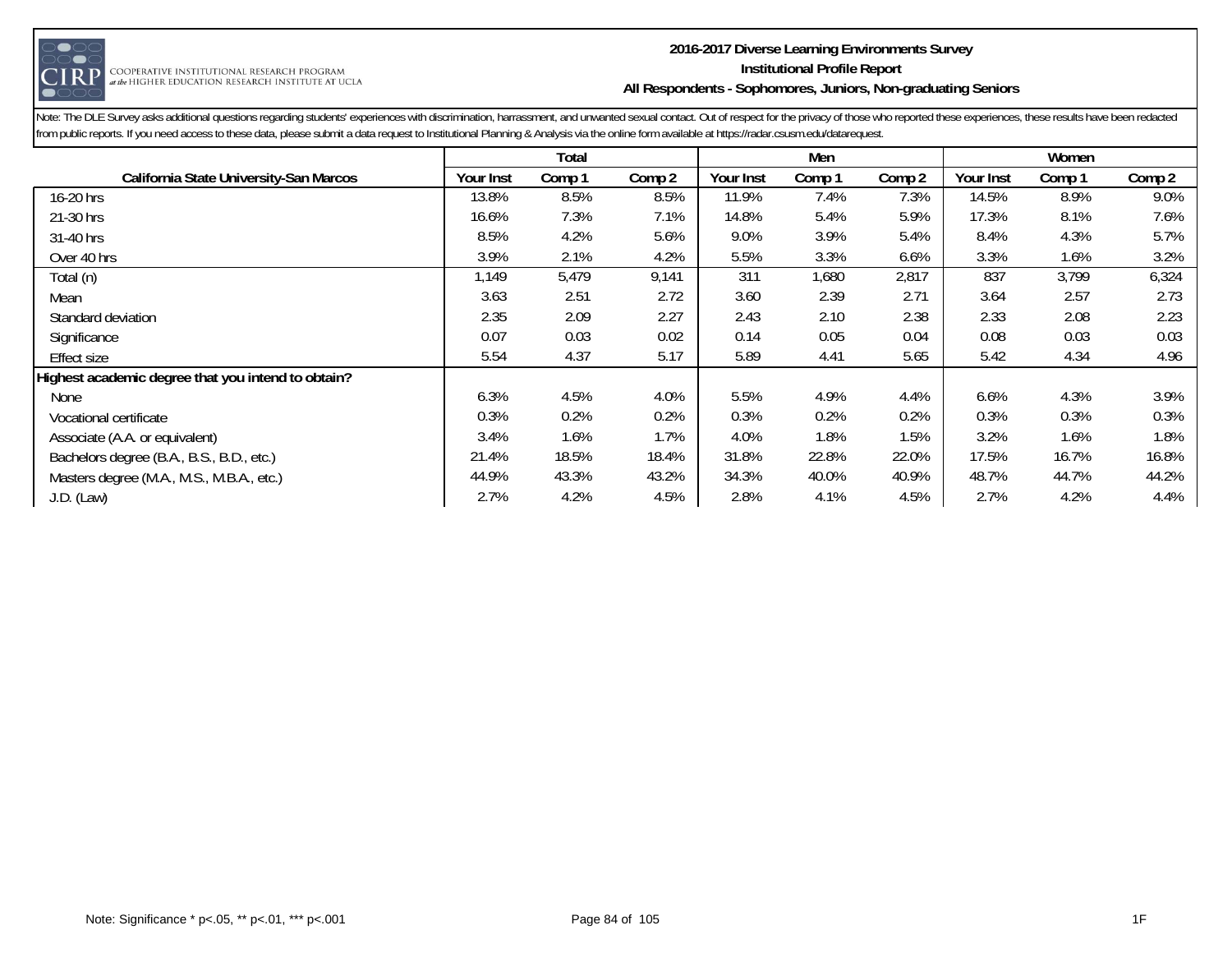**2016-2017 Diverse Learning Environments Survey**
**Institutional Profile Report**
**All Respondents - Sophomores, Juniors, Non-graduating Seniors**

Note: The DLE Survey asks additional questions regarding students' experiences with discrimination, harrassment, and unwanted sexual contact. Out of respect for the privacy of those who reported these experiences, these results have been redacted from public reports. If you need access to these data, please submit a data request to Institutional Planning & Analysis via the online form available at https://radar.csusm.edu/datarequest.

| | Total | | | Men | | | Women | | |
|---|---|---|---|---|---|---|---|---|---|
| **California State University-San Marcos** | **Your Inst** | **Comp 1** | **Comp 2** | **Your Inst** | **Comp 1** | **Comp 2** | **Your Inst** | **Comp 1** | **Comp 2** |
| 16-20 hrs | 13.8% | 8.5% | 8.5% | 11.9% | 7.4% | 7.3% | 14.5% | 8.9% | 9.0% |
| 21-30 hrs | 16.6% | 7.3% | 7.1% | 14.8% | 5.4% | 5.9% | 17.3% | 8.1% | 7.6% |
| 31-40 hrs | 8.5% | 4.2% | 5.6% | 9.0% | 3.9% | 5.4% | 8.4% | 4.3% | 5.7% |
| Over 40 hrs | 3.9% | 2.1% | 4.2% | 5.5% | 3.3% | 6.6% | 3.3% | 1.6% | 3.2% |
| Total (n) | 1,149 | 5,479 | 9,141 | 311 | 1,680 | 2,817 | 837 | 3,799 | 6,324 |
| Mean | 3.63 | 2.51 | 2.72 | 3.60 | 2.39 | 2.71 | 3.64 | 2.57 | 2.73 |
| Standard deviation | 2.35 | 2.09 | 2.27 | 2.43 | 2.10 | 2.38 | 2.33 | 2.08 | 2.23 |
| Significance | 0.07 | 0.03 | 0.02 | 0.14 | 0.05 | 0.04 | 0.08 | 0.03 | 0.03 |
| Effect size | 5.54 | 4.37 | 5.17 | 5.89 | 4.41 | 5.65 | 5.42 | 4.34 | 4.96 |
| **Highest academic degree that you intend to obtain?** | | | | | | | | | |
| None | 6.3% | 4.5% | 4.0% | 5.5% | 4.9% | 4.4% | 6.6% | 4.3% | 3.9% |
| Vocational certificate | 0.3% | 0.2% | 0.2% | 0.3% | 0.2% | 0.2% | 0.3% | 0.3% | 0.3% |
| Associate (A.A. or equivalent) | 3.4% | 1.6% | 1.7% | 4.0% | 1.8% | 1.5% | 3.2% | 1.6% | 1.8% |
| Bachelors degree (B.A., B.S., B.D., etc.) | 21.4% | 18.5% | 18.4% | 31.8% | 22.8% | 22.0% | 17.5% | 16.7% | 16.8% |
| Masters degree (M.A., M.S., M.B.A., etc.) | 44.9% | 43.3% | 43.2% | 34.3% | 40.0% | 40.9% | 48.7% | 44.7% | 44.2% |
| J.D. (Law) | 2.7% | 4.2% | 4.5% | 2.8% | 4.1% | 4.5% | 2.7% | 4.2% | 4.4% |

Note: Significance * p<.05, ** p<.01, *** p<.001

1F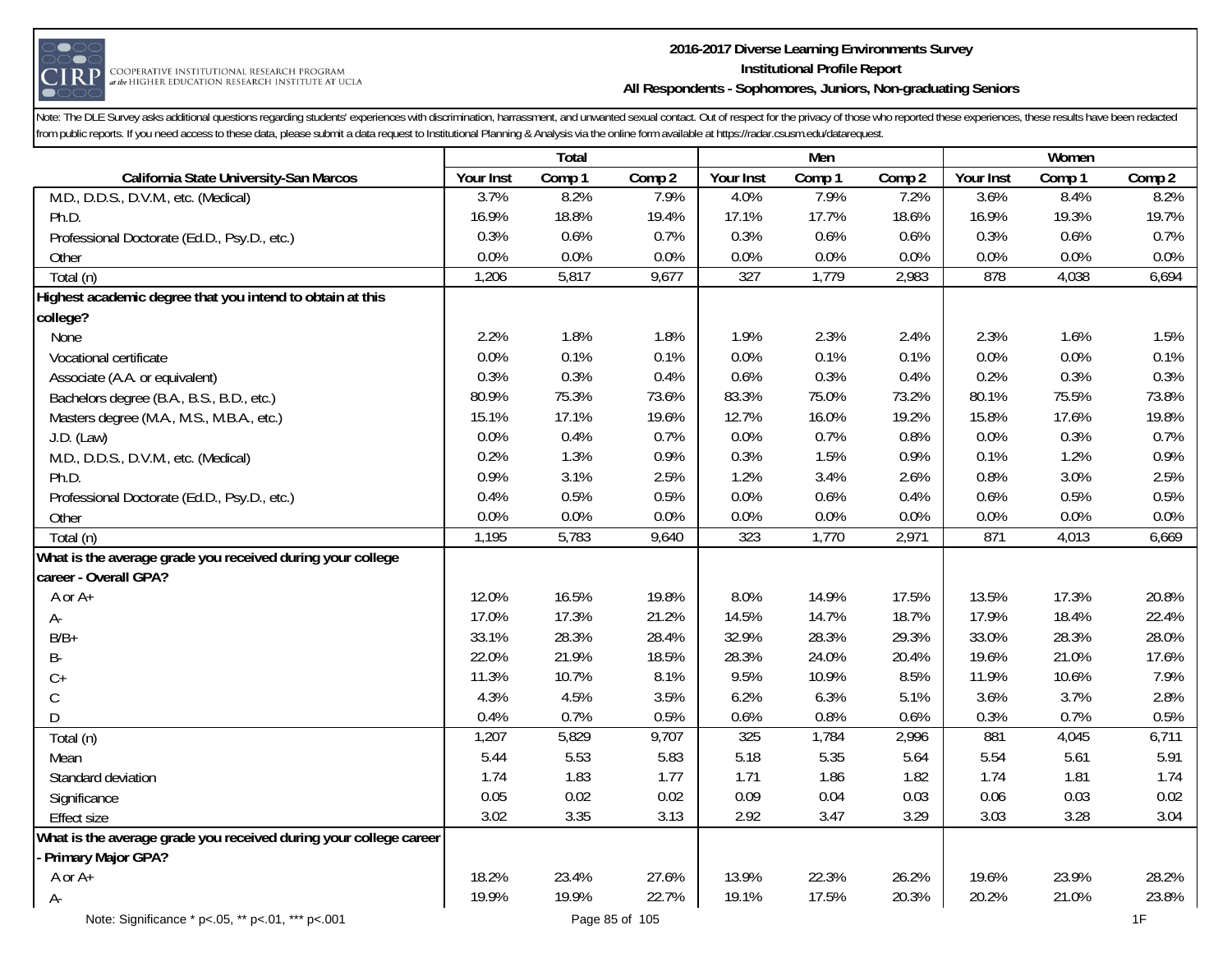Note: The DLE Survey asks additional questions regarding students' experiences with discrimination, harrassment, and unwanted sexual contact. Out of respect for the privacy of those who reported these experiences, these results have been redacted from public reports. If you need access to these data, please submit a data request to Institutional Planning & Analysis via the online form available at https://radar.csusm.edu/datarequest.

| | Total | | | Men | | | Women | | |
|---|---|---|---|---|---|---|---|---|---|
| California State University-San Marcos | Your Inst | Comp 1 | Comp 2 | Your Inst | Comp 1 | Comp 2 | Your Inst | Comp 1 | Comp 2 |
| M.D., D.D.S., D.V.M., etc. (Medical) | 3.7% | 8.2% | 7.9% | 4.0% | 7.9% | 7.2% | 3.6% | 8.4% | 8.2% |
| Ph.D. | 16.9% | 18.8% | 19.4% | 17.1% | 17.7% | 18.6% | 16.9% | 19.3% | 19.7% |
| Professional Doctorate (Ed.D., Psy.D., etc.) | 0.3% | 0.6% | 0.7% | 0.3% | 0.6% | 0.6% | 0.3% | 0.6% | 0.7% |
| Other | 0.0% | 0.0% | 0.0% | 0.0% | 0.0% | 0.0% | 0.0% | 0.0% | 0.0% |
| Total (n) | 1,206 | 5,817 | 9,677 | 327 | 1,779 | 2,983 | 878 | 4,038 | 6,694 |
| **Highest academic degree that you intend to obtain at this college?** | | | | | | | | | |
| None | 2.2% | 1.8% | 1.8% | 1.9% | 2.3% | 2.4% | 2.3% | 1.6% | 1.5% |
| Vocational certificate | 0.0% | 0.1% | 0.1% | 0.0% | 0.1% | 0.1% | 0.0% | 0.0% | 0.1% |
| Associate (A.A. or equivalent) | 0.3% | 0.3% | 0.4% | 0.6% | 0.3% | 0.4% | 0.2% | 0.3% | 0.3% |
| Bachelors degree (B.A., B.S., B.D., etc.) | 80.9% | 75.3% | 73.6% | 83.3% | 75.0% | 73.2% | 80.1% | 75.5% | 73.8% |
| Masters degree (M.A., M.S., M.B.A., etc.) | 15.1% | 17.1% | 19.6% | 12.7% | 16.0% | 19.2% | 15.8% | 17.6% | 19.8% |
| J.D. (Law) | 0.0% | 0.4% | 0.7% | 0.0% | 0.7% | 0.8% | 0.0% | 0.3% | 0.7% |
| M.D., D.D.S., D.V.M., etc. (Medical) | 0.2% | 1.3% | 0.9% | 0.3% | 1.5% | 0.9% | 0.1% | 1.2% | 0.9% |
| Ph.D. | 0.9% | 3.1% | 2.5% | 1.2% | 3.4% | 2.6% | 0.8% | 3.0% | 2.5% |
| Professional Doctorate (Ed.D., Psy.D., etc.) | 0.4% | 0.5% | 0.5% | 0.0% | 0.6% | 0.4% | 0.6% | 0.5% | 0.5% |
| Other | 0.0% | 0.0% | 0.0% | 0.0% | 0.0% | 0.0% | 0.0% | 0.0% | 0.0% |
| Total (n) | 1,195 | 5,783 | 9,640 | 323 | 1,770 | 2,971 | 871 | 4,013 | 6,669 |
| **What is the average grade you received during your college career - Overall GPA?** | | | | | | | | | |
| A or A+ | 12.0% | 16.5% | 19.8% | 8.0% | 14.9% | 17.5% | 13.5% | 17.3% | 20.8% |
| A- | 17.0% | 17.3% | 21.2% | 14.5% | 14.7% | 18.7% | 17.9% | 18.4% | 22.4% |
| B/B+ | 33.1% | 28.3% | 28.4% | 32.9% | 28.3% | 29.3% | 33.0% | 28.3% | 28.0% |
| B- | 22.0% | 21.9% | 18.5% | 28.3% | 24.0% | 20.4% | 19.6% | 21.0% | 17.6% |
| C+ | 11.3% | 10.7% | 8.1% | 9.5% | 10.9% | 8.5% | 11.9% | 10.6% | 7.9% |
| C | 4.3% | 4.5% | 3.5% | 6.2% | 6.3% | 5.1% | 3.6% | 3.7% | 2.8% |
| D | 0.4% | 0.7% | 0.5% | 0.6% | 0.8% | 0.6% | 0.3% | 0.7% | 0.5% |
| Total (n) | 1,207 | 5,829 | 9,707 | 325 | 1,784 | 2,996 | 881 | 4,045 | 6,711 |
| Mean | 5.44 | 5.53 | 5.83 | 5.18 | 5.35 | 5.64 | 5.54 | 5.61 | 5.91 |
| Standard deviation | 1.74 | 1.83 | 1.77 | 1.71 | 1.86 | 1.82 | 1.74 | 1.81 | 1.74 |
| Significance | 0.05 | 0.02 | 0.02 | 0.09 | 0.04 | 0.03 | 0.06 | 0.03 | 0.02 |
| Effect size | 3.02 | 3.35 | 3.13 | 2.92 | 3.47 | 3.29 | 3.03 | 3.28 | 3.04 |
| **What is the average grade you received during your college career - Primary Major GPA?** | | | | | | | | | |
| A or A+ | 18.2% | 23.4% | 27.6% | 13.9% | 22.3% | 26.2% | 19.6% | 23.9% | 28.2% |
| A- | 19.9% | 19.9% | 22.7% | 19.1% | 17.5% | 20.3% | 20.2% | 21.0% | 23.8% |

Note: Significance * p<.05, ** p<.01, *** p<.001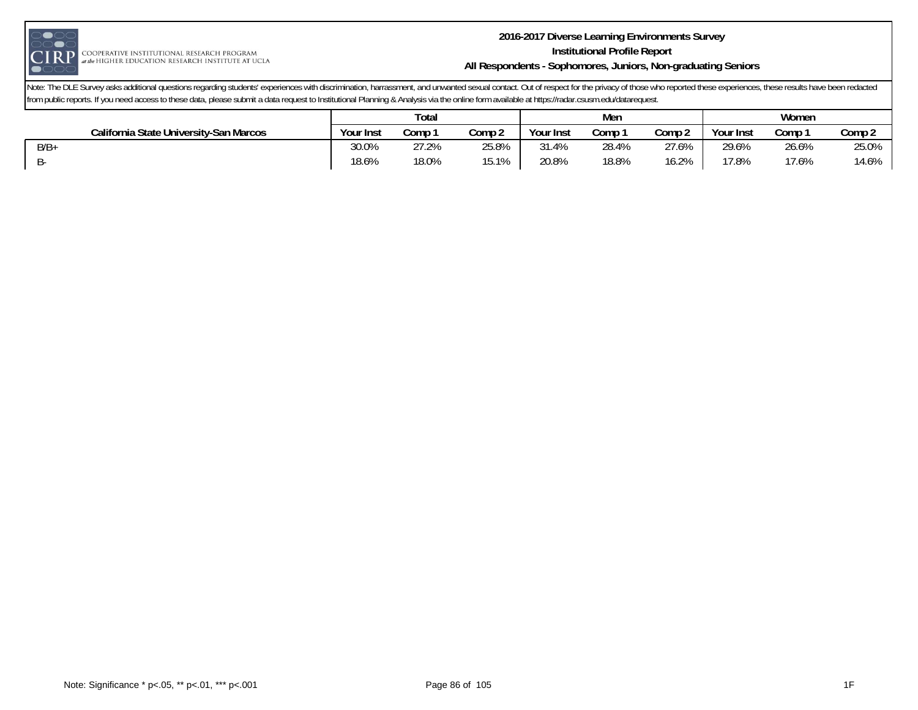Note: The DLE Survey asks additional questions regarding students' experiences with discrimination, harrassment, and unwanted sexual contact. Out of respect for the privacy of those who reported these experiences, these results have been redacted from public reports. If you need access to these data, please submit a data request to Institutional Planning & Analysis via the online form available at https://radar.csusm.edu/datarequest.

| | Total | | | Men | | | Women | | |
|---|---|---|---|---|---|---|---|---|---|
| California State University-San Marcos | Your Inst | Comp 1 | Comp 2 | Your Inst | Comp 1 | Comp 2 | Your Inst | Comp 1 | Comp 2 |
| B/B+ | 30.0% | 27.2% | 25.8% | 31.4% | 28.4% | 27.6% | 29.6% | 26.6% | 25.0% |
| B- | 18.6% | 18.0% | 15.1% | 20.8% | 18.8% | 16.2% | 17.8% | 17.6% | 14.6% |

Note: Significance * p<.05, ** p<.01, *** p<.001

1F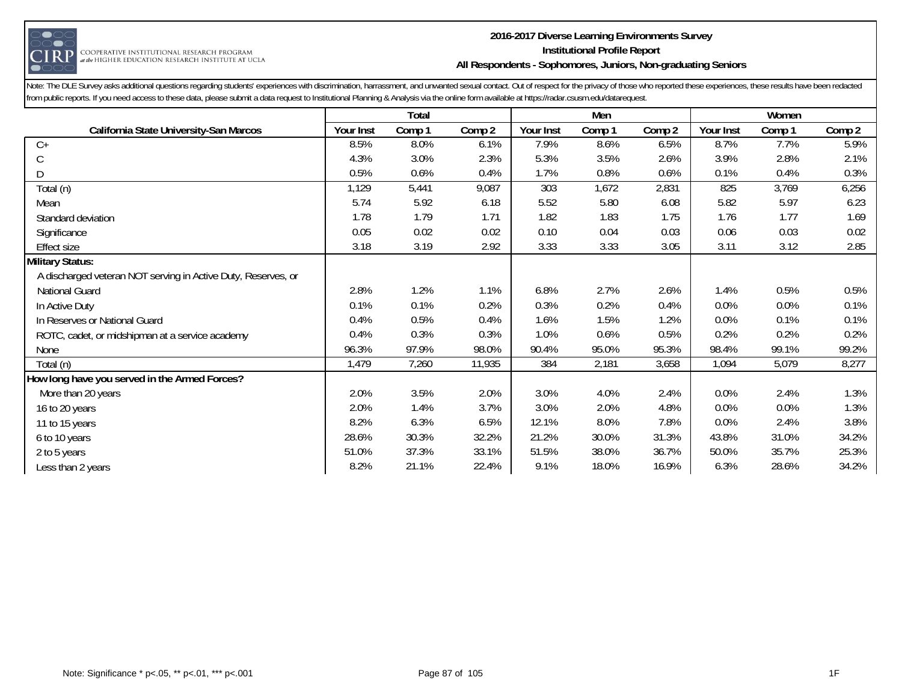# 2016-2017 Diverse Learning Environments Survey
## Institutional Profile Report
### All Respondents - Sophomores, Juniors, Non-graduating Seniors

Note: The DLE Survey asks additional questions regarding students' experiences with discrimination, harrassment, and unwanted sexual contact. Out of respect for the privacy of those who reported these experiences, these results have been redacted from public reports. If you need access to these data, please submit a data request to Institutional Planning & Analysis via the online form available at https://radar.csusm.edu/datarequest.

| | Total | | | Men | | | Women | | |
|---|---|---|---|---|---|---|---|---|---|
| **California State University-San Marcos** | **Your Inst** | **Comp 1** | **Comp 2** | **Your Inst** | **Comp 1** | **Comp 2** | **Your Inst** | **Comp 1** | **Comp 2** |
| C+ | 8.5% | 8.0% | 6.1% | 7.9% | 8.6% | 6.5% | 8.7% | 7.7% | 5.9% |
| C | 4.3% | 3.0% | 2.3% | 5.3% | 3.5% | 2.6% | 3.9% | 2.8% | 2.1% |
| D | 0.5% | 0.6% | 0.4% | 1.7% | 0.8% | 0.6% | 0.1% | 0.4% | 0.3% |
| Total (n) | 1,129 | 5,441 | 9,087 | 303 | 1,672 | 2,831 | 825 | 3,769 | 6,256 |
| Mean | 5.74 | 5.92 | 6.18 | 5.52 | 5.80 | 6.08 | 5.82 | 5.97 | 6.23 |
| Standard deviation | 1.78 | 1.79 | 1.71 | 1.82 | 1.83 | 1.75 | 1.76 | 1.77 | 1.69 |
| Significance | 0.05 | 0.02 | 0.02 | 0.10 | 0.04 | 0.03 | 0.06 | 0.03 | 0.02 |
| Effect size | 3.18 | 3.19 | 2.92 | 3.33 | 3.33 | 3.05 | 3.11 | 3.12 | 2.85 |
| **Military Status:** | | | | | | | | | |
| A discharged veteran NOT serving in Active Duty, Reserves, or National Guard | 2.8% | 1.2% | 1.1% | 6.8% | 2.7% | 2.6% | 1.4% | 0.5% | 0.5% |
| In Active Duty | 0.1% | 0.1% | 0.2% | 0.3% | 0.2% | 0.4% | 0.0% | 0.0% | 0.1% |
| In Reserves or National Guard | 0.4% | 0.5% | 0.4% | 1.6% | 1.5% | 1.2% | 0.0% | 0.1% | 0.1% |
| ROTC, cadet, or midshipman at a service academy | 0.4% | 0.3% | 0.3% | 1.0% | 0.6% | 0.5% | 0.2% | 0.2% | 0.2% |
| None | 96.3% | 97.9% | 98.0% | 90.4% | 95.0% | 95.3% | 98.4% | 99.1% | 99.2% |
| Total (n) | 1,479 | 7,260 | 11,935 | 384 | 2,181 | 3,658 | 1,094 | 5,079 | 8,277 |
| **How long have you served in the Armed Forces?** | | | | | | | | | |
| More than 20 years | 2.0% | 3.5% | 2.0% | 3.0% | 4.0% | 2.4% | 0.0% | 2.4% | 1.3% |
| 16 to 20 years | 2.0% | 1.4% | 3.7% | 3.0% | 2.0% | 4.8% | 0.0% | 0.0% | 1.3% |
| 11 to 15 years | 8.2% | 6.3% | 6.5% | 12.1% | 8.0% | 7.8% | 0.0% | 2.4% | 3.8% |
| 6 to 10 years | 28.6% | 30.3% | 32.2% | 21.2% | 30.0% | 31.3% | 43.8% | 31.0% | 34.2% |
| 2 to 5 years | 51.0% | 37.3% | 33.1% | 51.5% | 38.0% | 36.7% | 50.0% | 35.7% | 25.3% |
| Less than 2 years | 8.2% | 21.1% | 22.4% | 9.1% | 18.0% | 16.9% | 6.3% | 28.6% | 34.2% |

Note: Significance * p<.05, ** p<.01, *** p<.001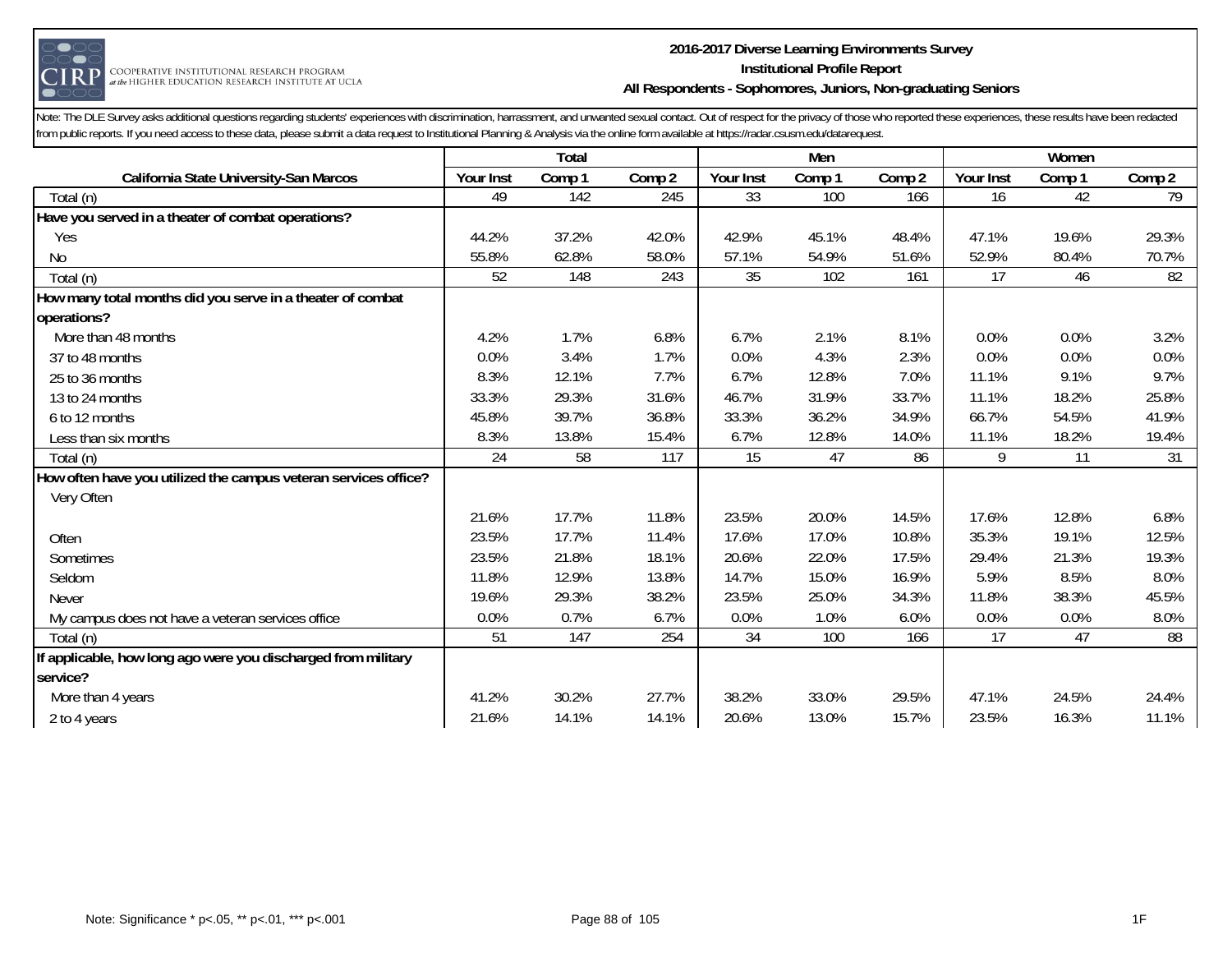**2016-2017 Diverse Learning Environments Survey**
**Institutional Profile Report**
**All Respondents - Sophomores, Juniors, Non-graduating Seniors**

Note: The DLE Survey asks additional questions regarding students' experiences with discrimination, harrassment, and unwanted sexual contact. Out of respect for the privacy of those who reported these experiences, these results have been redacted from public reports. If you need access to these data, please submit a data request to Institutional Planning & Analysis via the online form available at https://radar.csusm.edu/datarequest.

| | Total | | | Men | | | Women | | |
|---|---|---|---|---|---|---|---|---|---|
| **California State University-San Marcos** | Your Inst | Comp 1 | Comp 2 | Your Inst | Comp 1 | Comp 2 | Your Inst | Comp 1 | Comp 2 |
| Total (n) | 49 | 142 | 245 | 33 | 100 | 166 | 16 | 42 | 79 |
| **Have you served in a theater of combat operations?** | | | | | | | | | |
| Yes | 44.2% | 37.2% | 42.0% | 42.9% | 45.1% | 48.4% | 47.1% | 19.6% | 29.3% |
| No | 55.8% | 62.8% | 58.0% | 57.1% | 54.9% | 51.6% | 52.9% | 80.4% | 70.7% |
| Total (n) | 52 | 148 | 243 | 35 | 102 | 161 | 17 | 46 | 82 |
| **How many total months did you serve in a theater of combat operations?** | | | | | | | | | |
| More than 48 months | 4.2% | 1.7% | 6.8% | 6.7% | 2.1% | 8.1% | 0.0% | 0.0% | 3.2% |
| 37 to 48 months | 0.0% | 3.4% | 1.7% | 0.0% | 4.3% | 2.3% | 0.0% | 0.0% | 0.0% |
| 25 to 36 months | 8.3% | 12.1% | 7.7% | 6.7% | 12.8% | 7.0% | 11.1% | 9.1% | 9.7% |
| 13 to 24 months | 33.3% | 29.3% | 31.6% | 46.7% | 31.9% | 33.7% | 11.1% | 18.2% | 25.8% |
| 6 to 12 months | 45.8% | 39.7% | 36.8% | 33.3% | 36.2% | 34.9% | 66.7% | 54.5% | 41.9% |
| Less than six months | 8.3% | 13.8% | 15.4% | 6.7% | 12.8% | 14.0% | 11.1% | 18.2% | 19.4% |
| Total (n) | 24 | 58 | 117 | 15 | 47 | 86 | 9 | 11 | 31 |
| **How often have you utilized the campus veteran services office?** | | | | | | | | | |
| Very Often | 21.6% | 17.7% | 11.8% | 23.5% | 20.0% | 14.5% | 17.6% | 12.8% | 6.8% |
| Often | 23.5% | 17.7% | 11.4% | 17.6% | 17.0% | 10.8% | 35.3% | 19.1% | 12.5% |
| Sometimes | 23.5% | 21.8% | 18.1% | 20.6% | 22.0% | 17.5% | 29.4% | 21.3% | 19.3% |
| Seldom | 11.8% | 12.9% | 13.8% | 14.7% | 15.0% | 16.9% | 5.9% | 8.5% | 8.0% |
| Never | 19.6% | 29.3% | 38.2% | 23.5% | 25.0% | 34.3% | 11.8% | 38.3% | 45.5% |
| My campus does not have a veteran services office | 0.0% | 0.7% | 6.7% | 0.0% | 1.0% | 6.0% | 0.0% | 0.0% | 8.0% |
| Total (n) | 51 | 147 | 254 | 34 | 100 | 166 | 17 | 47 | 88 |
| **If applicable, how long ago were you discharged from military service?** | | | | | | | | | |
| More than 4 years | 41.2% | 30.2% | 27.7% | 38.2% | 33.0% | 29.5% | 47.1% | 24.5% | 24.4% |
| 2 to 4 years | 21.6% | 14.1% | 14.1% | 20.6% | 13.0% | 15.7% | 23.5% | 16.3% | 11.1% |

Note: Significance * p<.05, ** p<.01, *** p<.001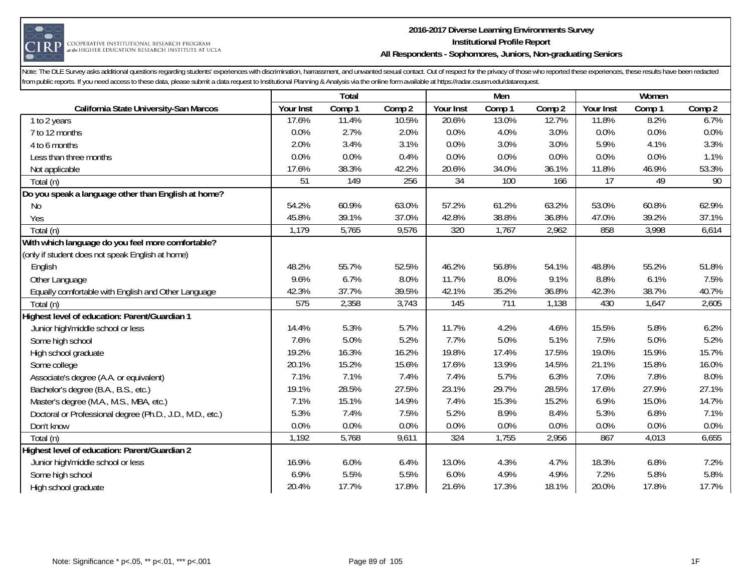Note: The DLE Survey asks additional questions regarding students' experiences with discrimination, harrassment, and unwanted sexual contact. Out of respect for the privacy of those who reported these experiences, these results have been redacted from public reports. If you need access to these data, please submit a data request to Institutional Planning & Analysis via the online form available at https://radar.csusm.edu/datarequest.

| | Total | | | Men | | | Women | | |
|---|---|---|---|---|---|---|---|---|---|
| California State University-San Marcos | Your Inst | Comp 1 | Comp 2 | Your Inst | Comp 1 | Comp 2 | Your Inst | Comp 1 | Comp 2 |
| 1 to 2 years | 17.6% | 11.4% | 10.5% | 20.6% | 13.0% | 12.7% | 11.8% | 8.2% | 6.7% |
| 7 to 12 months | 0.0% | 2.7% | 2.0% | 0.0% | 4.0% | 3.0% | 0.0% | 0.0% | 0.0% |
| 4 to 6 months | 2.0% | 3.4% | 3.1% | 0.0% | 3.0% | 3.0% | 5.9% | 4.1% | 3.3% |
| Less than three months | 0.0% | 0.0% | 0.4% | 0.0% | 0.0% | 0.0% | 0.0% | 0.0% | 1.1% |
| Not applicable | 17.6% | 38.3% | 42.2% | 20.6% | 34.0% | 36.1% | 11.8% | 46.9% | 53.3% |
| Total (n) | 51 | 149 | 256 | 34 | 100 | 166 | 17 | 49 | 90 |
| **Do you speak a language other than English at home?** | | | | | | | | | |
| No | 54.2% | 60.9% | 63.0% | 57.2% | 61.2% | 63.2% | 53.0% | 60.8% | 62.9% |
| Yes | 45.8% | 39.1% | 37.0% | 42.8% | 38.8% | 36.8% | 47.0% | 39.2% | 37.1% |
| Total (n) | 1,179 | 5,765 | 9,576 | 320 | 1,767 | 2,962 | 858 | 3,998 | 6,614 |
| **With which language do you feel more comfortable?** | | | | | | | | | |
| (only if student does not speak English at home) | | | | | | | | | |
| English | 48.2% | 55.7% | 52.5% | 46.2% | 56.8% | 54.1% | 48.8% | 55.2% | 51.8% |
| Other Language | 9.6% | 6.7% | 8.0% | 11.7% | 8.0% | 9.1% | 8.8% | 6.1% | 7.5% |
| Equally comfortable with English and Other Language | 42.3% | 37.7% | 39.5% | 42.1% | 35.2% | 36.8% | 42.3% | 38.7% | 40.7% |
| Total (n) | 575 | 2,358 | 3,743 | 145 | 711 | 1,138 | 430 | 1,647 | 2,605 |
| **Highest level of education: Parent/Guardian 1** | | | | | | | | | |
| Junior high/middle school or less | 14.4% | 5.3% | 5.7% | 11.7% | 4.2% | 4.6% | 15.5% | 5.8% | 6.2% |
| Some high school | 7.6% | 5.0% | 5.2% | 7.7% | 5.0% | 5.1% | 7.5% | 5.0% | 5.2% |
| High school graduate | 19.2% | 16.3% | 16.2% | 19.8% | 17.4% | 17.5% | 19.0% | 15.9% | 15.7% |
| Some college | 20.1% | 15.2% | 15.6% | 17.6% | 13.9% | 14.5% | 21.1% | 15.8% | 16.0% |
| Associate's degree (A.A. or equivalent) | 7.1% | 7.1% | 7.4% | 7.4% | 5.7% | 6.3% | 7.0% | 7.8% | 8.0% |
| Bachelor's degree (B.A., B.S., etc.) | 19.1% | 28.5% | 27.5% | 23.1% | 29.7% | 28.5% | 17.6% | 27.9% | 27.1% |
| Master's degree (M.A., M.S., MBA, etc.) | 7.1% | 15.1% | 14.9% | 7.4% | 15.3% | 15.2% | 6.9% | 15.0% | 14.7% |
| Doctoral or Professional degree (Ph.D., J.D., M.D., etc.) | 5.3% | 7.4% | 7.5% | 5.2% | 8.9% | 8.4% | 5.3% | 6.8% | 7.1% |
| Don't know | 0.0% | 0.0% | 0.0% | 0.0% | 0.0% | 0.0% | 0.0% | 0.0% | 0.0% |
| Total (n) | 1,192 | 5,768 | 9,611 | 324 | 1,755 | 2,956 | 867 | 4,013 | 6,655 |
| **Highest level of education: Parent/Guardian 2** | | | | | | | | | |
| Junior high/middle school or less | 16.9% | 6.0% | 6.4% | 13.0% | 4.3% | 4.7% | 18.3% | 6.8% | 7.2% |
| Some high school | 6.9% | 5.5% | 5.5% | 6.0% | 4.9% | 4.9% | 7.2% | 5.8% | 5.8% |
| High school graduate | 20.4% | 17.7% | 17.8% | 21.6% | 17.3% | 18.1% | 20.0% | 17.8% | 17.7% |

Note: Significance * p<.05, ** p<.01, *** p<.001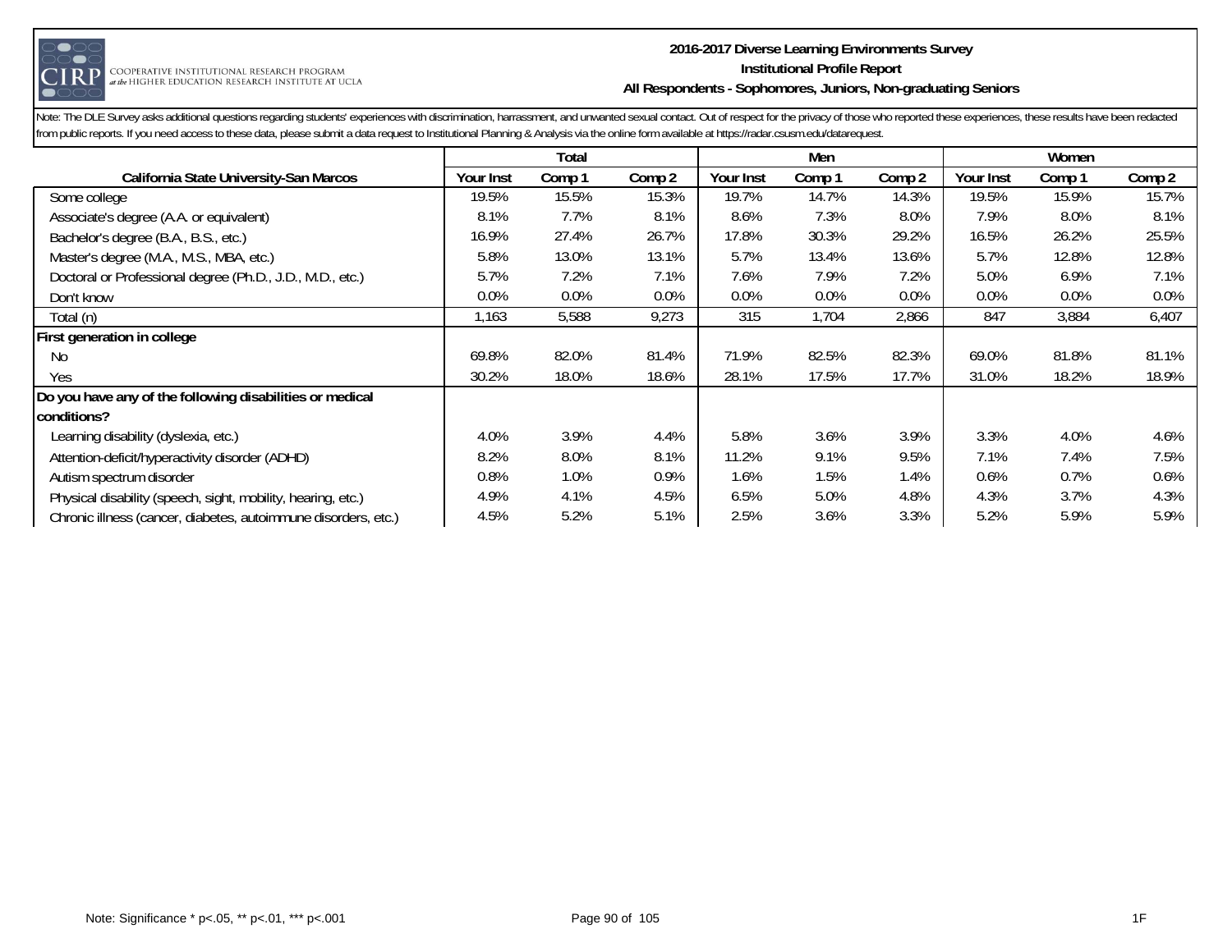Note: The DLE Survey asks additional questions regarding students' experiences with discrimination, harrassment, and unwanted sexual contact. Out of respect for the privacy of those who reported these experiences, these results have been redacted from public reports. If you need access to these data, please submit a data request to Institutional Planning & Analysis via the online form available at https://radar.csusm.edu/datarequest.

| | Total | | | Men | | | Women | | |
|---|---|---|---|---|---|---|---|---|---|
| **California State University-San Marcos** | **Your Inst** | **Comp 1** | **Comp 2** | **Your Inst** | **Comp 1** | **Comp 2** | **Your Inst** | **Comp 1** | **Comp 2** |
| Some college | 19.5% | 15.5% | 15.3% | 19.7% | 14.7% | 14.3% | 19.5% | 15.9% | 15.7% |
| Associate's degree (A.A. or equivalent) | 8.1% | 7.7% | 8.1% | 8.6% | 7.3% | 8.0% | 7.9% | 8.0% | 8.1% |
| Bachelor's degree (B.A., B.S., etc.) | 16.9% | 27.4% | 26.7% | 17.8% | 30.3% | 29.2% | 16.5% | 26.2% | 25.5% |
| Master's degree (M.A., M.S., MBA, etc.) | 5.8% | 13.0% | 13.1% | 5.7% | 13.4% | 13.6% | 5.7% | 12.8% | 12.8% |
| Doctoral or Professional degree (Ph.D., J.D., M.D., etc.) | 5.7% | 7.2% | 7.1% | 7.6% | 7.9% | 7.2% | 5.0% | 6.9% | 7.1% |
| Don't know | 0.0% | 0.0% | 0.0% | 0.0% | 0.0% | 0.0% | 0.0% | 0.0% | 0.0% |
| Total (n) | 1,163 | 5,588 | 9,273 | 315 | 1,704 | 2,866 | 847 | 3,884 | 6,407 |
| **First generation in college** | | | | | | | | | |
| No | 69.8% | 82.0% | 81.4% | 71.9% | 82.5% | 82.3% | 69.0% | 81.8% | 81.1% |
| Yes | 30.2% | 18.0% | 18.6% | 28.1% | 17.5% | 17.7% | 31.0% | 18.2% | 18.9% |
| **Do you have any of the following disabilities or medical conditions?** | | | | | | | | | |
| Learning disability (dyslexia, etc.) | 4.0% | 3.9% | 4.4% | 5.8% | 3.6% | 3.9% | 3.3% | 4.0% | 4.6% |
| Attention-deficit/hyperactivity disorder (ADHD) | 8.2% | 8.0% | 8.1% | 11.2% | 9.1% | 9.5% | 7.1% | 7.4% | 7.5% |
| Autism spectrum disorder | 0.8% | 1.0% | 0.9% | 1.6% | 1.5% | 1.4% | 0.6% | 0.7% | 0.6% |
| Physical disability (speech, sight, mobility, hearing, etc.) | 4.9% | 4.1% | 4.5% | 6.5% | 5.0% | 4.8% | 4.3% | 3.7% | 4.3% |
| Chronic illness (cancer, diabetes, autoimmune disorders, etc.) | 4.5% | 5.2% | 5.1% | 2.5% | 3.6% | 3.3% | 5.2% | 5.9% | 5.9% |

Note: Significance * p<.05, ** p<.01, *** p<.001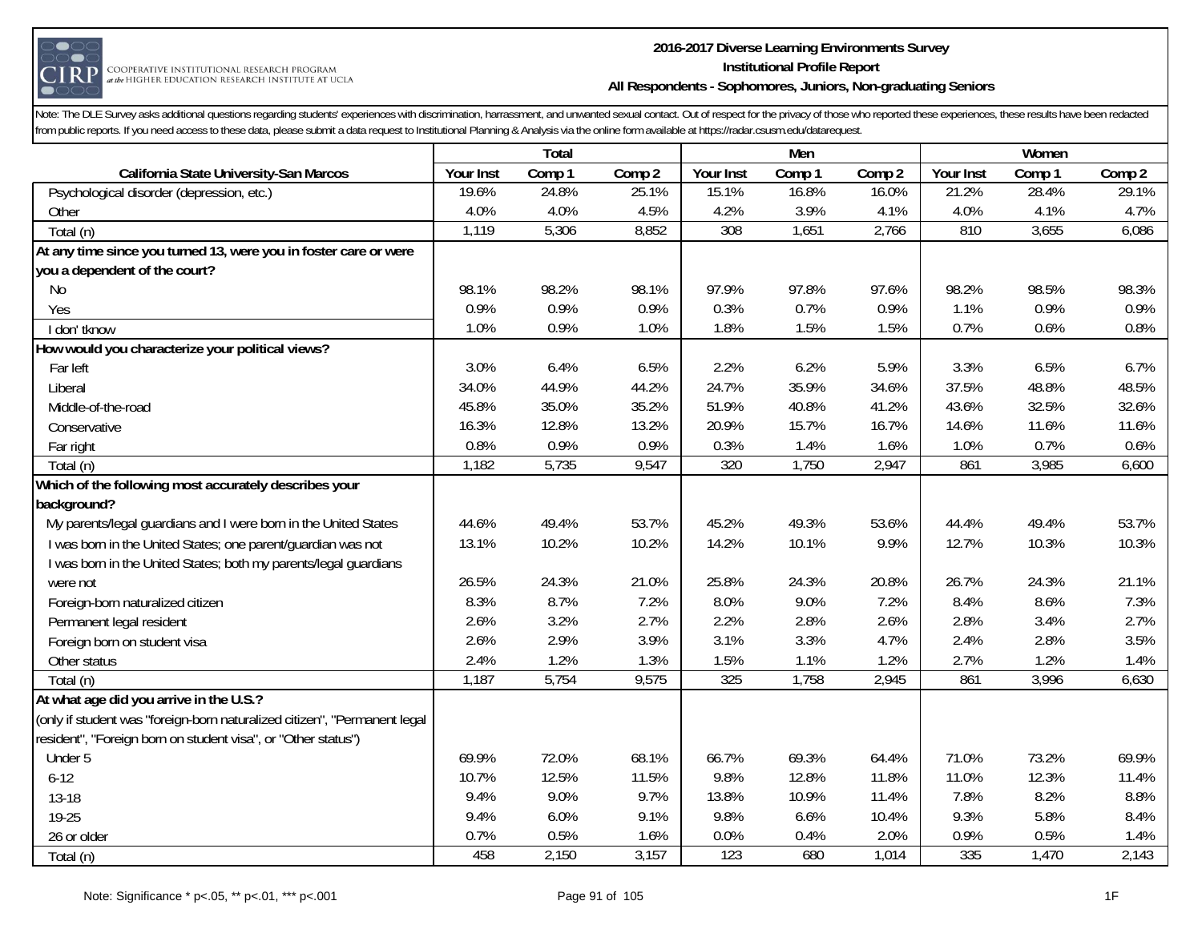**2016-2017 Diverse Learning Environments Survey**
**Institutional Profile Report**
**All Respondents - Sophomores, Juniors, Non-graduating Seniors**

Note: The DLE Survey asks additional questions regarding students' experiences with discrimination, harrassment, and unwanted sexual contact. Out of respect for the privacy of those who reported these experiences, these results have been redacted from public reports. If you need access to these data, please submit a data request to Institutional Planning & Analysis via the online form available at https://radar.csusm.edu/datarequest.

| | Total | | | Men | | | Women | | |
|---|---|---|---|---|---|---|---|---|---|
| **California State University-San Marcos** | **Your Inst** | **Comp 1** | **Comp 2** | **Your Inst** | **Comp 1** | **Comp 2** | **Your Inst** | **Comp 1** | **Comp 2** |
| Psychological disorder (depression, etc.) | 19.6% | 24.8% | 25.1% | 15.1% | 16.8% | 16.0% | 21.2% | 28.4% | 29.1% |
| Other | 4.0% | 4.0% | 4.5% | 4.2% | 3.9% | 4.1% | 4.0% | 4.1% | 4.7% |
| Total (n) | 1,119 | 5,306 | 8,852 | 308 | 1,651 | 2,766 | 810 | 3,655 | 6,086 |
| **At any time since you turned 13, were you in foster care or were you a dependent of the court?** | | | | | | | | | |
| No | 98.1% | 98.2% | 98.1% | 97.9% | 97.8% | 97.6% | 98.2% | 98.5% | 98.3% |
| Yes | 0.9% | 0.9% | 0.9% | 0.3% | 0.7% | 0.9% | 1.1% | 0.9% | 0.9% |
| I don' tknow | 1.0% | 0.9% | 1.0% | 1.8% | 1.5% | 1.5% | 0.7% | 0.6% | 0.8% |
| **How would you characterize your political views?** | | | | | | | | | |
| Far left | 3.0% | 6.4% | 6.5% | 2.2% | 6.2% | 5.9% | 3.3% | 6.5% | 6.7% |
| Liberal | 34.0% | 44.9% | 44.2% | 24.7% | 35.9% | 34.6% | 37.5% | 48.8% | 48.5% |
| Middle-of-the-road | 45.8% | 35.0% | 35.2% | 51.9% | 40.8% | 41.2% | 43.6% | 32.5% | 32.6% |
| Conservative | 16.3% | 12.8% | 13.2% | 20.9% | 15.7% | 16.7% | 14.6% | 11.6% | 11.6% |
| Far right | 0.8% | 0.9% | 0.9% | 0.3% | 1.4% | 1.6% | 1.0% | 0.7% | 0.6% |
| Total (n) | 1,182 | 5,735 | 9,547 | 320 | 1,750 | 2,947 | 861 | 3,985 | 6,600 |
| **Which of the following most accurately describes your background?** | | | | | | | | | |
| My parents/legal guardians and I were born in the United States | 44.6% | 49.4% | 53.7% | 45.2% | 49.3% | 53.6% | 44.4% | 49.4% | 53.7% |
| I was born in the United States; one parent/guardian was not | 13.1% | 10.2% | 10.2% | 14.2% | 10.1% | 9.9% | 12.7% | 10.3% | 10.3% |
| I was born in the United States; both my parents/legal guardians were not | 26.5% | 24.3% | 21.0% | 25.8% | 24.3% | 20.8% | 26.7% | 24.3% | 21.1% |
| Foreign-born naturalized citizen | 8.3% | 8.7% | 7.2% | 8.0% | 9.0% | 7.2% | 8.4% | 8.6% | 7.3% |
| Permanent legal resident | 2.6% | 3.2% | 2.7% | 2.2% | 2.8% | 2.6% | 2.8% | 3.4% | 2.7% |
| Foreign born on student visa | 2.6% | 2.9% | 3.9% | 3.1% | 3.3% | 4.7% | 2.4% | 2.8% | 3.5% |
| Other status | 2.4% | 1.2% | 1.3% | 1.5% | 1.1% | 1.2% | 2.7% | 1.2% | 1.4% |
| Total (n) | 1,187 | 5,754 | 9,575 | 325 | 1,758 | 2,945 | 861 | 3,996 | 6,630 |
| **At what age did you arrive in the U.S.?** (only if student was "foreign-born naturalized citizen", "Permanent legal resident", "Foreign born on student visa", or "Other status") | | | | | | | | | |
| Under 5 | 69.9% | 72.0% | 68.1% | 66.7% | 69.3% | 64.4% | 71.0% | 73.2% | 69.9% |
| 6-12 | 10.7% | 12.5% | 11.5% | 9.8% | 12.8% | 11.8% | 11.0% | 12.3% | 11.4% |
| 13-18 | 9.4% | 9.0% | 9.7% | 13.8% | 10.9% | 11.4% | 7.8% | 8.2% | 8.8% |
| 19-25 | 9.4% | 6.0% | 9.1% | 9.8% | 6.6% | 10.4% | 9.3% | 5.8% | 8.4% |
| 26 or older | 0.7% | 0.5% | 1.6% | 0.0% | 0.4% | 2.0% | 0.9% | 0.5% | 1.4% |
| Total (n) | 458 | 2,150 | 3,157 | 123 | 680 | 1,014 | 335 | 1,470 | 2,143 |

Note: Significance * p<.05, ** p<.01, *** p<.001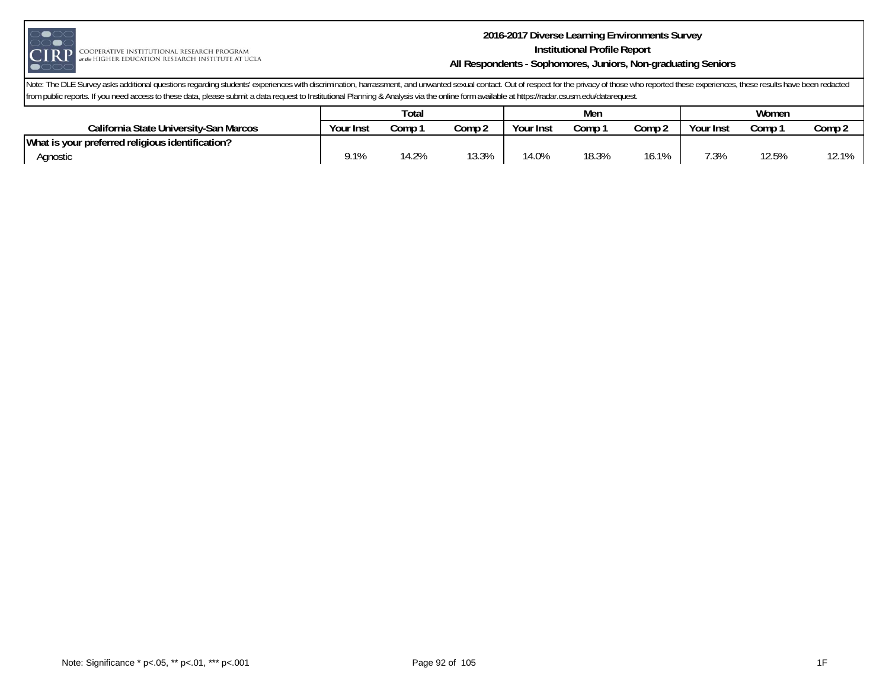Note: The DLE Survey asks additional questions regarding students' experiences with discrimination, harrassment, and unwanted sexual contact. Out of respect for the privacy of those who reported these experiences, these results have been redacted from public reports. If you need access to these data, please submit a data request to Institutional Planning & Analysis via the online form available at https://radar.csusm.edu/datarequest.

| | Total | | | Men | | | Women | | |
|---|---|---|---|---|---|---|---|---|---|
| California State University-San Marcos | Your Inst | Comp 1 | Comp 2 | Your Inst | Comp 1 | Comp 2 | Your Inst | Comp 1 | Comp 2 |
| **What is your preferred religious identification?** | | | | | | | | | |
| Agnostic | 9.1% | 14.2% | 13.3% | 14.0% | 18.3% | 16.1% | 7.3% | 12.5% | 12.1% |

Note: Significance * p<.05, ** p<.01, *** p<.001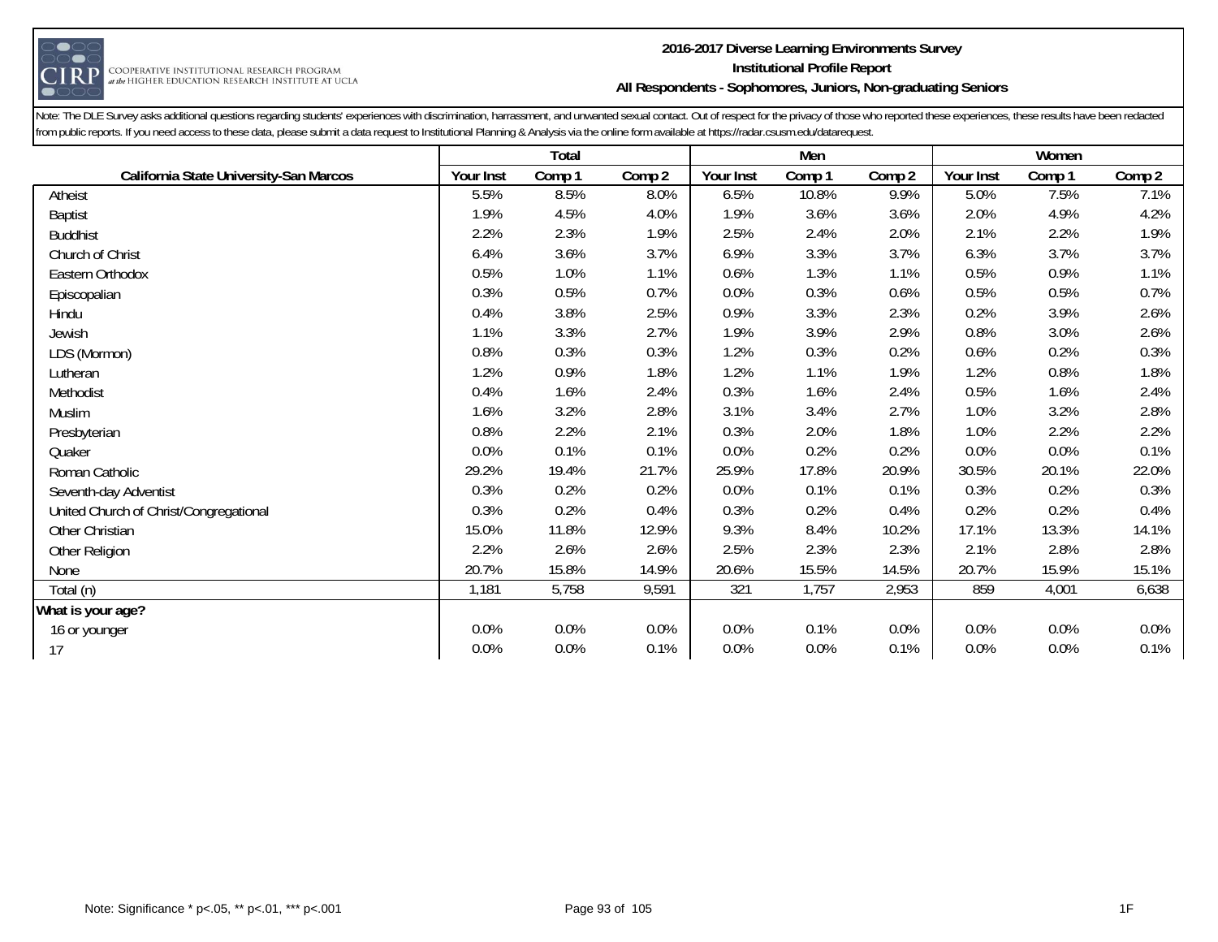Note: The DLE Survey asks additional questions regarding students' experiences with discrimination, harrassment, and unwanted sexual contact. Out of respect for the privacy of those who reported these experiences, these results have been redacted from public reports. If you need access to these data, please submit a data request to Institutional Planning & Analysis via the online form available at https://radar.csusm.edu/datarequest.

| | Total | | | Men | | | Women | | |
|---|---|---|---|---|---|---|---|---|---|
| **California State University-San Marcos** | **Your Inst** | **Comp 1** | **Comp 2** | **Your Inst** | **Comp 1** | **Comp 2** | **Your Inst** | **Comp 1** | **Comp 2** |
| Atheist | 5.5% | 8.5% | 8.0% | 6.5% | 10.8% | 9.9% | 5.0% | 7.5% | 7.1% |
| Baptist | 1.9% | 4.5% | 4.0% | 1.9% | 3.6% | 3.6% | 2.0% | 4.9% | 4.2% |
| Buddhist | 2.2% | 2.3% | 1.9% | 2.5% | 2.4% | 2.0% | 2.1% | 2.2% | 1.9% |
| Church of Christ | 6.4% | 3.6% | 3.7% | 6.9% | 3.3% | 3.7% | 6.3% | 3.7% | 3.7% |
| Eastern Orthodox | 0.5% | 1.0% | 1.1% | 0.6% | 1.3% | 1.1% | 0.5% | 0.9% | 1.1% |
| Episcopalian | 0.3% | 0.5% | 0.7% | 0.0% | 0.3% | 0.6% | 0.5% | 0.5% | 0.7% |
| Hindu | 0.4% | 3.8% | 2.5% | 0.9% | 3.3% | 2.3% | 0.2% | 3.9% | 2.6% |
| Jewish | 1.1% | 3.3% | 2.7% | 1.9% | 3.9% | 2.9% | 0.8% | 3.0% | 2.6% |
| LDS (Mormon) | 0.8% | 0.3% | 0.3% | 1.2% | 0.3% | 0.2% | 0.6% | 0.2% | 0.3% |
| Lutheran | 1.2% | 0.9% | 1.8% | 1.2% | 1.1% | 1.9% | 1.2% | 0.8% | 1.8% |
| Methodist | 0.4% | 1.6% | 2.4% | 0.3% | 1.6% | 2.4% | 0.5% | 1.6% | 2.4% |
| Muslim | 1.6% | 3.2% | 2.8% | 3.1% | 3.4% | 2.7% | 1.0% | 3.2% | 2.8% |
| Presbyterian | 0.8% | 2.2% | 2.1% | 0.3% | 2.0% | 1.8% | 1.0% | 2.2% | 2.2% |
| Quaker | 0.0% | 0.1% | 0.1% | 0.0% | 0.2% | 0.2% | 0.0% | 0.0% | 0.1% |
| Roman Catholic | 29.2% | 19.4% | 21.7% | 25.9% | 17.8% | 20.9% | 30.5% | 20.1% | 22.0% |
| Seventh-day Adventist | 0.3% | 0.2% | 0.2% | 0.0% | 0.1% | 0.1% | 0.3% | 0.2% | 0.3% |
| United Church of Christ/Congregational | 0.3% | 0.2% | 0.4% | 0.3% | 0.2% | 0.4% | 0.2% | 0.2% | 0.4% |
| Other Christian | 15.0% | 11.8% | 12.9% | 9.3% | 8.4% | 10.2% | 17.1% | 13.3% | 14.1% |
| Other Religion | 2.2% | 2.6% | 2.6% | 2.5% | 2.3% | 2.3% | 2.1% | 2.8% | 2.8% |
| None | 20.7% | 15.8% | 14.9% | 20.6% | 15.5% | 14.5% | 20.7% | 15.9% | 15.1% |
| Total (n) | 1,181 | 5,758 | 9,591 | 321 | 1,757 | 2,953 | 859 | 4,001 | 6,638 |
| **What is your age?** | | | | | | | | | |
| 16 or younger | 0.0% | 0.0% | 0.0% | 0.0% | 0.1% | 0.0% | 0.0% | 0.0% | 0.0% |
| 17 | 0.0% | 0.0% | 0.1% | 0.0% | 0.0% | 0.1% | 0.0% | 0.0% | 0.1% |

Note: Significance * p<.05, ** p<.01, *** p<.001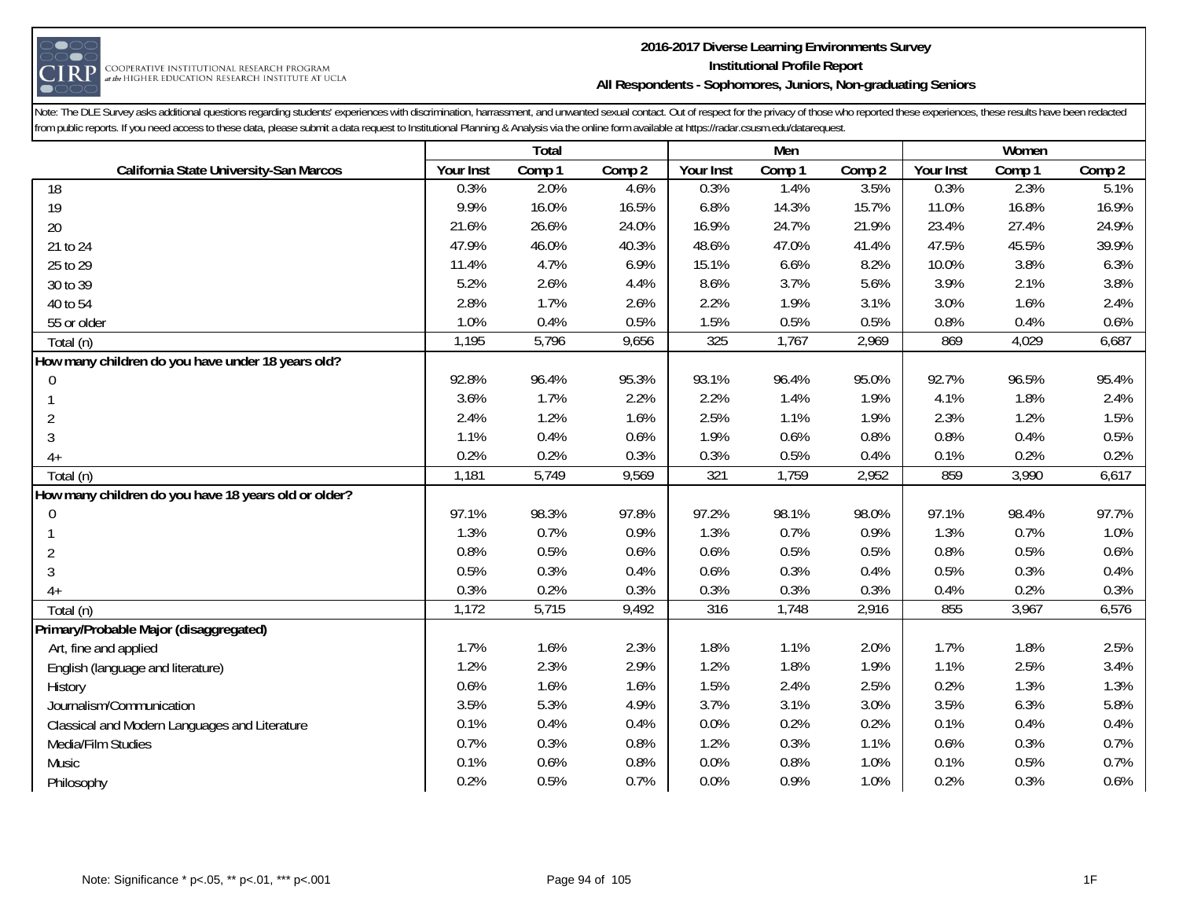Note: The DLE Survey asks additional questions regarding students' experiences with discrimination, harrassment, and unwanted sexual contact. Out of respect for the privacy of those who reported these experiences, these results have been redacted from public reports. If you need access to these data, please submit a data request to Institutional Planning & Analysis via the online form available at https://radar.csusm.edu/datarequest.

| | Total | | | Men | | | Women | | |
|---|---|---|---|---|---|---|---|---|---|
| California State University-San Marcos | Your Inst | Comp 1 | Comp 2 | Your Inst | Comp 1 | Comp 2 | Your Inst | Comp 1 | Comp 2 |
| 18 | 0.3% | 2.0% | 4.6% | 0.3% | 1.4% | 3.5% | 0.3% | 2.3% | 5.1% |
| 19 | 9.9% | 16.0% | 16.5% | 6.8% | 14.3% | 15.7% | 11.0% | 16.8% | 16.9% |
| 20 | 21.6% | 26.6% | 24.0% | 16.9% | 24.7% | 21.9% | 23.4% | 27.4% | 24.9% |
| 21 to 24 | 47.9% | 46.0% | 40.3% | 48.6% | 47.0% | 41.4% | 47.5% | 45.5% | 39.9% |
| 25 to 29 | 11.4% | 4.7% | 6.9% | 15.1% | 6.6% | 8.2% | 10.0% | 3.8% | 6.3% |
| 30 to 39 | 5.2% | 2.6% | 4.4% | 8.6% | 3.7% | 5.6% | 3.9% | 2.1% | 3.8% |
| 40 to 54 | 2.8% | 1.7% | 2.6% | 2.2% | 1.9% | 3.1% | 3.0% | 1.6% | 2.4% |
| 55 or older | 1.0% | 0.4% | 0.5% | 1.5% | 0.5% | 0.5% | 0.8% | 0.4% | 0.6% |
| Total (n) | 1,195 | 5,796 | 9,656 | 325 | 1,767 | 2,969 | 869 | 4,029 | 6,687 |
| **How many children do you have under 18 years old?** | | | | | | | | | |
| 0 | 92.8% | 96.4% | 95.3% | 93.1% | 96.4% | 95.0% | 92.7% | 96.5% | 95.4% |
| 1 | 3.6% | 1.7% | 2.2% | 2.2% | 1.4% | 1.9% | 4.1% | 1.8% | 2.4% |
| 2 | 2.4% | 1.2% | 1.6% | 2.5% | 1.1% | 1.9% | 2.3% | 1.2% | 1.5% |
| 3 | 1.1% | 0.4% | 0.6% | 1.9% | 0.6% | 0.8% | 0.8% | 0.4% | 0.5% |
| 4+ | 0.2% | 0.2% | 0.3% | 0.3% | 0.5% | 0.4% | 0.1% | 0.2% | 0.2% |
| Total (n) | 1,181 | 5,749 | 9,569 | 321 | 1,759 | 2,952 | 859 | 3,990 | 6,617 |
| **How many children do you have 18 years old or older?** | | | | | | | | | |
| 0 | 97.1% | 98.3% | 97.8% | 97.2% | 98.1% | 98.0% | 97.1% | 98.4% | 97.7% |
| 1 | 1.3% | 0.7% | 0.9% | 1.3% | 0.7% | 0.9% | 1.3% | 0.7% | 1.0% |
| 2 | 0.8% | 0.5% | 0.6% | 0.6% | 0.5% | 0.5% | 0.8% | 0.5% | 0.6% |
| 3 | 0.5% | 0.3% | 0.4% | 0.6% | 0.3% | 0.4% | 0.5% | 0.3% | 0.4% |
| 4+ | 0.3% | 0.2% | 0.3% | 0.3% | 0.3% | 0.3% | 0.4% | 0.2% | 0.3% |
| Total (n) | 1,172 | 5,715 | 9,492 | 316 | 1,748 | 2,916 | 855 | 3,967 | 6,576 |
| **Primary/Probable Major (disaggregated)** | | | | | | | | | |
| Art, fine and applied | 1.7% | 1.6% | 2.3% | 1.8% | 1.1% | 2.0% | 1.7% | 1.8% | 2.5% |
| English (language and literature) | 1.2% | 2.3% | 2.9% | 1.2% | 1.8% | 1.9% | 1.1% | 2.5% | 3.4% |
| History | 0.6% | 1.6% | 1.6% | 1.5% | 2.4% | 2.5% | 0.2% | 1.3% | 1.3% |
| Journalism/Communication | 3.5% | 5.3% | 4.9% | 3.7% | 3.1% | 3.0% | 3.5% | 6.3% | 5.8% |
| Classical and Modern Languages and Literature | 0.1% | 0.4% | 0.4% | 0.0% | 0.2% | 0.2% | 0.1% | 0.4% | 0.4% |
| Media/Film Studies | 0.7% | 0.3% | 0.8% | 1.2% | 0.3% | 1.1% | 0.6% | 0.3% | 0.7% |
| Music | 0.1% | 0.6% | 0.8% | 0.0% | 0.8% | 1.0% | 0.1% | 0.5% | 0.7% |
| Philosophy | 0.2% | 0.5% | 0.7% | 0.0% | 0.9% | 1.0% | 0.2% | 0.3% | 0.6% |

Note: Significance * p<.05, ** p<.01, *** p<.001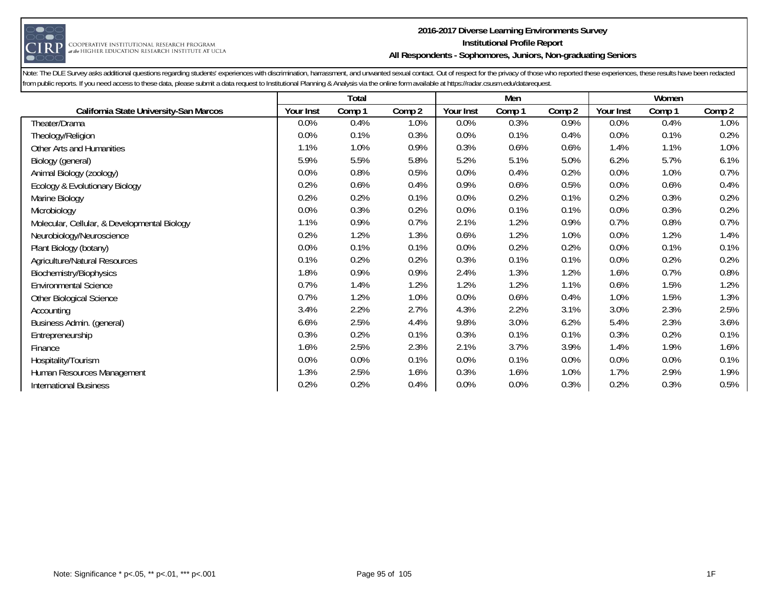**2016-2017 Diverse Learning Environments Survey**
**Institutional Profile Report**
**All Respondents - Sophomores, Juniors, Non-graduating Seniors**

Note: The DLE Survey asks additional questions regarding students' experiences with discrimination, harrassment, and unwanted sexual contact. Out of respect for the privacy of those who reported these experiences, these results have been redacted from public reports. If you need access to these data, please submit a data request to Institutional Planning & Analysis via the online form available at https://radar.csusm.edu/datarequest.

| | Total | | | Men | | | Women | | |
|---|---|---|---|---|---|---|---|---|---|
| **California State University-San Marcos** | **Your Inst** | **Comp 1** | **Comp 2** | **Your Inst** | **Comp 1** | **Comp 2** | **Your Inst** | **Comp 1** | **Comp 2** |
| Theater/Drama | 0.0% | 0.4% | 1.0% | 0.0% | 0.3% | 0.9% | 0.0% | 0.4% | 1.0% |
| Theology/Religion | 0.0% | 0.1% | 0.3% | 0.0% | 0.1% | 0.4% | 0.0% | 0.1% | 0.2% |
| Other Arts and Humanities | 1.1% | 1.0% | 0.9% | 0.3% | 0.6% | 0.6% | 1.4% | 1.1% | 1.0% |
| Biology (general) | 5.9% | 5.5% | 5.8% | 5.2% | 5.1% | 5.0% | 6.2% | 5.7% | 6.1% |
| Animal Biology (zoology) | 0.0% | 0.8% | 0.5% | 0.0% | 0.4% | 0.2% | 0.0% | 1.0% | 0.7% |
| Ecology & Evolutionary Biology | 0.2% | 0.6% | 0.4% | 0.9% | 0.6% | 0.5% | 0.0% | 0.6% | 0.4% |
| Marine Biology | 0.2% | 0.2% | 0.1% | 0.0% | 0.2% | 0.1% | 0.2% | 0.3% | 0.2% |
| Microbiology | 0.0% | 0.3% | 0.2% | 0.0% | 0.1% | 0.1% | 0.0% | 0.3% | 0.2% |
| Molecular, Cellular, & Developmental Biology | 1.1% | 0.9% | 0.7% | 2.1% | 1.2% | 0.9% | 0.7% | 0.8% | 0.7% |
| Neurobiology/Neuroscience | 0.2% | 1.2% | 1.3% | 0.6% | 1.2% | 1.0% | 0.0% | 1.2% | 1.4% |
| Plant Biology (botany) | 0.0% | 0.1% | 0.1% | 0.0% | 0.2% | 0.2% | 0.0% | 0.1% | 0.1% |
| Agriculture/Natural Resources | 0.1% | 0.2% | 0.2% | 0.3% | 0.1% | 0.1% | 0.0% | 0.2% | 0.2% |
| Biochemistry/Biophysics | 1.8% | 0.9% | 0.9% | 2.4% | 1.3% | 1.2% | 1.6% | 0.7% | 0.8% |
| Environmental Science | 0.7% | 1.4% | 1.2% | 1.2% | 1.2% | 1.1% | 0.6% | 1.5% | 1.2% |
| Other Biological Science | 0.7% | 1.2% | 1.0% | 0.0% | 0.6% | 0.4% | 1.0% | 1.5% | 1.3% |
| Accounting | 3.4% | 2.2% | 2.7% | 4.3% | 2.2% | 3.1% | 3.0% | 2.3% | 2.5% |
| Business Admin. (general) | 6.6% | 2.5% | 4.4% | 9.8% | 3.0% | 6.2% | 5.4% | 2.3% | 3.6% |
| Entrepreneurship | 0.3% | 0.2% | 0.1% | 0.3% | 0.1% | 0.1% | 0.3% | 0.2% | 0.1% |
| Finance | 1.6% | 2.5% | 2.3% | 2.1% | 3.7% | 3.9% | 1.4% | 1.9% | 1.6% |
| Hospitality/Tourism | 0.0% | 0.0% | 0.1% | 0.0% | 0.1% | 0.0% | 0.0% | 0.0% | 0.1% |
| Human Resources Management | 1.3% | 2.5% | 1.6% | 0.3% | 1.6% | 1.0% | 1.7% | 2.9% | 1.9% |
| International Business | 0.2% | 0.2% | 0.4% | 0.0% | 0.0% | 0.3% | 0.2% | 0.3% | 0.5% |

Note: Significance * p<.05, ** p<.01, *** p<.001

1F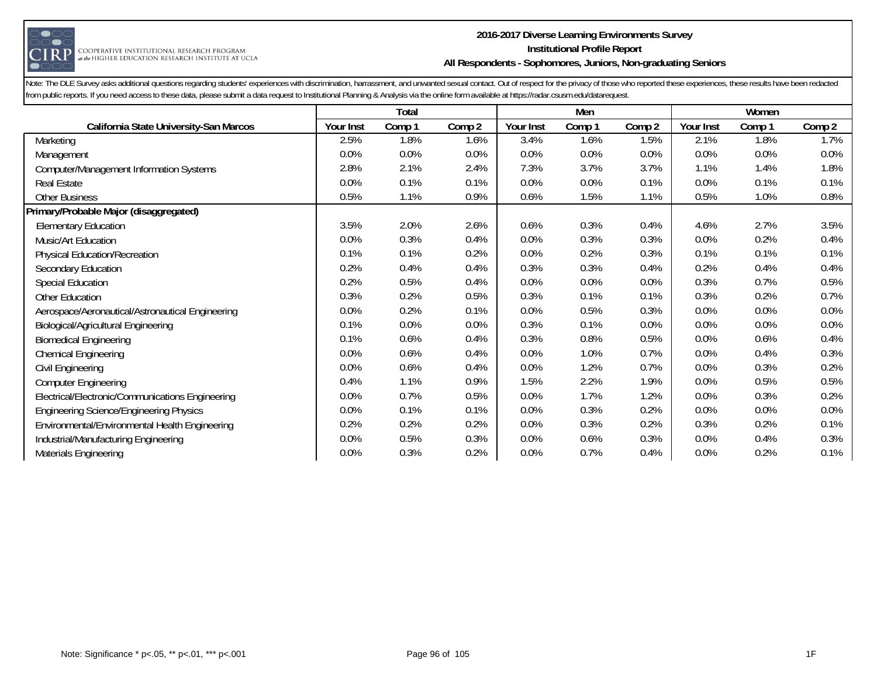Note: The DLE Survey asks additional questions regarding students' experiences with discrimination, harrassment, and unwanted sexual contact. Out of respect for the privacy of those who reported these experiences, these results have been redacted from public reports. If you need access to these data, please submit a data request to Institutional Planning & Analysis via the online form available at https://radar.csusm.edu/datarequest.

| | Total | | | Men | | | Women | | |
|---|---|---|---|---|---|---|---|---|---|
| **California State University-San Marcos** | **Your Inst** | **Comp 1** | **Comp 2** | **Your Inst** | **Comp 1** | **Comp 2** | **Your Inst** | **Comp 1** | **Comp 2** |
| Marketing | 2.5% | 1.8% | 1.6% | 3.4% | 1.6% | 1.5% | 2.1% | 1.8% | 1.7% |
| Management | 0.0% | 0.0% | 0.0% | 0.0% | 0.0% | 0.0% | 0.0% | 0.0% | 0.0% |
| Computer/Management Information Systems | 2.8% | 2.1% | 2.4% | 7.3% | 3.7% | 3.7% | 1.1% | 1.4% | 1.8% |
| Real Estate | 0.0% | 0.1% | 0.1% | 0.0% | 0.0% | 0.1% | 0.0% | 0.1% | 0.1% |
| Other Business | 0.5% | 1.1% | 0.9% | 0.6% | 1.5% | 1.1% | 0.5% | 1.0% | 0.8% |
| **Primary/Probable Major (disaggregated)** | | | | | | | | | |
| Elementary Education | 3.5% | 2.0% | 2.6% | 0.6% | 0.3% | 0.4% | 4.6% | 2.7% | 3.5% |
| Music/Art Education | 0.0% | 0.3% | 0.4% | 0.0% | 0.3% | 0.3% | 0.0% | 0.2% | 0.4% |
| Physical Education/Recreation | 0.1% | 0.1% | 0.2% | 0.0% | 0.2% | 0.3% | 0.1% | 0.1% | 0.1% |
| Secondary Education | 0.2% | 0.4% | 0.4% | 0.3% | 0.3% | 0.4% | 0.2% | 0.4% | 0.4% |
| Special Education | 0.2% | 0.5% | 0.4% | 0.0% | 0.0% | 0.0% | 0.3% | 0.7% | 0.5% |
| Other Education | 0.3% | 0.2% | 0.5% | 0.3% | 0.1% | 0.1% | 0.3% | 0.2% | 0.7% |
| Aerospace/Aeronautical/Astronautical Engineering | 0.0% | 0.2% | 0.1% | 0.0% | 0.5% | 0.3% | 0.0% | 0.0% | 0.0% |
| Biological/Agricultural Engineering | 0.1% | 0.0% | 0.0% | 0.3% | 0.1% | 0.0% | 0.0% | 0.0% | 0.0% |
| Biomedical Engineering | 0.1% | 0.6% | 0.4% | 0.3% | 0.8% | 0.5% | 0.0% | 0.6% | 0.4% |
| Chemical Engineering | 0.0% | 0.6% | 0.4% | 0.0% | 1.0% | 0.7% | 0.0% | 0.4% | 0.3% |
| Civil Engineering | 0.0% | 0.6% | 0.4% | 0.0% | 1.2% | 0.7% | 0.0% | 0.3% | 0.2% |
| Computer Engineering | 0.4% | 1.1% | 0.9% | 1.5% | 2.2% | 1.9% | 0.0% | 0.5% | 0.5% |
| Electrical/Electronic/Communications Engineering | 0.0% | 0.7% | 0.5% | 0.0% | 1.7% | 1.2% | 0.0% | 0.3% | 0.2% |
| Engineering Science/Engineering Physics | 0.0% | 0.1% | 0.1% | 0.0% | 0.3% | 0.2% | 0.0% | 0.0% | 0.0% |
| Environmental/Environmental Health Engineering | 0.2% | 0.2% | 0.2% | 0.0% | 0.3% | 0.2% | 0.3% | 0.2% | 0.1% |
| Industrial/Manufacturing Engineering | 0.0% | 0.5% | 0.3% | 0.0% | 0.6% | 0.3% | 0.0% | 0.4% | 0.3% |
| Materials Engineering | 0.0% | 0.3% | 0.2% | 0.0% | 0.7% | 0.4% | 0.0% | 0.2% | 0.1% |

Note: Significance * p<.05, ** p<.01, *** p<.001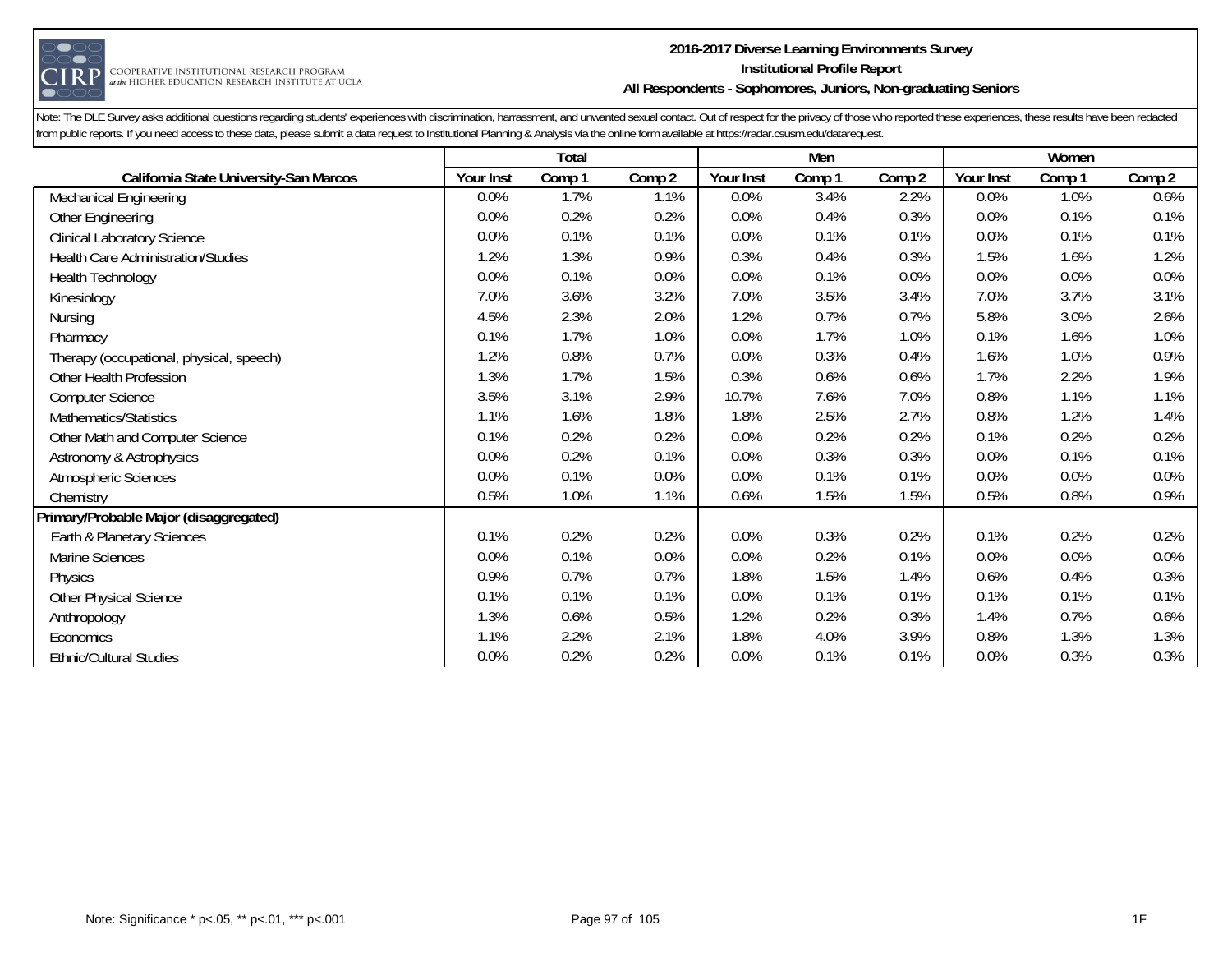# 2016-2017 Diverse Learning Environments Survey
## Institutional Profile Report
### All Respondents - Sophomores, Juniors, Non-graduating Seniors

Note: The DLE Survey asks additional questions regarding students' experiences with discrimination, harrassment, and unwanted sexual contact. Out of respect for the privacy of those who reported these experiences, these results have been redacted from public reports. If you need access to these data, please submit a data request to Institutional Planning & Analysis via the online form available at https://radar.csusm.edu/datarequest.

| | Total | | | Men | | | Women | | |
|---|---|---|---|---|---|---|---|---|---|
| California State University-San Marcos | Your Inst | Comp 1 | Comp 2 | Your Inst | Comp 1 | Comp 2 | Your Inst | Comp 1 | Comp 2 |
| Mechanical Engineering | 0.0% | 1.7% | 1.1% | 0.0% | 3.4% | 2.2% | 0.0% | 1.0% | 0.6% |
| Other Engineering | 0.0% | 0.2% | 0.2% | 0.0% | 0.4% | 0.3% | 0.0% | 0.1% | 0.1% |
| Clinical Laboratory Science | 0.0% | 0.1% | 0.1% | 0.0% | 0.1% | 0.1% | 0.0% | 0.1% | 0.1% |
| Health Care Administration/Studies | 1.2% | 1.3% | 0.9% | 0.3% | 0.4% | 0.3% | 1.5% | 1.6% | 1.2% |
| Health Technology | 0.0% | 0.1% | 0.0% | 0.0% | 0.1% | 0.0% | 0.0% | 0.0% | 0.0% |
| Kinesiology | 7.0% | 3.6% | 3.2% | 7.0% | 3.5% | 3.4% | 7.0% | 3.7% | 3.1% |
| Nursing | 4.5% | 2.3% | 2.0% | 1.2% | 0.7% | 0.7% | 5.8% | 3.0% | 2.6% |
| Pharmacy | 0.1% | 1.7% | 1.0% | 0.0% | 1.7% | 1.0% | 0.1% | 1.6% | 1.0% |
| Therapy (occupational, physical, speech) | 1.2% | 0.8% | 0.7% | 0.0% | 0.3% | 0.4% | 1.6% | 1.0% | 0.9% |
| Other Health Profession | 1.3% | 1.7% | 1.5% | 0.3% | 0.6% | 0.6% | 1.7% | 2.2% | 1.9% |
| Computer Science | 3.5% | 3.1% | 2.9% | 10.7% | 7.6% | 7.0% | 0.8% | 1.1% | 1.1% |
| Mathematics/Statistics | 1.1% | 1.6% | 1.8% | 1.8% | 2.5% | 2.7% | 0.8% | 1.2% | 1.4% |
| Other Math and Computer Science | 0.1% | 0.2% | 0.2% | 0.0% | 0.2% | 0.2% | 0.1% | 0.2% | 0.2% |
| Astronomy & Astrophysics | 0.0% | 0.2% | 0.1% | 0.0% | 0.3% | 0.3% | 0.0% | 0.1% | 0.1% |
| Atmospheric Sciences | 0.0% | 0.1% | 0.0% | 0.0% | 0.1% | 0.1% | 0.0% | 0.0% | 0.0% |
| Chemistry | 0.5% | 1.0% | 1.1% | 0.6% | 1.5% | 1.5% | 0.5% | 0.8% | 0.9% |
| **Primary/Probable Major (disaggregated)** | | | | | | | | | |
| Earth & Planetary Sciences | 0.1% | 0.2% | 0.2% | 0.0% | 0.3% | 0.2% | 0.1% | 0.2% | 0.2% |
| Marine Sciences | 0.0% | 0.1% | 0.0% | 0.0% | 0.2% | 0.1% | 0.0% | 0.0% | 0.0% |
| Physics | 0.9% | 0.7% | 0.7% | 1.8% | 1.5% | 1.4% | 0.6% | 0.4% | 0.3% |
| Other Physical Science | 0.1% | 0.1% | 0.1% | 0.0% | 0.1% | 0.1% | 0.1% | 0.1% | 0.1% |
| Anthropology | 1.3% | 0.6% | 0.5% | 1.2% | 0.2% | 0.3% | 1.4% | 0.7% | 0.6% |
| Economics | 1.1% | 2.2% | 2.1% | 1.8% | 4.0% | 3.9% | 0.8% | 1.3% | 1.3% |
| Ethnic/Cultural Studies | 0.0% | 0.2% | 0.2% | 0.0% | 0.1% | 0.1% | 0.0% | 0.3% | 0.3% |

Note: Significance * p<.05, ** p<.01, *** p<.001

1F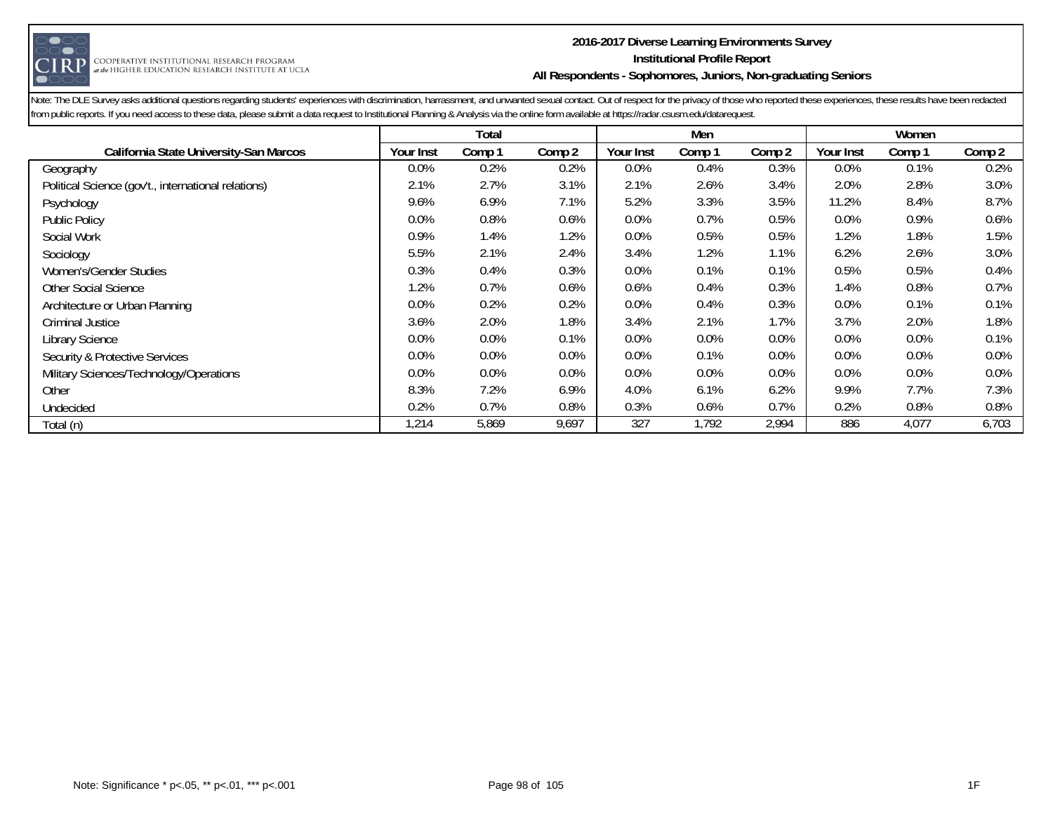**2016-2017 Diverse Learning Environments Survey**
**Institutional Profile Report**
**All Respondents - Sophomores, Juniors, Non-graduating Seniors**

Note: The DLE Survey asks additional questions regarding students' experiences with discrimination, harrassment, and unwanted sexual contact. Out of respect for the privacy of those who reported these experiences, these results have been redacted from public reports. If you need access to these data, please submit a data request to Institutional Planning & Analysis via the online form available at https://radar.csusm.edu/datarequest.

| | Total | | | Men | | | Women | | |
|---|---|---|---|---|---|---|---|---|---|
| **California State University-San Marcos** | **Your Inst** | **Comp 1** | **Comp 2** | **Your Inst** | **Comp 1** | **Comp 2** | **Your Inst** | **Comp 1** | **Comp 2** |
| Geography | 0.0% | 0.2% | 0.2% | 0.0% | 0.4% | 0.3% | 0.0% | 0.1% | 0.2% |
| Political Science (gov't., international relations) | 2.1% | 2.7% | 3.1% | 2.1% | 2.6% | 3.4% | 2.0% | 2.8% | 3.0% |
| Psychology | 9.6% | 6.9% | 7.1% | 5.2% | 3.3% | 3.5% | 11.2% | 8.4% | 8.7% |
| Public Policy | 0.0% | 0.8% | 0.6% | 0.0% | 0.7% | 0.5% | 0.0% | 0.9% | 0.6% |
| Social Work | 0.9% | 1.4% | 1.2% | 0.0% | 0.5% | 0.5% | 1.2% | 1.8% | 1.5% |
| Sociology | 5.5% | 2.1% | 2.4% | 3.4% | 1.2% | 1.1% | 6.2% | 2.6% | 3.0% |
| Women's/Gender Studies | 0.3% | 0.4% | 0.3% | 0.0% | 0.1% | 0.1% | 0.5% | 0.5% | 0.4% |
| Other Social Science | 1.2% | 0.7% | 0.6% | 0.6% | 0.4% | 0.3% | 1.4% | 0.8% | 0.7% |
| Architecture or Urban Planning | 0.0% | 0.2% | 0.2% | 0.0% | 0.4% | 0.3% | 0.0% | 0.1% | 0.1% |
| Criminal Justice | 3.6% | 2.0% | 1.8% | 3.4% | 2.1% | 1.7% | 3.7% | 2.0% | 1.8% |
| Library Science | 0.0% | 0.0% | 0.1% | 0.0% | 0.0% | 0.0% | 0.0% | 0.0% | 0.1% |
| Security & Protective Services | 0.0% | 0.0% | 0.0% | 0.0% | 0.1% | 0.0% | 0.0% | 0.0% | 0.0% |
| Military Sciences/Technology/Operations | 0.0% | 0.0% | 0.0% | 0.0% | 0.0% | 0.0% | 0.0% | 0.0% | 0.0% |
| Other | 8.3% | 7.2% | 6.9% | 4.0% | 6.1% | 6.2% | 9.9% | 7.7% | 7.3% |
| Undecided | 0.2% | 0.7% | 0.8% | 0.3% | 0.6% | 0.7% | 0.2% | 0.8% | 0.8% |
| Total (n) | 1,214 | 5,869 | 9,697 | 327 | 1,792 | 2,994 | 886 | 4,077 | 6,703 |

Note: Significance * p<.05, ** p<.01, *** p<.001

1F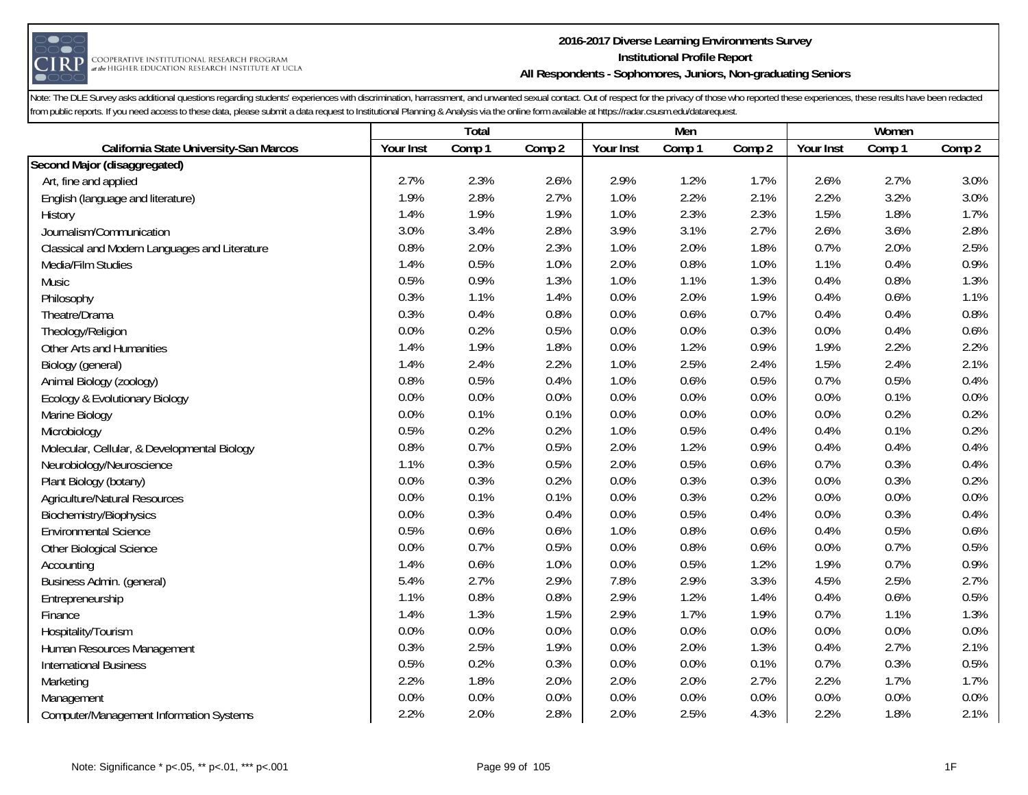**2016-2017 Diverse Learning Environments Survey**
**Institutional Profile Report**
**All Respondents - Sophomores, Juniors, Non-graduating Seniors**

Note: The DLE Survey asks additional questions regarding students' experiences with discrimination, harrassment, and unwanted sexual contact. Out of respect for the privacy of those who reported these experiences, these results have been redacted from public reports. If you need access to these data, please submit a data request to Institutional Planning & Analysis via the online form available at https://radar.csusm.edu/datarequest.

| | Total | | | Men | | | Women | | |
|---|---|---|---|---|---|---|---|---|---|
| **California State University-San Marcos** | Your Inst | Comp 1 | Comp 2 | Your Inst | Comp 1 | Comp 2 | Your Inst | Comp 1 | Comp 2 |
| **Second Major (disaggregated)** | | | | | | | | | |
| Art, fine and applied | 2.7% | 2.3% | 2.6% | 2.9% | 1.2% | 1.7% | 2.6% | 2.7% | 3.0% |
| English (language and literature) | 1.9% | 2.8% | 2.7% | 1.0% | 2.2% | 2.1% | 2.2% | 3.2% | 3.0% |
| History | 1.4% | 1.9% | 1.9% | 1.0% | 2.3% | 2.3% | 1.5% | 1.8% | 1.7% |
| Journalism/Communication | 3.0% | 3.4% | 2.8% | 3.9% | 3.1% | 2.7% | 2.6% | 3.6% | 2.8% |
| Classical and Modern Languages and Literature | 0.8% | 2.0% | 2.3% | 1.0% | 2.0% | 1.8% | 0.7% | 2.0% | 2.5% |
| Media/Film Studies | 1.4% | 0.5% | 1.0% | 2.0% | 0.8% | 1.0% | 1.1% | 0.4% | 0.9% |
| Music | 0.5% | 0.9% | 1.3% | 1.0% | 1.1% | 1.3% | 0.4% | 0.8% | 1.3% |
| Philosophy | 0.3% | 1.1% | 1.4% | 0.0% | 2.0% | 1.9% | 0.4% | 0.6% | 1.1% |
| Theatre/Drama | 0.3% | 0.4% | 0.8% | 0.0% | 0.6% | 0.7% | 0.4% | 0.4% | 0.8% |
| Theology/Religion | 0.0% | 0.2% | 0.5% | 0.0% | 0.0% | 0.3% | 0.0% | 0.4% | 0.6% |
| Other Arts and Humanities | 1.4% | 1.9% | 1.8% | 0.0% | 1.2% | 0.9% | 1.9% | 2.2% | 2.2% |
| Biology (general) | 1.4% | 2.4% | 2.2% | 1.0% | 2.5% | 2.4% | 1.5% | 2.4% | 2.1% |
| Animal Biology (zoology) | 0.8% | 0.5% | 0.4% | 1.0% | 0.6% | 0.5% | 0.7% | 0.5% | 0.4% |
| Ecology & Evolutionary Biology | 0.0% | 0.0% | 0.0% | 0.0% | 0.0% | 0.0% | 0.0% | 0.1% | 0.0% |
| Marine Biology | 0.0% | 0.1% | 0.1% | 0.0% | 0.0% | 0.0% | 0.0% | 0.2% | 0.2% |
| Microbiology | 0.5% | 0.2% | 0.2% | 1.0% | 0.5% | 0.4% | 0.4% | 0.1% | 0.2% |
| Molecular, Cellular, & Developmental Biology | 0.8% | 0.7% | 0.5% | 2.0% | 1.2% | 0.9% | 0.4% | 0.4% | 0.4% |
| Neurobiology/Neuroscience | 1.1% | 0.3% | 0.5% | 2.0% | 0.5% | 0.6% | 0.7% | 0.3% | 0.4% |
| Plant Biology (botany) | 0.0% | 0.3% | 0.2% | 0.0% | 0.3% | 0.3% | 0.0% | 0.3% | 0.2% |
| Agriculture/Natural Resources | 0.0% | 0.1% | 0.1% | 0.0% | 0.3% | 0.2% | 0.0% | 0.0% | 0.0% |
| Biochemistry/Biophysics | 0.0% | 0.3% | 0.4% | 0.0% | 0.5% | 0.4% | 0.0% | 0.3% | 0.4% |
| Environmental Science | 0.5% | 0.6% | 0.6% | 1.0% | 0.8% | 0.6% | 0.4% | 0.5% | 0.6% |
| Other Biological Science | 0.0% | 0.7% | 0.5% | 0.0% | 0.8% | 0.6% | 0.0% | 0.7% | 0.5% |
| Accounting | 1.4% | 0.6% | 1.0% | 0.0% | 0.5% | 1.2% | 1.9% | 0.7% | 0.9% |
| Business Admin. (general) | 5.4% | 2.7% | 2.9% | 7.8% | 2.9% | 3.3% | 4.5% | 2.5% | 2.7% |
| Entrepreneurship | 1.1% | 0.8% | 0.8% | 2.9% | 1.2% | 1.4% | 0.4% | 0.6% | 0.5% |
| Finance | 1.4% | 1.3% | 1.5% | 2.9% | 1.7% | 1.9% | 0.7% | 1.1% | 1.3% |
| Hospitality/Tourism | 0.0% | 0.0% | 0.0% | 0.0% | 0.0% | 0.0% | 0.0% | 0.0% | 0.0% |
| Human Resources Management | 0.3% | 2.5% | 1.9% | 0.0% | 2.0% | 1.3% | 0.4% | 2.7% | 2.1% |
| International Business | 0.5% | 0.2% | 0.3% | 0.0% | 0.0% | 0.1% | 0.7% | 0.3% | 0.5% |
| Marketing | 2.2% | 1.8% | 2.0% | 2.0% | 2.0% | 2.7% | 2.2% | 1.7% | 1.7% |
| Management | 0.0% | 0.0% | 0.0% | 0.0% | 0.0% | 0.0% | 0.0% | 0.0% | 0.0% |
| Computer/Management Information Systems | 2.2% | 2.0% | 2.8% | 2.0% | 2.5% | 4.3% | 2.2% | 1.8% | 2.1% |

Note: Significance * p<.05, ** p<.01, *** p<.001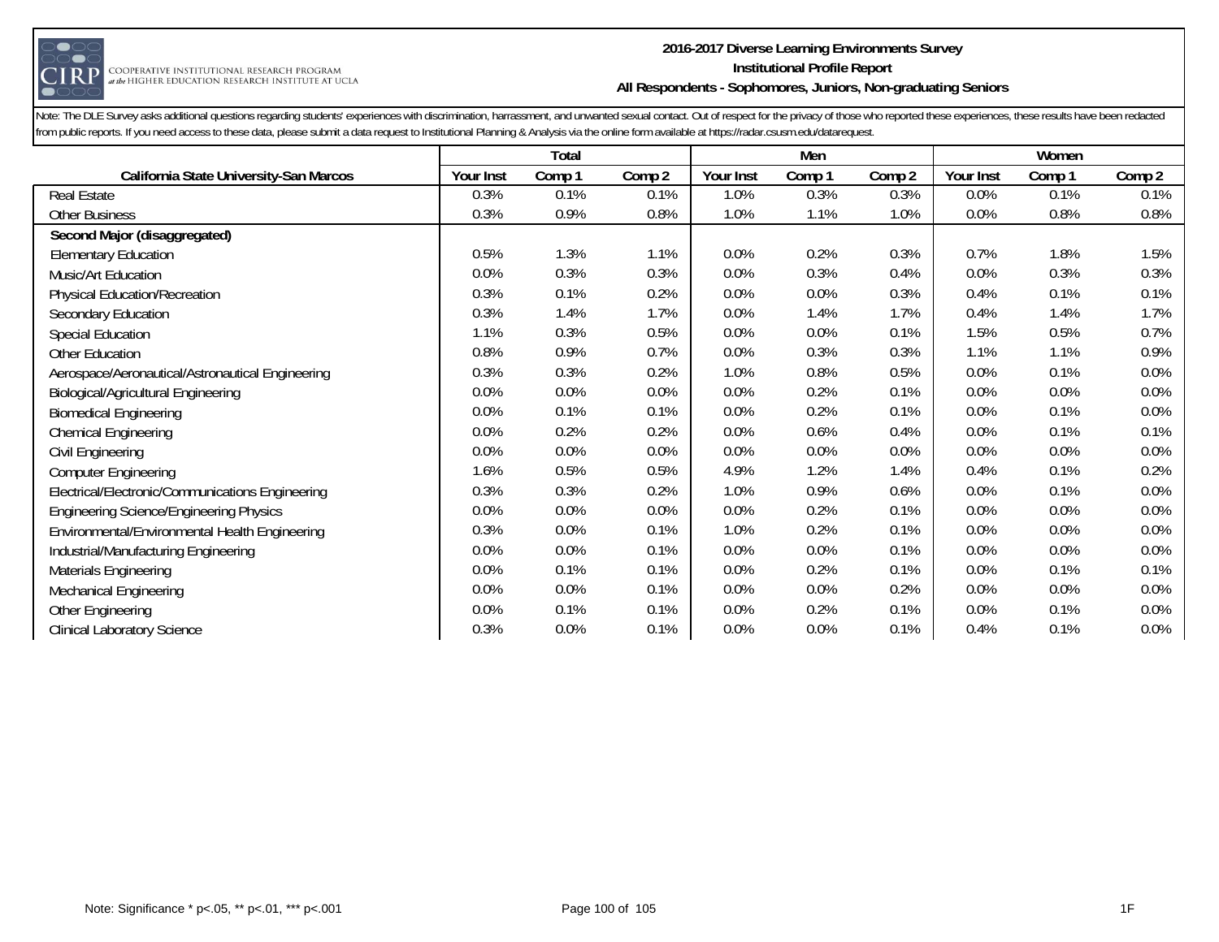Note: The DLE Survey asks additional questions regarding students' experiences with discrimination, harrassment, and unwanted sexual contact. Out of respect for the privacy of those who reported these experiences, these results have been redacted from public reports. If you need access to these data, please submit a data request to Institutional Planning & Analysis via the online form available at https://radar.csusm.edu/datarequest.

| | Total | | | Men | | | Women | | |
|---|---|---|---|---|---|---|---|---|---|
| **California State University-San Marcos** | **Your Inst** | **Comp 1** | **Comp 2** | **Your Inst** | **Comp 1** | **Comp 2** | **Your Inst** | **Comp 1** | **Comp 2** |
| Real Estate | 0.3% | 0.1% | 0.1% | 1.0% | 0.3% | 0.3% | 0.0% | 0.1% | 0.1% |
| Other Business | 0.3% | 0.9% | 0.8% | 1.0% | 1.1% | 1.0% | 0.0% | 0.8% | 0.8% |
| **Second Major (disaggregated)** | | | | | | | | | |
| Elementary Education | 0.5% | 1.3% | 1.1% | 0.0% | 0.2% | 0.3% | 0.7% | 1.8% | 1.5% |
| Music/Art Education | 0.0% | 0.3% | 0.3% | 0.0% | 0.3% | 0.4% | 0.0% | 0.3% | 0.3% |
| Physical Education/Recreation | 0.3% | 0.1% | 0.2% | 0.0% | 0.0% | 0.3% | 0.4% | 0.1% | 0.1% |
| Secondary Education | 0.3% | 1.4% | 1.7% | 0.0% | 1.4% | 1.7% | 0.4% | 1.4% | 1.7% |
| Special Education | 1.1% | 0.3% | 0.5% | 0.0% | 0.0% | 0.1% | 1.5% | 0.5% | 0.7% |
| Other Education | 0.8% | 0.9% | 0.7% | 0.0% | 0.3% | 0.3% | 1.1% | 1.1% | 0.9% |
| Aerospace/Aeronautical/Astronautical Engineering | 0.3% | 0.3% | 0.2% | 1.0% | 0.8% | 0.5% | 0.0% | 0.1% | 0.0% |
| Biological/Agricultural Engineering | 0.0% | 0.0% | 0.0% | 0.0% | 0.2% | 0.1% | 0.0% | 0.0% | 0.0% |
| Biomedical Engineering | 0.0% | 0.1% | 0.1% | 0.0% | 0.2% | 0.1% | 0.0% | 0.1% | 0.0% |
| Chemical Engineering | 0.0% | 0.2% | 0.2% | 0.0% | 0.6% | 0.4% | 0.0% | 0.1% | 0.1% |
| Civil Engineering | 0.0% | 0.0% | 0.0% | 0.0% | 0.0% | 0.0% | 0.0% | 0.0% | 0.0% |
| Computer Engineering | 1.6% | 0.5% | 0.5% | 4.9% | 1.2% | 1.4% | 0.4% | 0.1% | 0.2% |
| Electrical/Electronic/Communications Engineering | 0.3% | 0.3% | 0.2% | 1.0% | 0.9% | 0.6% | 0.0% | 0.1% | 0.0% |
| Engineering Science/Engineering Physics | 0.0% | 0.0% | 0.0% | 0.0% | 0.2% | 0.1% | 0.0% | 0.0% | 0.0% |
| Environmental/Environmental Health Engineering | 0.3% | 0.0% | 0.1% | 1.0% | 0.2% | 0.1% | 0.0% | 0.0% | 0.0% |
| Industrial/Manufacturing Engineering | 0.0% | 0.0% | 0.1% | 0.0% | 0.0% | 0.1% | 0.0% | 0.0% | 0.0% |
| Materials Engineering | 0.0% | 0.1% | 0.1% | 0.0% | 0.2% | 0.1% | 0.0% | 0.1% | 0.1% |
| Mechanical Engineering | 0.0% | 0.0% | 0.1% | 0.0% | 0.0% | 0.2% | 0.0% | 0.0% | 0.0% |
| Other Engineering | 0.0% | 0.1% | 0.1% | 0.0% | 0.2% | 0.1% | 0.0% | 0.1% | 0.0% |
| Clinical Laboratory Science | 0.3% | 0.0% | 0.1% | 0.0% | 0.0% | 0.1% | 0.4% | 0.1% | 0.0% |

Note: Significance * p<.05, ** p<.01, *** p<.001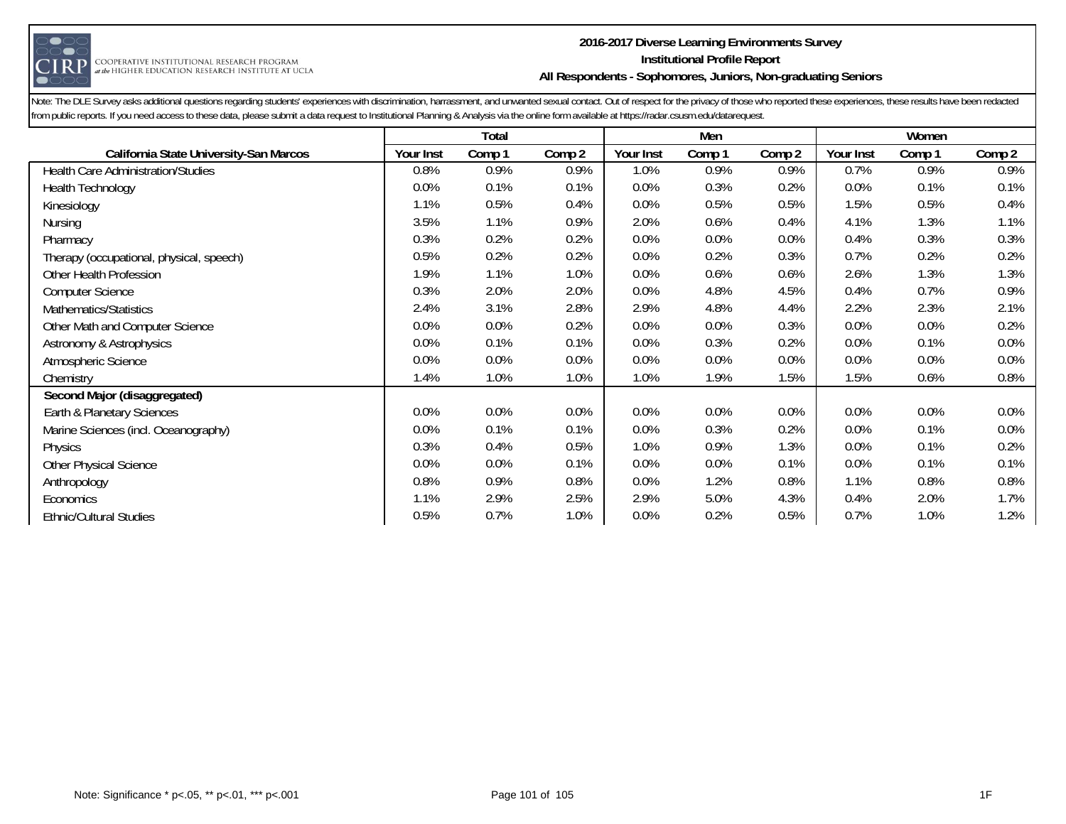**2016-2017 Diverse Learning Environments Survey**
**Institutional Profile Report**
**All Respondents - Sophomores, Juniors, Non-graduating Seniors**

Note: The DLE Survey asks additional questions regarding students' experiences with discrimination, harrassment, and unwanted sexual contact. Out of respect for the privacy of those who reported these experiences, these results have been redacted from public reports. If you need access to these data, please submit a data request to Institutional Planning & Analysis via the online form available at https://radar.csusm.edu/datarequest.

| | Total | | | Men | | | Women | | |
|---|---|---|---|---|---|---|---|---|---|
| **California State University-San Marcos** | Your Inst | Comp 1 | Comp 2 | Your Inst | Comp 1 | Comp 2 | Your Inst | Comp 1 | Comp 2 |
| Health Care Administration/Studies | 0.8% | 0.9% | 0.9% | 1.0% | 0.9% | 0.9% | 0.7% | 0.9% | 0.9% |
| Health Technology | 0.0% | 0.1% | 0.1% | 0.0% | 0.3% | 0.2% | 0.0% | 0.1% | 0.1% |
| Kinesiology | 1.1% | 0.5% | 0.4% | 0.0% | 0.5% | 0.5% | 1.5% | 0.5% | 0.4% |
| Nursing | 3.5% | 1.1% | 0.9% | 2.0% | 0.6% | 0.4% | 4.1% | 1.3% | 1.1% |
| Pharmacy | 0.3% | 0.2% | 0.2% | 0.0% | 0.0% | 0.0% | 0.4% | 0.3% | 0.3% |
| Therapy (occupational, physical, speech) | 0.5% | 0.2% | 0.2% | 0.0% | 0.2% | 0.3% | 0.7% | 0.2% | 0.2% |
| Other Health Profession | 1.9% | 1.1% | 1.0% | 0.0% | 0.6% | 0.6% | 2.6% | 1.3% | 1.3% |
| Computer Science | 0.3% | 2.0% | 2.0% | 0.0% | 4.8% | 4.5% | 0.4% | 0.7% | 0.9% |
| Mathematics/Statistics | 2.4% | 3.1% | 2.8% | 2.9% | 4.8% | 4.4% | 2.2% | 2.3% | 2.1% |
| Other Math and Computer Science | 0.0% | 0.0% | 0.2% | 0.0% | 0.0% | 0.3% | 0.0% | 0.0% | 0.2% |
| Astronomy & Astrophysics | 0.0% | 0.1% | 0.1% | 0.0% | 0.3% | 0.2% | 0.0% | 0.1% | 0.0% |
| Atmospheric Science | 0.0% | 0.0% | 0.0% | 0.0% | 0.0% | 0.0% | 0.0% | 0.0% | 0.0% |
| Chemistry | 1.4% | 1.0% | 1.0% | 1.0% | 1.9% | 1.5% | 1.5% | 0.6% | 0.8% |
| **Second Major (disaggregated)** | | | | | | | | | |
| Earth & Planetary Sciences | 0.0% | 0.0% | 0.0% | 0.0% | 0.0% | 0.0% | 0.0% | 0.0% | 0.0% |
| Marine Sciences (incl. Oceanography) | 0.0% | 0.1% | 0.1% | 0.0% | 0.3% | 0.2% | 0.0% | 0.1% | 0.0% |
| Physics | 0.3% | 0.4% | 0.5% | 1.0% | 0.9% | 1.3% | 0.0% | 0.1% | 0.2% |
| Other Physical Science | 0.0% | 0.0% | 0.1% | 0.0% | 0.0% | 0.1% | 0.0% | 0.1% | 0.1% |
| Anthropology | 0.8% | 0.9% | 0.8% | 0.0% | 1.2% | 0.8% | 1.1% | 0.8% | 0.8% |
| Economics | 1.1% | 2.9% | 2.5% | 2.9% | 5.0% | 4.3% | 0.4% | 2.0% | 1.7% |
| Ethnic/Cultural Studies | 0.5% | 0.7% | 1.0% | 0.0% | 0.2% | 0.5% | 0.7% | 1.0% | 1.2% |

Note: Significance * p<.05, ** p<.01, *** p<.001

1F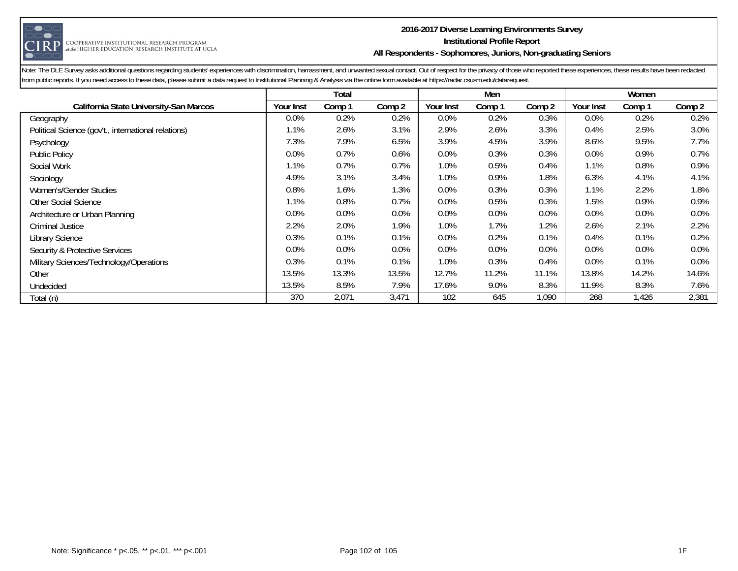**2016-2017 Diverse Learning Environments Survey**
**Institutional Profile Report**
**All Respondents - Sophomores, Juniors, Non-graduating Seniors**

Note: The DLE Survey asks additional questions regarding students' experiences with discrimination, harrassment, and unwanted sexual contact. Out of respect for the privacy of those who reported these experiences, these results have been redacted from public reports. If you need access to these data, please submit a data request to Institutional Planning & Analysis via the online form available at https://radar.csusm.edu/datarequest.

| | Total | | | Men | | | Women | | |
|---|---|---|---|---|---|---|---|---|---|
| **California State University-San Marcos** | Your Inst | Comp 1 | Comp 2 | Your Inst | Comp 1 | Comp 2 | Your Inst | Comp 1 | Comp 2 |
| Geography | 0.0% | 0.2% | 0.2% | 0.0% | 0.2% | 0.3% | 0.0% | 0.2% | 0.2% |
| Political Science (gov't., international relations) | 1.1% | 2.6% | 3.1% | 2.9% | 2.6% | 3.3% | 0.4% | 2.5% | 3.0% |
| Psychology | 7.3% | 7.9% | 6.5% | 3.9% | 4.5% | 3.9% | 8.6% | 9.5% | 7.7% |
| Public Policy | 0.0% | 0.7% | 0.6% | 0.0% | 0.3% | 0.3% | 0.0% | 0.9% | 0.7% |
| Social Work | 1.1% | 0.7% | 0.7% | 1.0% | 0.5% | 0.4% | 1.1% | 0.8% | 0.9% |
| Sociology | 4.9% | 3.1% | 3.4% | 1.0% | 0.9% | 1.8% | 6.3% | 4.1% | 4.1% |
| Women's/Gender Studies | 0.8% | 1.6% | 1.3% | 0.0% | 0.3% | 0.3% | 1.1% | 2.2% | 1.8% |
| Other Social Science | 1.1% | 0.8% | 0.7% | 0.0% | 0.5% | 0.3% | 1.5% | 0.9% | 0.9% |
| Architecture or Urban Planning | 0.0% | 0.0% | 0.0% | 0.0% | 0.0% | 0.0% | 0.0% | 0.0% | 0.0% |
| Criminal Justice | 2.2% | 2.0% | 1.9% | 1.0% | 1.7% | 1.2% | 2.6% | 2.1% | 2.2% |
| Library Science | 0.3% | 0.1% | 0.1% | 0.0% | 0.2% | 0.1% | 0.4% | 0.1% | 0.2% |
| Security & Protective Services | 0.0% | 0.0% | 0.0% | 0.0% | 0.0% | 0.0% | 0.0% | 0.0% | 0.0% |
| Military Sciences/Technology/Operations | 0.3% | 0.1% | 0.1% | 1.0% | 0.3% | 0.4% | 0.0% | 0.1% | 0.0% |
| Other | 13.5% | 13.3% | 13.5% | 12.7% | 11.2% | 11.1% | 13.8% | 14.2% | 14.6% |
| Undecided | 13.5% | 8.5% | 7.9% | 17.6% | 9.0% | 8.3% | 11.9% | 8.3% | 7.6% |
| Total (n) | 370 | 2,071 | 3,471 | 102 | 645 | 1,090 | 268 | 1,426 | 2,381 |

Note: Significance * p<.05, ** p<.01, *** p<.001

1F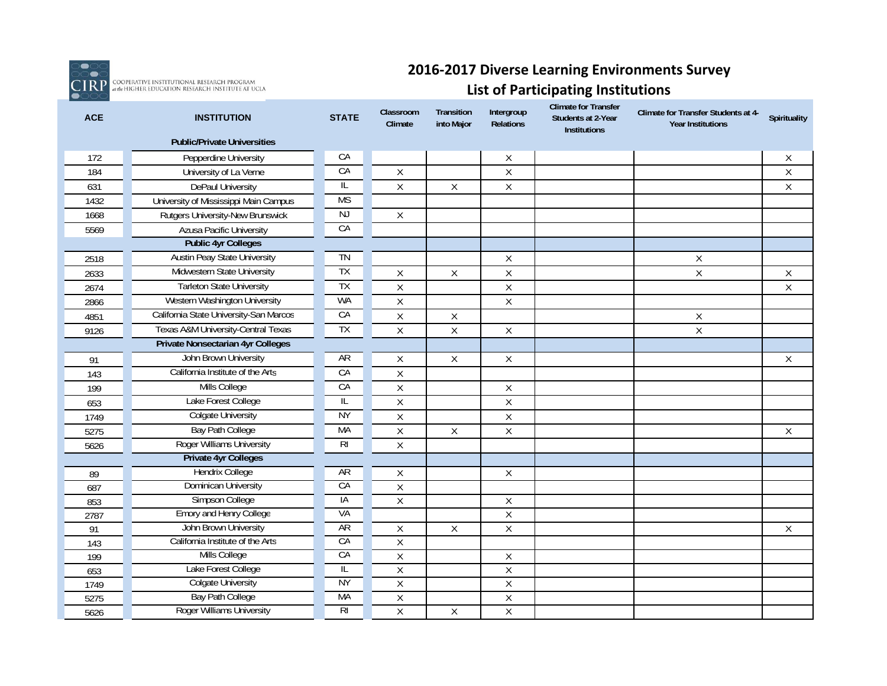COOPERATIVE INSTITUTIONAL RESEARCH PROGRAM at the HIGHER EDUCATION RESEARCH INSTITUTE AT UCLA

# 2016-2017 Diverse Learning Environments Survey
## List of Participating Institutions

| ACE | INSTITUTION | STATE | Classroom Climate | Transition into Major | Intergroup Relations | Climate for Transfer Students at 2-Year Institutions | Climate for Transfer Students at 4-Year Institutions | Spirituality |
|---|---|---|---|---|---|---|---|---|
| | **Public/Private Universities** | | | | | | | |
| 172 | Pepperdine University | CA | | | X | | | X |
| 184 | University of La Verne | CA | X | | X | | | X |
| 631 | DePaul University | IL | X | X | X | | | X |
| 1432 | University of Mississippi Main Campus | MS | | | | | | |
| 1668 | Rutgers University-New Brunswick | NJ | X | | | | | |
| 5569 | Azusa Pacific University | CA | | | | | | |
| | **Public 4yr Colleges** | | | | | | | |
| 2518 | Austin Peay State University | TN | | | X | | X | |
| 2633 | Midwestern State University | TX | X | X | X | | X | X |
| 2674 | Tarleton State University | TX | X | | X | | | X |
| 2866 | Western Washington University | WA | X | | X | | | |
| 4851 | California State University-San Marcos | CA | X | X | | | X | |
| 9126 | Texas A&M University-Central Texas | TX | X | X | X | | X | |
| | **Private Nonsectarian 4yr Colleges** | | | | | | | |
| 91 | John Brown University | AR | X | X | X | | | X |
| 143 | California Institute of the Arts | CA | X | | | | | |
| 199 | Mills College | CA | X | | X | | | |
| 653 | Lake Forest College | IL | X | | X | | | |
| 1749 | Colgate University | NY | X | | X | | | |
| 5275 | Bay Path College | MA | X | X | X | | | X |
| 5626 | Roger Williams University | RI | X | | | | | |
| | **Private 4yr Colleges** | | | | | | | |
| 89 | Hendrix College | AR | X | | X | | | |
| 687 | Dominican University | CA | X | | | | | |
| 853 | Simpson College | IA | X | | X | | | |
| 2787 | Emory and Henry College | VA | | | X | | | |
| 91 | John Brown University | AR | X | X | X | | | X |
| 143 | California Institute of the Arts | CA | X | | | | | |
| 199 | Mills College | CA | X | | X | | | |
| 653 | Lake Forest College | IL | X | | X | | | |
| 1749 | Colgate University | NY | X | | X | | | |
| 5275 | Bay Path College | MA | X | | X | | | |
| 5626 | Roger Williams University | RI | X | X | X | | | |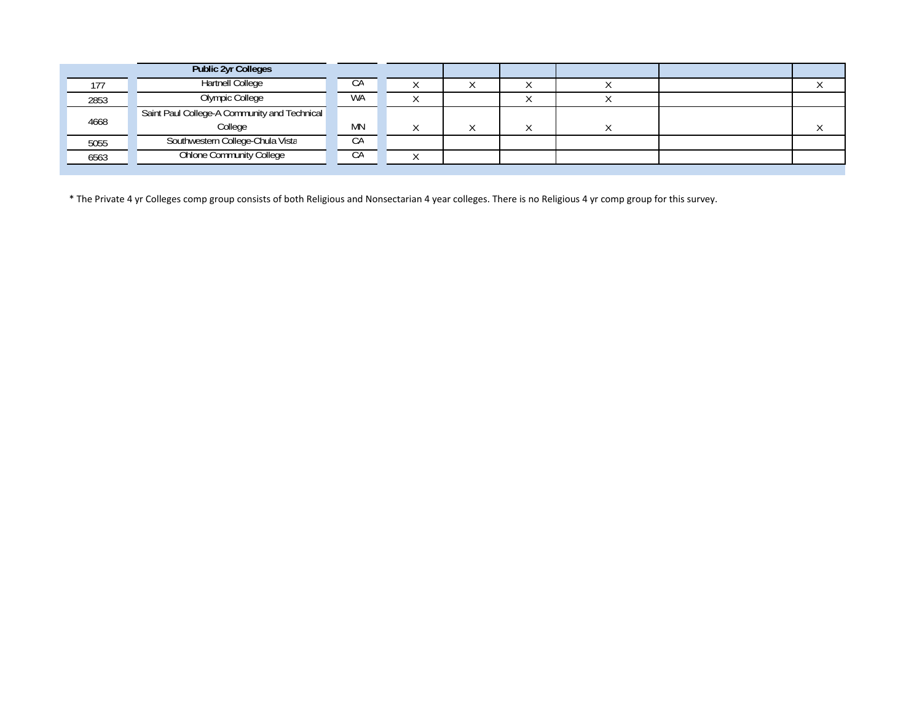| | | | | | | | | |
|---|---|---|---|---|---|---|---|---|
| | Public 2yr Colleges | | | | | | | |
| 177 | Hartnell College | CA | X | X | X | X | | X |
| 2853 | Olympic College | WA | X | | X | X | | |
| 4668 | Saint Paul College-A Community and Technical College | MN | X | X | X | X | | X |
| 5055 | Southwestern College-Chula Vista | CA | | | | | | |
| 6563 | Ohlone Community College | CA | X | | | | | |

* The Private 4 yr Colleges comp group consists of both Religious and Nonsectarian 4 year colleges. There is no Religious 4 yr comp group for this survey.